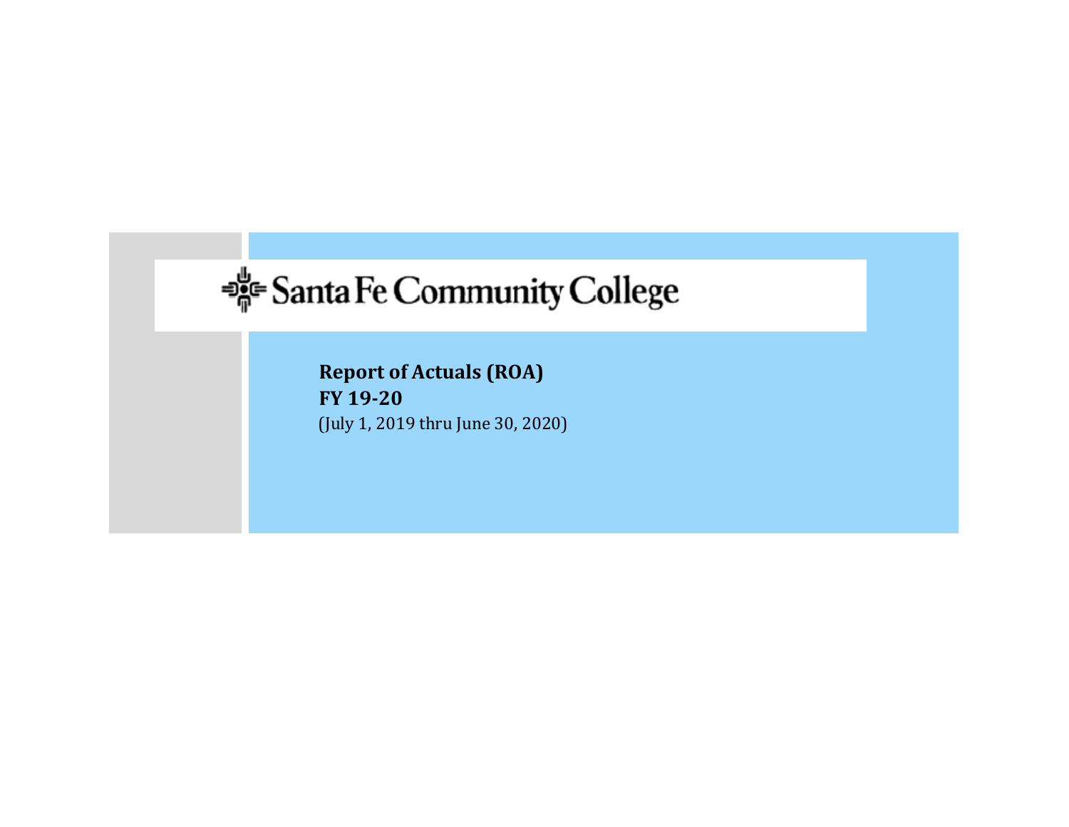# Santa Fe Community College

**Report of Actuals (ROA)**
**FY 19-20**
(July 1, 2019 thru June 30, 2020)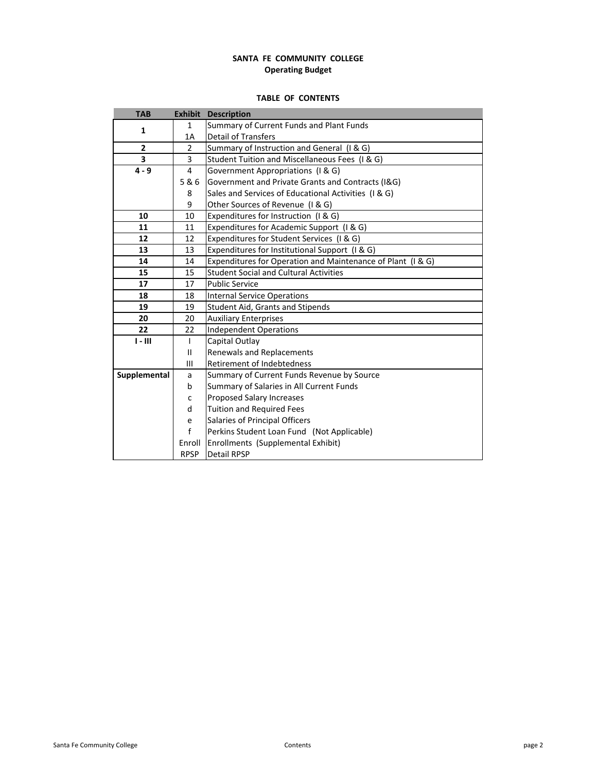# SANTA FE COMMUNITY COLLEGE

## Operating Budget

### TABLE OF CONTENTS

| TAB | Exhibit | Description |
|---|---|---|
| 1 | 1 | Summary of Current Funds and Plant Funds |
| | 1A | Detail of Transfers |
| 2 | 2 | Summary of Instruction and General (I & G) |
| 3 | 3 | Student Tuition and Miscellaneous Fees (I & G) |
| 4 - 9 | 4 | Government Appropriations (I & G) |
| | 5 & 6 | Government and Private Grants and Contracts (I&G) |
| | 8 | Sales and Services of Educational Activities (I & G) |
| | 9 | Other Sources of Revenue (I & G) |
| 10 | 10 | Expenditures for Instruction (I & G) |
| 11 | 11 | Expenditures for Academic Support (I & G) |
| 12 | 12 | Expenditures for Student Services (I & G) |
| 13 | 13 | Expenditures for Institutional Support (I & G) |
| 14 | 14 | Expenditures for Operation and Maintenance of Plant (I & G) |
| 15 | 15 | Student Social and Cultural Activities |
| 17 | 17 | Public Service |
| 18 | 18 | Internal Service Operations |
| 19 | 19 | Student Aid, Grants and Stipends |
| 20 | 20 | Auxiliary Enterprises |
| 22 | 22 | Independent Operations |
| I - III | I | Capital Outlay |
| | II | Renewals and Replacements |
| | III | Retirement of Indebtedness |
| Supplemental | a | Summary of Current Funds Revenue by Source |
| | b | Summary of Salaries in All Current Funds |
| | c | Proposed Salary Increases |
| | d | Tuition and Required Fees |
| | e | Salaries of Principal Officers |
| | f | Perkins Student Loan Fund (Not Applicable) |
| | Enroll | Enrollments (Supplemental Exhibit) |
| | RPSP | Detail RPSP |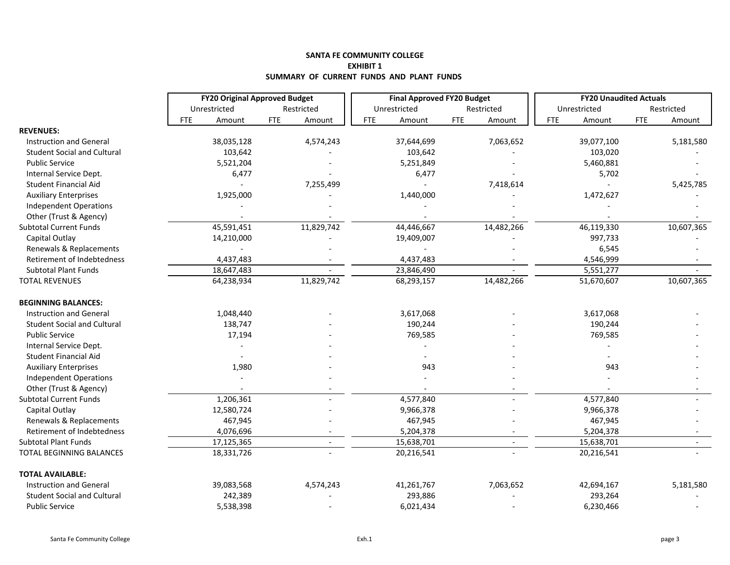**SANTA FE COMMUNITY COLLEGE**
**EXHIBIT 1**
**SUMMARY OF CURRENT FUNDS AND PLANT FUNDS**

| | **FY20 Original Approved Budget** | | | | **Final Approved FY20 Budget** | | | | **FY20 Unaudited Actuals** | | | |
|---|---|---|---|---|---|---|---|---|---|---|---|---|
| | Unrestricted | | Restricted | | Unrestricted | | Restricted | | Unrestricted | | Restricted | |
| | FTE | Amount | FTE | Amount | FTE | Amount | FTE | Amount | FTE | Amount | FTE | Amount |
| **REVENUES:** | | | | | | | | | | | | |
| Instruction and General | | 38,035,128 | | 4,574,243 | | 37,644,699 | | 7,063,652 | | 39,077,100 | | 5,181,580 |
| Student Social and Cultural | | 103,642 | | - | | 103,642 | | - | | 103,020 | | - |
| Public Service | | 5,521,204 | | - | | 5,251,849 | | - | | 5,460,881 | | - |
| Internal Service Dept. | | 6,477 | | - | | 6,477 | | - | | 5,702 | | - |
| Student Financial Aid | | - | | 7,255,499 | | - | | 7,418,614 | | - | | 5,425,785 |
| Auxiliary Enterprises | | 1,925,000 | | - | | 1,440,000 | | - | | 1,472,627 | | - |
| Independent Operations | | - | | - | | - | | - | | - | | - |
| Other (Trust & Agency) | | - | | - | | - | | - | | - | | - |
| Subtotal Current Funds | | 45,591,451 | | 11,829,742 | | 44,446,667 | | 14,482,266 | | 46,119,330 | | 10,607,365 |
| Capital Outlay | | 14,210,000 | | - | | 19,409,007 | | - | | 997,733 | | - |
| Renewals & Replacements | | - | | - | | - | | - | | 6,545 | | - |
| Retirement of Indebtedness | | 4,437,483 | | - | | 4,437,483 | | - | | 4,546,999 | | - |
| Subtotal Plant Funds | | 18,647,483 | | - | | 23,846,490 | | - | | 5,551,277 | | - |
| TOTAL REVENUES | | 64,238,934 | | 11,829,742 | | 68,293,157 | | 14,482,266 | | 51,670,607 | | 10,607,365 |
| **BEGINNING BALANCES:** | | | | | | | | | | | | |
| Instruction and General | | 1,048,440 | | - | | 3,617,068 | | - | | 3,617,068 | | - |
| Student Social and Cultural | | 138,747 | | - | | 190,244 | | - | | 190,244 | | - |
| Public Service | | 17,194 | | - | | 769,585 | | - | | 769,585 | | - |
| Internal Service Dept. | | - | | - | | - | | - | | - | | - |
| Student Financial Aid | | - | | - | | - | | - | | - | | - |
| Auxiliary Enterprises | | 1,980 | | - | | 943 | | - | | 943 | | - |
| Independent Operations | | - | | - | | - | | - | | - | | - |
| Other (Trust & Agency) | | - | | - | | - | | - | | - | | - |
| Subtotal Current Funds | | 1,206,361 | | - | | 4,577,840 | | - | | 4,577,840 | | - |
| Capital Outlay | | 12,580,724 | | - | | 9,966,378 | | - | | 9,966,378 | | - |
| Renewals & Replacements | | 467,945 | | - | | 467,945 | | - | | 467,945 | | - |
| Retirement of Indebtedness | | 4,076,696 | | - | | 5,204,378 | | - | | 5,204,378 | | - |
| Subtotal Plant Funds | | 17,125,365 | | - | | 15,638,701 | | - | | 15,638,701 | | - |
| TOTAL BEGINNING BALANCES | | 18,331,726 | | - | | 20,216,541 | | - | | 20,216,541 | | - |
| **TOTAL AVAILABLE:** | | | | | | | | | | | | |
| Instruction and General | | 39,083,568 | | 4,574,243 | | 41,261,767 | | 7,063,652 | | 42,694,167 | | 5,181,580 |
| Student Social and Cultural | | 242,389 | | - | | 293,886 | | - | | 293,264 | | - |
| Public Service | | 5,538,398 | | - | | 6,021,434 | | - | | 6,230,466 | | - |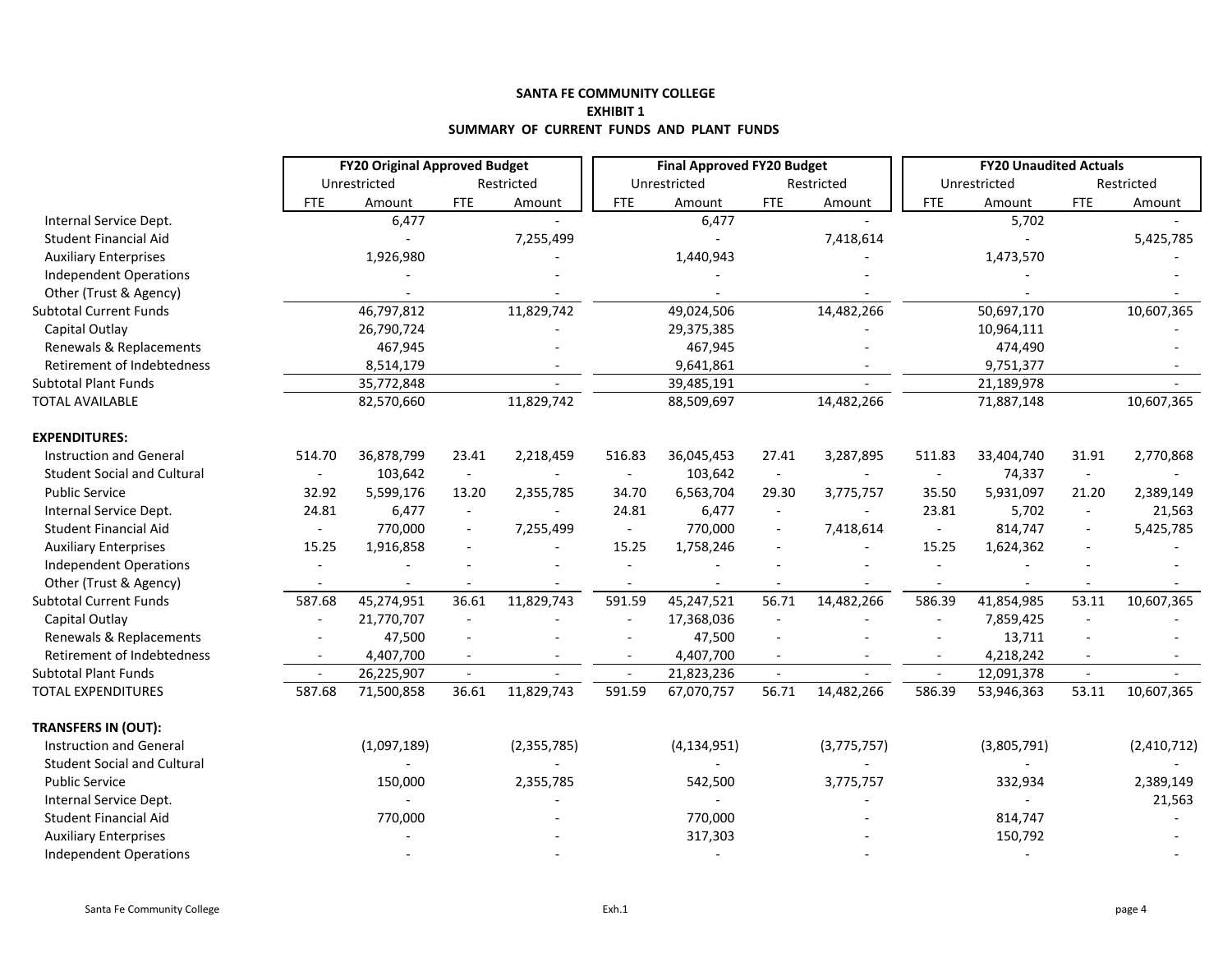**SANTA FE COMMUNITY COLLEGE**
**EXHIBIT 1**
**SUMMARY OF CURRENT FUNDS AND PLANT FUNDS**

| | **FY20 Original Approved Budget** | | | | **Final Approved FY20 Budget** | | | | **FY20 Unaudited Actuals** | | | |
|---|---|---|---|---|---|---|---|---|---|---|---|---|
| | Unrestricted | | Restricted | | Unrestricted | | Restricted | | Unrestricted | | Restricted | |
| | FTE | Amount | FTE | Amount | FTE | Amount | FTE | Amount | FTE | Amount | FTE | Amount |
| Internal Service Dept. | | 6,477 | | - | | 6,477 | | - | | 5,702 | | - |
| Student Financial Aid | | - | | 7,255,499 | | - | | 7,418,614 | | - | | 5,425,785 |
| Auxiliary Enterprises | | 1,926,980 | | - | | 1,440,943 | | - | | 1,473,570 | | - |
| Independent Operations | | - | | - | | - | | - | | - | | - |
| Other (Trust & Agency) | | - | | - | | - | | - | | - | | - |
| Subtotal Current Funds | | 46,797,812 | | 11,829,742 | | 49,024,506 | | 14,482,266 | | 50,697,170 | | 10,607,365 |
| Capital Outlay | | 26,790,724 | | - | | 29,375,385 | | - | | 10,964,111 | | - |
| Renewals & Replacements | | 467,945 | | - | | 467,945 | | - | | 474,490 | | - |
| Retirement of Indebtedness | | 8,514,179 | | - | | 9,641,861 | | - | | 9,751,377 | | - |
| Subtotal Plant Funds | | 35,772,848 | | - | | 39,485,191 | | - | | 21,189,978 | | - |
| TOTAL AVAILABLE | | 82,570,660 | | 11,829,742 | | 88,509,697 | | 14,482,266 | | 71,887,148 | | 10,607,365 |
| **EXPENDITURES:** | | | | | | | | | | | | |
| Instruction and General | 514.70 | 36,878,799 | 23.41 | 2,218,459 | 516.83 | 36,045,453 | 27.41 | 3,287,895 | 511.83 | 33,404,740 | 31.91 | 2,770,868 |
| Student Social and Cultural | - | 103,642 | - | - | - | 103,642 | - | - | - | 74,337 | - | - |
| Public Service | 32.92 | 5,599,176 | 13.20 | 2,355,785 | 34.70 | 6,563,704 | 29.30 | 3,775,757 | 35.50 | 5,931,097 | 21.20 | 2,389,149 |
| Internal Service Dept. | 24.81 | 6,477 | - | - | 24.81 | 6,477 | - | - | 23.81 | 5,702 | - | 21,563 |
| Student Financial Aid | - | 770,000 | - | 7,255,499 | - | 770,000 | - | 7,418,614 | - | 814,747 | - | 5,425,785 |
| Auxiliary Enterprises | 15.25 | 1,916,858 | - | - | 15.25 | 1,758,246 | - | - | 15.25 | 1,624,362 | - | - |
| Independent Operations | - | - | - | - | - | - | - | - | - | - | - | - |
| Other (Trust & Agency) | - | - | - | - | - | - | - | - | - | - | - | - |
| Subtotal Current Funds | 587.68 | 45,274,951 | 36.61 | 11,829,743 | 591.59 | 45,247,521 | 56.71 | 14,482,266 | 586.39 | 41,854,985 | 53.11 | 10,607,365 |
| Capital Outlay | - | 21,770,707 | - | - | - | 17,368,036 | - | - | - | 7,859,425 | - | - |
| Renewals & Replacements | - | 47,500 | - | - | - | 47,500 | - | - | - | 13,711 | - | - |
| Retirement of Indebtedness | - | 4,407,700 | - | - | - | 4,407,700 | - | - | - | 4,218,242 | - | - |
| Subtotal Plant Funds | - | 26,225,907 | - | - | - | 21,823,236 | - | - | - | 12,091,378 | - | - |
| TOTAL EXPENDITURES | 587.68 | 71,500,858 | 36.61 | 11,829,743 | 591.59 | 67,070,757 | 56.71 | 14,482,266 | 586.39 | 53,946,363 | 53.11 | 10,607,365 |
| **TRANSFERS IN (OUT):** | | | | | | | | | | | | |
| Instruction and General | | (1,097,189) | | (2,355,785) | | (4,134,951) | | (3,775,757) | | (3,805,791) | | (2,410,712) |
| Student Social and Cultural | | - | | - | | - | | - | | - | | - |
| Public Service | | 150,000 | | 2,355,785 | | 542,500 | | 3,775,757 | | 332,934 | | 2,389,149 |
| Internal Service Dept. | | - | | - | | - | | - | | - | | 21,563 |
| Student Financial Aid | | 770,000 | | - | | 770,000 | | - | | 814,747 | | - |
| Auxiliary Enterprises | | - | | - | | 317,303 | | - | | 150,792 | | - |
| Independent Operations | | - | | - | | - | | - | | - | | - |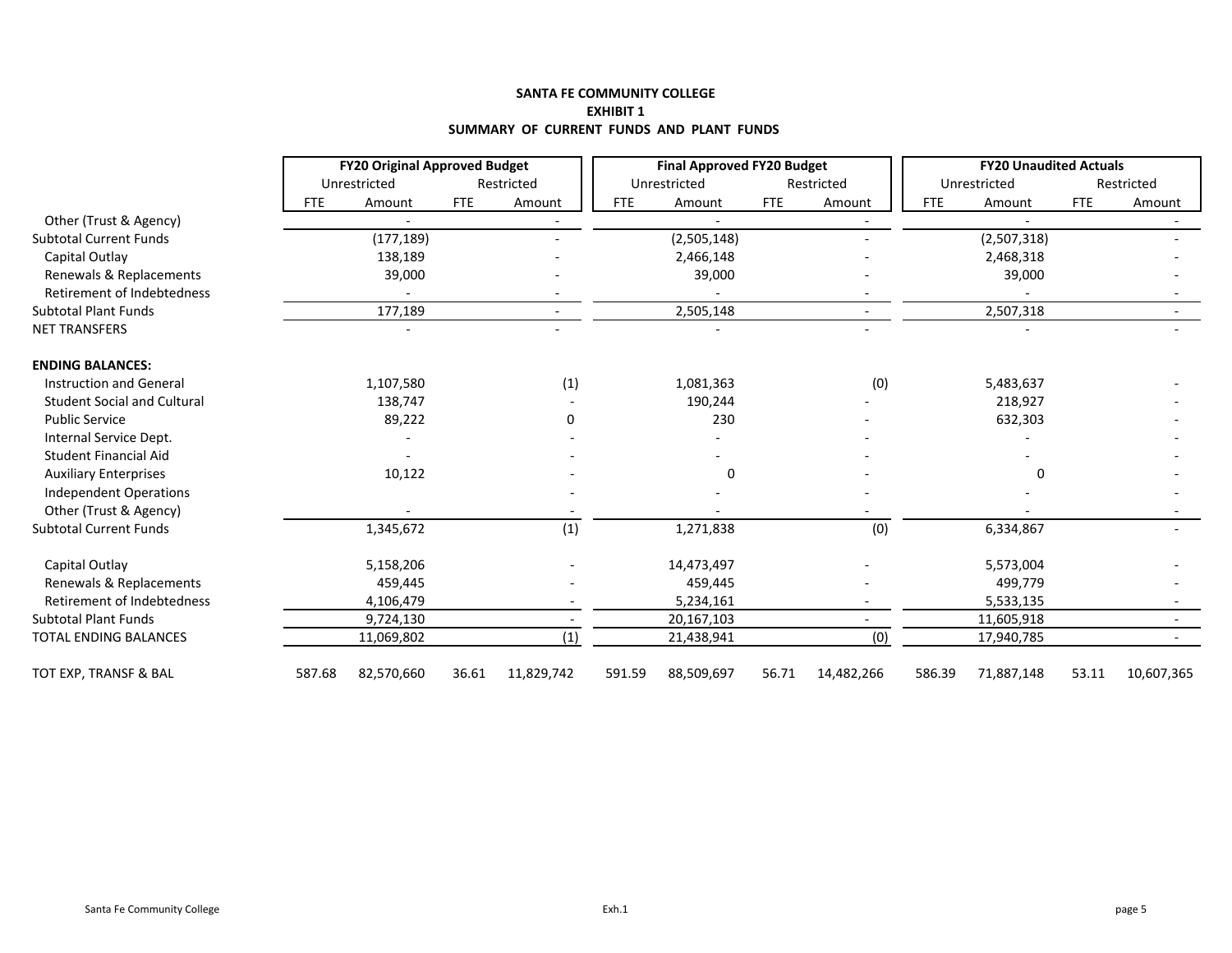**SANTA FE COMMUNITY COLLEGE**
**EXHIBIT 1**
**SUMMARY OF CURRENT FUNDS AND PLANT FUNDS**

| | FY20 Original Approved Budget | | | | Final Approved FY20 Budget | | | | FY20 Unaudited Actuals | | | |
|---|---|---|---|---|---|---|---|---|---|---|---|---|
| | Unrestricted | | Restricted | | Unrestricted | | Restricted | | Unrestricted | | Restricted | |
| | FTE | Amount | FTE | Amount | FTE | Amount | FTE | Amount | FTE | Amount | FTE | Amount |
| Other (Trust & Agency) | | - | | - | | - | | - | | - | | - |
| Subtotal Current Funds | | (177,189) | | - | | (2,505,148) | | - | | (2,507,318) | | - |
| Capital Outlay | | 138,189 | | - | | 2,466,148 | | - | | 2,468,318 | | - |
| Renewals & Replacements | | 39,000 | | - | | 39,000 | | - | | 39,000 | | - |
| Retirement of Indebtedness | | - | | - | | - | | - | | - | | - |
| Subtotal Plant Funds | | 177,189 | | - | | 2,505,148 | | - | | 2,507,318 | | - |
| NET TRANSFERS | | - | | - | | - | | - | | - | | - |
| **ENDING BALANCES:** | | | | | | | | | | | | |
| Instruction and General | | 1,107,580 | | (1) | | 1,081,363 | | (0) | | 5,483,637 | | - |
| Student Social and Cultural | | 138,747 | | - | | 190,244 | | - | | 218,927 | | - |
| Public Service | | 89,222 | | 0 | | 230 | | - | | 632,303 | | - |
| Internal Service Dept. | | - | | - | | - | | - | | - | | - |
| Student Financial Aid | | - | | - | | - | | - | | - | | - |
| Auxiliary Enterprises | | 10,122 | | - | | 0 | | - | | 0 | | - |
| Independent Operations | | | | - | | - | | - | | - | | - |
| Other (Trust & Agency) | | - | | - | | - | | - | | - | | - |
| Subtotal Current Funds | | 1,345,672 | | (1) | | 1,271,838 | | (0) | | 6,334,867 | | - |
| Capital Outlay | | 5,158,206 | | - | | 14,473,497 | | - | | 5,573,004 | | - |
| Renewals & Replacements | | 459,445 | | - | | 459,445 | | - | | 499,779 | | - |
| Retirement of Indebtedness | | 4,106,479 | | - | | 5,234,161 | | - | | 5,533,135 | | - |
| Subtotal Plant Funds | | 9,724,130 | | - | | 20,167,103 | | - | | 11,605,918 | | - |
| TOTAL ENDING BALANCES | | 11,069,802 | | (1) | | 21,438,941 | | (0) | | 17,940,785 | | - |
| TOT EXP, TRANSF & BAL | 587.68 | 82,570,660 | 36.61 | 11,829,742 | 591.59 | 88,509,697 | 56.71 | 14,482,266 | 586.39 | 71,887,148 | 53.11 | 10,607,365 |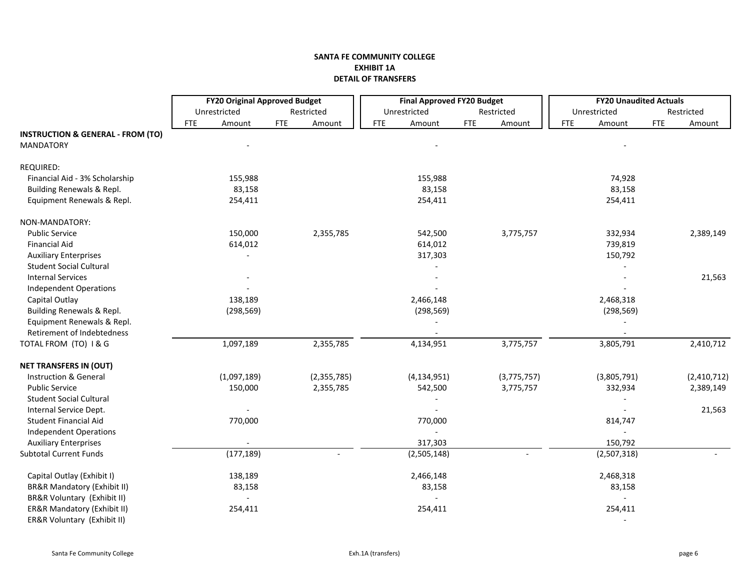# SANTA FE COMMUNITY COLLEGE
## EXHIBIT 1A
## DETAIL OF TRANSFERS

| | FY20 Original Approved Budget | | | | Final Approved FY20 Budget | | | | FY20 Unaudited Actuals | | | |
|---|---|---|---|---|---|---|---|---|---|---|---|---|
| | Unrestricted | | Restricted | | Unrestricted | | Restricted | | Unrestricted | | Restricted | |
| | FTE | Amount | FTE | Amount | FTE | Amount | FTE | Amount | FTE | Amount | FTE | Amount |
| **INSTRUCTION & GENERAL - FROM (TO)** | | | | | | | | | | | | |
| MANDATORY | | - | | | | - | | | | - | | |
| REQUIRED: | | | | | | | | | | | | |
| Financial Aid - 3% Scholarship | | 155,988 | | | | 155,988 | | | | 74,928 | | |
| Building Renewals & Repl. | | 83,158 | | | | 83,158 | | | | 83,158 | | |
| Equipment Renewals & Repl. | | 254,411 | | | | 254,411 | | | | 254,411 | | |
| NON-MANDATORY: | | | | | | | | | | | | |
| Public Service | | 150,000 | | 2,355,785 | | 542,500 | | 3,775,757 | | 332,934 | | 2,389,149 |
| Financial Aid | | 614,012 | | | | 614,012 | | | | 739,819 | | |
| Auxiliary Enterprises | | - | | | | 317,303 | | | | 150,792 | | |
| Student Social Cultural | | | | | | - | | | | - | | |
| Internal Services | | - | | | | - | | | | - | | 21,563 |
| Independent Operations | | - | | | | - | | | | - | | |
| Capital Outlay | | 138,189 | | | | 2,466,148 | | | | 2,468,318 | | |
| Building Renewals & Repl. | | (298,569) | | | | (298,569) | | | | (298,569) | | |
| Equipment Renewals & Repl. | | | | | | - | | | | - | | |
| Retirement of Indebtedness | | | | | | - | | | | - | | |
| TOTAL FROM (TO) I & G | | 1,097,189 | | 2,355,785 | | 4,134,951 | | 3,775,757 | | 3,805,791 | | 2,410,712 |
| **NET TRANSFERS IN (OUT)** | | | | | | | | | | | | |
| Instruction & General | | (1,097,189) | | (2,355,785) | | (4,134,951) | | (3,775,757) | | (3,805,791) | | (2,410,712) |
| Public Service | | 150,000 | | 2,355,785 | | 542,500 | | 3,775,757 | | 332,934 | | 2,389,149 |
| Student Social Cultural | | | | | | - | | | | - | | |
| Internal Service Dept. | | - | | | | - | | | | - | | 21,563 |
| Student Financial Aid | | 770,000 | | | | 770,000 | | | | 814,747 | | |
| Independent Operations | | | | | | - | | | | - | | |
| Auxiliary Enterprises | | - | | | | 317,303 | | | | 150,792 | | |
| Subtotal Current Funds | | (177,189) | | - | | (2,505,148) | | - | | (2,507,318) | | - |
| Capital Outlay (Exhibit I) | | 138,189 | | | | 2,466,148 | | | | 2,468,318 | | |
| BR&R Mandatory (Exhibit II) | | 83,158 | | | | 83,158 | | | | 83,158 | | |
| BR&R Voluntary (Exhibit II) | | - | | | | - | | | | - | | |
| ER&R Mandatory (Exhibit II) | | 254,411 | | | | 254,411 | | | | 254,411 | | |
| ER&R Voluntary (Exhibit II) | | | | | | | | | | - | | |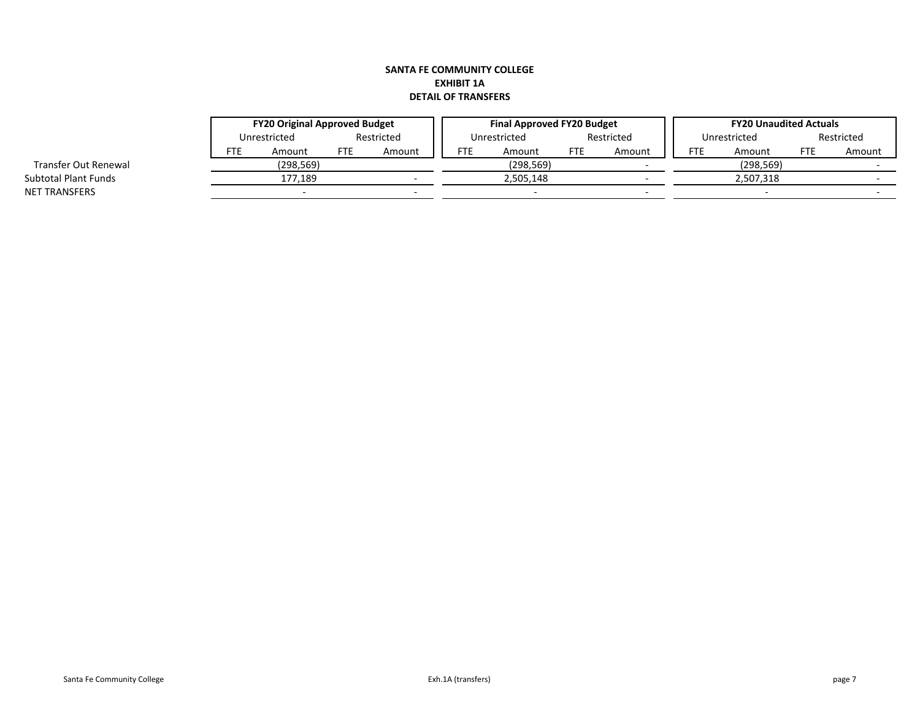**SANTA FE COMMUNITY COLLEGE**
**EXHIBIT 1A**
**DETAIL OF TRANSFERS**

| | FY20 Original Approved Budget | | | | Final Approved FY20 Budget | | | | FY20 Unaudited Actuals | | | |
|---|---|---|---|---|---|---|---|---|---|---|---|---|
| | Unrestricted | | Restricted | | Unrestricted | | Restricted | | Unrestricted | | Restricted | |
| | FTE | Amount | FTE | Amount | FTE | Amount | FTE | Amount | FTE | Amount | FTE | Amount |
| Transfer Out Renewal | | (298,569) | | | | (298,569) | | - | | (298,569) | | - |
| Subtotal Plant Funds | | 177,189 | | - | | 2,505,148 | | - | | 2,507,318 | | - |
| NET TRANSFERS | | - | | - | | - | | - | | - | | - |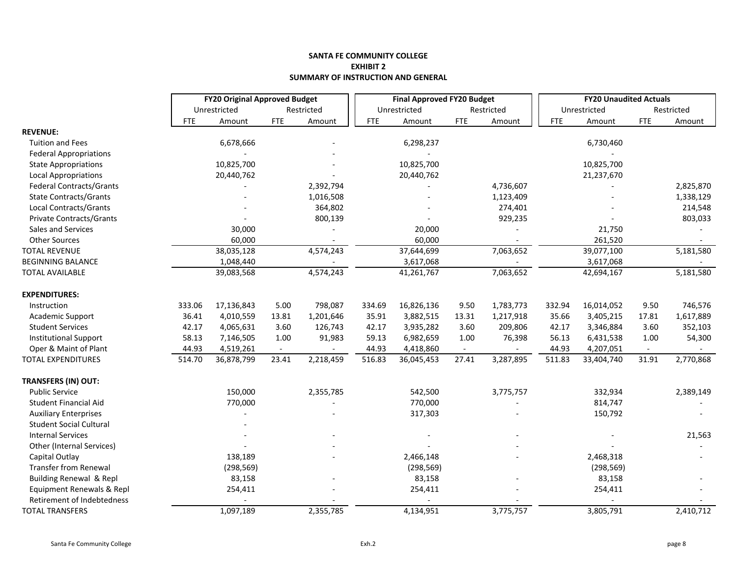**SANTA FE COMMUNITY COLLEGE**
**EXHIBIT 2**
**SUMMARY OF INSTRUCTION AND GENERAL**

| | FY20 Original Approved Budget | | | | Final Approved FY20 Budget | | | | FY20 Unaudited Actuals | | | |
|---|---|---|---|---|---|---|---|---|---|---|---|---|
| | Unrestricted | | Restricted | | Unrestricted | | Restricted | | Unrestricted | | Restricted | |
| | FTE | Amount | FTE | Amount | FTE | Amount | FTE | Amount | FTE | Amount | FTE | Amount |
| **REVENUE:** | | | | | | | | | | | | |
| Tuition and Fees | | 6,678,666 | | - | | 6,298,237 | | | | 6,730,460 | | |
| Federal Appropriations | | - | | - | | - | | | | - | | |
| State Appropriations | | 10,825,700 | | - | | 10,825,700 | | | | 10,825,700 | | |
| Local Appropriations | | 20,440,762 | | - | | 20,440,762 | | | | 21,237,670 | | |
| Federal Contracts/Grants | | - | | 2,392,794 | | - | | 4,736,607 | | - | | 2,825,870 |
| State Contracts/Grants | | - | | 1,016,508 | | - | | 1,123,409 | | - | | 1,338,129 |
| Local Contracts/Grants | | - | | 364,802 | | - | | 274,401 | | - | | 214,548 |
| Private Contracts/Grants | | - | | 800,139 | | - | | 929,235 | | - | | 803,033 |
| Sales and Services | | 30,000 | | - | | 20,000 | | - | | 21,750 | | - |
| Other Sources | | 60,000 | | - | | 60,000 | | - | | 261,520 | | - |
| TOTAL REVENUE | | 38,035,128 | | 4,574,243 | | 37,644,699 | | 7,063,652 | | 39,077,100 | | 5,181,580 |
| BEGINNING BALANCE | | 1,048,440 | | - | | 3,617,068 | | - | | 3,617,068 | | - |
| TOTAL AVAILABLE | | 39,083,568 | | 4,574,243 | | 41,261,767 | | 7,063,652 | | 42,694,167 | | 5,181,580 |
| **EXPENDITURES:** | | | | | | | | | | | | |
| Instruction | 333.06 | 17,136,843 | 5.00 | 798,087 | 334.69 | 16,826,136 | 9.50 | 1,783,773 | 332.94 | 16,014,052 | 9.50 | 746,576 |
| Academic Support | 36.41 | 4,010,559 | 13.81 | 1,201,646 | 35.91 | 3,882,515 | 13.31 | 1,217,918 | 35.66 | 3,405,215 | 17.81 | 1,617,889 |
| Student Services | 42.17 | 4,065,631 | 3.60 | 126,743 | 42.17 | 3,935,282 | 3.60 | 209,806 | 42.17 | 3,346,884 | 3.60 | 352,103 |
| Institutional Support | 58.13 | 7,146,505 | 1.00 | 91,983 | 59.13 | 6,982,659 | 1.00 | 76,398 | 56.13 | 6,431,538 | 1.00 | 54,300 |
| Oper & Maint of Plant | 44.93 | 4,519,261 | - | - | 44.93 | 4,418,860 | - | - | 44.93 | 4,207,051 | - | - |
| TOTAL EXPENDITURES | 514.70 | 36,878,799 | 23.41 | 2,218,459 | 516.83 | 36,045,453 | 27.41 | 3,287,895 | 511.83 | 33,404,740 | 31.91 | 2,770,868 |
| **TRANSFERS (IN) OUT:** | | | | | | | | | | | | |
| Public Service | | 150,000 | | 2,355,785 | | 542,500 | | 3,775,757 | | 332,934 | | 2,389,149 |
| Student Financial Aid | | 770,000 | | - | | 770,000 | | - | | 814,747 | | - |
| Auxiliary Enterprises | | - | | - | | 317,303 | | - | | 150,792 | | - |
| Student Social Cultural | | - | | | | | | | | | | |
| Internal Services | | - | | - | | - | | - | | - | | 21,563 |
| Other (Internal Services) | | - | | - | | - | | - | | - | | - |
| Capital Outlay | | 138,189 | | - | | 2,466,148 | | - | | 2,468,318 | | - |
| Transfer from Renewal | | (298,569) | | | | (298,569) | | | | (298,569) | | |
| Building Renewal & Repl | | 83,158 | | - | | 83,158 | | - | | 83,158 | | - |
| Equipment Renewals & Repl | | 254,411 | | - | | 254,411 | | - | | 254,411 | | - |
| Retirement of Indebtedness | | - | | - | | - | | - | | - | | - |
| TOTAL TRANSFERS | | 1,097,189 | | 2,355,785 | | 4,134,951 | | 3,775,757 | | 3,805,791 | | 2,410,712 |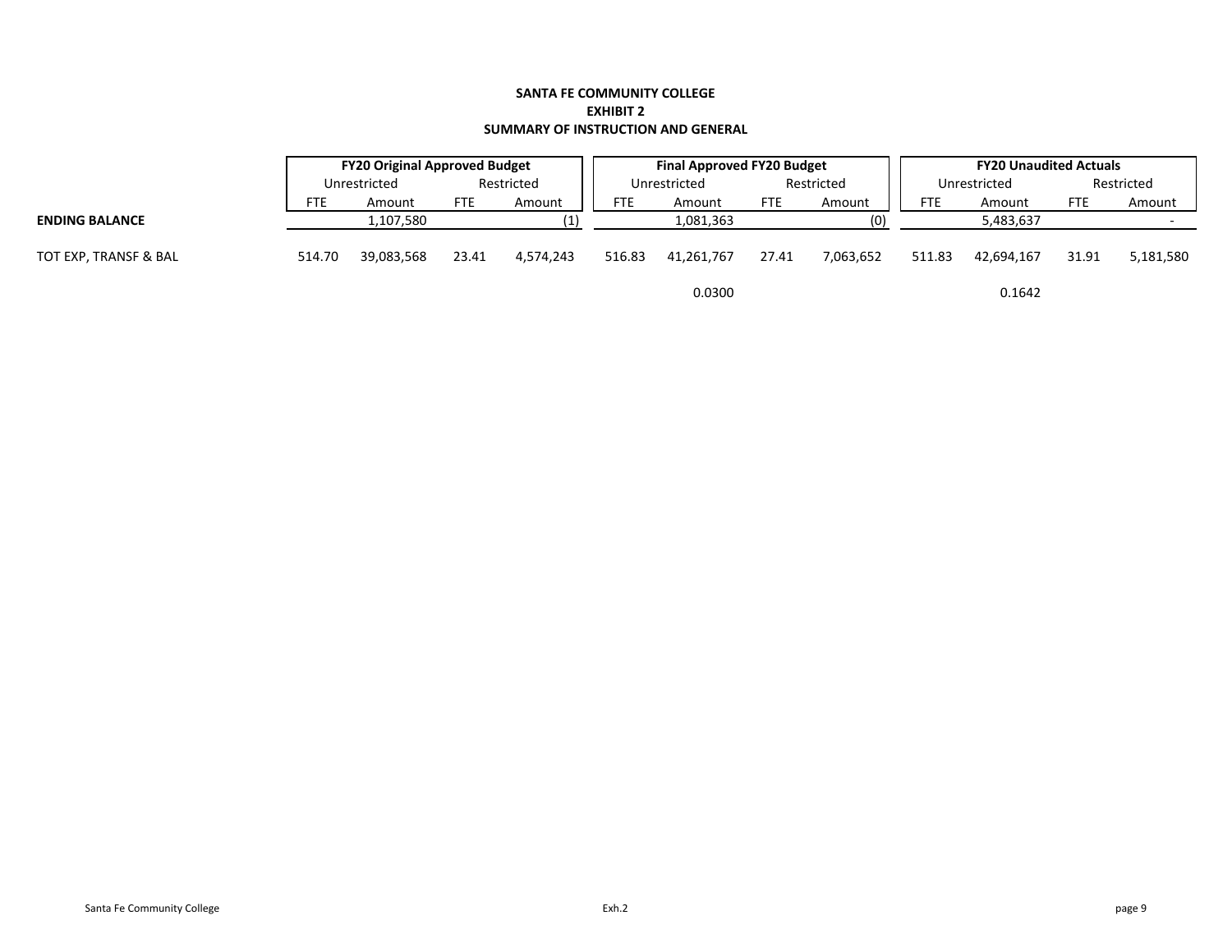**SANTA FE COMMUNITY COLLEGE**
**EXHIBIT 2**
**SUMMARY OF INSTRUCTION AND GENERAL**

| | **FY20 Original Approved Budget** | | | | **Final Approved FY20 Budget** | | | | **FY20 Unaudited Actuals** | | | |
|---|---|---|---|---|---|---|---|---|---|---|---|---|
| | Unrestricted | | Restricted | | Unrestricted | | Restricted | | Unrestricted | | Restricted | |
| | FTE | Amount | FTE | Amount | FTE | Amount | FTE | Amount | FTE | Amount | FTE | Amount |
| **ENDING BALANCE** | | 1,107,580 | | (1) | | 1,081,363 | | (0) | | 5,483,637 | | - |
| TOT EXP, TRANSF & BAL | 514.70 | 39,083,568 | 23.41 | 4,574,243 | 516.83 | 41,261,767 | 27.41 | 7,063,652 | 511.83 | 42,694,167 | 31.91 | 5,181,580 |
| | | | | | | 0.0300 | | | | 0.1642 | | |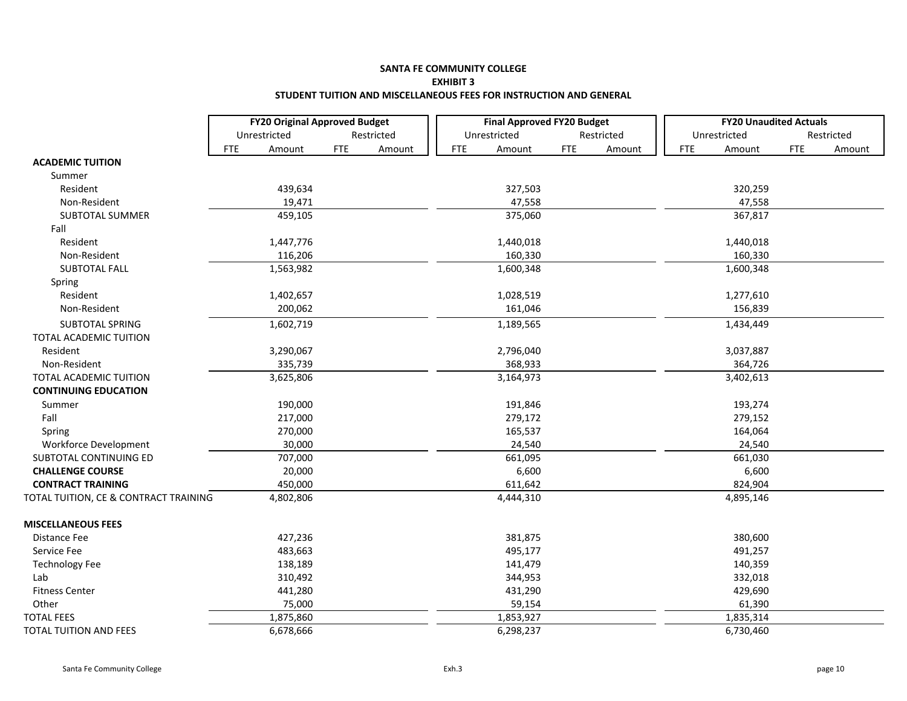**SANTA FE COMMUNITY COLLEGE**
**EXHIBIT 3**
**STUDENT TUITION AND MISCELLANEOUS FEES FOR INSTRUCTION AND GENERAL**

| | FY20 Original Approved Budget | | | | Final Approved FY20 Budget | | | | FY20 Unaudited Actuals | | | |
|---|---|---|---|---|---|---|---|---|---|---|---|---|
| | Unrestricted | | Restricted | | Unrestricted | | Restricted | | Unrestricted | | Restricted | |
| | FTE | Amount | FTE | Amount | FTE | Amount | FTE | Amount | FTE | Amount | FTE | Amount |
| **ACADEMIC TUITION** | | | | | | | | | | | | |
| Summer | | | | | | | | | | | | |
| Resident | | 439,634 | | | | 327,503 | | | | 320,259 | | |
| Non-Resident | | 19,471 | | | | 47,558 | | | | 47,558 | | |
| SUBTOTAL SUMMER | | 459,105 | | | | 375,060 | | | | 367,817 | | |
| Fall | | | | | | | | | | | | |
| Resident | | 1,447,776 | | | | 1,440,018 | | | | 1,440,018 | | |
| Non-Resident | | 116,206 | | | | 160,330 | | | | 160,330 | | |
| SUBTOTAL FALL | | 1,563,982 | | | | 1,600,348 | | | | 1,600,348 | | |
| Spring | | | | | | | | | | | | |
| Resident | | 1,402,657 | | | | 1,028,519 | | | | 1,277,610 | | |
| Non-Resident | | 200,062 | | | | 161,046 | | | | 156,839 | | |
| SUBTOTAL SPRING | | 1,602,719 | | | | 1,189,565 | | | | 1,434,449 | | |
| TOTAL ACADEMIC TUITION | | | | | | | | | | | | |
| Resident | | 3,290,067 | | | | 2,796,040 | | | | 3,037,887 | | |
| Non-Resident | | 335,739 | | | | 368,933 | | | | 364,726 | | |
| TOTAL ACADEMIC TUITION | | 3,625,806 | | | | 3,164,973 | | | | 3,402,613 | | |
| **CONTINUING EDUCATION** | | | | | | | | | | | | |
| Summer | | 190,000 | | | | 191,846 | | | | 193,274 | | |
| Fall | | 217,000 | | | | 279,172 | | | | 279,152 | | |
| Spring | | 270,000 | | | | 165,537 | | | | 164,064 | | |
| Workforce Development | | 30,000 | | | | 24,540 | | | | 24,540 | | |
| SUBTOTAL CONTINUING ED | | 707,000 | | | | 661,095 | | | | 661,030 | | |
| **CHALLENGE COURSE** | | 20,000 | | | | 6,600 | | | | 6,600 | | |
| **CONTRACT TRAINING** | | 450,000 | | | | 611,642 | | | | 824,904 | | |
| TOTAL TUITION, CE & CONTRACT TRAINING | | 4,802,806 | | | | 4,444,310 | | | | 4,895,146 | | |
| | | | | | | | | | | | | |
| **MISCELLANEOUS FEES** | | | | | | | | | | | | |
| Distance Fee | | 427,236 | | | | 381,875 | | | | 380,600 | | |
| Service Fee | | 483,663 | | | | 495,177 | | | | 491,257 | | |
| Technology Fee | | 138,189 | | | | 141,479 | | | | 140,359 | | |
| Lab | | 310,492 | | | | 344,953 | | | | 332,018 | | |
| Fitness Center | | 441,280 | | | | 431,290 | | | | 429,690 | | |
| Other | | 75,000 | | | | 59,154 | | | | 61,390 | | |
| TOTAL FEES | | 1,875,860 | | | | 1,853,927 | | | | 1,835,314 | | |
| TOTAL TUITION AND FEES | | 6,678,666 | | | | 6,298,237 | | | | 6,730,460 | | |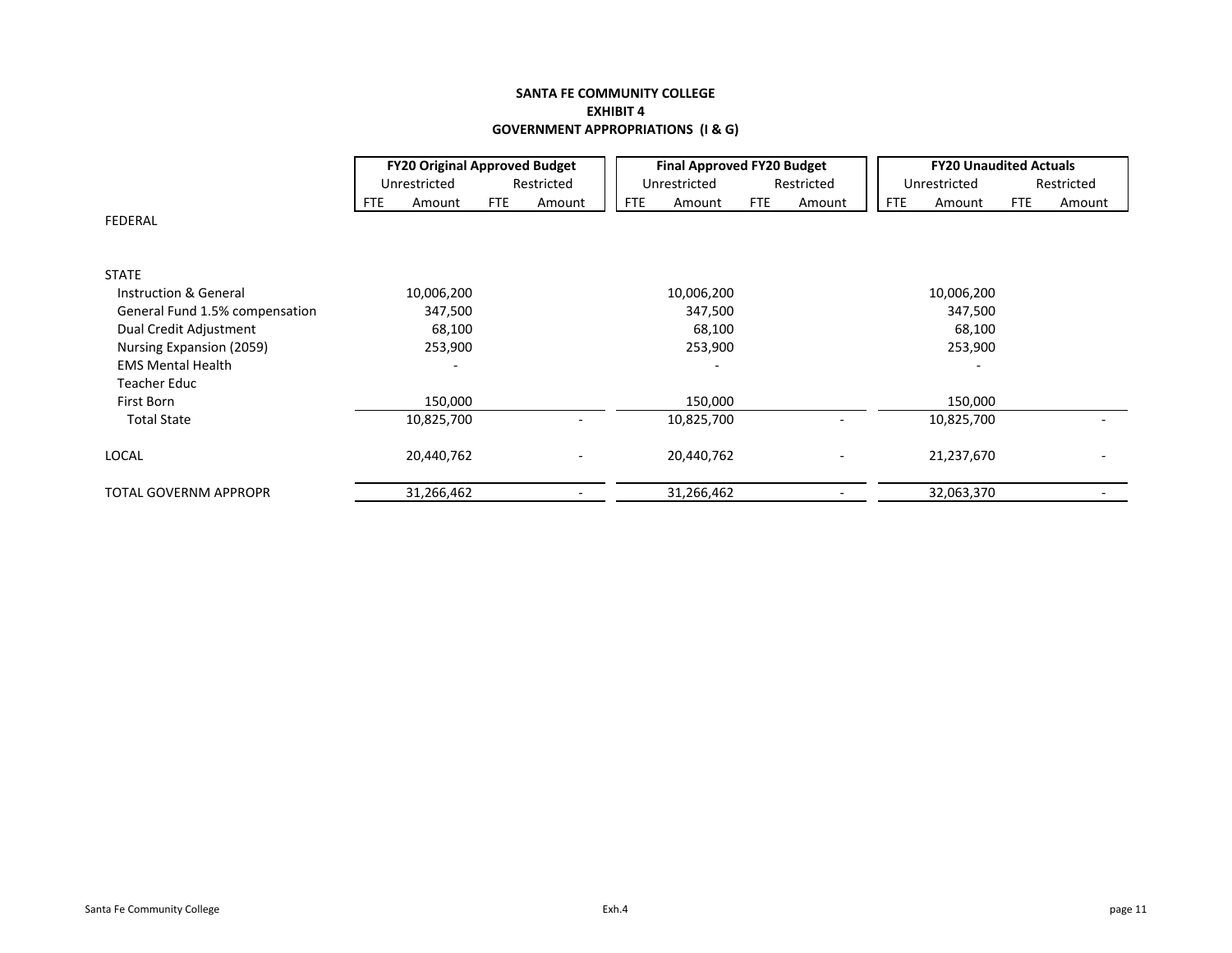# SANTA FE COMMUNITY COLLEGE
## EXHIBIT 4
## GOVERNMENT APPROPRIATIONS (I & G)

| | FY20 Original Approved Budget | | | | Final Approved FY20 Budget | | | | FY20 Unaudited Actuals | | | |
|---|---|---|---|---|---|---|---|---|---|---|---|---|
| | Unrestricted | | Restricted | | Unrestricted | | Restricted | | Unrestricted | | Restricted | |
| | FTE | Amount | FTE | Amount | FTE | Amount | FTE | Amount | FTE | Amount | FTE | Amount |
| FEDERAL | | | | | | | | | | | | |
| STATE | | | | | | | | | | | | |
| Instruction & General | | 10,006,200 | | | | 10,006,200 | | | | 10,006,200 | | |
| General Fund 1.5% compensation | | 347,500 | | | | 347,500 | | | | 347,500 | | |
| Dual Credit Adjustment | | 68,100 | | | | 68,100 | | | | 68,100 | | |
| Nursing Expansion (2059) | | 253,900 | | | | 253,900 | | | | 253,900 | | |
| EMS Mental Health | | - | | | | - | | | | - | | |
| Teacher Educ | | | | | | | | | | | | |
| First Born | | 150,000 | | | | 150,000 | | | | 150,000 | | |
| Total State | | 10,825,700 | | - | | 10,825,700 | | - | | 10,825,700 | | - |
| LOCAL | | 20,440,762 | | - | | 20,440,762 | | - | | 21,237,670 | | - |
| TOTAL GOVERNM APPROPR | | 31,266,462 | | - | | 31,266,462 | | - | | 32,063,370 | | - |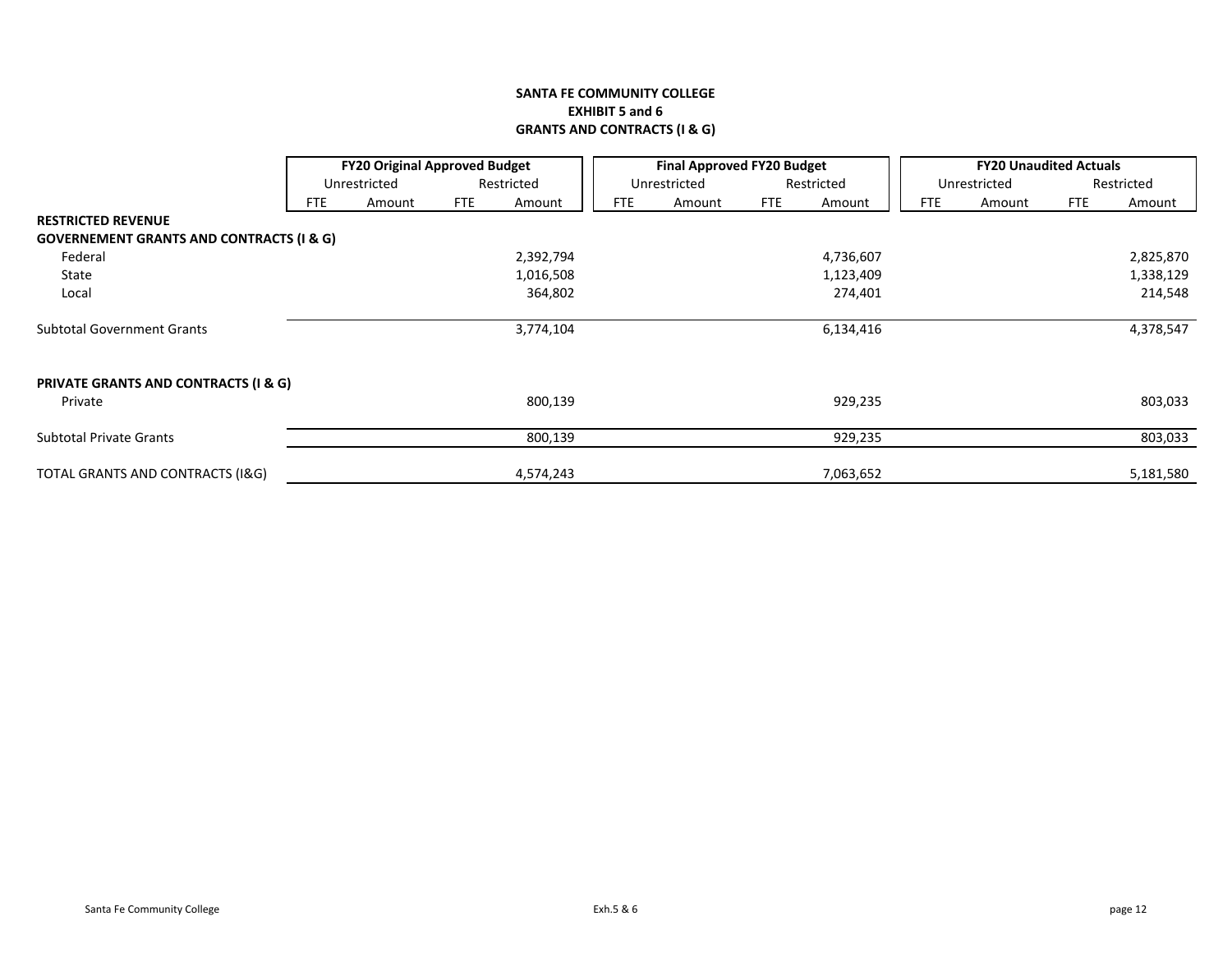**SANTA FE COMMUNITY COLLEGE**
**EXHIBIT 5 and 6**
**GRANTS AND CONTRACTS (I & G)**

| | FY20 Original Approved Budget | | | | Final Approved FY20 Budget | | | | FY20 Unaudited Actuals | | | |
|---|---|---|---|---|---|---|---|---|---|---|---|---|
| | Unrestricted | | Restricted | | Unrestricted | | Restricted | | Unrestricted | | Restricted | |
| | FTE | Amount | FTE | Amount | FTE | Amount | FTE | Amount | FTE | Amount | FTE | Amount |
| **RESTRICTED REVENUE** | | | | | | | | | | | | |
| **GOVERNEMENT GRANTS AND CONTRACTS (I & G)** | | | | | | | | | | | | |
| Federal | | | | 2,392,794 | | | | 4,736,607 | | | | 2,825,870 |
| State | | | | 1,016,508 | | | | 1,123,409 | | | | 1,338,129 |
| Local | | | | 364,802 | | | | 274,401 | | | | 214,548 |
| Subtotal Government Grants | | | | 3,774,104 | | | | 6,134,416 | | | | 4,378,547 |
| **PRIVATE GRANTS AND CONTRACTS (I & G)** | | | | | | | | | | | | |
| Private | | | | 800,139 | | | | 929,235 | | | | 803,033 |
| Subtotal Private Grants | | | | 800,139 | | | | 929,235 | | | | 803,033 |
| TOTAL GRANTS AND CONTRACTS (I&G) | | | | 4,574,243 | | | | 7,063,652 | | | | 5,181,580 |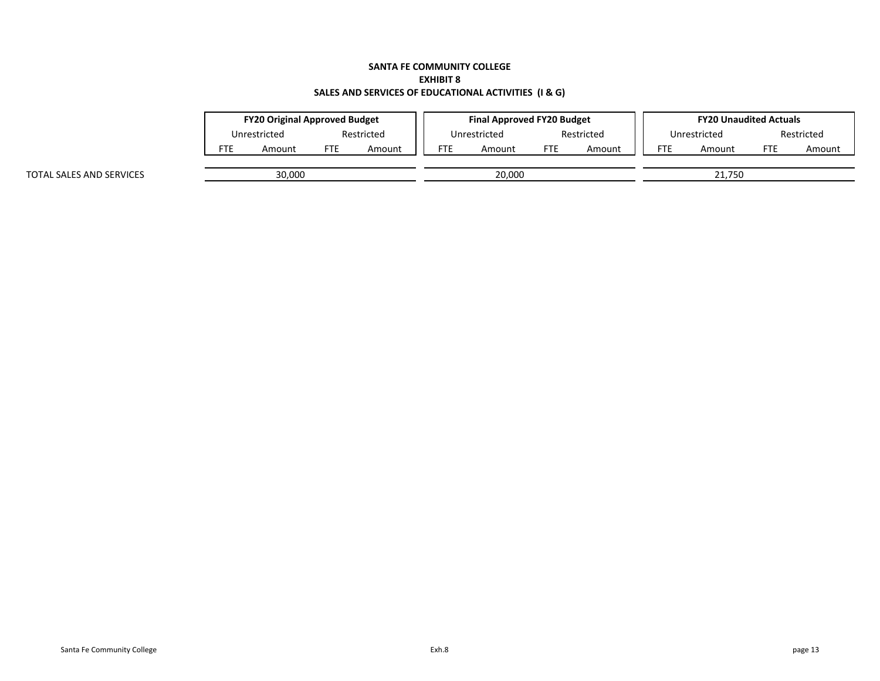**SANTA FE COMMUNITY COLLEGE**
**EXHIBIT 8**
**SALES AND SERVICES OF EDUCATIONAL ACTIVITIES (I & G)**

| | **FY20 Original Approved Budget** | | | | **Final Approved FY20 Budget** | | | | **FY20 Unaudited Actuals** | | | |
|---|---|---|---|---|---|---|---|---|---|---|---|---|
| | Unrestricted | | Restricted | | Unrestricted | | Restricted | | Unrestricted | | Restricted | |
| | FTE | Amount | FTE | Amount | FTE | Amount | FTE | Amount | FTE | Amount | FTE | Amount |
| TOTAL SALES AND SERVICES | | 30,000 | | | | 20,000 | | | | 21,750 | | |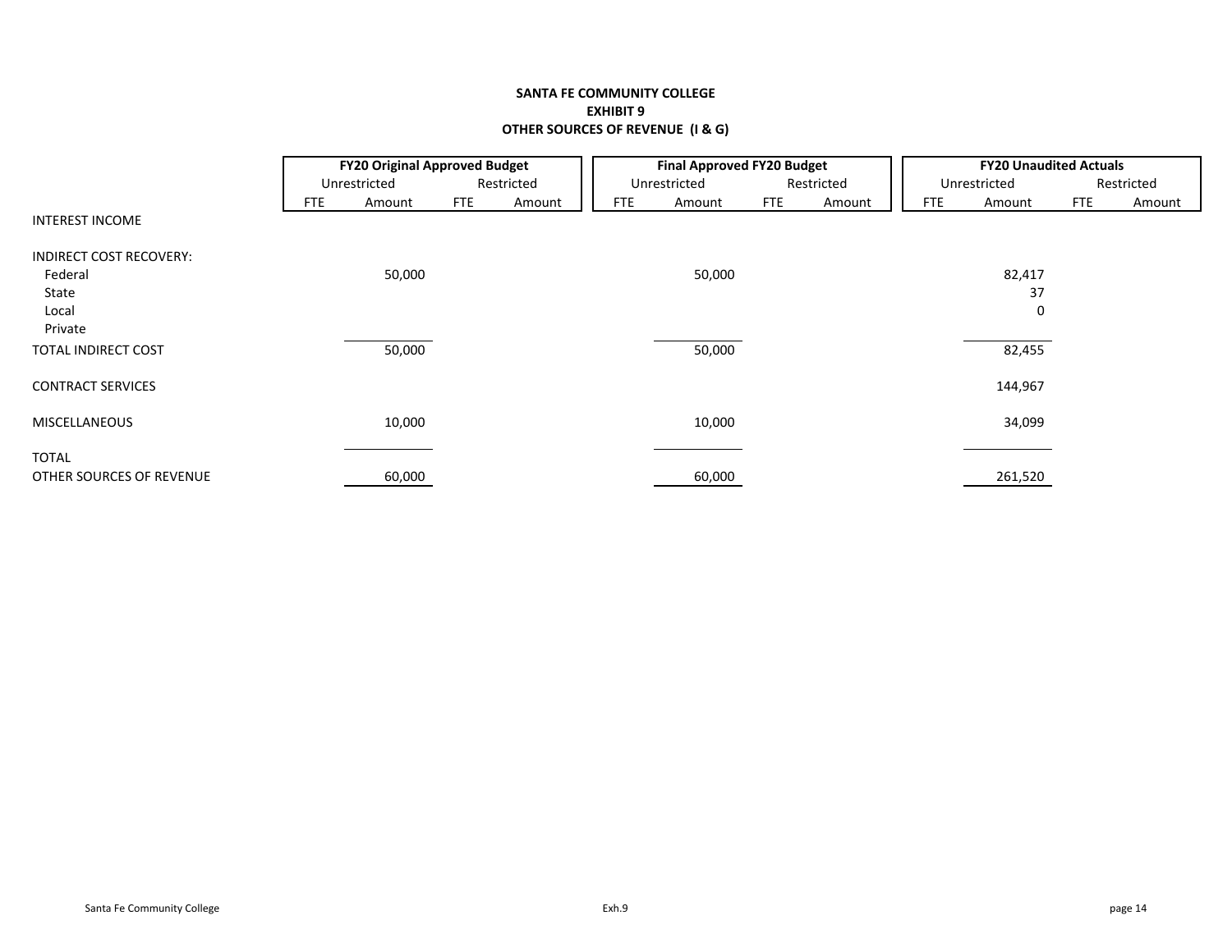**SANTA FE COMMUNITY COLLEGE**
**EXHIBIT 9**
**OTHER SOURCES OF REVENUE (I & G)**

| | FY20 Original Approved Budget | | | | Final Approved FY20 Budget | | | | FY20 Unaudited Actuals | | | |
|---|---|---|---|---|---|---|---|---|---|---|---|---|
| | Unrestricted | | Restricted | | Unrestricted | | Restricted | | Unrestricted | | Restricted | |
| | FTE | Amount | FTE | Amount | FTE | Amount | FTE | Amount | FTE | Amount | FTE | Amount |
| INTEREST INCOME | | | | | | | | | | | | |
| INDIRECT COST RECOVERY: | | | | | | | | | | | | |
| Federal | | 50,000 | | | | 50,000 | | | | 82,417 | | |
| State | | | | | | | | | | 37 | | |
| Local | | | | | | | | | | 0 | | |
| Private | | | | | | | | | | | | |
| TOTAL INDIRECT COST | | 50,000 | | | | 50,000 | | | | 82,455 | | |
| CONTRACT SERVICES | | | | | | | | | | 144,967 | | |
| MISCELLANEOUS | | 10,000 | | | | 10,000 | | | | 34,099 | | |
| TOTAL OTHER SOURCES OF REVENUE | | 60,000 | | | | 60,000 | | | | 261,520 | | |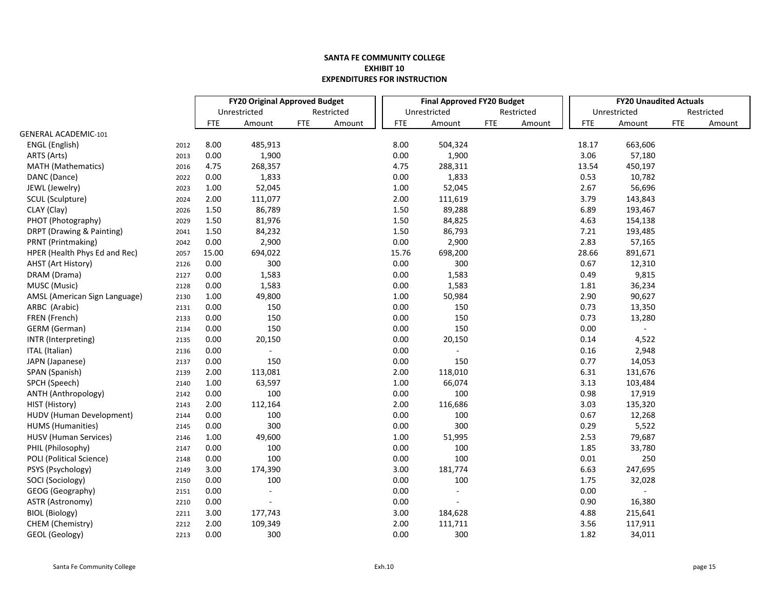**SANTA FE COMMUNITY COLLEGE**
**EXHIBIT 10**
**EXPENDITURES FOR INSTRUCTION**

| | | FY20 Original Approved Budget | | | | Final Approved FY20 Budget | | | | FY20 Unaudited Actuals | | | |
|---|---|---|---|---|---|---|---|---|---|---|---|---|---|
| | | Unrestricted | | Restricted | | Unrestricted | | Restricted | | Unrestricted | | Restricted | |
| | | FTE | Amount | FTE | Amount | FTE | Amount | FTE | Amount | FTE | Amount | FTE | Amount |
| GENERAL ACADEMIC-101 | | | | | | | | | | | | | |
| ENGL (English) | 2012 | 8.00 | 485,913 | | | 8.00 | 504,324 | | | 18.17 | 663,606 | | |
| ARTS (Arts) | 2013 | 0.00 | 1,900 | | | 0.00 | 1,900 | | | 3.06 | 57,180 | | |
| MATH (Mathematics) | 2016 | 4.75 | 268,357 | | | 4.75 | 288,311 | | | 13.54 | 450,197 | | |
| DANC (Dance) | 2022 | 0.00 | 1,833 | | | 0.00 | 1,833 | | | 0.53 | 10,782 | | |
| JEWL (Jewelry) | 2023 | 1.00 | 52,045 | | | 1.00 | 52,045 | | | 2.67 | 56,696 | | |
| SCUL (Sculpture) | 2024 | 2.00 | 111,077 | | | 2.00 | 111,619 | | | 3.79 | 143,843 | | |
| CLAY (Clay) | 2026 | 1.50 | 86,789 | | | 1.50 | 89,288 | | | 6.89 | 193,467 | | |
| PHOT (Photography) | 2029 | 1.50 | 81,976 | | | 1.50 | 84,825 | | | 4.63 | 154,138 | | |
| DRPT (Drawing & Painting) | 2041 | 1.50 | 84,232 | | | 1.50 | 86,793 | | | 7.21 | 193,485 | | |
| PRNT (Printmaking) | 2042 | 0.00 | 2,900 | | | 0.00 | 2,900 | | | 2.83 | 57,165 | | |
| HPER (Health Phys Ed and Rec) | 2057 | 15.00 | 694,022 | | | 15.76 | 698,200 | | | 28.66 | 891,671 | | |
| AHST (Art History) | 2126 | 0.00 | 300 | | | 0.00 | 300 | | | 0.67 | 12,310 | | |
| DRAM (Drama) | 2127 | 0.00 | 1,583 | | | 0.00 | 1,583 | | | 0.49 | 9,815 | | |
| MUSC (Music) | 2128 | 0.00 | 1,583 | | | 0.00 | 1,583 | | | 1.81 | 36,234 | | |
| AMSL (American Sign Language) | 2130 | 1.00 | 49,800 | | | 1.00 | 50,984 | | | 2.90 | 90,627 | | |
| ARBC (Arabic) | 2131 | 0.00 | 150 | | | 0.00 | 150 | | | 0.73 | 13,350 | | |
| FREN (French) | 2133 | 0.00 | 150 | | | 0.00 | 150 | | | 0.73 | 13,280 | | |
| GERM (German) | 2134 | 0.00 | 150 | | | 0.00 | 150 | | | 0.00 | - | | |
| INTR (Interpreting) | 2135 | 0.00 | 20,150 | | | 0.00 | 20,150 | | | 0.14 | 4,522 | | |
| ITAL (Italian) | 2136 | 0.00 | - | | | 0.00 | - | | | 0.16 | 2,948 | | |
| JAPN (Japanese) | 2137 | 0.00 | 150 | | | 0.00 | 150 | | | 0.77 | 14,053 | | |
| SPAN (Spanish) | 2139 | 2.00 | 113,081 | | | 2.00 | 118,010 | | | 6.31 | 131,676 | | |
| SPCH (Speech) | 2140 | 1.00 | 63,597 | | | 1.00 | 66,074 | | | 3.13 | 103,484 | | |
| ANTH (Anthropology) | 2142 | 0.00 | 100 | | | 0.00 | 100 | | | 0.98 | 17,919 | | |
| HIST (History) | 2143 | 2.00 | 112,164 | | | 2.00 | 116,686 | | | 3.03 | 135,320 | | |
| HUDV (Human Development) | 2144 | 0.00 | 100 | | | 0.00 | 100 | | | 0.67 | 12,268 | | |
| HUMS (Humanities) | 2145 | 0.00 | 300 | | | 0.00 | 300 | | | 0.29 | 5,522 | | |
| HUSV (Human Services) | 2146 | 1.00 | 49,600 | | | 1.00 | 51,995 | | | 2.53 | 79,687 | | |
| PHIL (Philosophy) | 2147 | 0.00 | 100 | | | 0.00 | 100 | | | 1.85 | 33,780 | | |
| POLI (Political Science) | 2148 | 0.00 | 100 | | | 0.00 | 100 | | | 0.01 | 250 | | |
| PSYS (Psychology) | 2149 | 3.00 | 174,390 | | | 3.00 | 181,774 | | | 6.63 | 247,695 | | |
| SOCI (Sociology) | 2150 | 0.00 | 100 | | | 0.00 | 100 | | | 1.75 | 32,028 | | |
| GEOG (Geography) | 2151 | 0.00 | - | | | 0.00 | - | | | 0.00 | - | | |
| ASTR (Astronomy) | 2210 | 0.00 | - | | | 0.00 | - | | | 0.90 | 16,380 | | |
| BIOL (Biology) | 2211 | 3.00 | 177,743 | | | 3.00 | 184,628 | | | 4.88 | 215,641 | | |
| CHEM (Chemistry) | 2212 | 2.00 | 109,349 | | | 2.00 | 111,711 | | | 3.56 | 117,911 | | |
| GEOL (Geology) | 2213 | 0.00 | 300 | | | 0.00 | 300 | | | 1.82 | 34,011 | | |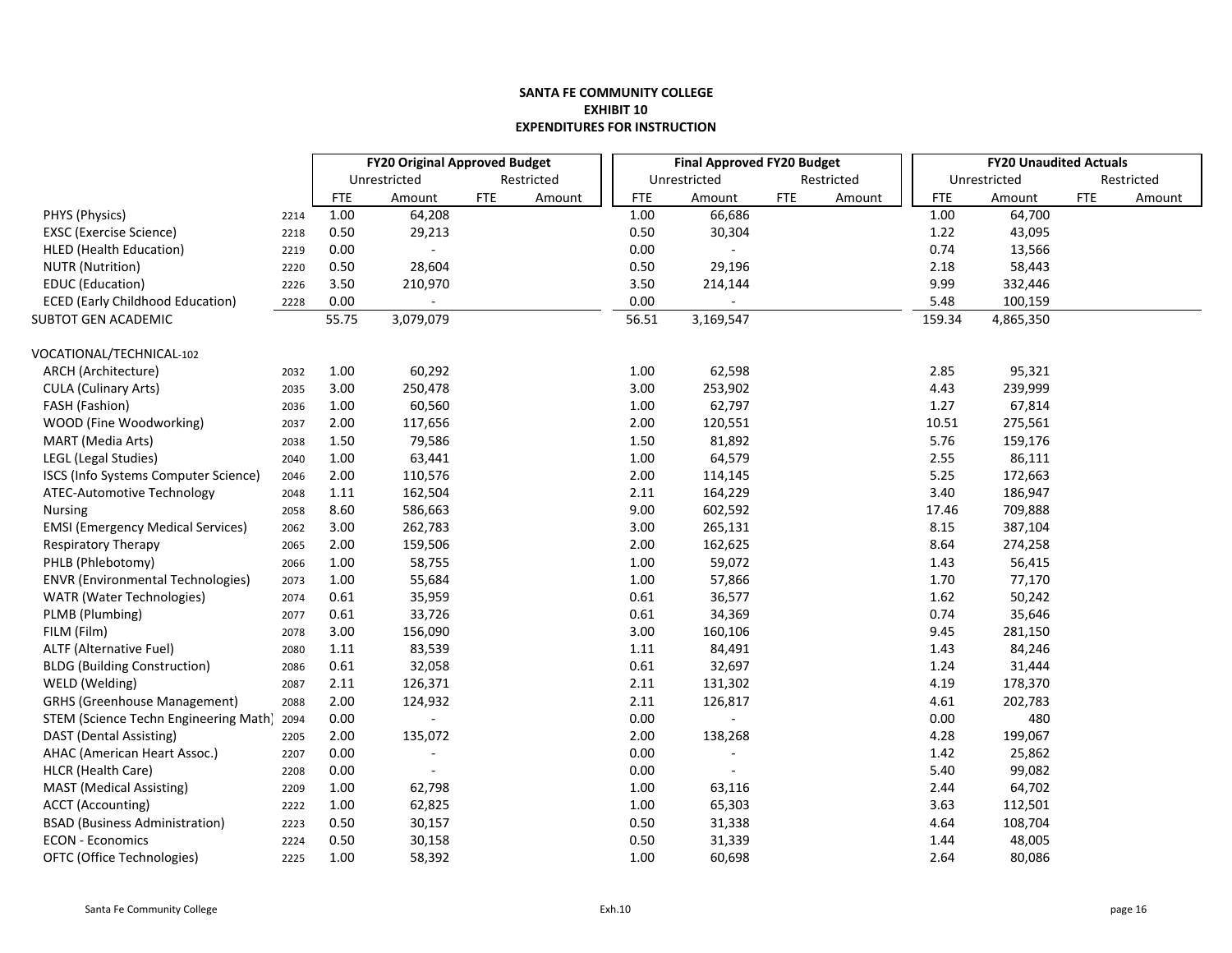**SANTA FE COMMUNITY COLLEGE**
**EXHIBIT 10**
**EXPENDITURES FOR INSTRUCTION**

| | | FY20 Original Approved Budget | | | | Final Approved FY20 Budget | | | | FY20 Unaudited Actuals | | | |
|---|---|---|---|---|---|---|---|---|---|---|---|---|---|
| | | Unrestricted | | Restricted | | Unrestricted | | Restricted | | Unrestricted | | Restricted | |
| | | FTE | Amount | FTE | Amount | FTE | Amount | FTE | Amount | FTE | Amount | FTE | Amount |
| PHYS (Physics) | 2214 | 1.00 | 64,208 | | | 1.00 | 66,686 | | | 1.00 | 64,700 | | |
| EXSC (Exercise Science) | 2218 | 0.50 | 29,213 | | | 0.50 | 30,304 | | | 1.22 | 43,095 | | |
| HLED (Health Education) | 2219 | 0.00 | - | | | 0.00 | - | | | 0.74 | 13,566 | | |
| NUTR (Nutrition) | 2220 | 0.50 | 28,604 | | | 0.50 | 29,196 | | | 2.18 | 58,443 | | |
| EDUC (Education) | 2226 | 3.50 | 210,970 | | | 3.50 | 214,144 | | | 9.99 | 332,446 | | |
| ECED (Early Childhood Education) | 2228 | 0.00 | - | | | 0.00 | - | | | 5.48 | 100,159 | | |
| SUBTOT GEN ACADEMIC | | 55.75 | 3,079,079 | | | 56.51 | 3,169,547 | | | 159.34 | 4,865,350 | | |
| | | | | | | | | | | | | | |
| VOCATIONAL/TECHNICAL-102 | | | | | | | | | | | | | |
| ARCH (Architecture) | 2032 | 1.00 | 60,292 | | | 1.00 | 62,598 | | | 2.85 | 95,321 | | |
| CULA (Culinary Arts) | 2035 | 3.00 | 250,478 | | | 3.00 | 253,902 | | | 4.43 | 239,999 | | |
| FASH (Fashion) | 2036 | 1.00 | 60,560 | | | 1.00 | 62,797 | | | 1.27 | 67,814 | | |
| WOOD (Fine Woodworking) | 2037 | 2.00 | 117,656 | | | 2.00 | 120,551 | | | 10.51 | 275,561 | | |
| MART (Media Arts) | 2038 | 1.50 | 79,586 | | | 1.50 | 81,892 | | | 5.76 | 159,176 | | |
| LEGL (Legal Studies) | 2040 | 1.00 | 63,441 | | | 1.00 | 64,579 | | | 2.55 | 86,111 | | |
| ISCS (Info Systems Computer Science) | 2046 | 2.00 | 110,576 | | | 2.00 | 114,145 | | | 5.25 | 172,663 | | |
| ATEC-Automotive Technology | 2048 | 1.11 | 162,504 | | | 2.11 | 164,229 | | | 3.40 | 186,947 | | |
| Nursing | 2058 | 8.60 | 586,663 | | | 9.00 | 602,592 | | | 17.46 | 709,888 | | |
| EMSI (Emergency Medical Services) | 2062 | 3.00 | 262,783 | | | 3.00 | 265,131 | | | 8.15 | 387,104 | | |
| Respiratory Therapy | 2065 | 2.00 | 159,506 | | | 2.00 | 162,625 | | | 8.64 | 274,258 | | |
| PHLB (Phlebotomy) | 2066 | 1.00 | 58,755 | | | 1.00 | 59,072 | | | 1.43 | 56,415 | | |
| ENVR (Environmental Technologies) | 2073 | 1.00 | 55,684 | | | 1.00 | 57,866 | | | 1.70 | 77,170 | | |
| WATR (Water Technologies) | 2074 | 0.61 | 35,959 | | | 0.61 | 36,577 | | | 1.62 | 50,242 | | |
| PLMB (Plumbing) | 2077 | 0.61 | 33,726 | | | 0.61 | 34,369 | | | 0.74 | 35,646 | | |
| FILM (Film) | 2078 | 3.00 | 156,090 | | | 3.00 | 160,106 | | | 9.45 | 281,150 | | |
| ALTF (Alternative Fuel) | 2080 | 1.11 | 83,539 | | | 1.11 | 84,491 | | | 1.43 | 84,246 | | |
| BLDG (Building Construction) | 2086 | 0.61 | 32,058 | | | 0.61 | 32,697 | | | 1.24 | 31,444 | | |
| WELD (Welding) | 2087 | 2.11 | 126,371 | | | 2.11 | 131,302 | | | 4.19 | 178,370 | | |
| GRHS (Greenhouse Management) | 2088 | 2.00 | 124,932 | | | 2.11 | 126,817 | | | 4.61 | 202,783 | | |
| STEM (Science Techn Engineering Math) | 2094 | 0.00 | - | | | 0.00 | - | | | 0.00 | 480 | | |
| DAST (Dental Assisting) | 2205 | 2.00 | 135,072 | | | 2.00 | 138,268 | | | 4.28 | 199,067 | | |
| AHAC (American Heart Assoc.) | 2207 | 0.00 | - | | | 0.00 | - | | | 1.42 | 25,862 | | |
| HLCR (Health Care) | 2208 | 0.00 | - | | | 0.00 | - | | | 5.40 | 99,082 | | |
| MAST (Medical Assisting) | 2209 | 1.00 | 62,798 | | | 1.00 | 63,116 | | | 2.44 | 64,702 | | |
| ACCT (Accounting) | 2222 | 1.00 | 62,825 | | | 1.00 | 65,303 | | | 3.63 | 112,501 | | |
| BSAD (Business Administration) | 2223 | 0.50 | 30,157 | | | 0.50 | 31,338 | | | 4.64 | 108,704 | | |
| ECON - Economics | 2224 | 0.50 | 30,158 | | | 0.50 | 31,339 | | | 1.44 | 48,005 | | |
| OFTC (Office Technologies) | 2225 | 1.00 | 58,392 | | | 1.00 | 60,698 | | | 2.64 | 80,086 | | |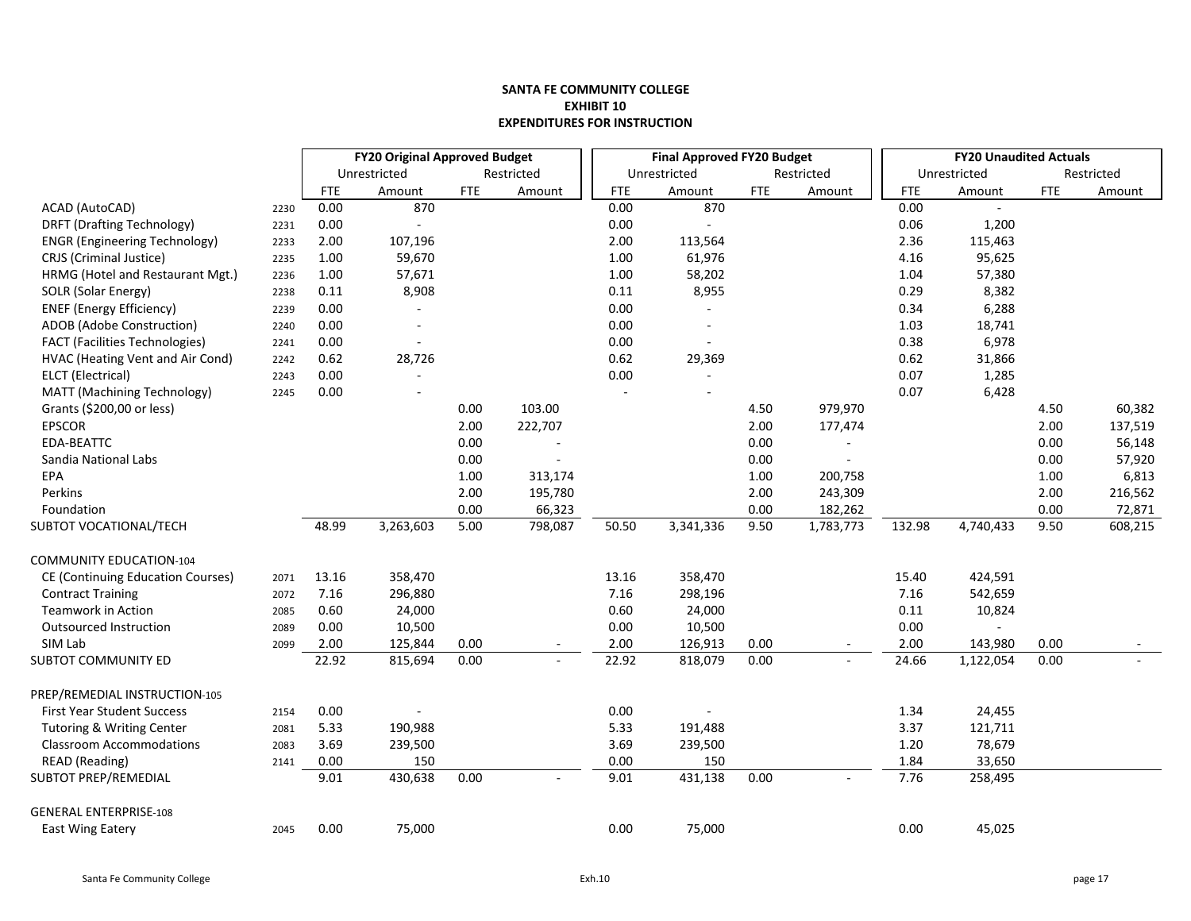**SANTA FE COMMUNITY COLLEGE**
**EXHIBIT 10**
**EXPENDITURES FOR INSTRUCTION**

| | | FY20 Original Approved Budget | | | | Final Approved FY20 Budget | | | | FY20 Unaudited Actuals | | | |
|---|---|---|---|---|---|---|---|---|---|---|---|---|---|
| | | Unrestricted | | Restricted | | Unrestricted | | Restricted | | Unrestricted | | Restricted | |
| | | FTE | Amount | FTE | Amount | FTE | Amount | FTE | Amount | FTE | Amount | FTE | Amount |
| ACAD (AutoCAD) | 2230 | 0.00 | 870 | | | 0.00 | 870 | | | 0.00 | - | | |
| DRFT (Drafting Technology) | 2231 | 0.00 | - | | | 0.00 | - | | | 0.06 | 1,200 | | |
| ENGR (Engineering Technology) | 2233 | 2.00 | 107,196 | | | 2.00 | 113,564 | | | 2.36 | 115,463 | | |
| CRJS (Criminal Justice) | 2235 | 1.00 | 59,670 | | | 1.00 | 61,976 | | | 4.16 | 95,625 | | |
| HRMG (Hotel and Restaurant Mgt.) | 2236 | 1.00 | 57,671 | | | 1.00 | 58,202 | | | 1.04 | 57,380 | | |
| SOLR (Solar Energy) | 2238 | 0.11 | 8,908 | | | 0.11 | 8,955 | | | 0.29 | 8,382 | | |
| ENEF (Energy Efficiency) | 2239 | 0.00 | - | | | 0.00 | - | | | 0.34 | 6,288 | | |
| ADOB (Adobe Construction) | 2240 | 0.00 | - | | | 0.00 | - | | | 1.03 | 18,741 | | |
| FACT (Facilities Technologies) | 2241 | 0.00 | - | | | 0.00 | - | | | 0.38 | 6,978 | | |
| HVAC (Heating Vent and Air Cond) | 2242 | 0.62 | 28,726 | | | 0.62 | 29,369 | | | 0.62 | 31,866 | | |
| ELCT (Electrical) | 2243 | 0.00 | - | | | 0.00 | - | | | 0.07 | 1,285 | | |
| MATT (Machining Technology) | 2245 | 0.00 | - | | | - | - | | | 0.07 | 6,428 | | |
| Grants ($200,00 or less) | | | | 0.00 | 103.00 | | | 4.50 | 979,970 | | | 4.50 | 60,382 |
| EPSCOR | | | | 2.00 | 222,707 | | | 2.00 | 177,474 | | | 2.00 | 137,519 |
| EDA-BEATTC | | | | 0.00 | - | | | 0.00 | - | | | 0.00 | 56,148 |
| Sandia National Labs | | | | 0.00 | - | | | 0.00 | - | | | 0.00 | 57,920 |
| EPA | | | | 1.00 | 313,174 | | | 1.00 | 200,758 | | | 1.00 | 6,813 |
| Perkins | | | | 2.00 | 195,780 | | | 2.00 | 243,309 | | | 2.00 | 216,562 |
| Foundation | | | | 0.00 | 66,323 | | | 0.00 | 182,262 | | | 0.00 | 72,871 |
| SUBTOT VOCATIONAL/TECH | | 48.99 | 3,263,603 | 5.00 | 798,087 | 50.50 | 3,341,336 | 9.50 | 1,783,773 | 132.98 | 4,740,433 | 9.50 | 608,215 |
| | | | | | | | | | | | | | |
| COMMUNITY EDUCATION-104 | | | | | | | | | | | | | |
| CE (Continuing Education Courses) | 2071 | 13.16 | 358,470 | | | 13.16 | 358,470 | | | 15.40 | 424,591 | | |
| Contract Training | 2072 | 7.16 | 296,880 | | | 7.16 | 298,196 | | | 7.16 | 542,659 | | |
| Teamwork in Action | 2085 | 0.60 | 24,000 | | | 0.60 | 24,000 | | | 0.11 | 10,824 | | |
| Outsourced Instruction | 2089 | 0.00 | 10,500 | | | 0.00 | 10,500 | | | 0.00 | - | | |
| SIM Lab | 2099 | 2.00 | 125,844 | 0.00 | - | 2.00 | 126,913 | 0.00 | - | 2.00 | 143,980 | 0.00 | - |
| SUBTOT COMMUNITY ED | | 22.92 | 815,694 | 0.00 | - | 22.92 | 818,079 | 0.00 | - | 24.66 | 1,122,054 | 0.00 | - |
| | | | | | | | | | | | | | |
| PREP/REMEDIAL INSTRUCTION-105 | | | | | | | | | | | | | |
| First Year Student Success | 2154 | 0.00 | - | | | 0.00 | - | | | 1.34 | 24,455 | | |
| Tutoring & Writing Center | 2081 | 5.33 | 190,988 | | | 5.33 | 191,488 | | | 3.37 | 121,711 | | |
| Classroom Accommodations | 2083 | 3.69 | 239,500 | | | 3.69 | 239,500 | | | 1.20 | 78,679 | | |
| READ (Reading) | 2141 | 0.00 | 150 | | | 0.00 | 150 | | | 1.84 | 33,650 | | |
| SUBTOT PREP/REMEDIAL | | 9.01 | 430,638 | 0.00 | - | 9.01 | 431,138 | 0.00 | - | 7.76 | 258,495 | | |
| | | | | | | | | | | | | | |
| GENERAL ENTERPRISE-108 | | | | | | | | | | | | | |
| East Wing Eatery | 2045 | 0.00 | 75,000 | | | 0.00 | 75,000 | | | 0.00 | 45,025 | | |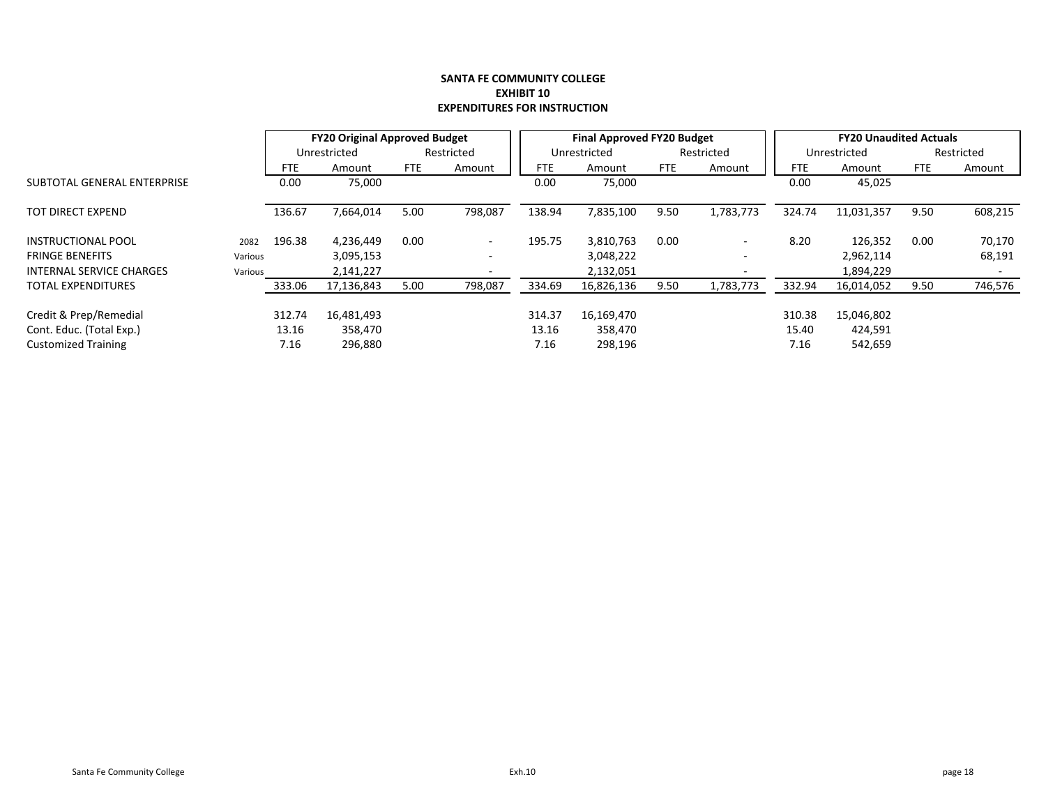**SANTA FE COMMUNITY COLLEGE**
**EXHIBIT 10**
**EXPENDITURES FOR INSTRUCTION**

| | | FY20 Original Approved Budget | | | | Final Approved FY20 Budget | | | | FY20 Unaudited Actuals | | | |
|---|---|---|---|---|---|---|---|---|---|---|---|---|---|
| | | Unrestricted | | Restricted | | Unrestricted | | Restricted | | Unrestricted | | Restricted | |
| | | FTE | Amount | FTE | Amount | FTE | Amount | FTE | Amount | FTE | Amount | FTE | Amount |
| SUBTOTAL GENERAL ENTERPRISE | | 0.00 | 75,000 | | | 0.00 | 75,000 | | | 0.00 | 45,025 | | |
| TOT DIRECT EXPEND | | 136.67 | 7,664,014 | 5.00 | 798,087 | 138.94 | 7,835,100 | 9.50 | 1,783,773 | 324.74 | 11,031,357 | 9.50 | 608,215 |
| INSTRUCTIONAL POOL | 2082 | 196.38 | 4,236,449 | 0.00 | - | 195.75 | 3,810,763 | 0.00 | - | 8.20 | 126,352 | 0.00 | 70,170 |
| FRINGE BENEFITS | Various | | 3,095,153 | | - | | 3,048,222 | | - | | 2,962,114 | | 68,191 |
| INTERNAL SERVICE CHARGES | Various | | 2,141,227 | | - | | 2,132,051 | | - | | 1,894,229 | | - |
| TOTAL EXPENDITURES | | 333.06 | 17,136,843 | 5.00 | 798,087 | 334.69 | 16,826,136 | 9.50 | 1,783,773 | 332.94 | 16,014,052 | 9.50 | 746,576 |
| Credit & Prep/Remedial | | 312.74 | 16,481,493 | | | 314.37 | 16,169,470 | | | 310.38 | 15,046,802 | | |
| Cont. Educ. (Total Exp.) | | 13.16 | 358,470 | | | 13.16 | 358,470 | | | 15.40 | 424,591 | | |
| Customized Training | | 7.16 | 296,880 | | | 7.16 | 298,196 | | | 7.16 | 542,659 | | |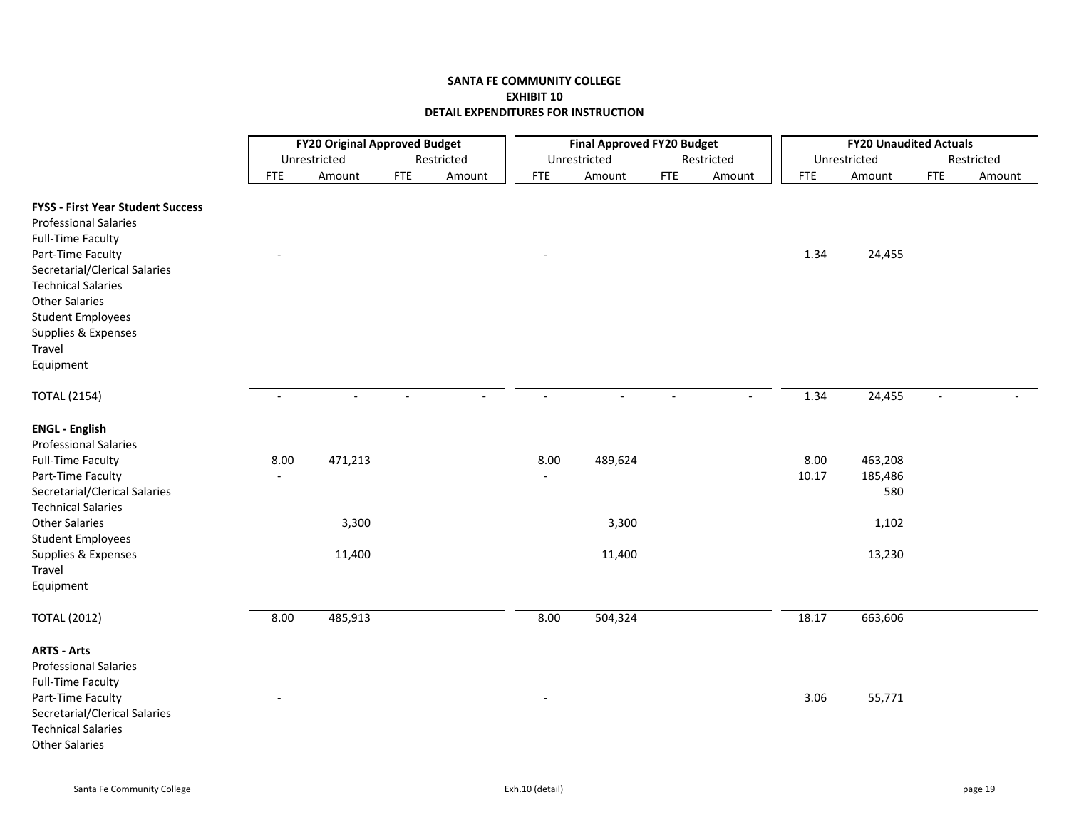**SANTA FE COMMUNITY COLLEGE**
**EXHIBIT 10**
**DETAIL EXPENDITURES FOR INSTRUCTION**

| | FY20 Original Approved Budget | | | | Final Approved FY20 Budget | | | | FY20 Unaudited Actuals | | | |
|---|---|---|---|---|---|---|---|---|---|---|---|---|
| | Unrestricted | | Restricted | | Unrestricted | | Restricted | | Unrestricted | | Restricted | |
| | FTE | Amount | FTE | Amount | FTE | Amount | FTE | Amount | FTE | Amount | FTE | Amount |
| **FYSS - First Year Student Success** | | | | | | | | | | | | |
| Professional Salaries | | | | | | | | | | | | |
| Full-Time Faculty | | | | | | | | | | | | |
| Part-Time Faculty | - | | | | - | | | | 1.34 | 24,455 | | |
| Secretarial/Clerical Salaries | | | | | | | | | | | | |
| Technical Salaries | | | | | | | | | | | | |
| Other Salaries | | | | | | | | | | | | |
| Student Employees | | | | | | | | | | | | |
| Supplies & Expenses | | | | | | | | | | | | |
| Travel | | | | | | | | | | | | |
| Equipment | | | | | | | | | | | | |
| TOTAL (2154) | - | - | - | - | - | - | - | - | 1.34 | 24,455 | - | - |
| **ENGL - English** | | | | | | | | | | | | |
| Professional Salaries | | | | | | | | | | | | |
| Full-Time Faculty | 8.00 | 471,213 | | | 8.00 | 489,624 | | | 8.00 | 463,208 | | |
| Part-Time Faculty | - | | | | - | | | | 10.17 | 185,486 | | |
| Secretarial/Clerical Salaries | | | | | | | | | | 580 | | |
| Technical Salaries | | | | | | | | | | | | |
| Other Salaries | | 3,300 | | | | 3,300 | | | | 1,102 | | |
| Student Employees | | | | | | | | | | | | |
| Supplies & Expenses | | 11,400 | | | | 11,400 | | | | 13,230 | | |
| Travel | | | | | | | | | | | | |
| Equipment | | | | | | | | | | | | |
| TOTAL (2012) | 8.00 | 485,913 | | | 8.00 | 504,324 | | | 18.17 | 663,606 | | |
| **ARTS - Arts** | | | | | | | | | | | | |
| Professional Salaries | | | | | | | | | | | | |
| Full-Time Faculty | | | | | | | | | | | | |
| Part-Time Faculty | - | | | | - | | | | 3.06 | 55,771 | | |
| Secretarial/Clerical Salaries | | | | | | | | | | | | |
| Technical Salaries | | | | | | | | | | | | |
| Other Salaries | | | | | | | | | | | | |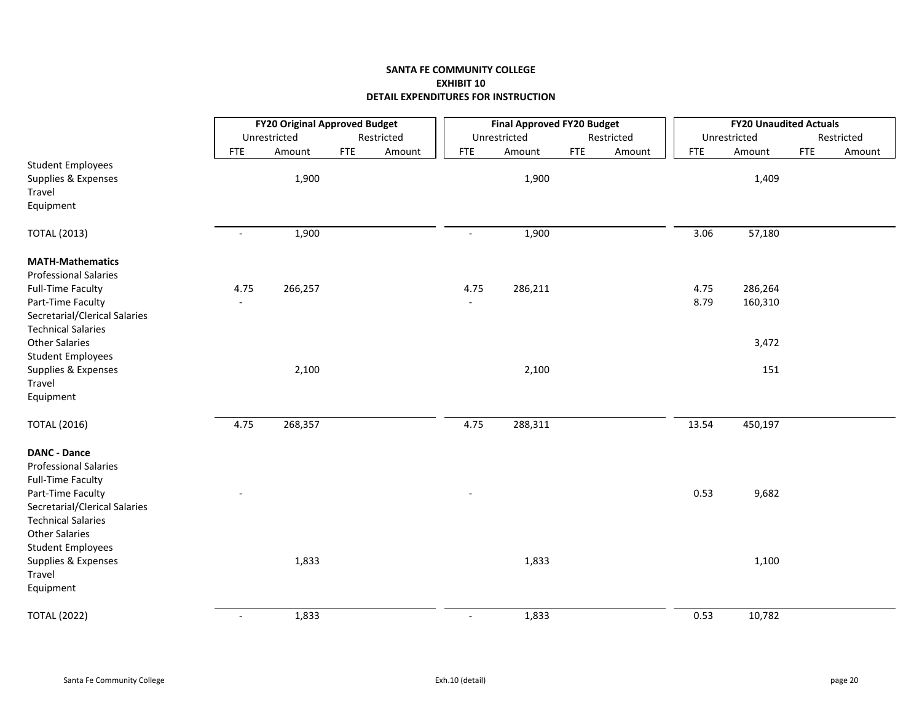# SANTA FE COMMUNITY COLLEGE
## EXHIBIT 10
## DETAIL EXPENDITURES FOR INSTRUCTION

| | FY20 Original Approved Budget | | | | Final Approved FY20 Budget | | | | FY20 Unaudited Actuals | | | |
|---|---|---|---|---|---|---|---|---|---|---|---|---|
| | Unrestricted | | Restricted | | Unrestricted | | Restricted | | Unrestricted | | Restricted | |
| | FTE | Amount | FTE | Amount | FTE | Amount | FTE | Amount | FTE | Amount | FTE | Amount |
| Student Employees | | | | | | | | | | | | |
| Supplies & Expenses | | 1,900 | | | | 1,900 | | | | 1,409 | | |
| Travel | | | | | | | | | | | | |
| Equipment | | | | | | | | | | | | |
| TOTAL (2013) | - | 1,900 | | | - | 1,900 | | | 3.06 | 57,180 | | |
| **MATH-Mathematics** | | | | | | | | | | | | |
| Professional Salaries | | | | | | | | | | | | |
| Full-Time Faculty | 4.75 | 266,257 | | | 4.75 | 286,211 | | | 4.75 | 286,264 | | |
| Part-Time Faculty | - | | | | - | | | | 8.79 | 160,310 | | |
| Secretarial/Clerical Salaries | | | | | | | | | | | | |
| Technical Salaries | | | | | | | | | | | | |
| Other Salaries | | | | | | | | | | 3,472 | | |
| Student Employees | | | | | | | | | | | | |
| Supplies & Expenses | | 2,100 | | | | 2,100 | | | | 151 | | |
| Travel | | | | | | | | | | | | |
| Equipment | | | | | | | | | | | | |
| TOTAL (2016) | 4.75 | 268,357 | | | 4.75 | 288,311 | | | 13.54 | 450,197 | | |
| **DANC - Dance** | | | | | | | | | | | | |
| Professional Salaries | | | | | | | | | | | | |
| Full-Time Faculty | | | | | | | | | | | | |
| Part-Time Faculty | - | | | | - | | | | 0.53 | 9,682 | | |
| Secretarial/Clerical Salaries | | | | | | | | | | | | |
| Technical Salaries | | | | | | | | | | | | |
| Other Salaries | | | | | | | | | | | | |
| Student Employees | | | | | | | | | | | | |
| Supplies & Expenses | | 1,833 | | | | 1,833 | | | | 1,100 | | |
| Travel | | | | | | | | | | | | |
| Equipment | | | | | | | | | | | | |
| TOTAL (2022) | - | 1,833 | | | - | 1,833 | | | 0.53 | 10,782 | | |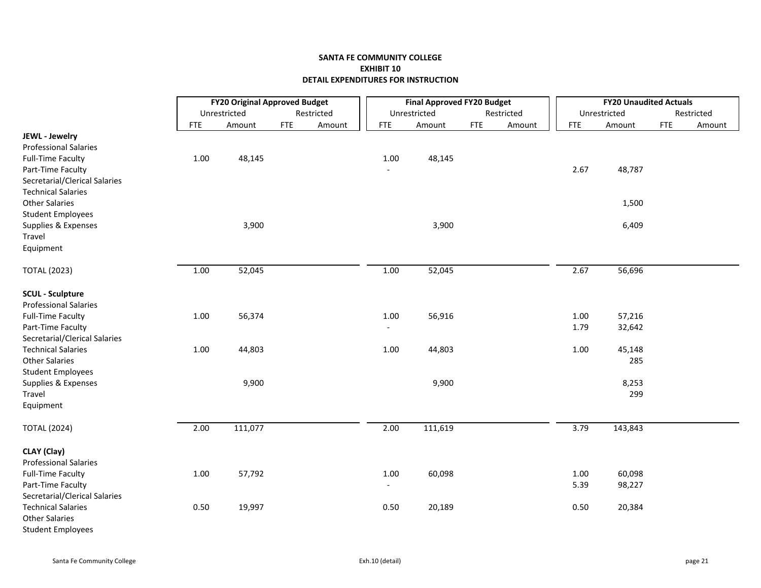**SANTA FE COMMUNITY COLLEGE**
**EXHIBIT 10**
**DETAIL EXPENDITURES FOR INSTRUCTION**

| | FY20 Original Approved Budget | | | | Final Approved FY20 Budget | | | | FY20 Unaudited Actuals | | | |
|---|---|---|---|---|---|---|---|---|---|---|---|---|
| | Unrestricted | | Restricted | | Unrestricted | | Restricted | | Unrestricted | | Restricted | |
| | FTE | Amount | FTE | Amount | FTE | Amount | FTE | Amount | FTE | Amount | FTE | Amount |
| **JEWL - Jewelry** | | | | | | | | | | | | |
| Professional Salaries | | | | | | | | | | | | |
| Full-Time Faculty | 1.00 | 48,145 | | | 1.00 | 48,145 | | | | | | |
| Part-Time Faculty | | | | | - | | | | 2.67 | 48,787 | | |
| Secretarial/Clerical Salaries | | | | | | | | | | | | |
| Technical Salaries | | | | | | | | | | | | |
| Other Salaries | | | | | | | | | | 1,500 | | |
| Student Employees | | | | | | | | | | | | |
| Supplies & Expenses | | 3,900 | | | | 3,900 | | | | 6,409 | | |
| Travel | | | | | | | | | | | | |
| Equipment | | | | | | | | | | | | |
| TOTAL (2023) | 1.00 | 52,045 | | | 1.00 | 52,045 | | | 2.67 | 56,696 | | |
| **SCUL - Sculpture** | | | | | | | | | | | | |
| Professional Salaries | | | | | | | | | | | | |
| Full-Time Faculty | 1.00 | 56,374 | | | 1.00 | 56,916 | | | 1.00 | 57,216 | | |
| Part-Time Faculty | | | | | - | | | | 1.79 | 32,642 | | |
| Secretarial/Clerical Salaries | | | | | | | | | | | | |
| Technical Salaries | 1.00 | 44,803 | | | 1.00 | 44,803 | | | 1.00 | 45,148 | | |
| Other Salaries | | | | | | | | | | 285 | | |
| Student Employees | | | | | | | | | | | | |
| Supplies & Expenses | | 9,900 | | | | 9,900 | | | | 8,253 | | |
| Travel | | | | | | | | | | 299 | | |
| Equipment | | | | | | | | | | | | |
| TOTAL (2024) | 2.00 | 111,077 | | | 2.00 | 111,619 | | | 3.79 | 143,843 | | |
| **CLAY (Clay)** | | | | | | | | | | | | |
| Professional Salaries | | | | | | | | | | | | |
| Full-Time Faculty | 1.00 | 57,792 | | | 1.00 | 60,098 | | | 1.00 | 60,098 | | |
| Part-Time Faculty | | | | | - | | | | 5.39 | 98,227 | | |
| Secretarial/Clerical Salaries | | | | | | | | | | | | |
| Technical Salaries | 0.50 | 19,997 | | | 0.50 | 20,189 | | | 0.50 | 20,384 | | |
| Other Salaries | | | | | | | | | | | | |
| Student Employees | | | | | | | | | | | | |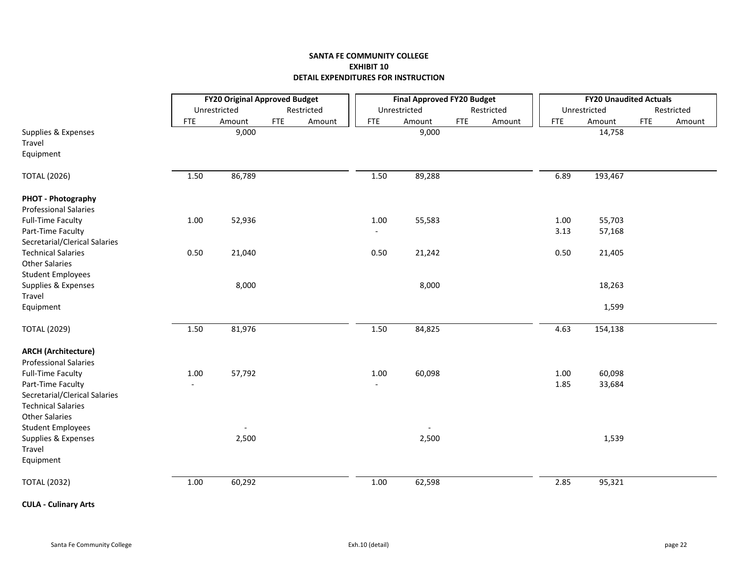**SANTA FE COMMUNITY COLLEGE**
**EXHIBIT 10**
**DETAIL EXPENDITURES FOR INSTRUCTION**

| | FY20 Original Approved Budget | | | | Final Approved FY20 Budget | | | | FY20 Unaudited Actuals | | | |
|---|---|---|---|---|---|---|---|---|---|---|---|---|
| | Unrestricted | | Restricted | | Unrestricted | | Restricted | | Unrestricted | | Restricted | |
| | FTE | Amount | FTE | Amount | FTE | Amount | FTE | Amount | FTE | Amount | FTE | Amount |
| Supplies & Expenses | | 9,000 | | | | 9,000 | | | | 14,758 | | |
| Travel | | | | | | | | | | | | |
| Equipment | | | | | | | | | | | | |
| TOTAL (2026) | 1.50 | 86,789 | | | 1.50 | 89,288 | | | 6.89 | 193,467 | | |
| **PHOT - Photography** | | | | | | | | | | | | |
| Professional Salaries | | | | | | | | | | | | |
| Full-Time Faculty | 1.00 | 52,936 | | | 1.00 | 55,583 | | | 1.00 | 55,703 | | |
| Part-Time Faculty | | | | | - | | | | 3.13 | 57,168 | | |
| Secretarial/Clerical Salaries | | | | | | | | | | | | |
| Technical Salaries | 0.50 | 21,040 | | | 0.50 | 21,242 | | | 0.50 | 21,405 | | |
| Other Salaries | | | | | | | | | | | | |
| Student Employees | | | | | | | | | | | | |
| Supplies & Expenses | | 8,000 | | | | 8,000 | | | | 18,263 | | |
| Travel | | | | | | | | | | | | |
| Equipment | | | | | | | | | | 1,599 | | |
| TOTAL (2029) | 1.50 | 81,976 | | | 1.50 | 84,825 | | | 4.63 | 154,138 | | |
| **ARCH (Architecture)** | | | | | | | | | | | | |
| Professional Salaries | | | | | | | | | | | | |
| Full-Time Faculty | 1.00 | 57,792 | | | 1.00 | 60,098 | | | 1.00 | 60,098 | | |
| Part-Time Faculty | - | | | | - | | | | 1.85 | 33,684 | | |
| Secretarial/Clerical Salaries | | | | | | | | | | | | |
| Technical Salaries | | | | | | | | | | | | |
| Other Salaries | | | | | | | | | | | | |
| Student Employees | | - | | | | - | | | | | | |
| Supplies & Expenses | | 2,500 | | | | 2,500 | | | | 1,539 | | |
| Travel | | | | | | | | | | | | |
| Equipment | | | | | | | | | | | | |
| TOTAL (2032) | 1.00 | 60,292 | | | 1.00 | 62,598 | | | 2.85 | 95,321 | | |
| **CULA - Culinary Arts** | | | | | | | | | | | | |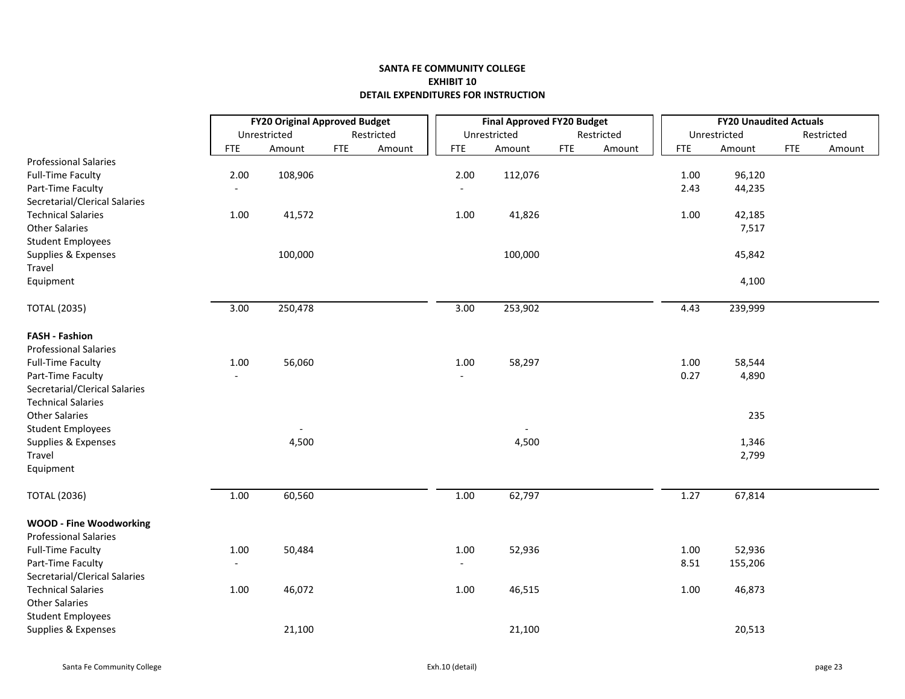**SANTA FE COMMUNITY COLLEGE**
**EXHIBIT 10**
**DETAIL EXPENDITURES FOR INSTRUCTION**

| | FY20 Original Approved Budget | | | | Final Approved FY20 Budget | | | | FY20 Unaudited Actuals | | | |
|---|---|---|---|---|---|---|---|---|---|---|---|---|
| | Unrestricted | | Restricted | | Unrestricted | | Restricted | | Unrestricted | | Restricted | |
| | FTE | Amount | FTE | Amount | FTE | Amount | FTE | Amount | FTE | Amount | FTE | Amount |
| Professional Salaries | | | | | | | | | | | | |
| Full-Time Faculty | 2.00 | 108,906 | | | 2.00 | 112,076 | | | 1.00 | 96,120 | | |
| Part-Time Faculty | - | | | | - | | | | 2.43 | 44,235 | | |
| Secretarial/Clerical Salaries | | | | | | | | | | | | |
| Technical Salaries | 1.00 | 41,572 | | | 1.00 | 41,826 | | | 1.00 | 42,185 | | |
| Other Salaries | | | | | | | | | | 7,517 | | |
| Student Employees | | | | | | | | | | | | |
| Supplies & Expenses | | 100,000 | | | | 100,000 | | | | 45,842 | | |
| Travel | | | | | | | | | | | | |
| Equipment | | | | | | | | | | 4,100 | | |
| TOTAL (2035) | 3.00 | 250,478 | | | 3.00 | 253,902 | | | 4.43 | 239,999 | | |
| **FASH - Fashion** | | | | | | | | | | | | |
| Professional Salaries | | | | | | | | | | | | |
| Full-Time Faculty | 1.00 | 56,060 | | | 1.00 | 58,297 | | | 1.00 | 58,544 | | |
| Part-Time Faculty | - | | | | - | | | | 0.27 | 4,890 | | |
| Secretarial/Clerical Salaries | | | | | | | | | | | | |
| Technical Salaries | | | | | | | | | | | | |
| Other Salaries | | | | | | | | | | 235 | | |
| Student Employees | | - | | | | - | | | | | | |
| Supplies & Expenses | | 4,500 | | | | 4,500 | | | | 1,346 | | |
| Travel | | | | | | | | | | 2,799 | | |
| Equipment | | | | | | | | | | | | |
| TOTAL (2036) | 1.00 | 60,560 | | | 1.00 | 62,797 | | | 1.27 | 67,814 | | |
| **WOOD - Fine Woodworking** | | | | | | | | | | | | |
| Professional Salaries | | | | | | | | | | | | |
| Full-Time Faculty | 1.00 | 50,484 | | | 1.00 | 52,936 | | | 1.00 | 52,936 | | |
| Part-Time Faculty | - | | | | - | | | | 8.51 | 155,206 | | |
| Secretarial/Clerical Salaries | | | | | | | | | | | | |
| Technical Salaries | 1.00 | 46,072 | | | 1.00 | 46,515 | | | 1.00 | 46,873 | | |
| Other Salaries | | | | | | | | | | | | |
| Student Employees | | | | | | | | | | | | |
| Supplies & Expenses | | 21,100 | | | | 21,100 | | | | 20,513 | | |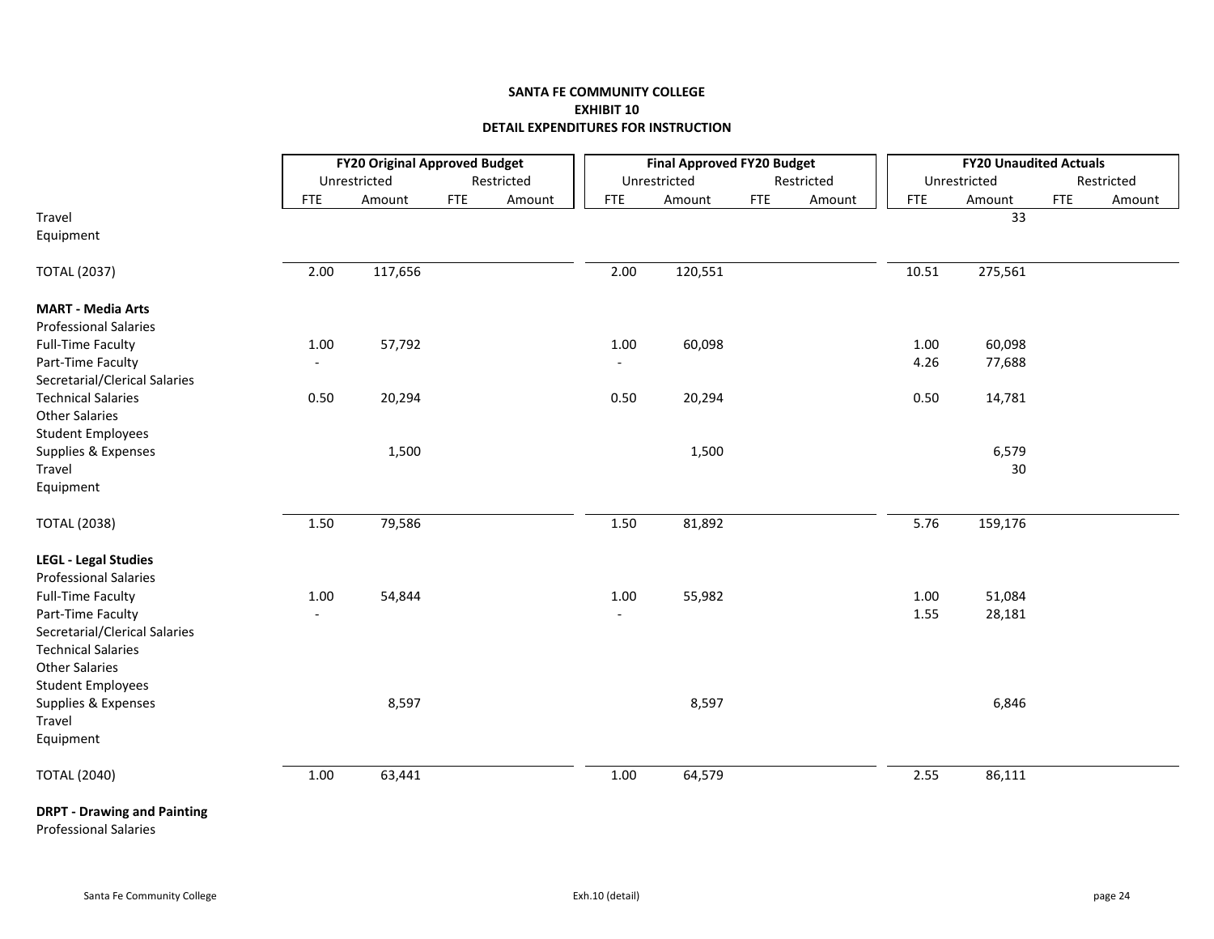**SANTA FE COMMUNITY COLLEGE**
**EXHIBIT 10**
**DETAIL EXPENDITURES FOR INSTRUCTION**

| | FY20 Original Approved Budget | | | | Final Approved FY20 Budget | | | | FY20 Unaudited Actuals | | | |
|---|---|---|---|---|---|---|---|---|---|---|---|---|
| | Unrestricted | | Restricted | | Unrestricted | | Restricted | | Unrestricted | | Restricted | |
| | FTE | Amount | FTE | Amount | FTE | Amount | FTE | Amount | FTE | Amount | FTE | Amount |
| Travel | | | | | | | | | | 33 | | |
| Equipment | | | | | | | | | | | | |
| TOTAL (2037) | 2.00 | 117,656 | | | 2.00 | 120,551 | | | 10.51 | 275,561 | | |
| **MART - Media Arts** | | | | | | | | | | | | |
| Professional Salaries | | | | | | | | | | | | |
| Full-Time Faculty | 1.00 | 57,792 | | | 1.00 | 60,098 | | | 1.00 | 60,098 | | |
| Part-Time Faculty | - | | | | - | | | | 4.26 | 77,688 | | |
| Secretarial/Clerical Salaries | | | | | | | | | | | | |
| Technical Salaries | 0.50 | 20,294 | | | 0.50 | 20,294 | | | 0.50 | 14,781 | | |
| Other Salaries | | | | | | | | | | | | |
| Student Employees | | | | | | | | | | | | |
| Supplies & Expenses | | 1,500 | | | | 1,500 | | | | 6,579 | | |
| Travel | | | | | | | | | | 30 | | |
| Equipment | | | | | | | | | | | | |
| TOTAL (2038) | 1.50 | 79,586 | | | 1.50 | 81,892 | | | 5.76 | 159,176 | | |
| **LEGL - Legal Studies** | | | | | | | | | | | | |
| Professional Salaries | | | | | | | | | | | | |
| Full-Time Faculty | 1.00 | 54,844 | | | 1.00 | 55,982 | | | 1.00 | 51,084 | | |
| Part-Time Faculty | - | | | | - | | | | 1.55 | 28,181 | | |
| Secretarial/Clerical Salaries | | | | | | | | | | | | |
| Technical Salaries | | | | | | | | | | | | |
| Other Salaries | | | | | | | | | | | | |
| Student Employees | | | | | | | | | | | | |
| Supplies & Expenses | | 8,597 | | | | 8,597 | | | | 6,846 | | |
| Travel | | | | | | | | | | | | |
| Equipment | | | | | | | | | | | | |
| TOTAL (2040) | 1.00 | 63,441 | | | 1.00 | 64,579 | | | 2.55 | 86,111 | | |
| **DRPT - Drawing and Painting** | | | | | | | | | | | | |
| Professional Salaries | | | | | | | | | | | | |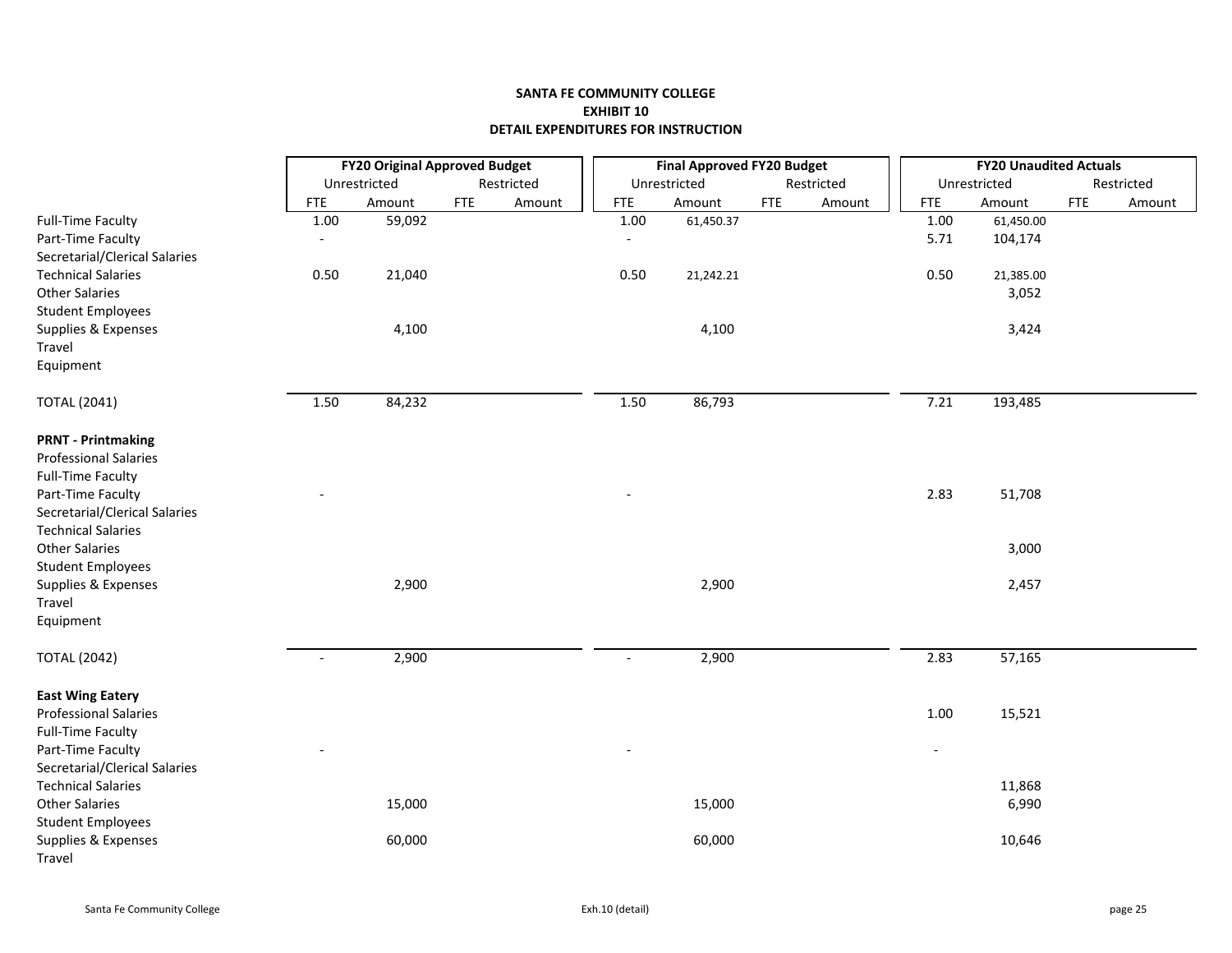**SANTA FE COMMUNITY COLLEGE**
**EXHIBIT 10**
**DETAIL EXPENDITURES FOR INSTRUCTION**

| | FY20 Original Approved Budget | | | | Final Approved FY20 Budget | | | | FY20 Unaudited Actuals | | | |
|---|---|---|---|---|---|---|---|---|---|---|---|---|
| | Unrestricted | | Restricted | | Unrestricted | | Restricted | | Unrestricted | | Restricted | |
| | FTE | Amount | FTE | Amount | FTE | Amount | FTE | Amount | FTE | Amount | FTE | Amount |
| Full-Time Faculty | 1.00 | 59,092 | | | 1.00 | 61,450.37 | | | 1.00 | 61,450.00 | | |
| Part-Time Faculty | - | | | | - | | | | 5.71 | 104,174 | | |
| Secretarial/Clerical Salaries | | | | | | | | | | | | |
| Technical Salaries | 0.50 | 21,040 | | | 0.50 | 21,242.21 | | | 0.50 | 21,385.00 | | |
| Other Salaries | | | | | | | | | | 3,052 | | |
| Student Employees | | | | | | | | | | | | |
| Supplies & Expenses | | 4,100 | | | | 4,100 | | | | 3,424 | | |
| Travel | | | | | | | | | | | | |
| Equipment | | | | | | | | | | | | |
| TOTAL (2041) | 1.50 | 84,232 | | | 1.50 | 86,793 | | | 7.21 | 193,485 | | |
| **PRNT - Printmaking** | | | | | | | | | | | | |
| Professional Salaries | | | | | | | | | | | | |
| Full-Time Faculty | | | | | | | | | | | | |
| Part-Time Faculty | - | | | | - | | | | 2.83 | 51,708 | | |
| Secretarial/Clerical Salaries | | | | | | | | | | | | |
| Technical Salaries | | | | | | | | | | | | |
| Other Salaries | | | | | | | | | | 3,000 | | |
| Student Employees | | | | | | | | | | | | |
| Supplies & Expenses | | 2,900 | | | | 2,900 | | | | 2,457 | | |
| Travel | | | | | | | | | | | | |
| Equipment | | | | | | | | | | | | |
| TOTAL (2042) | - | 2,900 | | | - | 2,900 | | | 2.83 | 57,165 | | |
| **East Wing Eatery** | | | | | | | | | | | | |
| Professional Salaries | | | | | | | | | 1.00 | 15,521 | | |
| Full-Time Faculty | | | | | | | | | | | | |
| Part-Time Faculty | - | | | | - | | | | - | | | |
| Secretarial/Clerical Salaries | | | | | | | | | | | | |
| Technical Salaries | | | | | | | | | | 11,868 | | |
| Other Salaries | | 15,000 | | | | 15,000 | | | | 6,990 | | |
| Student Employees | | | | | | | | | | | | |
| Supplies & Expenses | | 60,000 | | | | 60,000 | | | | 10,646 | | |
| Travel | | | | | | | | | | | | |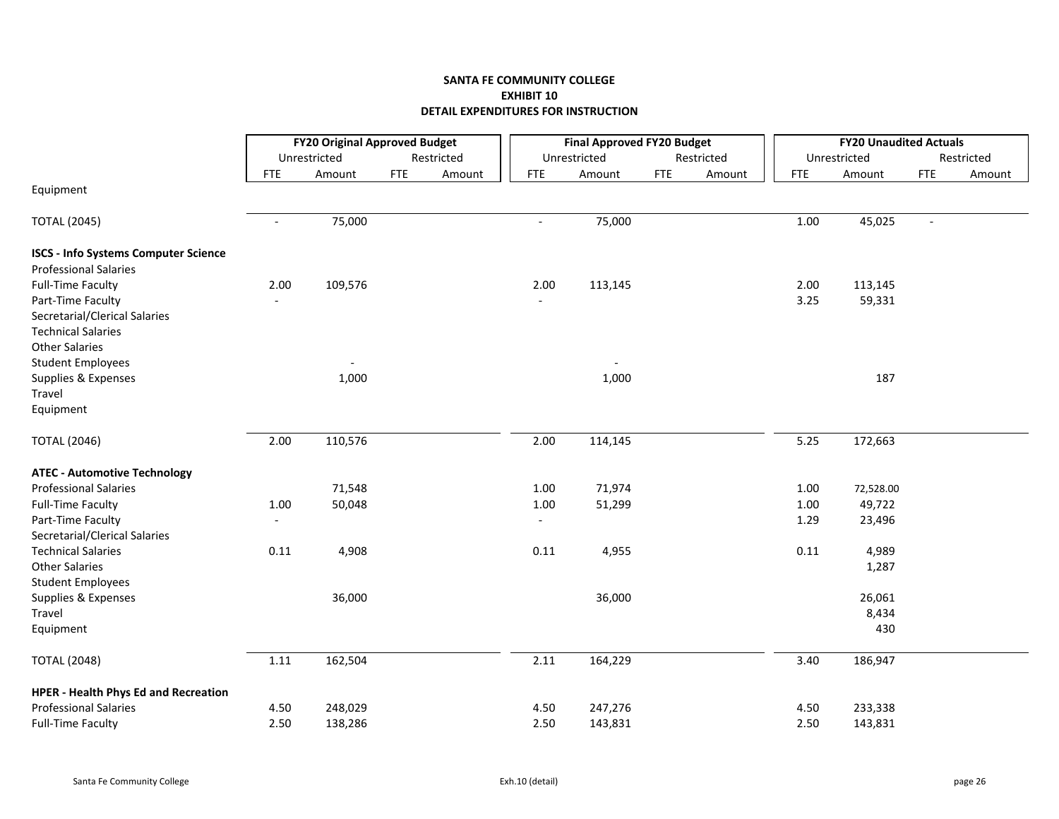**SANTA FE COMMUNITY COLLEGE**
**EXHIBIT 10**
**DETAIL EXPENDITURES FOR INSTRUCTION**

| | FY20 Original Approved Budget | | | | Final Approved FY20 Budget | | | | FY20 Unaudited Actuals | | | |
|---|---|---|---|---|---|---|---|---|---|---|---|---|
| | Unrestricted | | Restricted | | Unrestricted | | Restricted | | Unrestricted | | Restricted | |
| | FTE | Amount | FTE | Amount | FTE | Amount | FTE | Amount | FTE | Amount | FTE | Amount |
| Equipment | | | | | | | | | | | | |
| TOTAL (2045) | - | 75,000 | | | - | 75,000 | | | 1.00 | 45,025 | - | |
| **ISCS - Info Systems Computer Science** | | | | | | | | | | | | |
| Professional Salaries | | | | | | | | | | | | |
| Full-Time Faculty | 2.00 | 109,576 | | | 2.00 | 113,145 | | | 2.00 | 113,145 | | |
| Part-Time Faculty | - | | | | - | | | | 3.25 | 59,331 | | |
| Secretarial/Clerical Salaries | | | | | | | | | | | | |
| Technical Salaries | | | | | | | | | | | | |
| Other Salaries | | | | | | | | | | | | |
| Student Employees | | - | | | | - | | | | | | |
| Supplies & Expenses | | 1,000 | | | | 1,000 | | | | 187 | | |
| Travel | | | | | | | | | | | | |
| Equipment | | | | | | | | | | | | |
| TOTAL (2046) | 2.00 | 110,576 | | | 2.00 | 114,145 | | | 5.25 | 172,663 | | |
| **ATEC - Automotive Technology** | | | | | | | | | | | | |
| Professional Salaries | | 71,548 | | | 1.00 | 71,974 | | | 1.00 | 72,528.00 | | |
| Full-Time Faculty | 1.00 | 50,048 | | | 1.00 | 51,299 | | | 1.00 | 49,722 | | |
| Part-Time Faculty | - | | | | - | | | | 1.29 | 23,496 | | |
| Secretarial/Clerical Salaries | | | | | | | | | | | | |
| Technical Salaries | 0.11 | 4,908 | | | 0.11 | 4,955 | | | 0.11 | 4,989 | | |
| Other Salaries | | | | | | | | | | 1,287 | | |
| Student Employees | | | | | | | | | | | | |
| Supplies & Expenses | | 36,000 | | | | 36,000 | | | | 26,061 | | |
| Travel | | | | | | | | | | 8,434 | | |
| Equipment | | | | | | | | | | 430 | | |
| TOTAL (2048) | 1.11 | 162,504 | | | 2.11 | 164,229 | | | 3.40 | 186,947 | | |
| **HPER - Health Phys Ed and Recreation** | | | | | | | | | | | | |
| Professional Salaries | 4.50 | 248,029 | | | 4.50 | 247,276 | | | 4.50 | 233,338 | | |
| Full-Time Faculty | 2.50 | 138,286 | | | 2.50 | 143,831 | | | 2.50 | 143,831 | | |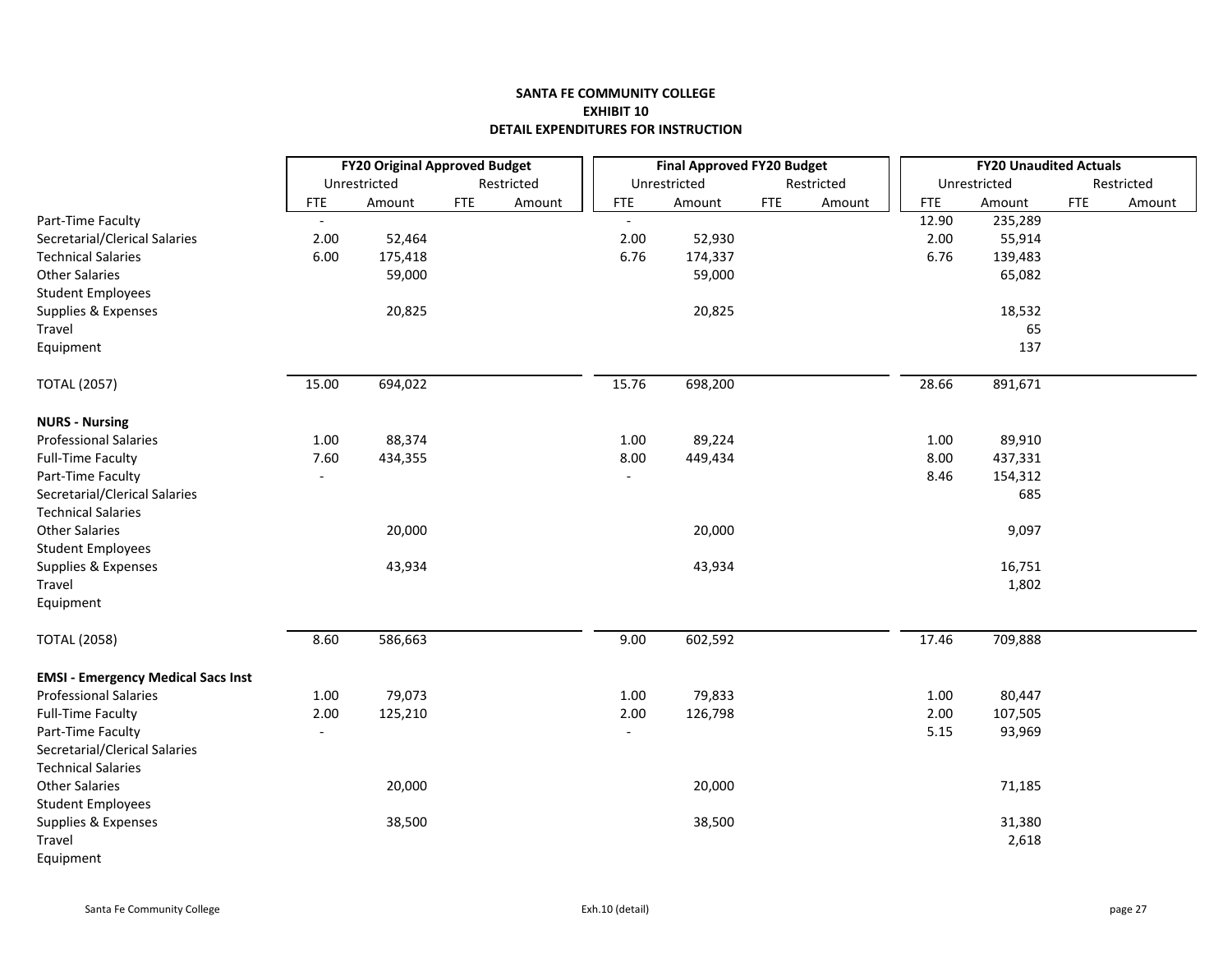**SANTA FE COMMUNITY COLLEGE**
**EXHIBIT 10**
**DETAIL EXPENDITURES FOR INSTRUCTION**

| | FY20 Original Approved Budget | | | | Final Approved FY20 Budget | | | | FY20 Unaudited Actuals | | | |
|---|---|---|---|---|---|---|---|---|---|---|---|---|
| | Unrestricted | | Restricted | | Unrestricted | | Restricted | | Unrestricted | | Restricted | |
| | FTE | Amount | FTE | Amount | FTE | Amount | FTE | Amount | FTE | Amount | FTE | Amount |
| Part-Time Faculty | - | | | | - | | | | 12.90 | 235,289 | | |
| Secretarial/Clerical Salaries | 2.00 | 52,464 | | | 2.00 | 52,930 | | | 2.00 | 55,914 | | |
| Technical Salaries | 6.00 | 175,418 | | | 6.76 | 174,337 | | | 6.76 | 139,483 | | |
| Other Salaries | | 59,000 | | | | 59,000 | | | | 65,082 | | |
| Student Employees | | | | | | | | | | | | |
| Supplies & Expenses | | 20,825 | | | | 20,825 | | | | 18,532 | | |
| Travel | | | | | | | | | | 65 | | |
| Equipment | | | | | | | | | | 137 | | |
| TOTAL (2057) | 15.00 | 694,022 | | | 15.76 | 698,200 | | | 28.66 | 891,671 | | |
| **NURS - Nursing** | | | | | | | | | | | | |
| Professional Salaries | 1.00 | 88,374 | | | 1.00 | 89,224 | | | 1.00 | 89,910 | | |
| Full-Time Faculty | 7.60 | 434,355 | | | 8.00 | 449,434 | | | 8.00 | 437,331 | | |
| Part-Time Faculty | - | | | | - | | | | 8.46 | 154,312 | | |
| Secretarial/Clerical Salaries | | | | | | | | | | 685 | | |
| Technical Salaries | | | | | | | | | | | | |
| Other Salaries | | 20,000 | | | | 20,000 | | | | 9,097 | | |
| Student Employees | | | | | | | | | | | | |
| Supplies & Expenses | | 43,934 | | | | 43,934 | | | | 16,751 | | |
| Travel | | | | | | | | | | 1,802 | | |
| Equipment | | | | | | | | | | | | |
| TOTAL (2058) | 8.60 | 586,663 | | | 9.00 | 602,592 | | | 17.46 | 709,888 | | |
| **EMSI - Emergency Medical Sacs Inst** | | | | | | | | | | | | |
| Professional Salaries | 1.00 | 79,073 | | | 1.00 | 79,833 | | | 1.00 | 80,447 | | |
| Full-Time Faculty | 2.00 | 125,210 | | | 2.00 | 126,798 | | | 2.00 | 107,505 | | |
| Part-Time Faculty | - | | | | - | | | | 5.15 | 93,969 | | |
| Secretarial/Clerical Salaries | | | | | | | | | | | | |
| Technical Salaries | | | | | | | | | | | | |
| Other Salaries | | 20,000 | | | | 20,000 | | | | 71,185 | | |
| Student Employees | | | | | | | | | | | | |
| Supplies & Expenses | | 38,500 | | | | 38,500 | | | | 31,380 | | |
| Travel | | | | | | | | | | 2,618 | | |
| Equipment | | | | | | | | | | | | |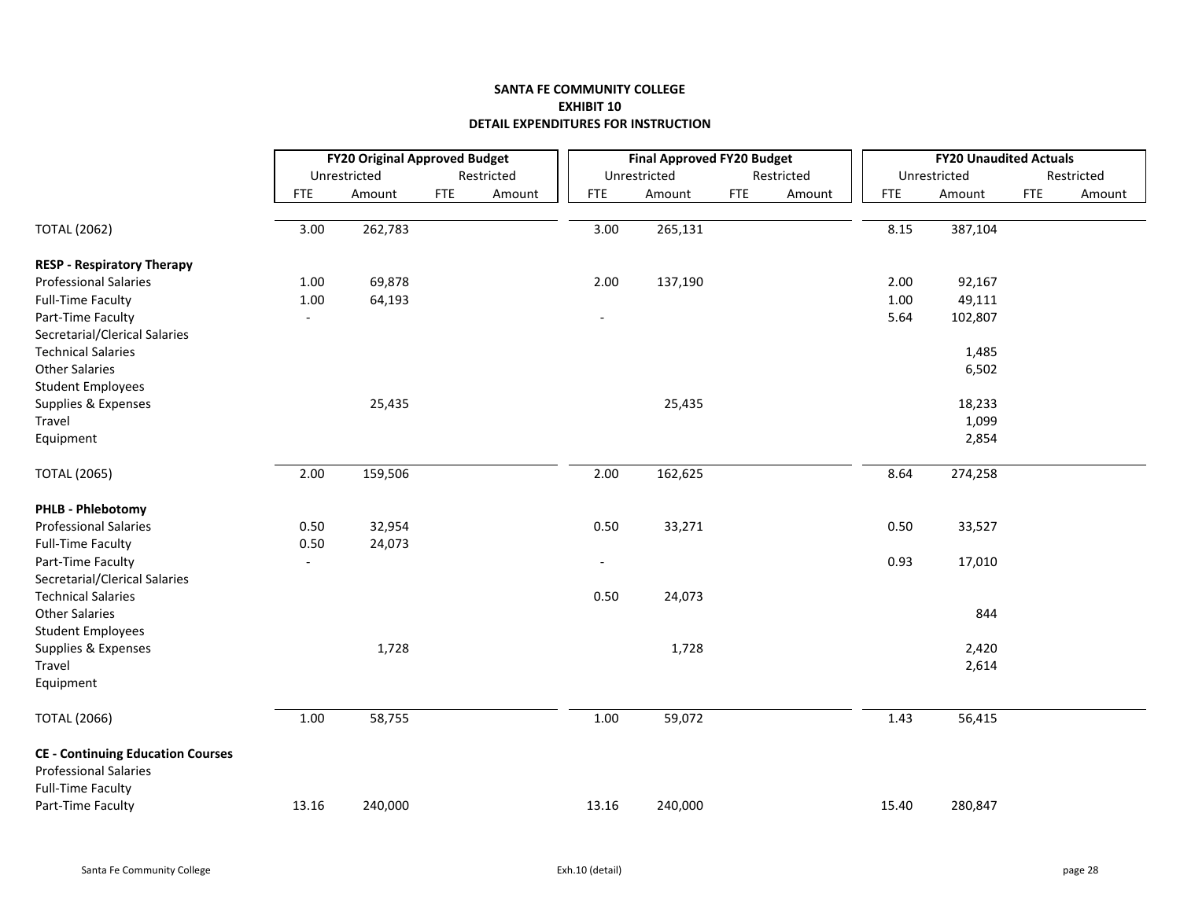**SANTA FE COMMUNITY COLLEGE**
**EXHIBIT 10**
**DETAIL EXPENDITURES FOR INSTRUCTION**

| | FY20 Original Approved Budget | | | | Final Approved FY20 Budget | | | | FY20 Unaudited Actuals | | | |
|---|---|---|---|---|---|---|---|---|---|---|---|---|
| | Unrestricted | | Restricted | | Unrestricted | | Restricted | | Unrestricted | | Restricted | |
| | FTE | Amount | FTE | Amount | FTE | Amount | FTE | Amount | FTE | Amount | FTE | Amount |
| TOTAL (2062) | 3.00 | 262,783 | | | 3.00 | 265,131 | | | 8.15 | 387,104 | | |
| **RESP - Respiratory Therapy** | | | | | | | | | | | | |
| Professional Salaries | 1.00 | 69,878 | | | 2.00 | 137,190 | | | 2.00 | 92,167 | | |
| Full-Time Faculty | 1.00 | 64,193 | | | | | | | 1.00 | 49,111 | | |
| Part-Time Faculty | - | | | | - | | | | 5.64 | 102,807 | | |
| Secretarial/Clerical Salaries | | | | | | | | | | | | |
| Technical Salaries | | | | | | | | | | 1,485 | | |
| Other Salaries | | | | | | | | | | 6,502 | | |
| Student Employees | | | | | | | | | | | | |
| Supplies & Expenses | | 25,435 | | | | 25,435 | | | | 18,233 | | |
| Travel | | | | | | | | | | 1,099 | | |
| Equipment | | | | | | | | | | 2,854 | | |
| TOTAL (2065) | 2.00 | 159,506 | | | 2.00 | 162,625 | | | 8.64 | 274,258 | | |
| **PHLB - Phlebotomy** | | | | | | | | | | | | |
| Professional Salaries | 0.50 | 32,954 | | | 0.50 | 33,271 | | | 0.50 | 33,527 | | |
| Full-Time Faculty | 0.50 | 24,073 | | | | | | | | | | |
| Part-Time Faculty | - | | | | - | | | | 0.93 | 17,010 | | |
| Secretarial/Clerical Salaries | | | | | | | | | | | | |
| Technical Salaries | | | | | 0.50 | 24,073 | | | | | | |
| Other Salaries | | | | | | | | | | 844 | | |
| Student Employees | | | | | | | | | | | | |
| Supplies & Expenses | | 1,728 | | | | 1,728 | | | | 2,420 | | |
| Travel | | | | | | | | | | 2,614 | | |
| Equipment | | | | | | | | | | | | |
| TOTAL (2066) | 1.00 | 58,755 | | | 1.00 | 59,072 | | | 1.43 | 56,415 | | |
| **CE - Continuing Education Courses** | | | | | | | | | | | | |
| Professional Salaries | | | | | | | | | | | | |
| Full-Time Faculty | | | | | | | | | | | | |
| Part-Time Faculty | 13.16 | 240,000 | | | 13.16 | 240,000 | | | 15.40 | 280,847 | | |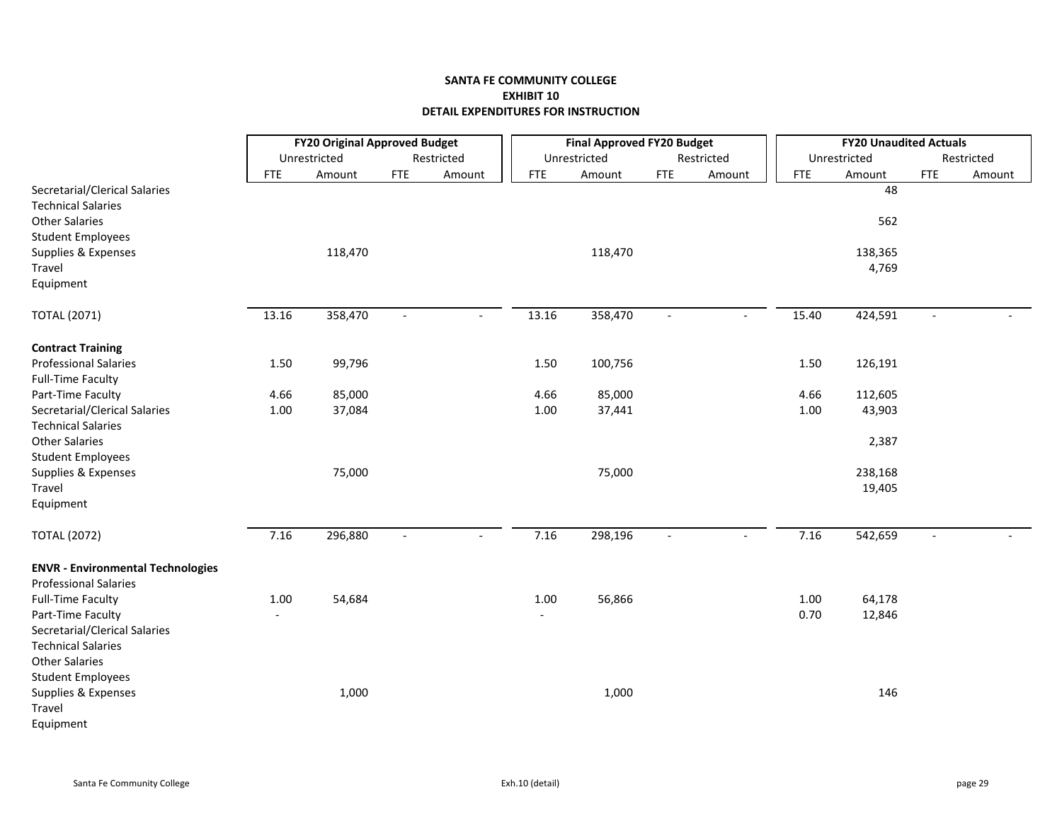**SANTA FE COMMUNITY COLLEGE**
**EXHIBIT 10**
**DETAIL EXPENDITURES FOR INSTRUCTION**

| | FY20 Original Approved Budget | | | | Final Approved FY20 Budget | | | | FY20 Unaudited Actuals | | | |
|---|---|---|---|---|---|---|---|---|---|---|---|---|
| | Unrestricted | | Restricted | | Unrestricted | | Restricted | | Unrestricted | | Restricted | |
| | FTE | Amount | FTE | Amount | FTE | Amount | FTE | Amount | FTE | Amount | FTE | Amount |
| Secretarial/Clerical Salaries | | | | | | | | | | 48 | | |
| Technical Salaries | | | | | | | | | | | | |
| Other Salaries | | | | | | | | | | 562 | | |
| Student Employees | | | | | | | | | | | | |
| Supplies & Expenses | | 118,470 | | | | 118,470 | | | | 138,365 | | |
| Travel | | | | | | | | | | 4,769 | | |
| Equipment | | | | | | | | | | | | |
| TOTAL (2071) | 13.16 | 358,470 | - | - | 13.16 | 358,470 | - | - | 15.40 | 424,591 | - | - |
| **Contract Training** | | | | | | | | | | | | |
| Professional Salaries | 1.50 | 99,796 | | | 1.50 | 100,756 | | | 1.50 | 126,191 | | |
| Full-Time Faculty | | | | | | | | | | | | |
| Part-Time Faculty | 4.66 | 85,000 | | | 4.66 | 85,000 | | | 4.66 | 112,605 | | |
| Secretarial/Clerical Salaries | 1.00 | 37,084 | | | 1.00 | 37,441 | | | 1.00 | 43,903 | | |
| Technical Salaries | | | | | | | | | | | | |
| Other Salaries | | | | | | | | | | 2,387 | | |
| Student Employees | | | | | | | | | | | | |
| Supplies & Expenses | | 75,000 | | | | 75,000 | | | | 238,168 | | |
| Travel | | | | | | | | | | 19,405 | | |
| Equipment | | | | | | | | | | | | |
| TOTAL (2072) | 7.16 | 296,880 | - | - | 7.16 | 298,196 | - | - | 7.16 | 542,659 | - | - |
| **ENVR - Environmental Technologies** | | | | | | | | | | | | |
| Professional Salaries | | | | | | | | | | | | |
| Full-Time Faculty | 1.00 | 54,684 | | | 1.00 | 56,866 | | | 1.00 | 64,178 | | |
| Part-Time Faculty | - | | | | - | | | | 0.70 | 12,846 | | |
| Secretarial/Clerical Salaries | | | | | | | | | | | | |
| Technical Salaries | | | | | | | | | | | | |
| Other Salaries | | | | | | | | | | | | |
| Student Employees | | | | | | | | | | | | |
| Supplies & Expenses | | 1,000 | | | | 1,000 | | | | 146 | | |
| Travel | | | | | | | | | | | | |
| Equipment | | | | | | | | | | | | |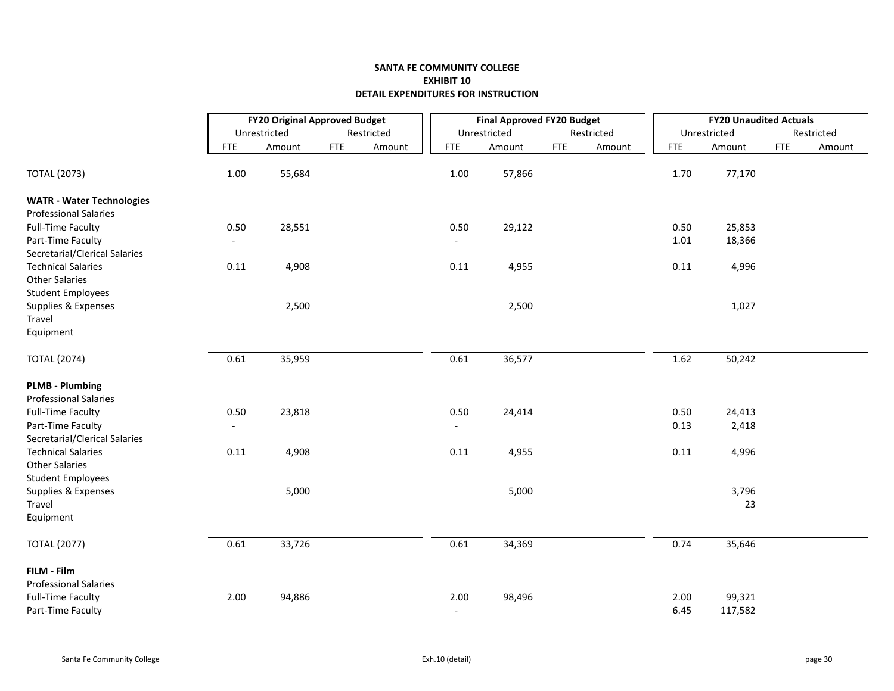## SANTA FE COMMUNITY COLLEGE
## EXHIBIT 10
## DETAIL EXPENDITURES FOR INSTRUCTION

| | FY20 Original Approved Budget | | | | Final Approved FY20 Budget | | | | FY20 Unaudited Actuals | | | |
|---|---|---|---|---|---|---|---|---|---|---|---|---|
| | Unrestricted | | Restricted | | Unrestricted | | Restricted | | Unrestricted | | Restricted | |
| | FTE | Amount | FTE | Amount | FTE | Amount | FTE | Amount | FTE | Amount | FTE | Amount |
| TOTAL (2073) | 1.00 | 55,684 | | | 1.00 | 57,866 | | | 1.70 | 77,170 | | |
| **WATR - Water Technologies** | | | | | | | | | | | | |
| Professional Salaries | | | | | | | | | | | | |
| Full-Time Faculty | 0.50 | 28,551 | | | 0.50 | 29,122 | | | 0.50 | 25,853 | | |
| Part-Time Faculty | - | | | | - | | | | 1.01 | 18,366 | | |
| Secretarial/Clerical Salaries | | | | | | | | | | | | |
| Technical Salaries | 0.11 | 4,908 | | | 0.11 | 4,955 | | | 0.11 | 4,996 | | |
| Other Salaries | | | | | | | | | | | | |
| Student Employees | | | | | | | | | | | | |
| Supplies & Expenses | | 2,500 | | | | 2,500 | | | | 1,027 | | |
| Travel | | | | | | | | | | | | |
| Equipment | | | | | | | | | | | | |
| TOTAL (2074) | 0.61 | 35,959 | | | 0.61 | 36,577 | | | 1.62 | 50,242 | | |
| **PLMB - Plumbing** | | | | | | | | | | | | |
| Professional Salaries | | | | | | | | | | | | |
| Full-Time Faculty | 0.50 | 23,818 | | | 0.50 | 24,414 | | | 0.50 | 24,413 | | |
| Part-Time Faculty | - | | | | - | | | | 0.13 | 2,418 | | |
| Secretarial/Clerical Salaries | | | | | | | | | | | | |
| Technical Salaries | 0.11 | 4,908 | | | 0.11 | 4,955 | | | 0.11 | 4,996 | | |
| Other Salaries | | | | | | | | | | | | |
| Student Employees | | | | | | | | | | | | |
| Supplies & Expenses | | 5,000 | | | | 5,000 | | | | 3,796 | | |
| Travel | | | | | | | | | | 23 | | |
| Equipment | | | | | | | | | | | | |
| TOTAL (2077) | 0.61 | 33,726 | | | 0.61 | 34,369 | | | 0.74 | 35,646 | | |
| **FILM - Film** | | | | | | | | | | | | |
| Professional Salaries | | | | | | | | | | | | |
| Full-Time Faculty | 2.00 | 94,886 | | | 2.00 | 98,496 | | | 2.00 | 99,321 | | |
| Part-Time Faculty | | | | | - | | | | 6.45 | 117,582 | | |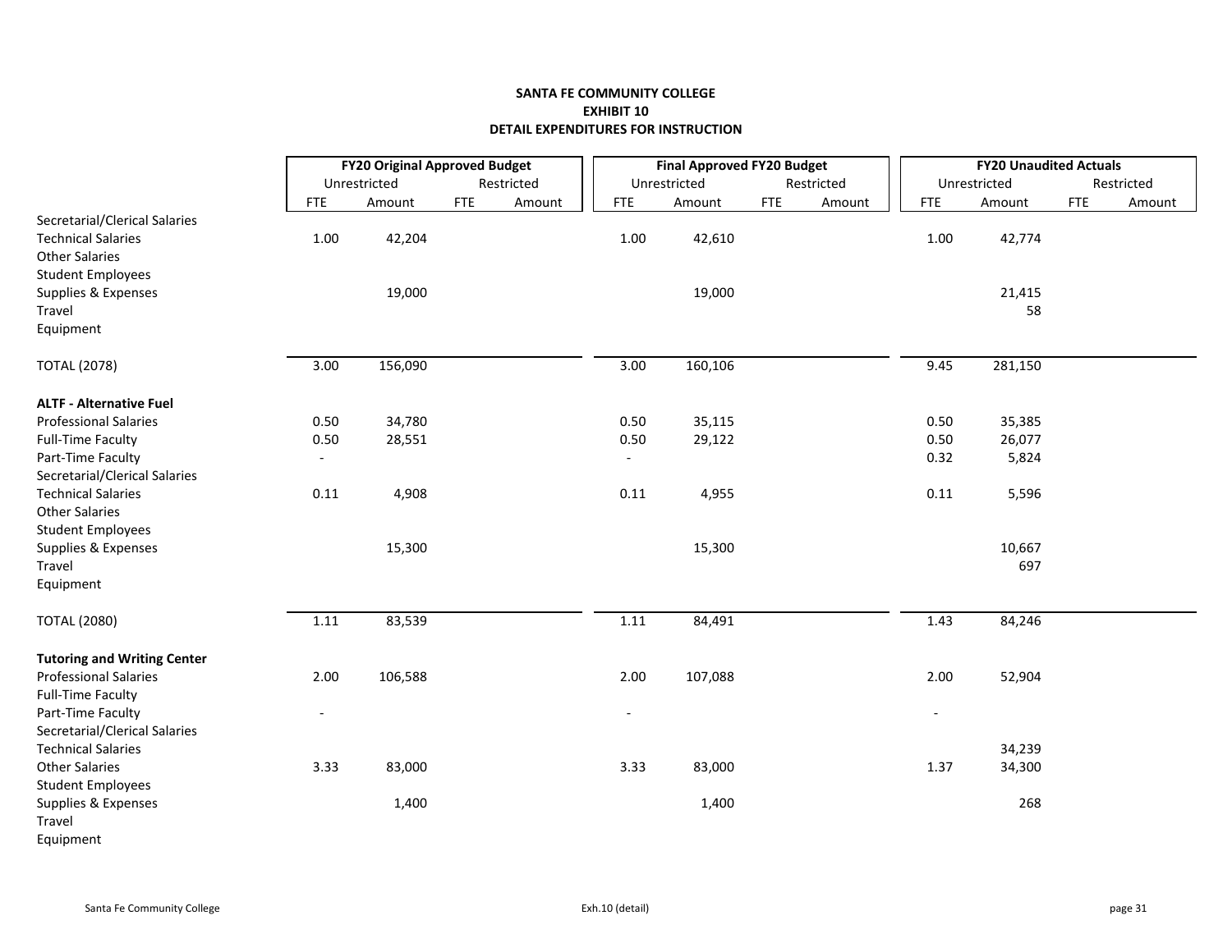**SANTA FE COMMUNITY COLLEGE**
**EXHIBIT 10**
**DETAIL EXPENDITURES FOR INSTRUCTION**

| | FY20 Original Approved Budget | | | | Final Approved FY20 Budget | | | | FY20 Unaudited Actuals | | | |
|---|---|---|---|---|---|---|---|---|---|---|---|---|
| | Unrestricted | | Restricted | | Unrestricted | | Restricted | | Unrestricted | | Restricted | |
| | FTE | Amount | FTE | Amount | FTE | Amount | FTE | Amount | FTE | Amount | FTE | Amount |
| Secretarial/Clerical Salaries | | | | | | | | | | | | |
| Technical Salaries | 1.00 | 42,204 | | | 1.00 | 42,610 | | | 1.00 | 42,774 | | |
| Other Salaries | | | | | | | | | | | | |
| Student Employees | | | | | | | | | | | | |
| Supplies & Expenses | | 19,000 | | | | 19,000 | | | | 21,415 | | |
| Travel | | | | | | | | | | 58 | | |
| Equipment | | | | | | | | | | | | |
| TOTAL (2078) | 3.00 | 156,090 | | | 3.00 | 160,106 | | | 9.45 | 281,150 | | |
| **ALTF - Alternative Fuel** | | | | | | | | | | | | |
| Professional Salaries | 0.50 | 34,780 | | | 0.50 | 35,115 | | | 0.50 | 35,385 | | |
| Full-Time Faculty | 0.50 | 28,551 | | | 0.50 | 29,122 | | | 0.50 | 26,077 | | |
| Part-Time Faculty | - | | | | - | | | | 0.32 | 5,824 | | |
| Secretarial/Clerical Salaries | | | | | | | | | | | | |
| Technical Salaries | 0.11 | 4,908 | | | 0.11 | 4,955 | | | 0.11 | 5,596 | | |
| Other Salaries | | | | | | | | | | | | |
| Student Employees | | | | | | | | | | | | |
| Supplies & Expenses | | 15,300 | | | | 15,300 | | | | 10,667 | | |
| Travel | | | | | | | | | | 697 | | |
| Equipment | | | | | | | | | | | | |
| TOTAL (2080) | 1.11 | 83,539 | | | 1.11 | 84,491 | | | 1.43 | 84,246 | | |
| **Tutoring and Writing Center** | | | | | | | | | | | | |
| Professional Salaries | 2.00 | 106,588 | | | 2.00 | 107,088 | | | 2.00 | 52,904 | | |
| Full-Time Faculty | | | | | | | | | | | | |
| Part-Time Faculty | - | | | | - | | | | - | | | |
| Secretarial/Clerical Salaries | | | | | | | | | | | | |
| Technical Salaries | | | | | | | | | | 34,239 | | |
| Other Salaries | 3.33 | 83,000 | | | 3.33 | 83,000 | | | 1.37 | 34,300 | | |
| Student Employees | | | | | | | | | | | | |
| Supplies & Expenses | | 1,400 | | | | 1,400 | | | | 268 | | |
| Travel | | | | | | | | | | | | |
| Equipment | | | | | | | | | | | | |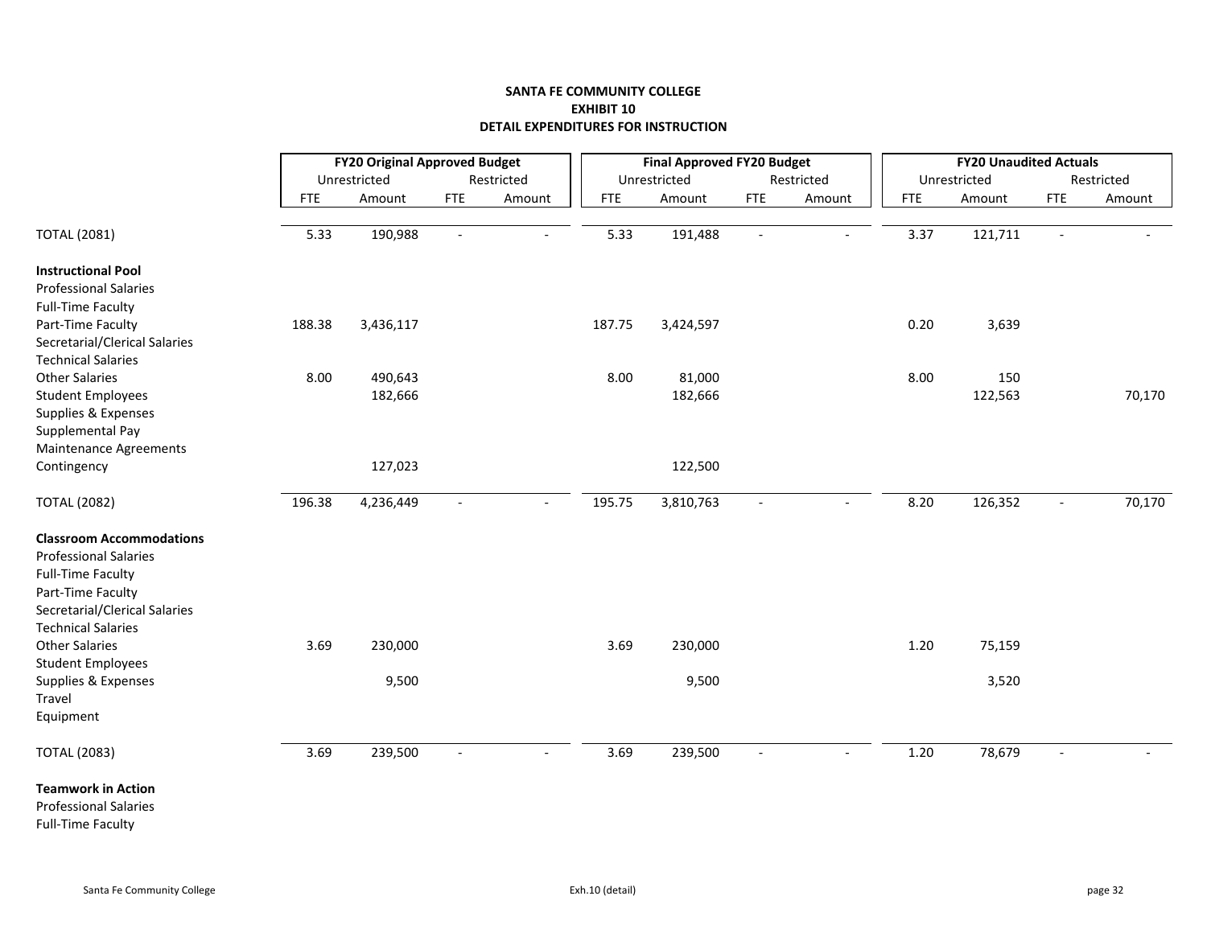**SANTA FE COMMUNITY COLLEGE**
**EXHIBIT 10**
**DETAIL EXPENDITURES FOR INSTRUCTION**

| | FY20 Original Approved Budget | | | | Final Approved FY20 Budget | | | | FY20 Unaudited Actuals | | | |
|---|---|---|---|---|---|---|---|---|---|---|---|---|
| | Unrestricted | | Restricted | | Unrestricted | | Restricted | | Unrestricted | | Restricted | |
| | FTE | Amount | FTE | Amount | FTE | Amount | FTE | Amount | FTE | Amount | FTE | Amount |
| TOTAL (2081) | 5.33 | 190,988 | - | - | 5.33 | 191,488 | - | - | 3.37 | 121,711 | - | - |
| **Instructional Pool** | | | | | | | | | | | | |
| Professional Salaries | | | | | | | | | | | | |
| Full-Time Faculty | | | | | | | | | | | | |
| Part-Time Faculty | 188.38 | 3,436,117 | | | 187.75 | 3,424,597 | | | 0.20 | 3,639 | | |
| Secretarial/Clerical Salaries | | | | | | | | | | | | |
| Technical Salaries | | | | | | | | | | | | |
| Other Salaries | 8.00 | 490,643 | | | 8.00 | 81,000 | | | 8.00 | 150 | | |
| Student Employees | | 182,666 | | | | 182,666 | | | | 122,563 | | 70,170 |
| Supplies & Expenses | | | | | | | | | | | | |
| Supplemental Pay | | | | | | | | | | | | |
| Maintenance Agreements | | | | | | | | | | | | |
| Contingency | | 127,023 | | | | 122,500 | | | | | | |
| TOTAL (2082) | 196.38 | 4,236,449 | - | - | 195.75 | 3,810,763 | - | - | 8.20 | 126,352 | - | 70,170 |
| **Classroom Accommodations** | | | | | | | | | | | | |
| Professional Salaries | | | | | | | | | | | | |
| Full-Time Faculty | | | | | | | | | | | | |
| Part-Time Faculty | | | | | | | | | | | | |
| Secretarial/Clerical Salaries | | | | | | | | | | | | |
| Technical Salaries | | | | | | | | | | | | |
| Other Salaries | 3.69 | 230,000 | | | 3.69 | 230,000 | | | 1.20 | 75,159 | | |
| Student Employees | | | | | | | | | | | | |
| Supplies & Expenses | | 9,500 | | | | 9,500 | | | | 3,520 | | |
| Travel | | | | | | | | | | | | |
| Equipment | | | | | | | | | | | | |
| TOTAL (2083) | 3.69 | 239,500 | - | - | 3.69 | 239,500 | - | - | 1.20 | 78,679 | - | - |
| **Teamwork in Action** | | | | | | | | | | | | |
| Professional Salaries | | | | | | | | | | | | |
| Full-Time Faculty | | | | | | | | | | | | |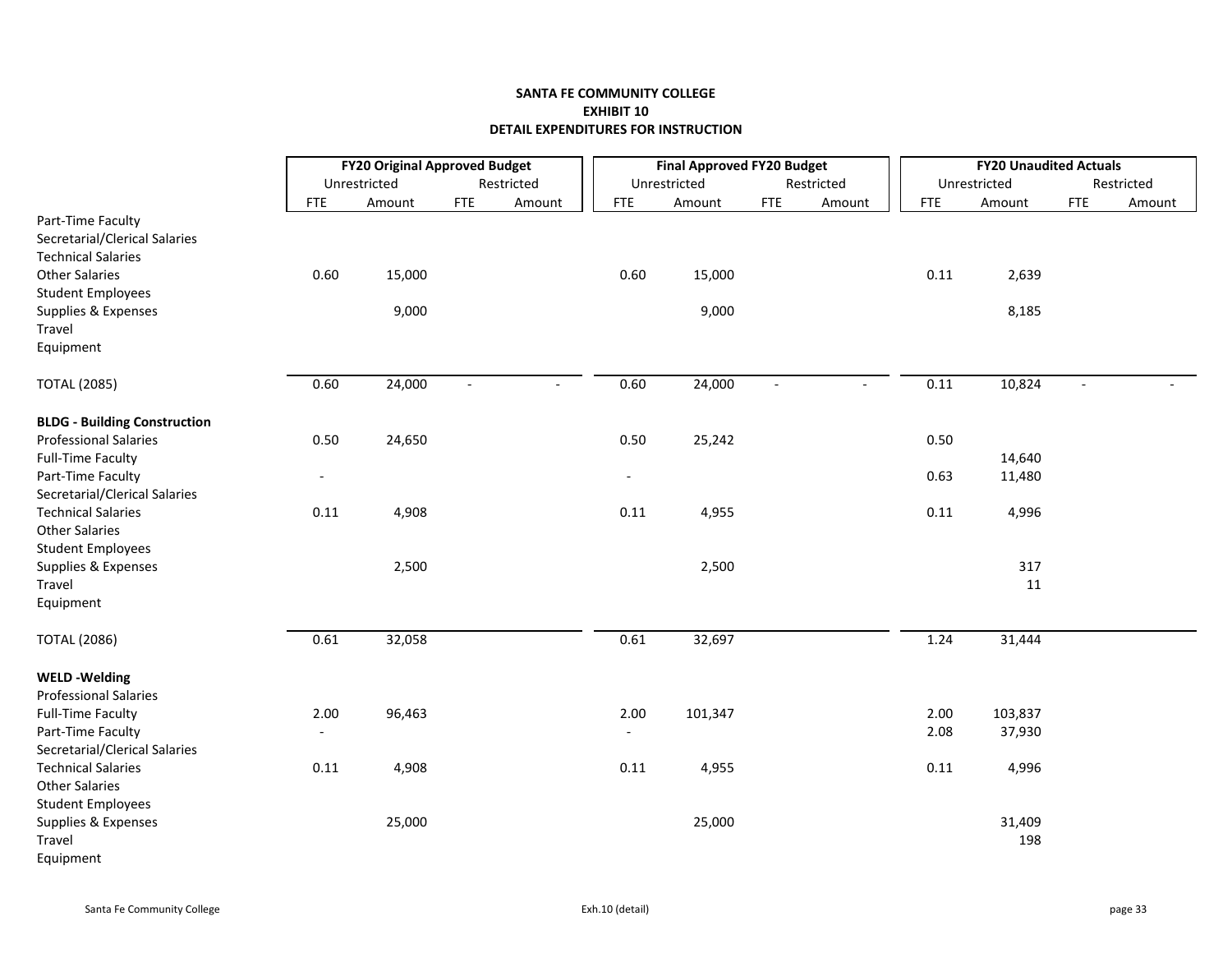**SANTA FE COMMUNITY COLLEGE**
**EXHIBIT 10**
**DETAIL EXPENDITURES FOR INSTRUCTION**

| | FY20 Original Approved Budget | | | | Final Approved FY20 Budget | | | | FY20 Unaudited Actuals | | | |
|---|---|---|---|---|---|---|---|---|---|---|---|---|
| | Unrestricted | | Restricted | | Unrestricted | | Restricted | | Unrestricted | | Restricted | |
| | FTE | Amount | FTE | Amount | FTE | Amount | FTE | Amount | FTE | Amount | FTE | Amount |
| Part-Time Faculty | | | | | | | | | | | | |
| Secretarial/Clerical Salaries | | | | | | | | | | | | |
| Technical Salaries | | | | | | | | | | | | |
| Other Salaries | 0.60 | 15,000 | | | 0.60 | 15,000 | | | 0.11 | 2,639 | | |
| Student Employees | | | | | | | | | | | | |
| Supplies & Expenses | | 9,000 | | | | 9,000 | | | | 8,185 | | |
| Travel | | | | | | | | | | | | |
| Equipment | | | | | | | | | | | | |
| TOTAL (2085) | 0.60 | 24,000 | - | - | 0.60 | 24,000 | - | - | 0.11 | 10,824 | - | - |
| **BLDG - Building Construction** | | | | | | | | | | | | |
| Professional Salaries | 0.50 | 24,650 | | | 0.50 | 25,242 | | | 0.50 | | | |
| Full-Time Faculty | | | | | | | | | | 14,640 | | |
| Part-Time Faculty | - | | | | - | | | | 0.63 | 11,480 | | |
| Secretarial/Clerical Salaries | | | | | | | | | | | | |
| Technical Salaries | 0.11 | 4,908 | | | 0.11 | 4,955 | | | 0.11 | 4,996 | | |
| Other Salaries | | | | | | | | | | | | |
| Student Employees | | | | | | | | | | | | |
| Supplies & Expenses | | 2,500 | | | | 2,500 | | | | 317 | | |
| Travel | | | | | | | | | | 11 | | |
| Equipment | | | | | | | | | | | | |
| TOTAL (2086) | 0.61 | 32,058 | | | 0.61 | 32,697 | | | 1.24 | 31,444 | | |
| **WELD -Welding** | | | | | | | | | | | | |
| Professional Salaries | | | | | | | | | | | | |
| Full-Time Faculty | 2.00 | 96,463 | | | 2.00 | 101,347 | | | 2.00 | 103,837 | | |
| Part-Time Faculty | - | | | | - | | | | 2.08 | 37,930 | | |
| Secretarial/Clerical Salaries | | | | | | | | | | | | |
| Technical Salaries | 0.11 | 4,908 | | | 0.11 | 4,955 | | | 0.11 | 4,996 | | |
| Other Salaries | | | | | | | | | | | | |
| Student Employees | | | | | | | | | | | | |
| Supplies & Expenses | | 25,000 | | | | 25,000 | | | | 31,409 | | |
| Travel | | | | | | | | | | 198 | | |
| Equipment | | | | | | | | | | | | |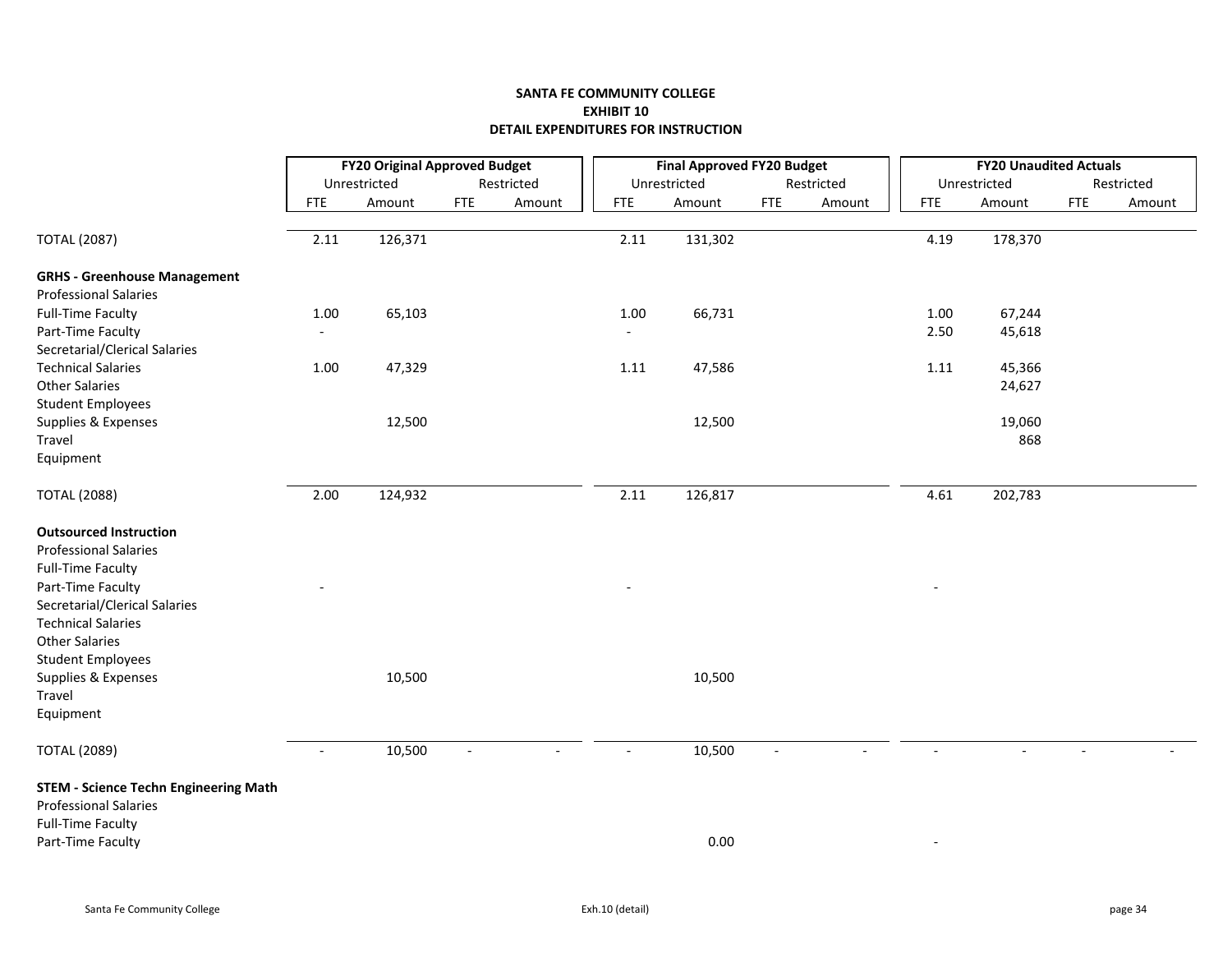**SANTA FE COMMUNITY COLLEGE**
**EXHIBIT 10**
**DETAIL EXPENDITURES FOR INSTRUCTION**

| | FY20 Original Approved Budget | | | | Final Approved FY20 Budget | | | | FY20 Unaudited Actuals | | | |
|---|---|---|---|---|---|---|---|---|---|---|---|---|
| | Unrestricted | | Restricted | | Unrestricted | | Restricted | | Unrestricted | | Restricted | |
| | FTE | Amount | FTE | Amount | FTE | Amount | FTE | Amount | FTE | Amount | FTE | Amount |
| TOTAL (2087) | 2.11 | 126,371 | | | 2.11 | 131,302 | | | 4.19 | 178,370 | | |
| **GRHS - Greenhouse Management** | | | | | | | | | | | | |
| Professional Salaries | | | | | | | | | | | | |
| Full-Time Faculty | 1.00 | 65,103 | | | 1.00 | 66,731 | | | 1.00 | 67,244 | | |
| Part-Time Faculty | - | | | | - | | | | 2.50 | 45,618 | | |
| Secretarial/Clerical Salaries | | | | | | | | | | | | |
| Technical Salaries | 1.00 | 47,329 | | | 1.11 | 47,586 | | | 1.11 | 45,366 | | |
| Other Salaries | | | | | | | | | | 24,627 | | |
| Student Employees | | | | | | | | | | | | |
| Supplies & Expenses | | 12,500 | | | | 12,500 | | | | 19,060 | | |
| Travel | | | | | | | | | | 868 | | |
| Equipment | | | | | | | | | | | | |
| TOTAL (2088) | 2.00 | 124,932 | | | 2.11 | 126,817 | | | 4.61 | 202,783 | | |
| **Outsourced Instruction** | | | | | | | | | | | | |
| Professional Salaries | | | | | | | | | | | | |
| Full-Time Faculty | | | | | | | | | | | | |
| Part-Time Faculty | - | | | | - | | | | - | | | |
| Secretarial/Clerical Salaries | | | | | | | | | | | | |
| Technical Salaries | | | | | | | | | | | | |
| Other Salaries | | | | | | | | | | | | |
| Student Employees | | | | | | | | | | | | |
| Supplies & Expenses | | 10,500 | | | | 10,500 | | | | | | |
| Travel | | | | | | | | | | | | |
| Equipment | | | | | | | | | | | | |
| TOTAL (2089) | - | 10,500 | - | - | - | 10,500 | - | - | - | - | - | - |
| **STEM - Science Techn Engineering Math** | | | | | | | | | | | | |
| Professional Salaries | | | | | | | | | | | | |
| Full-Time Faculty | | | | | | | | | | | | |
| Part-Time Faculty | | | | | | 0.00 | | | - | | | |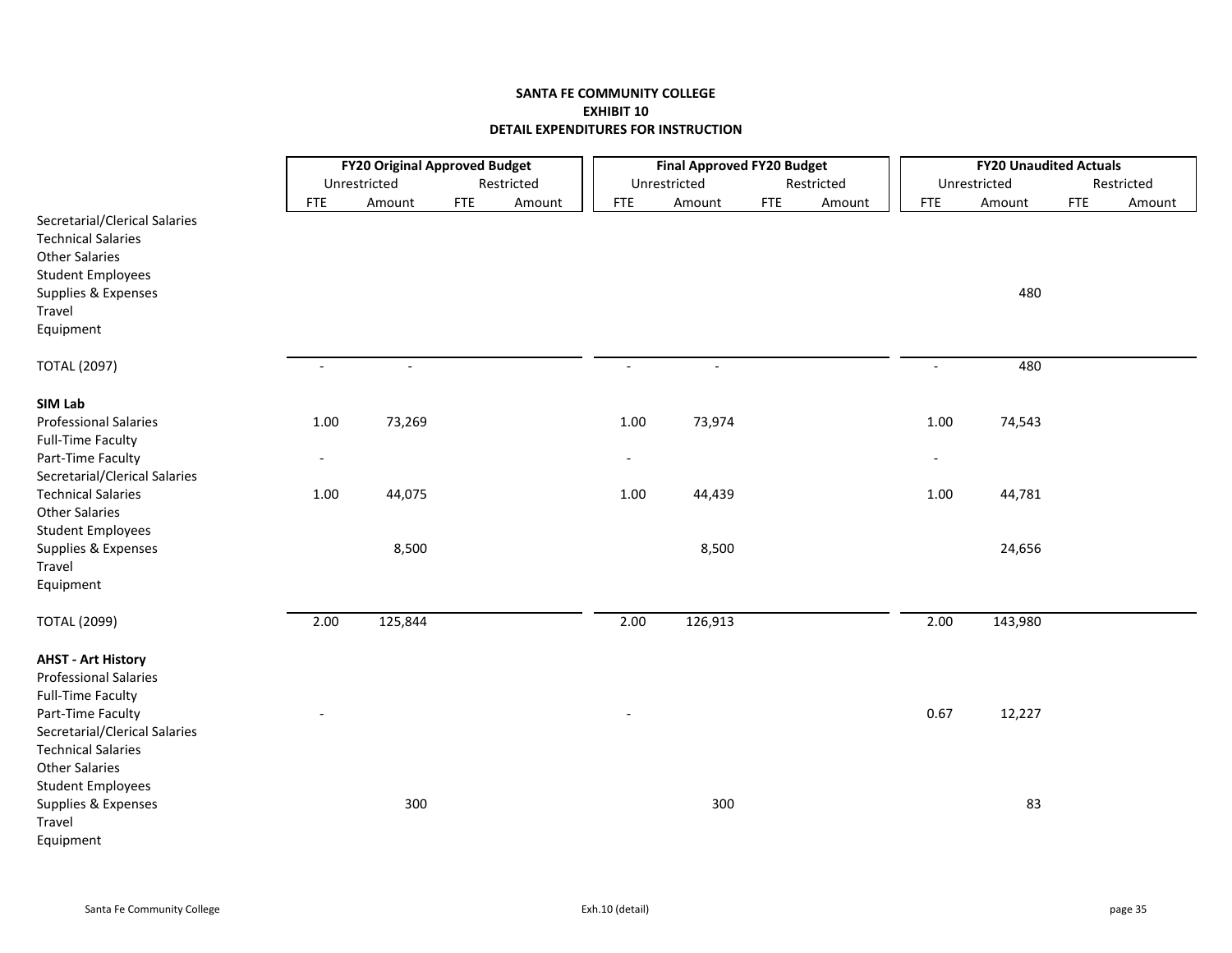**SANTA FE COMMUNITY COLLEGE**
**EXHIBIT 10**
**DETAIL EXPENDITURES FOR INSTRUCTION**

| | FY20 Original Approved Budget | | | | Final Approved FY20 Budget | | | | FY20 Unaudited Actuals | | | |
|---|---|---|---|---|---|---|---|---|---|---|---|---|
| | Unrestricted | | Restricted | | Unrestricted | | Restricted | | Unrestricted | | Restricted | |
| | FTE | Amount | FTE | Amount | FTE | Amount | FTE | Amount | FTE | Amount | FTE | Amount |
| Secretarial/Clerical Salaries | | | | | | | | | | | | |
| Technical Salaries | | | | | | | | | | | | |
| Other Salaries | | | | | | | | | | | | |
| Student Employees | | | | | | | | | | | | |
| Supplies & Expenses | | | | | | | | | | 480 | | |
| Travel | | | | | | | | | | | | |
| Equipment | | | | | | | | | | | | |
| TOTAL (2097) | - | - | | | - | - | | | - | 480 | | |
| **SIM Lab** | | | | | | | | | | | | |
| Professional Salaries | 1.00 | 73,269 | | | 1.00 | 73,974 | | | 1.00 | 74,543 | | |
| Full-Time Faculty | | | | | | | | | | | | |
| Part-Time Faculty | - | | | | - | | | | - | | | |
| Secretarial/Clerical Salaries | | | | | | | | | | | | |
| Technical Salaries | 1.00 | 44,075 | | | 1.00 | 44,439 | | | 1.00 | 44,781 | | |
| Other Salaries | | | | | | | | | | | | |
| Student Employees | | | | | | | | | | | | |
| Supplies & Expenses | | 8,500 | | | | 8,500 | | | | 24,656 | | |
| Travel | | | | | | | | | | | | |
| Equipment | | | | | | | | | | | | |
| TOTAL (2099) | 2.00 | 125,844 | | | 2.00 | 126,913 | | | 2.00 | 143,980 | | |
| **AHST - Art History** | | | | | | | | | | | | |
| Professional Salaries | | | | | | | | | | | | |
| Full-Time Faculty | | | | | | | | | | | | |
| Part-Time Faculty | - | | | | - | | | | 0.67 | 12,227 | | |
| Secretarial/Clerical Salaries | | | | | | | | | | | | |
| Technical Salaries | | | | | | | | | | | | |
| Other Salaries | | | | | | | | | | | | |
| Student Employees | | | | | | | | | | | | |
| Supplies & Expenses | | 300 | | | | 300 | | | | 83 | | |
| Travel | | | | | | | | | | | | |
| Equipment | | | | | | | | | | | | |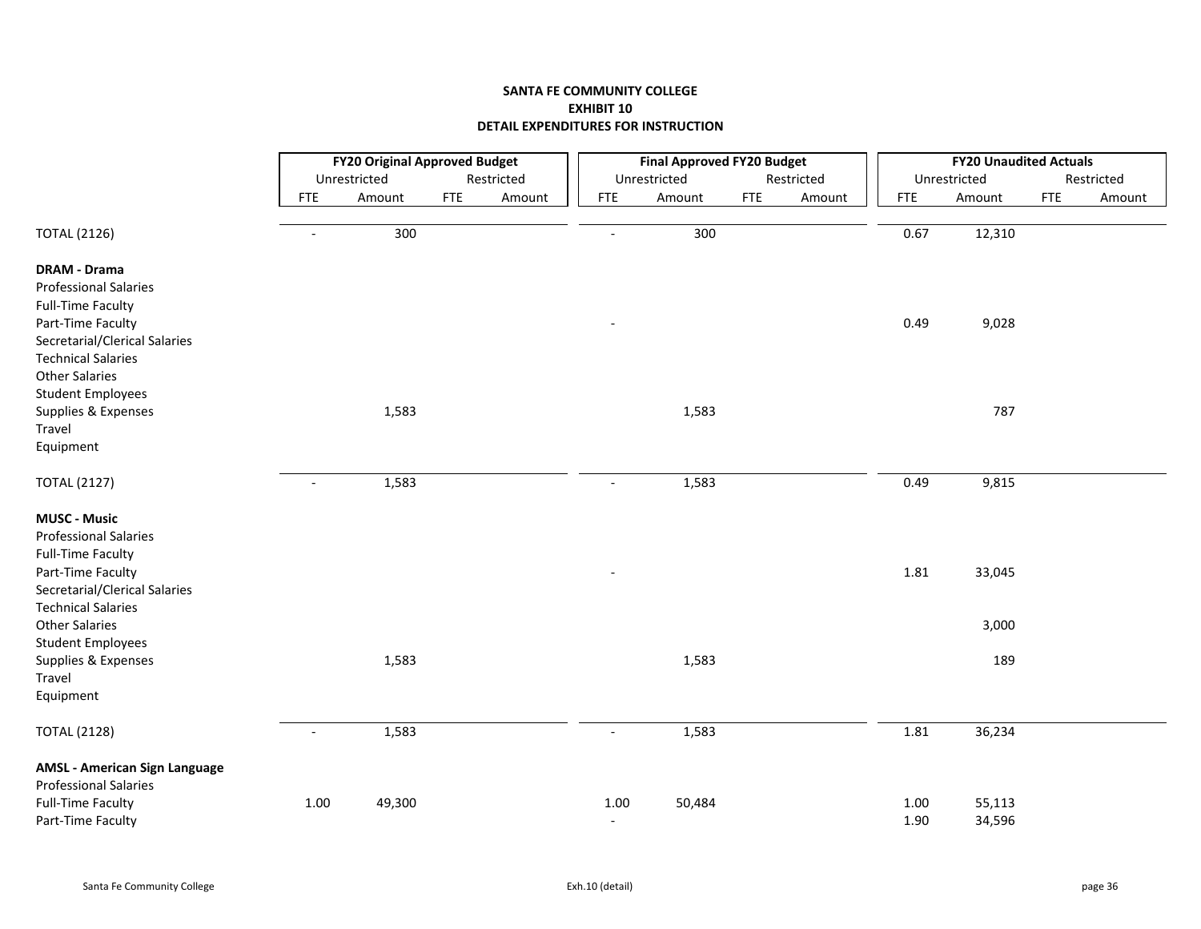**SANTA FE COMMUNITY COLLEGE**
**EXHIBIT 10**
**DETAIL EXPENDITURES FOR INSTRUCTION**

| | FY20 Original Approved Budget | | | | Final Approved FY20 Budget | | | | FY20 Unaudited Actuals | | | |
|---|---|---|---|---|---|---|---|---|---|---|---|---|
| | Unrestricted | | Restricted | | Unrestricted | | Restricted | | Unrestricted | | Restricted | |
| | FTE | Amount | FTE | Amount | FTE | Amount | FTE | Amount | FTE | Amount | FTE | Amount |
| TOTAL (2126) | - | 300 | | | - | 300 | | | 0.67 | 12,310 | | |
| **DRAM - Drama** | | | | | | | | | | | | |
| Professional Salaries | | | | | | | | | | | | |
| Full-Time Faculty | | | | | | | | | | | | |
| Part-Time Faculty | | | | | - | | | | 0.49 | 9,028 | | |
| Secretarial/Clerical Salaries | | | | | | | | | | | | |
| Technical Salaries | | | | | | | | | | | | |
| Other Salaries | | | | | | | | | | | | |
| Student Employees | | | | | | | | | | | | |
| Supplies & Expenses | | 1,583 | | | | 1,583 | | | | 787 | | |
| Travel | | | | | | | | | | | | |
| Equipment | | | | | | | | | | | | |
| TOTAL (2127) | - | 1,583 | | | - | 1,583 | | | 0.49 | 9,815 | | |
| **MUSC - Music** | | | | | | | | | | | | |
| Professional Salaries | | | | | | | | | | | | |
| Full-Time Faculty | | | | | | | | | | | | |
| Part-Time Faculty | | | | | - | | | | 1.81 | 33,045 | | |
| Secretarial/Clerical Salaries | | | | | | | | | | | | |
| Technical Salaries | | | | | | | | | | | | |
| Other Salaries | | | | | | | | | | 3,000 | | |
| Student Employees | | | | | | | | | | | | |
| Supplies & Expenses | | 1,583 | | | | 1,583 | | | | 189 | | |
| Travel | | | | | | | | | | | | |
| Equipment | | | | | | | | | | | | |
| TOTAL (2128) | - | 1,583 | | | - | 1,583 | | | 1.81 | 36,234 | | |
| **AMSL - American Sign Language** | | | | | | | | | | | | |
| Professional Salaries | | | | | | | | | | | | |
| Full-Time Faculty | 1.00 | 49,300 | | | 1.00 | 50,484 | | | 1.00 | 55,113 | | |
| Part-Time Faculty | | | | | - | | | | 1.90 | 34,596 | | |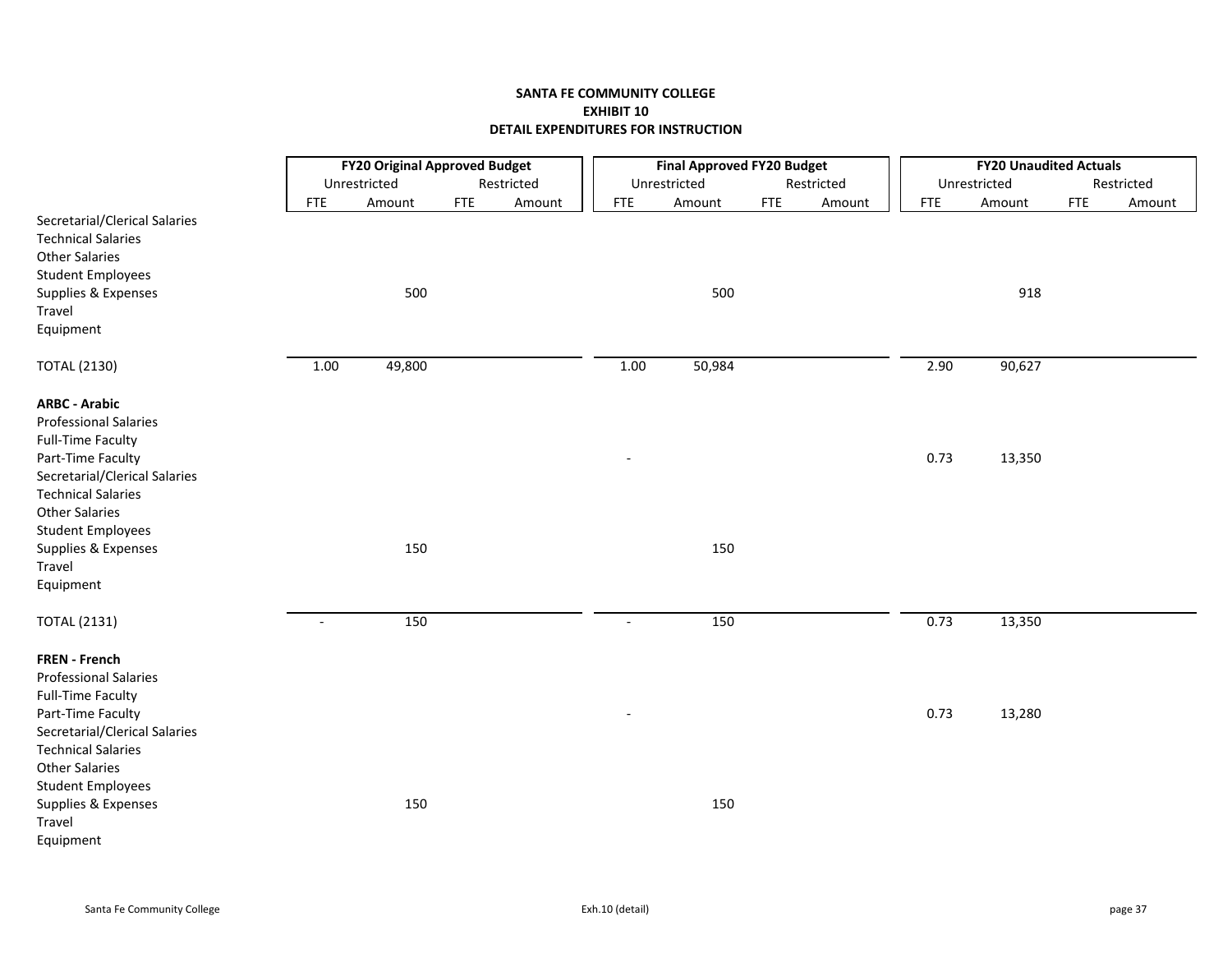# SANTA FE COMMUNITY COLLEGE
## EXHIBIT 10
## DETAIL EXPENDITURES FOR INSTRUCTION

| | FY20 Original Approved Budget | | | | Final Approved FY20 Budget | | | | FY20 Unaudited Actuals | | | |
|---|---|---|---|---|---|---|---|---|---|---|---|---|
| | Unrestricted | | Restricted | | Unrestricted | | Restricted | | Unrestricted | | Restricted | |
| | FTE | Amount | FTE | Amount | FTE | Amount | FTE | Amount | FTE | Amount | FTE | Amount |
| Secretarial/Clerical Salaries | | | | | | | | | | | | |
| Technical Salaries | | | | | | | | | | | | |
| Other Salaries | | | | | | | | | | | | |
| Student Employees | | | | | | | | | | | | |
| Supplies & Expenses | | 500 | | | | 500 | | | | 918 | | |
| Travel | | | | | | | | | | | | |
| Equipment | | | | | | | | | | | | |
| TOTAL (2130) | 1.00 | 49,800 | | | 1.00 | 50,984 | | | 2.90 | 90,627 | | |
| **ARBC - Arabic** | | | | | | | | | | | | |
| Professional Salaries | | | | | | | | | | | | |
| Full-Time Faculty | | | | | | | | | | | | |
| Part-Time Faculty | | | | | - | | | | 0.73 | 13,350 | | |
| Secretarial/Clerical Salaries | | | | | | | | | | | | |
| Technical Salaries | | | | | | | | | | | | |
| Other Salaries | | | | | | | | | | | | |
| Student Employees | | | | | | | | | | | | |
| Supplies & Expenses | | 150 | | | | 150 | | | | | | |
| Travel | | | | | | | | | | | | |
| Equipment | | | | | | | | | | | | |
| TOTAL (2131) | - | 150 | | | - | 150 | | | 0.73 | 13,350 | | |
| **FREN - French** | | | | | | | | | | | | |
| Professional Salaries | | | | | | | | | | | | |
| Full-Time Faculty | | | | | | | | | | | | |
| Part-Time Faculty | | | | | - | | | | 0.73 | 13,280 | | |
| Secretarial/Clerical Salaries | | | | | | | | | | | | |
| Technical Salaries | | | | | | | | | | | | |
| Other Salaries | | | | | | | | | | | | |
| Student Employees | | | | | | | | | | | | |
| Supplies & Expenses | | 150 | | | | 150 | | | | | | |
| Travel | | | | | | | | | | | | |
| Equipment | | | | | | | | | | | | |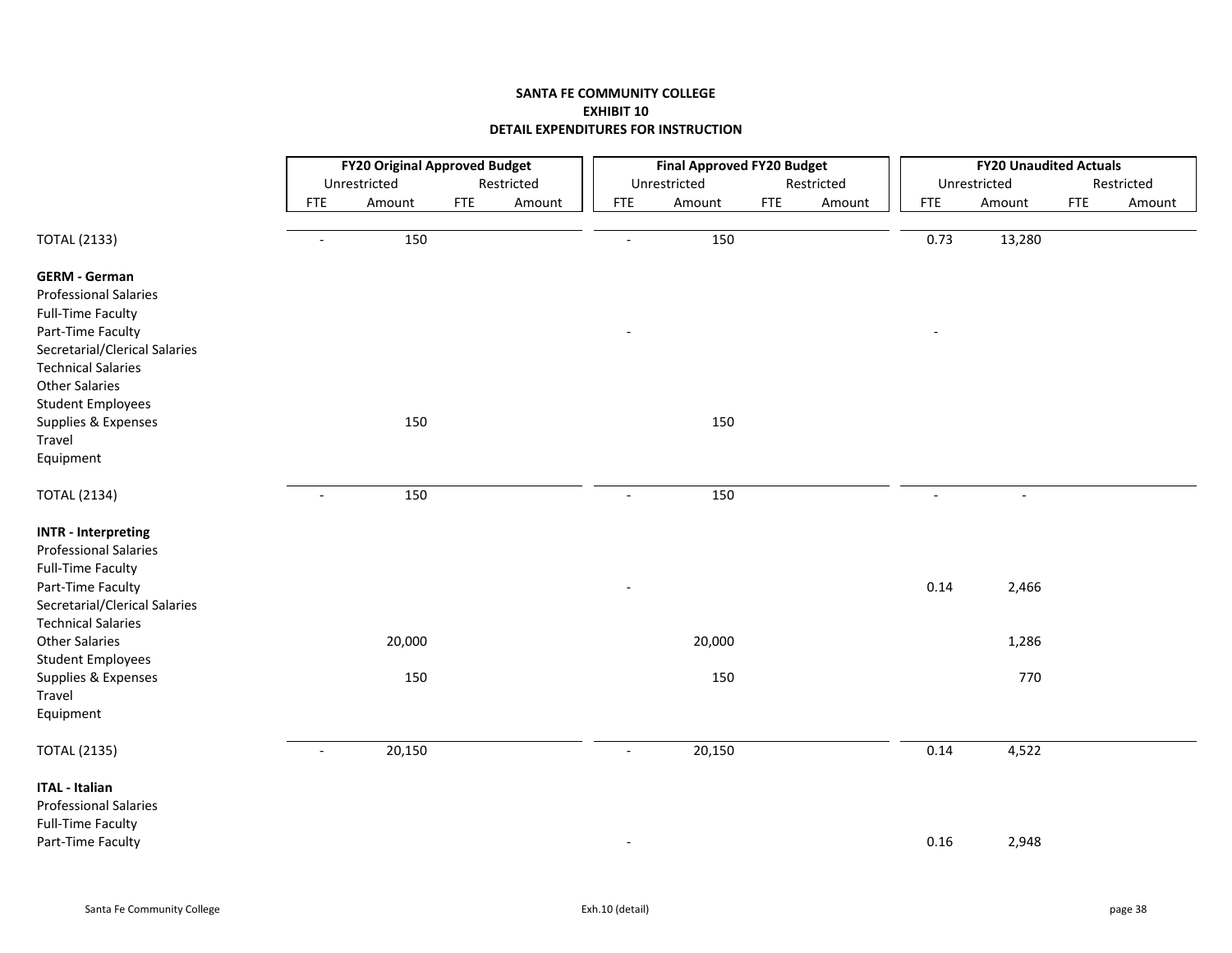**SANTA FE COMMUNITY COLLEGE**
**EXHIBIT 10**
**DETAIL EXPENDITURES FOR INSTRUCTION**

| | FY20 Original Approved Budget | | | | Final Approved FY20 Budget | | | | FY20 Unaudited Actuals | | | |
|---|---|---|---|---|---|---|---|---|---|---|---|---|
| | Unrestricted | | Restricted | | Unrestricted | | Restricted | | Unrestricted | | Restricted | |
| | FTE | Amount | FTE | Amount | FTE | Amount | FTE | Amount | FTE | Amount | FTE | Amount |
| TOTAL (2133) | - | 150 | | | - | 150 | | | 0.73 | 13,280 | | |
| **GERM - German** | | | | | | | | | | | | |
| Professional Salaries | | | | | | | | | | | | |
| Full-Time Faculty | | | | | | | | | | | | |
| Part-Time Faculty | | | | | - | | | | - | | | |
| Secretarial/Clerical Salaries | | | | | | | | | | | | |
| Technical Salaries | | | | | | | | | | | | |
| Other Salaries | | | | | | | | | | | | |
| Student Employees | | | | | | | | | | | | |
| Supplies & Expenses | | 150 | | | | 150 | | | | | | |
| Travel | | | | | | | | | | | | |
| Equipment | | | | | | | | | | | | |
| TOTAL (2134) | - | 150 | | | - | 150 | | | - | - | | |
| **INTR - Interpreting** | | | | | | | | | | | | |
| Professional Salaries | | | | | | | | | | | | |
| Full-Time Faculty | | | | | | | | | | | | |
| Part-Time Faculty | | | | | - | | | | 0.14 | 2,466 | | |
| Secretarial/Clerical Salaries | | | | | | | | | | | | |
| Technical Salaries | | | | | | | | | | | | |
| Other Salaries | | 20,000 | | | | 20,000 | | | | 1,286 | | |
| Student Employees | | | | | | | | | | | | |
| Supplies & Expenses | | 150 | | | | 150 | | | | 770 | | |
| Travel | | | | | | | | | | | | |
| Equipment | | | | | | | | | | | | |
| TOTAL (2135) | - | 20,150 | | | - | 20,150 | | | 0.14 | 4,522 | | |
| **ITAL - Italian** | | | | | | | | | | | | |
| Professional Salaries | | | | | | | | | | | | |
| Full-Time Faculty | | | | | | | | | | | | |
| Part-Time Faculty | | | | | - | | | | 0.16 | 2,948 | | |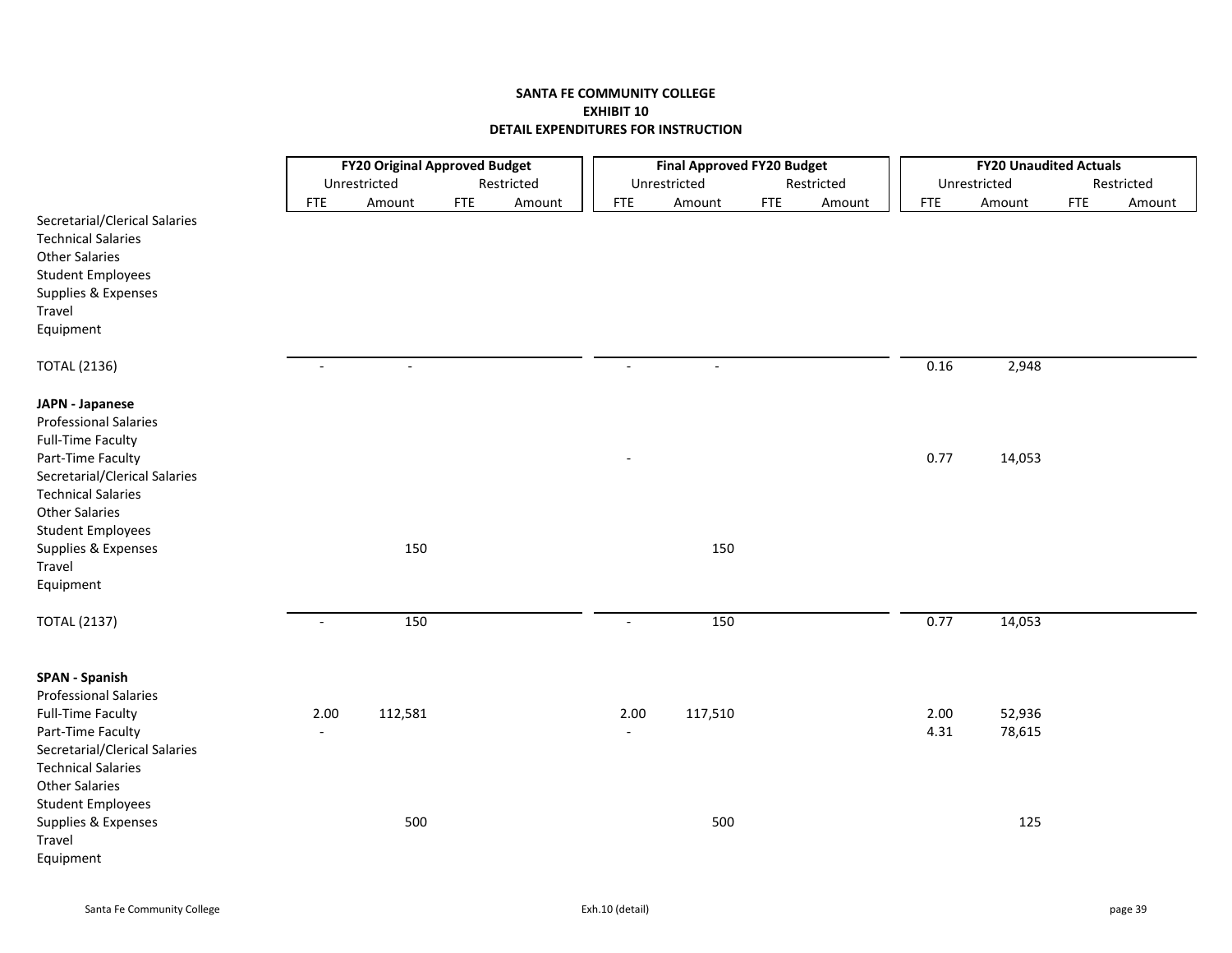**SANTA FE COMMUNITY COLLEGE**
**EXHIBIT 10**
**DETAIL EXPENDITURES FOR INSTRUCTION**

| | FY20 Original Approved Budget | | | | Final Approved FY20 Budget | | | | FY20 Unaudited Actuals | | | |
|---|---|---|---|---|---|---|---|---|---|---|---|---|
| | Unrestricted | | Restricted | | Unrestricted | | Restricted | | Unrestricted | | Restricted | |
| | FTE | Amount | FTE | Amount | FTE | Amount | FTE | Amount | FTE | Amount | FTE | Amount |
| Secretarial/Clerical Salaries | | | | | | | | | | | | |
| Technical Salaries | | | | | | | | | | | | |
| Other Salaries | | | | | | | | | | | | |
| Student Employees | | | | | | | | | | | | |
| Supplies & Expenses | | | | | | | | | | | | |
| Travel | | | | | | | | | | | | |
| Equipment | | | | | | | | | | | | |
| TOTAL (2136) | - | - | | | - | - | | | 0.16 | 2,948 | | |
| **JAPN - Japanese** | | | | | | | | | | | | |
| Professional Salaries | | | | | | | | | | | | |
| Full-Time Faculty | | | | | | | | | | | | |
| Part-Time Faculty | | | | | - | | | | 0.77 | 14,053 | | |
| Secretarial/Clerical Salaries | | | | | | | | | | | | |
| Technical Salaries | | | | | | | | | | | | |
| Other Salaries | | | | | | | | | | | | |
| Student Employees | | | | | | | | | | | | |
| Supplies & Expenses | | 150 | | | | 150 | | | | | | |
| Travel | | | | | | | | | | | | |
| Equipment | | | | | | | | | | | | |
| TOTAL (2137) | - | 150 | | | - | 150 | | | 0.77 | 14,053 | | |
| **SPAN - Spanish** | | | | | | | | | | | | |
| Professional Salaries | | | | | | | | | | | | |
| Full-Time Faculty | 2.00 | 112,581 | | | 2.00 | 117,510 | | | 2.00 | 52,936 | | |
| Part-Time Faculty | - | | | | - | | | | 4.31 | 78,615 | | |
| Secretarial/Clerical Salaries | | | | | | | | | | | | |
| Technical Salaries | | | | | | | | | | | | |
| Other Salaries | | | | | | | | | | | | |
| Student Employees | | | | | | | | | | | | |
| Supplies & Expenses | | 500 | | | | 500 | | | | 125 | | |
| Travel | | | | | | | | | | | | |
| Equipment | | | | | | | | | | | | |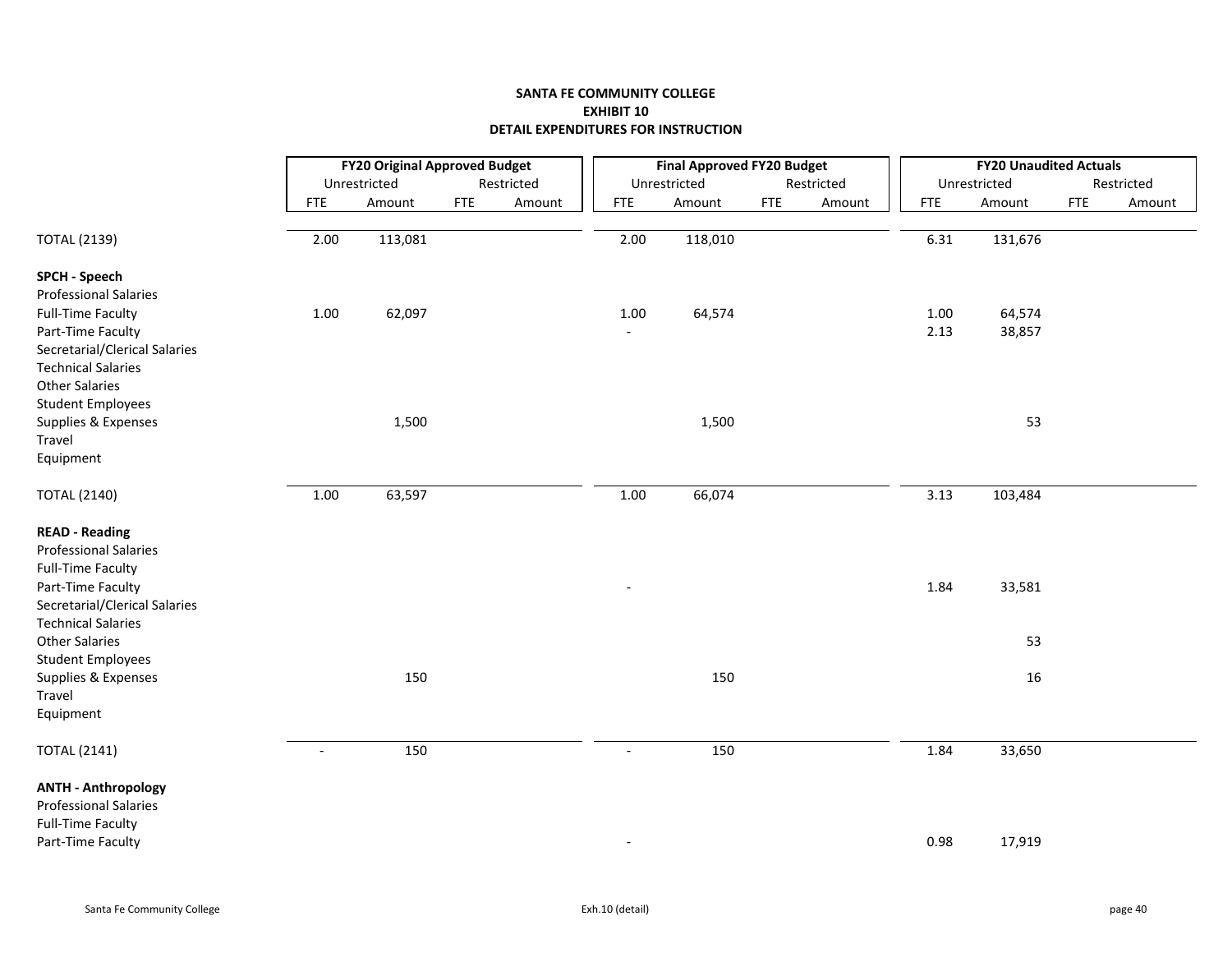**SANTA FE COMMUNITY COLLEGE**
**EXHIBIT 10**
**DETAIL EXPENDITURES FOR INSTRUCTION**

| | FY20 Original Approved Budget | | | | Final Approved FY20 Budget | | | | FY20 Unaudited Actuals | | | |
|---|---|---|---|---|---|---|---|---|---|---|---|---|
| | Unrestricted | | Restricted | | Unrestricted | | Restricted | | Unrestricted | | Restricted | |
| | FTE | Amount | FTE | Amount | FTE | Amount | FTE | Amount | FTE | Amount | FTE | Amount |
| TOTAL (2139) | 2.00 | 113,081 | | | 2.00 | 118,010 | | | 6.31 | 131,676 | | |
| **SPCH - Speech** | | | | | | | | | | | | |
| Professional Salaries | | | | | | | | | | | | |
| Full-Time Faculty | 1.00 | 62,097 | | | 1.00 | 64,574 | | | 1.00 | 64,574 | | |
| Part-Time Faculty | | | | | - | | | | 2.13 | 38,857 | | |
| Secretarial/Clerical Salaries | | | | | | | | | | | | |
| Technical Salaries | | | | | | | | | | | | |
| Other Salaries | | | | | | | | | | | | |
| Student Employees | | | | | | | | | | | | |
| Supplies & Expenses | | 1,500 | | | | 1,500 | | | | 53 | | |
| Travel | | | | | | | | | | | | |
| Equipment | | | | | | | | | | | | |
| TOTAL (2140) | 1.00 | 63,597 | | | 1.00 | 66,074 | | | 3.13 | 103,484 | | |
| **READ - Reading** | | | | | | | | | | | | |
| Professional Salaries | | | | | | | | | | | | |
| Full-Time Faculty | | | | | | | | | | | | |
| Part-Time Faculty | | | | | - | | | | 1.84 | 33,581 | | |
| Secretarial/Clerical Salaries | | | | | | | | | | | | |
| Technical Salaries | | | | | | | | | | | | |
| Other Salaries | | | | | | | | | | 53 | | |
| Student Employees | | | | | | | | | | | | |
| Supplies & Expenses | | 150 | | | | 150 | | | | 16 | | |
| Travel | | | | | | | | | | | | |
| Equipment | | | | | | | | | | | | |
| TOTAL (2141) | - | 150 | | | - | 150 | | | 1.84 | 33,650 | | |
| **ANTH - Anthropology** | | | | | | | | | | | | |
| Professional Salaries | | | | | | | | | | | | |
| Full-Time Faculty | | | | | | | | | | | | |
| Part-Time Faculty | | | | | - | | | | 0.98 | 17,919 | | |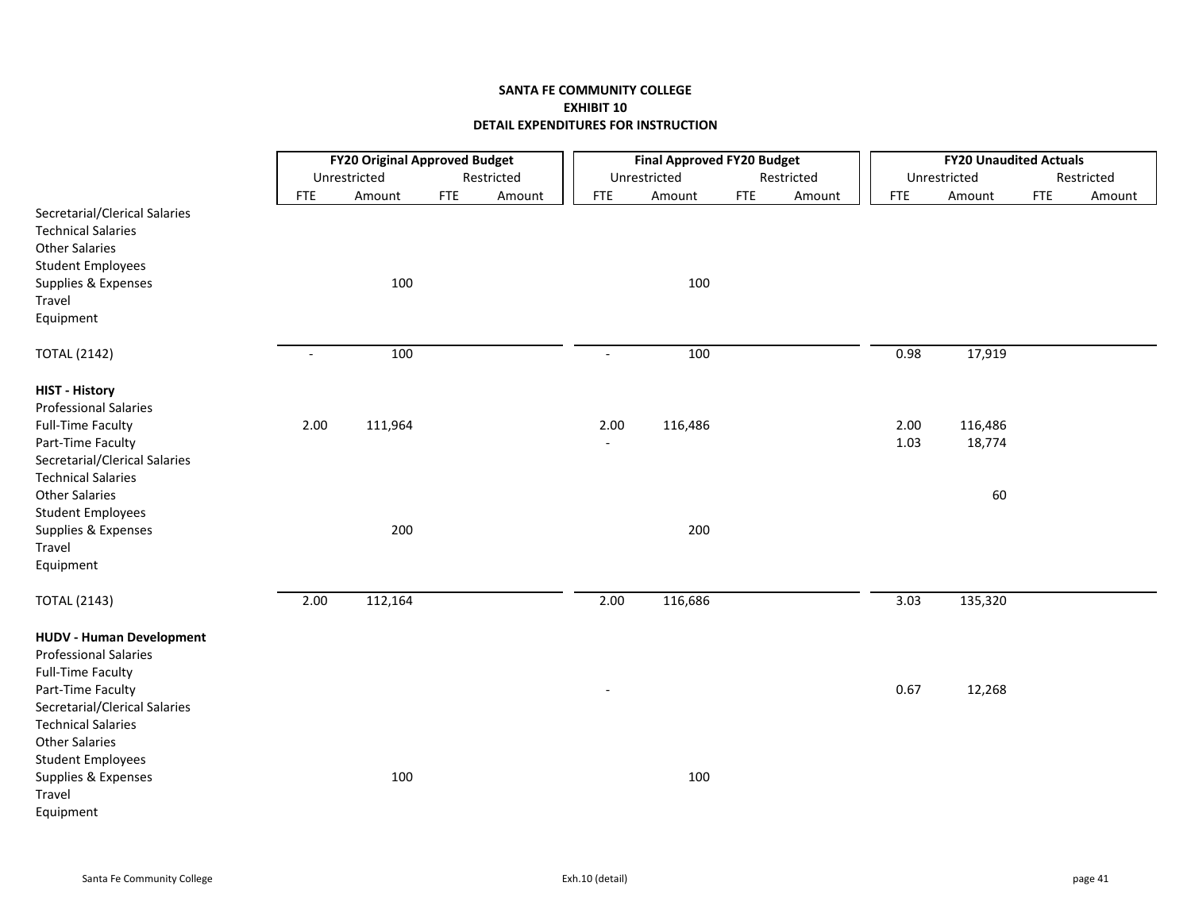**SANTA FE COMMUNITY COLLEGE**
**EXHIBIT 10**
**DETAIL EXPENDITURES FOR INSTRUCTION**

| | FY20 Original Approved Budget | | | | Final Approved FY20 Budget | | | | FY20 Unaudited Actuals | | | |
|---|---|---|---|---|---|---|---|---|---|---|---|---|
| | Unrestricted | | Restricted | | Unrestricted | | Restricted | | Unrestricted | | Restricted | |
| | FTE | Amount | FTE | Amount | FTE | Amount | FTE | Amount | FTE | Amount | FTE | Amount |
| Secretarial/Clerical Salaries | | | | | | | | | | | | |
| Technical Salaries | | | | | | | | | | | | |
| Other Salaries | | | | | | | | | | | | |
| Student Employees | | | | | | | | | | | | |
| Supplies & Expenses | | 100 | | | | 100 | | | | | | |
| Travel | | | | | | | | | | | | |
| Equipment | | | | | | | | | | | | |
| TOTAL (2142) | - | 100 | | | - | 100 | | | 0.98 | 17,919 | | |
| **HIST - History** | | | | | | | | | | | | |
| Professional Salaries | | | | | | | | | | | | |
| Full-Time Faculty | 2.00 | 111,964 | | | 2.00 | 116,486 | | | 2.00 | 116,486 | | |
| Part-Time Faculty | | | | | - | | | | 1.03 | 18,774 | | |
| Secretarial/Clerical Salaries | | | | | | | | | | | | |
| Technical Salaries | | | | | | | | | | | | |
| Other Salaries | | | | | | | | | | 60 | | |
| Student Employees | | | | | | | | | | | | |
| Supplies & Expenses | | 200 | | | | 200 | | | | | | |
| Travel | | | | | | | | | | | | |
| Equipment | | | | | | | | | | | | |
| TOTAL (2143) | 2.00 | 112,164 | | | 2.00 | 116,686 | | | 3.03 | 135,320 | | |
| **HUDV - Human Development** | | | | | | | | | | | | |
| Professional Salaries | | | | | | | | | | | | |
| Full-Time Faculty | | | | | | | | | | | | |
| Part-Time Faculty | | | | | - | | | | 0.67 | 12,268 | | |
| Secretarial/Clerical Salaries | | | | | | | | | | | | |
| Technical Salaries | | | | | | | | | | | | |
| Other Salaries | | | | | | | | | | | | |
| Student Employees | | | | | | | | | | | | |
| Supplies & Expenses | | 100 | | | | 100 | | | | | | |
| Travel | | | | | | | | | | | | |
| Equipment | | | | | | | | | | | | |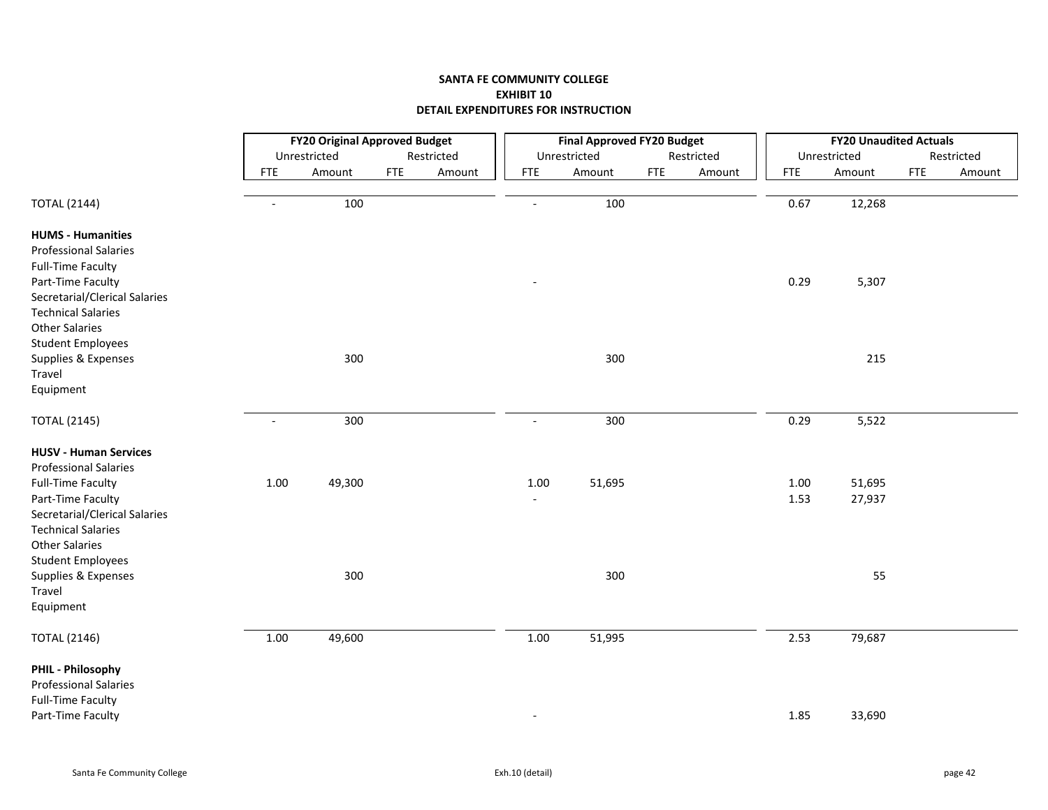**SANTA FE COMMUNITY COLLEGE**
**EXHIBIT 10**
**DETAIL EXPENDITURES FOR INSTRUCTION**

| | FY20 Original Approved Budget | | | | Final Approved FY20 Budget | | | | FY20 Unaudited Actuals | | | |
|---|---|---|---|---|---|---|---|---|---|---|---|---|
| | Unrestricted | | Restricted | | Unrestricted | | Restricted | | Unrestricted | | Restricted | |
| | FTE | Amount | FTE | Amount | FTE | Amount | FTE | Amount | FTE | Amount | FTE | Amount |
| TOTAL (2144) | - | 100 | | | - | 100 | | | 0.67 | 12,268 | | |
| **HUMS - Humanities** | | | | | | | | | | | | |
| Professional Salaries | | | | | | | | | | | | |
| Full-Time Faculty | | | | | | | | | | | | |
| Part-Time Faculty | | | | | - | | | | 0.29 | 5,307 | | |
| Secretarial/Clerical Salaries | | | | | | | | | | | | |
| Technical Salaries | | | | | | | | | | | | |
| Other Salaries | | | | | | | | | | | | |
| Student Employees | | | | | | | | | | | | |
| Supplies & Expenses | | 300 | | | | 300 | | | | 215 | | |
| Travel | | | | | | | | | | | | |
| Equipment | | | | | | | | | | | | |
| TOTAL (2145) | - | 300 | | | - | 300 | | | 0.29 | 5,522 | | |
| **HUSV - Human Services** | | | | | | | | | | | | |
| Professional Salaries | | | | | | | | | | | | |
| Full-Time Faculty | 1.00 | 49,300 | | | 1.00 | 51,695 | | | 1.00 | 51,695 | | |
| Part-Time Faculty | | | | | - | | | | 1.53 | 27,937 | | |
| Secretarial/Clerical Salaries | | | | | | | | | | | | |
| Technical Salaries | | | | | | | | | | | | |
| Other Salaries | | | | | | | | | | | | |
| Student Employees | | | | | | | | | | | | |
| Supplies & Expenses | | 300 | | | | 300 | | | | 55 | | |
| Travel | | | | | | | | | | | | |
| Equipment | | | | | | | | | | | | |
| TOTAL (2146) | 1.00 | 49,600 | | | 1.00 | 51,995 | | | 2.53 | 79,687 | | |
| **PHIL - Philosophy** | | | | | | | | | | | | |
| Professional Salaries | | | | | | | | | | | | |
| Full-Time Faculty | | | | | | | | | | | | |
| Part-Time Faculty | | | | | - | | | | 1.85 | 33,690 | | |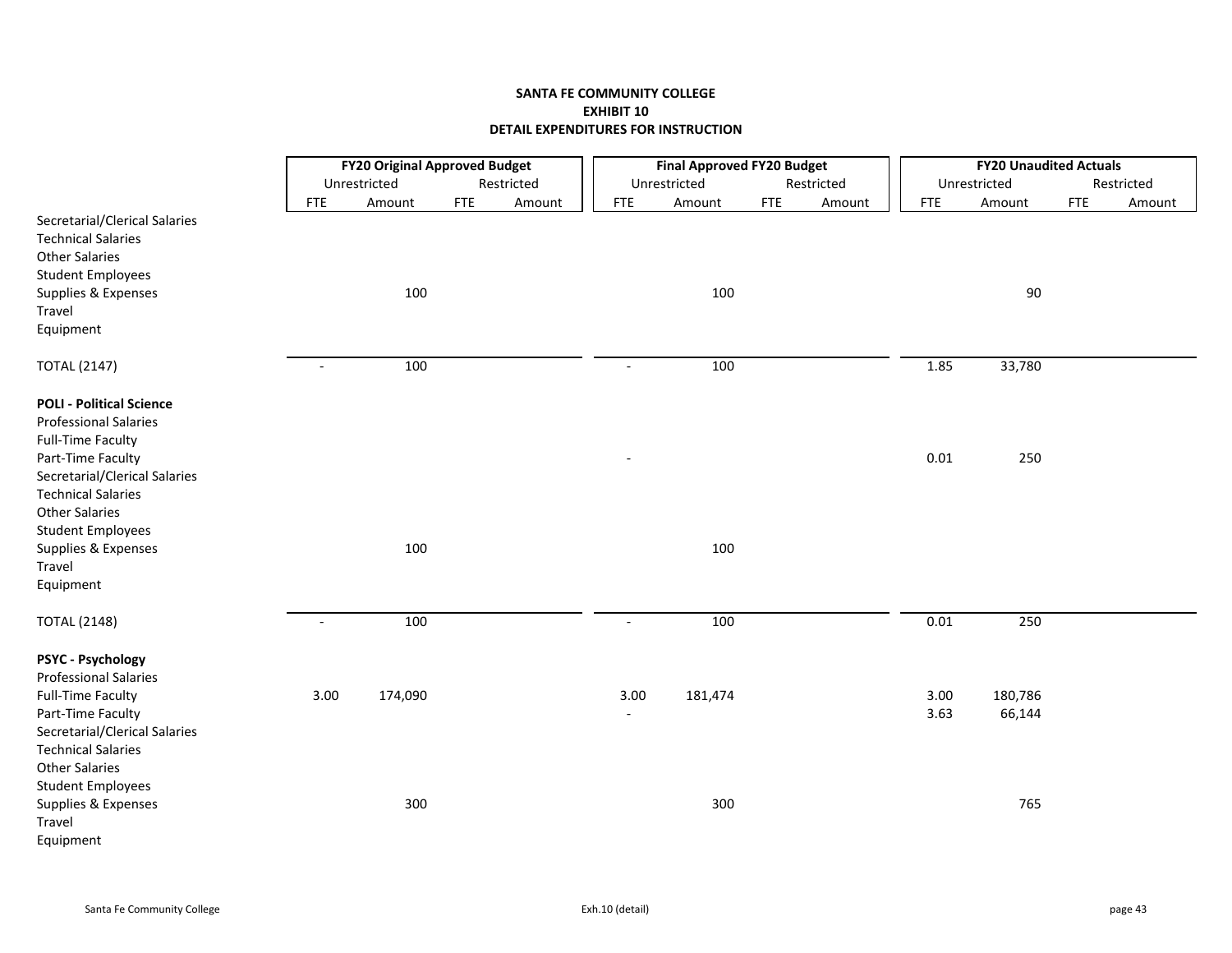**SANTA FE COMMUNITY COLLEGE**
**EXHIBIT 10**
**DETAIL EXPENDITURES FOR INSTRUCTION**

| | **FY20 Original Approved Budget** | | | | **Final Approved FY20 Budget** | | | | **FY20 Unaudited Actuals** | | | |
|---|---|---|---|---|---|---|---|---|---|---|---|---|
| | Unrestricted | | Restricted | | Unrestricted | | Restricted | | Unrestricted | | Restricted | |
| | FTE | Amount | FTE | Amount | FTE | Amount | FTE | Amount | FTE | Amount | FTE | Amount |
| Secretarial/Clerical Salaries | | | | | | | | | | | | |
| Technical Salaries | | | | | | | | | | | | |
| Other Salaries | | | | | | | | | | | | |
| Student Employees | | | | | | | | | | | | |
| Supplies & Expenses | | 100 | | | | 100 | | | | 90 | | |
| Travel | | | | | | | | | | | | |
| Equipment | | | | | | | | | | | | |
| TOTAL (2147) | - | 100 | | | - | 100 | | | 1.85 | 33,780 | | |
| **POLI - Political Science** | | | | | | | | | | | | |
| Professional Salaries | | | | | | | | | | | | |
| Full-Time Faculty | | | | | | | | | | | | |
| Part-Time Faculty | | | | | - | | | | 0.01 | 250 | | |
| Secretarial/Clerical Salaries | | | | | | | | | | | | |
| Technical Salaries | | | | | | | | | | | | |
| Other Salaries | | | | | | | | | | | | |
| Student Employees | | | | | | | | | | | | |
| Supplies & Expenses | | 100 | | | | 100 | | | | | | |
| Travel | | | | | | | | | | | | |
| Equipment | | | | | | | | | | | | |
| TOTAL (2148) | - | 100 | | | - | 100 | | | 0.01 | 250 | | |
| **PSYC - Psychology** | | | | | | | | | | | | |
| Professional Salaries | | | | | | | | | | | | |
| Full-Time Faculty | 3.00 | 174,090 | | | 3.00 | 181,474 | | | 3.00 | 180,786 | | |
| Part-Time Faculty | | | | | - | | | | 3.63 | 66,144 | | |
| Secretarial/Clerical Salaries | | | | | | | | | | | | |
| Technical Salaries | | | | | | | | | | | | |
| Other Salaries | | | | | | | | | | | | |
| Student Employees | | | | | | | | | | | | |
| Supplies & Expenses | | 300 | | | | 300 | | | | 765 | | |
| Travel | | | | | | | | | | | | |
| Equipment | | | | | | | | | | | | |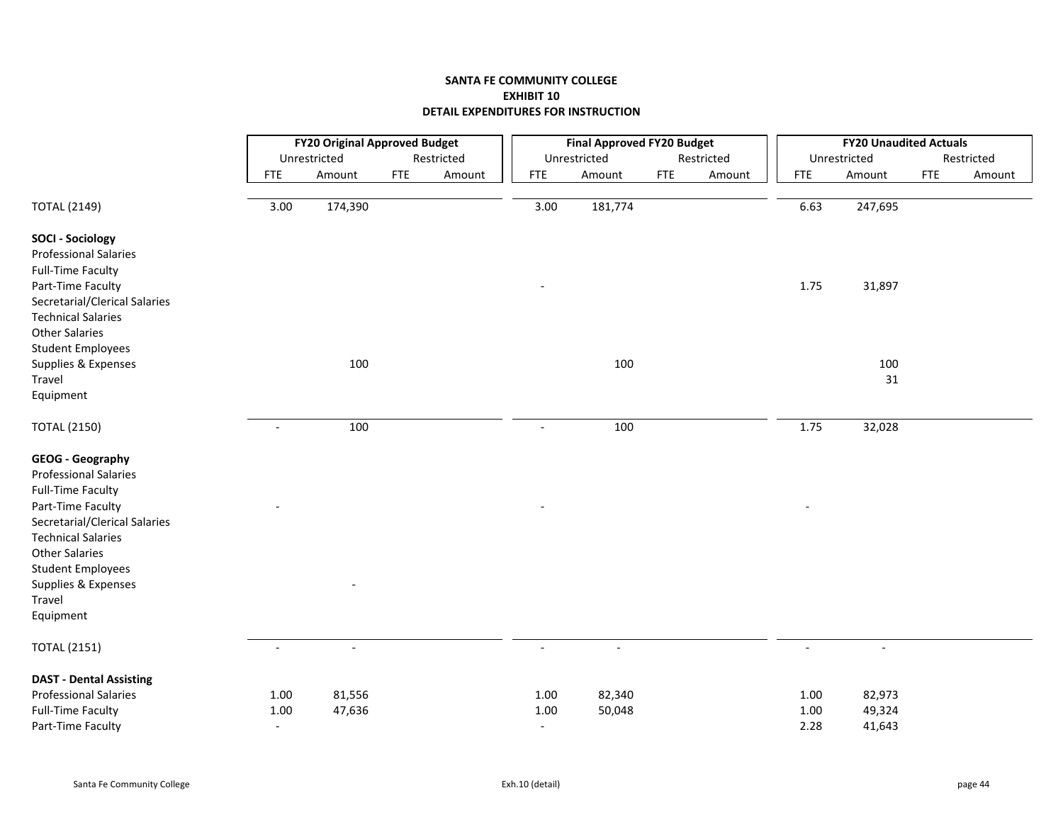# SANTA FE COMMUNITY COLLEGE
## EXHIBIT 10
## DETAIL EXPENDITURES FOR INSTRUCTION

| | FY20 Original Approved Budget | | | | Final Approved FY20 Budget | | | | FY20 Unaudited Actuals | | | |
|---|---|---|---|---|---|---|---|---|---|---|---|---|
| | Unrestricted | | Restricted | | Unrestricted | | Restricted | | Unrestricted | | Restricted | |
| | FTE | Amount | FTE | Amount | FTE | Amount | FTE | Amount | FTE | Amount | FTE | Amount |
| TOTAL (2149) | 3.00 | 174,390 | | | 3.00 | 181,774 | | | 6.63 | 247,695 | | |
| **SOCI - Sociology** | | | | | | | | | | | | |
| Professional Salaries | | | | | | | | | | | | |
| Full-Time Faculty | | | | | | | | | | | | |
| Part-Time Faculty | | | | | - | | | | 1.75 | 31,897 | | |
| Secretarial/Clerical Salaries | | | | | | | | | | | | |
| Technical Salaries | | | | | | | | | | | | |
| Other Salaries | | | | | | | | | | | | |
| Student Employees | | | | | | | | | | | | |
| Supplies & Expenses | | 100 | | | | 100 | | | | 100 | | |
| Travel | | | | | | | | | | 31 | | |
| Equipment | | | | | | | | | | | | |
| TOTAL (2150) | - | 100 | | | - | 100 | | | 1.75 | 32,028 | | |
| **GEOG - Geography** | | | | | | | | | | | | |
| Professional Salaries | | | | | | | | | | | | |
| Full-Time Faculty | | | | | | | | | | | | |
| Part-Time Faculty | - | | | | - | | | | - | | | |
| Secretarial/Clerical Salaries | | | | | | | | | | | | |
| Technical Salaries | | | | | | | | | | | | |
| Other Salaries | | | | | | | | | | | | |
| Student Employees | | | | | | | | | | | | |
| Supplies & Expenses | | - | | | | | | | | | | |
| Travel | | | | | | | | | | | | |
| Equipment | | | | | | | | | | | | |
| TOTAL (2151) | - | - | | | - | - | | | - | - | | |
| **DAST - Dental Assisting** | | | | | | | | | | | | |
| Professional Salaries | 1.00 | 81,556 | | | 1.00 | 82,340 | | | 1.00 | 82,973 | | |
| Full-Time Faculty | 1.00 | 47,636 | | | 1.00 | 50,048 | | | 1.00 | 49,324 | | |
| Part-Time Faculty | - | | | | - | | | | 2.28 | 41,643 | | |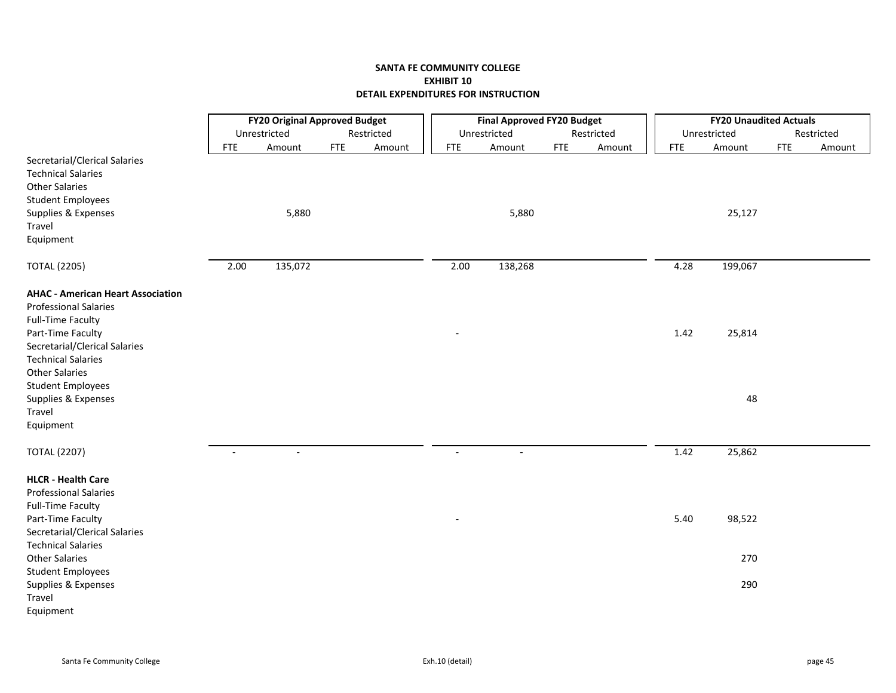**SANTA FE COMMUNITY COLLEGE**
**EXHIBIT 10**
**DETAIL EXPENDITURES FOR INSTRUCTION**

| | FY20 Original Approved Budget | | | | Final Approved FY20 Budget | | | | FY20 Unaudited Actuals | | | |
|---|---|---|---|---|---|---|---|---|---|---|---|---|
| | Unrestricted | | Restricted | | Unrestricted | | Restricted | | Unrestricted | | Restricted | |
| | FTE | Amount | FTE | Amount | FTE | Amount | FTE | Amount | FTE | Amount | FTE | Amount |
| Secretarial/Clerical Salaries | | | | | | | | | | | | |
| Technical Salaries | | | | | | | | | | | | |
| Other Salaries | | | | | | | | | | | | |
| Student Employees | | | | | | | | | | | | |
| Supplies & Expenses | | 5,880 | | | | 5,880 | | | | 25,127 | | |
| Travel | | | | | | | | | | | | |
| Equipment | | | | | | | | | | | | |
| TOTAL (2205) | 2.00 | 135,072 | | | 2.00 | 138,268 | | | 4.28 | 199,067 | | |
| **AHAC - American Heart Association** | | | | | | | | | | | | |
| Professional Salaries | | | | | | | | | | | | |
| Full-Time Faculty | | | | | | | | | | | | |
| Part-Time Faculty | | | | | - | | | | 1.42 | 25,814 | | |
| Secretarial/Clerical Salaries | | | | | | | | | | | | |
| Technical Salaries | | | | | | | | | | | | |
| Other Salaries | | | | | | | | | | | | |
| Student Employees | | | | | | | | | | | | |
| Supplies & Expenses | | | | | | | | | | 48 | | |
| Travel | | | | | | | | | | | | |
| Equipment | | | | | | | | | | | | |
| TOTAL (2207) | - | - | | | - | - | | | 1.42 | 25,862 | | |
| **HLCR - Health Care** | | | | | | | | | | | | |
| Professional Salaries | | | | | | | | | | | | |
| Full-Time Faculty | | | | | | | | | | | | |
| Part-Time Faculty | | | | | - | | | | 5.40 | 98,522 | | |
| Secretarial/Clerical Salaries | | | | | | | | | | | | |
| Technical Salaries | | | | | | | | | | | | |
| Other Salaries | | | | | | | | | | 270 | | |
| Student Employees | | | | | | | | | | | | |
| Supplies & Expenses | | | | | | | | | | 290 | | |
| Travel | | | | | | | | | | | | |
| Equipment | | | | | | | | | | | | |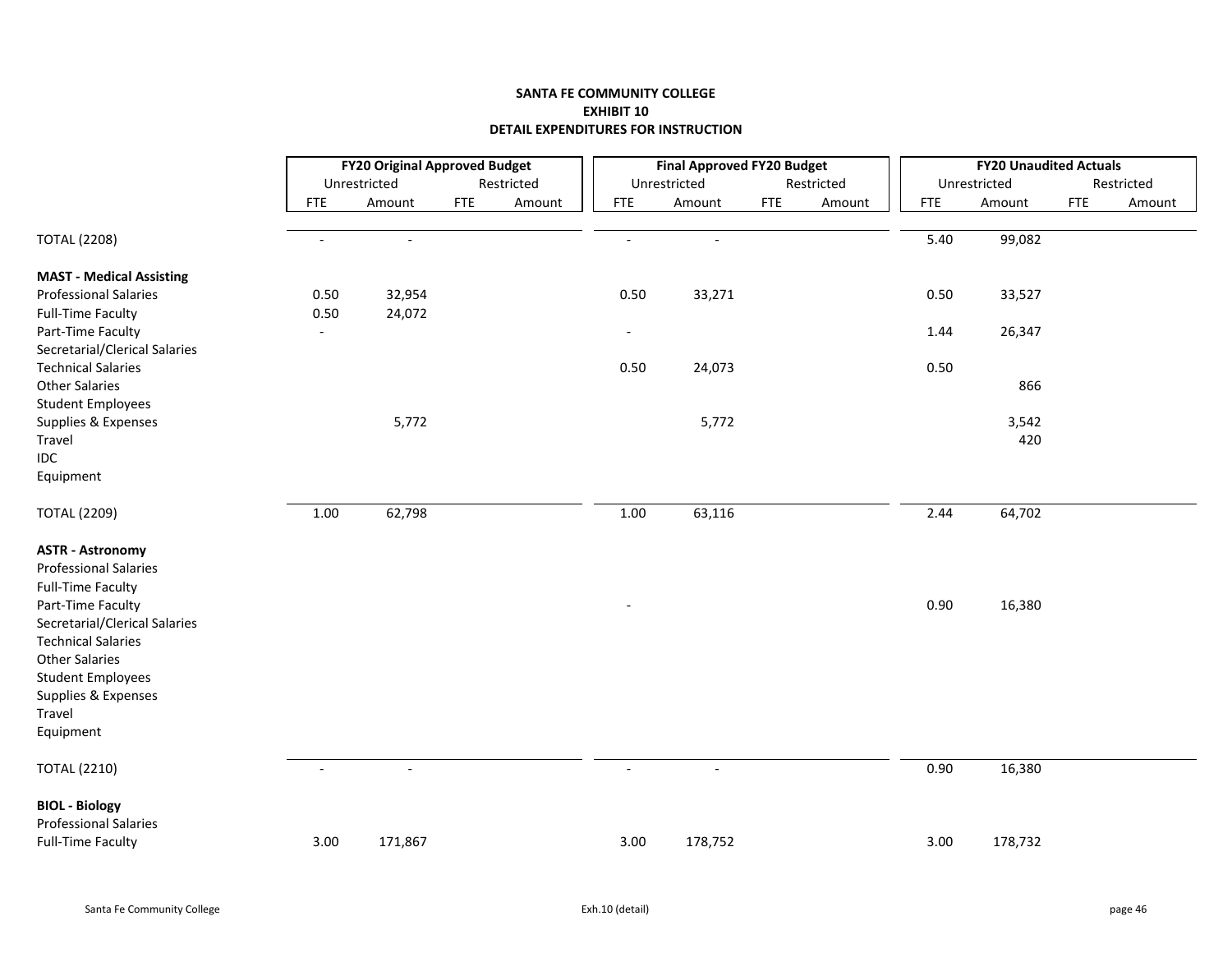**SANTA FE COMMUNITY COLLEGE**
**EXHIBIT 10**
**DETAIL EXPENDITURES FOR INSTRUCTION**

| | FY20 Original Approved Budget | | | | Final Approved FY20 Budget | | | | FY20 Unaudited Actuals | | | |
|---|---|---|---|---|---|---|---|---|---|---|---|---|
| | Unrestricted | | Restricted | | Unrestricted | | Restricted | | Unrestricted | | Restricted | |
| | FTE | Amount | FTE | Amount | FTE | Amount | FTE | Amount | FTE | Amount | FTE | Amount |
| TOTAL (2208) | - | - | | | - | - | | | 5.40 | 99,082 | | |
| **MAST - Medical Assisting** | | | | | | | | | | | | |
| Professional Salaries | 0.50 | 32,954 | | | 0.50 | 33,271 | | | 0.50 | 33,527 | | |
| Full-Time Faculty | 0.50 | 24,072 | | | | | | | | | | |
| Part-Time Faculty | - | | | | - | | | | 1.44 | 26,347 | | |
| Secretarial/Clerical Salaries | | | | | | | | | | | | |
| Technical Salaries | | | | | 0.50 | 24,073 | | | 0.50 | | | |
| Other Salaries | | | | | | | | | | 866 | | |
| Student Employees | | | | | | | | | | | | |
| Supplies & Expenses | | 5,772 | | | | 5,772 | | | | 3,542 | | |
| Travel | | | | | | | | | | 420 | | |
| IDC | | | | | | | | | | | | |
| Equipment | | | | | | | | | | | | |
| TOTAL (2209) | 1.00 | 62,798 | | | 1.00 | 63,116 | | | 2.44 | 64,702 | | |
| **ASTR - Astronomy** | | | | | | | | | | | | |
| Professional Salaries | | | | | | | | | | | | |
| Full-Time Faculty | | | | | | | | | | | | |
| Part-Time Faculty | | | | | - | | | | 0.90 | 16,380 | | |
| Secretarial/Clerical Salaries | | | | | | | | | | | | |
| Technical Salaries | | | | | | | | | | | | |
| Other Salaries | | | | | | | | | | | | |
| Student Employees | | | | | | | | | | | | |
| Supplies & Expenses | | | | | | | | | | | | |
| Travel | | | | | | | | | | | | |
| Equipment | | | | | | | | | | | | |
| TOTAL (2210) | - | - | | | - | - | | | 0.90 | 16,380 | | |
| **BIOL - Biology** | | | | | | | | | | | | |
| Professional Salaries | | | | | | | | | | | | |
| Full-Time Faculty | 3.00 | 171,867 | | | 3.00 | 178,752 | | | 3.00 | 178,732 | | |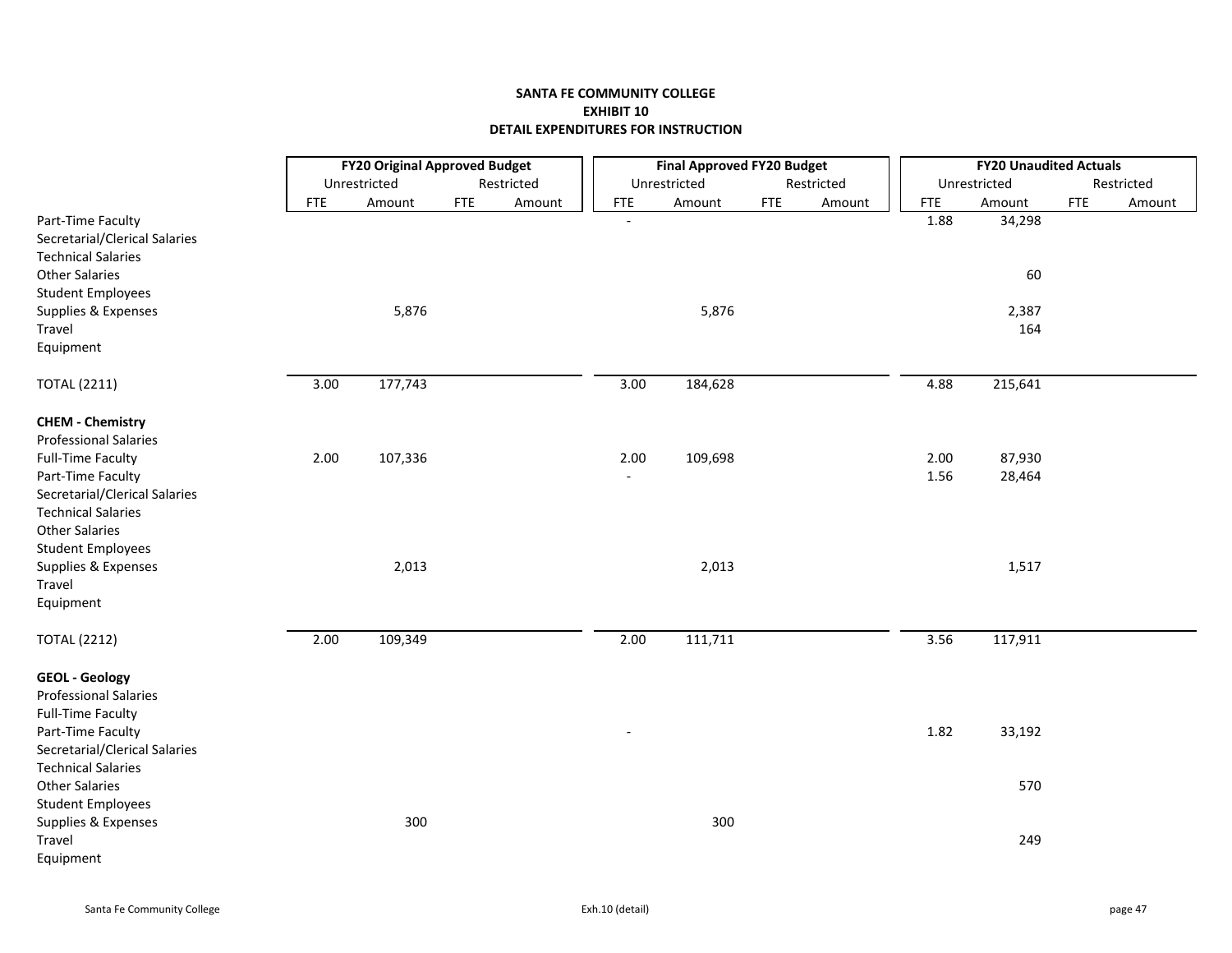**SANTA FE COMMUNITY COLLEGE**
**EXHIBIT 10**
**DETAIL EXPENDITURES FOR INSTRUCTION**

| | FY20 Original Approved Budget | | | | Final Approved FY20 Budget | | | | FY20 Unaudited Actuals | | | |
|---|---|---|---|---|---|---|---|---|---|---|---|---|
| | Unrestricted | | Restricted | | Unrestricted | | Restricted | | Unrestricted | | Restricted | |
| | FTE | Amount | FTE | Amount | FTE | Amount | FTE | Amount | FTE | Amount | FTE | Amount |
| Part-Time Faculty | | | | | - | | | | 1.88 | 34,298 | | |
| Secretarial/Clerical Salaries | | | | | | | | | | | | |
| Technical Salaries | | | | | | | | | | | | |
| Other Salaries | | | | | | | | | | 60 | | |
| Student Employees | | | | | | | | | | | | |
| Supplies & Expenses | | 5,876 | | | | 5,876 | | | | 2,387 | | |
| Travel | | | | | | | | | | 164 | | |
| Equipment | | | | | | | | | | | | |
| TOTAL (2211) | 3.00 | 177,743 | | | 3.00 | 184,628 | | | 4.88 | 215,641 | | |
| **CHEM - Chemistry** | | | | | | | | | | | | |
| Professional Salaries | | | | | | | | | | | | |
| Full-Time Faculty | 2.00 | 107,336 | | | 2.00 | 109,698 | | | 2.00 | 87,930 | | |
| Part-Time Faculty | | | | | - | | | | 1.56 | 28,464 | | |
| Secretarial/Clerical Salaries | | | | | | | | | | | | |
| Technical Salaries | | | | | | | | | | | | |
| Other Salaries | | | | | | | | | | | | |
| Student Employees | | | | | | | | | | | | |
| Supplies & Expenses | | 2,013 | | | | 2,013 | | | | 1,517 | | |
| Travel | | | | | | | | | | | | |
| Equipment | | | | | | | | | | | | |
| TOTAL (2212) | 2.00 | 109,349 | | | 2.00 | 111,711 | | | 3.56 | 117,911 | | |
| **GEOL - Geology** | | | | | | | | | | | | |
| Professional Salaries | | | | | | | | | | | | |
| Full-Time Faculty | | | | | | | | | | | | |
| Part-Time Faculty | | | | | - | | | | 1.82 | 33,192 | | |
| Secretarial/Clerical Salaries | | | | | | | | | | | | |
| Technical Salaries | | | | | | | | | | | | |
| Other Salaries | | | | | | | | | | 570 | | |
| Student Employees | | | | | | | | | | | | |
| Supplies & Expenses | | 300 | | | | 300 | | | | | | |
| Travel | | | | | | | | | | 249 | | |
| Equipment | | | | | | | | | | | | |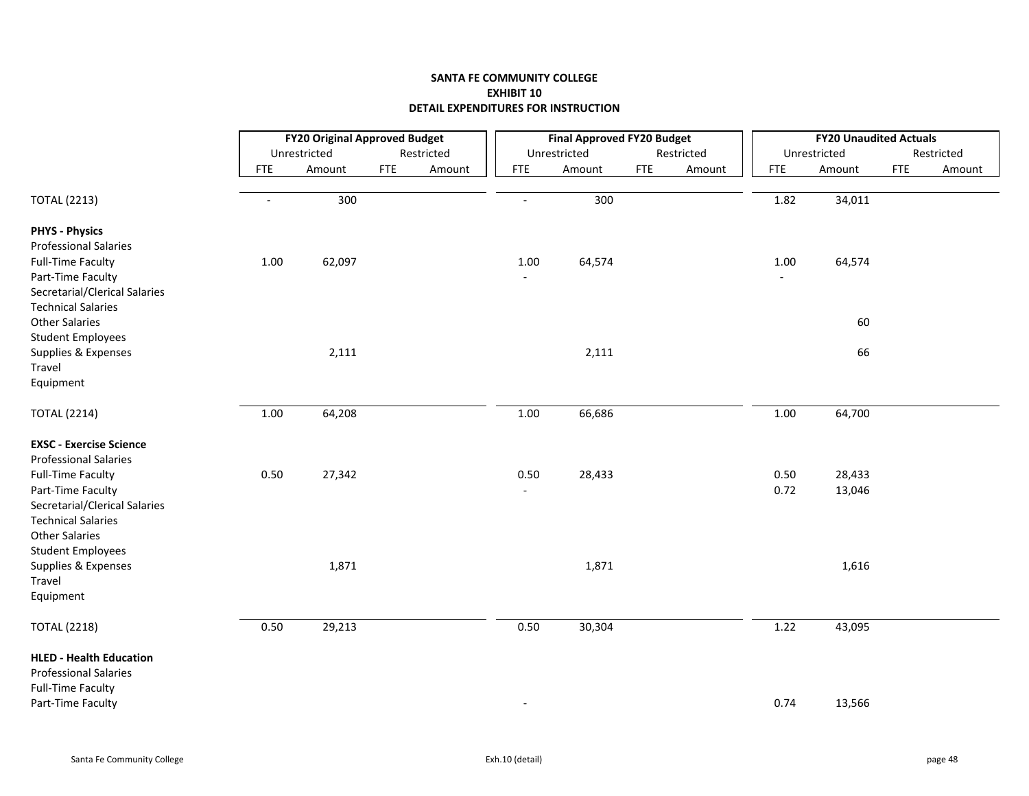**SANTA FE COMMUNITY COLLEGE**
**EXHIBIT 10**
**DETAIL EXPENDITURES FOR INSTRUCTION**

| | FY20 Original Approved Budget | | | | Final Approved FY20 Budget | | | | FY20 Unaudited Actuals | | | |
|---|---|---|---|---|---|---|---|---|---|---|---|---|
| | Unrestricted | | Restricted | | Unrestricted | | Restricted | | Unrestricted | | Restricted | |
| | FTE | Amount | FTE | Amount | FTE | Amount | FTE | Amount | FTE | Amount | FTE | Amount |
| TOTAL (2213) | - | 300 | | | - | 300 | | | 1.82 | 34,011 | | |
| **PHYS - Physics** | | | | | | | | | | | | |
| Professional Salaries | | | | | | | | | | | | |
| Full-Time Faculty | 1.00 | 62,097 | | | 1.00 | 64,574 | | | 1.00 | 64,574 | | |
| Part-Time Faculty | | | | | - | | | | - | | | |
| Secretarial/Clerical Salaries | | | | | | | | | | | | |
| Technical Salaries | | | | | | | | | | | | |
| Other Salaries | | | | | | | | | | 60 | | |
| Student Employees | | | | | | | | | | | | |
| Supplies & Expenses | | 2,111 | | | | 2,111 | | | | 66 | | |
| Travel | | | | | | | | | | | | |
| Equipment | | | | | | | | | | | | |
| TOTAL (2214) | 1.00 | 64,208 | | | 1.00 | 66,686 | | | 1.00 | 64,700 | | |
| **EXSC - Exercise Science** | | | | | | | | | | | | |
| Professional Salaries | | | | | | | | | | | | |
| Full-Time Faculty | 0.50 | 27,342 | | | 0.50 | 28,433 | | | 0.50 | 28,433 | | |
| Part-Time Faculty | | | | | - | | | | 0.72 | 13,046 | | |
| Secretarial/Clerical Salaries | | | | | | | | | | | | |
| Technical Salaries | | | | | | | | | | | | |
| Other Salaries | | | | | | | | | | | | |
| Student Employees | | | | | | | | | | | | |
| Supplies & Expenses | | 1,871 | | | | 1,871 | | | | 1,616 | | |
| Travel | | | | | | | | | | | | |
| Equipment | | | | | | | | | | | | |
| TOTAL (2218) | 0.50 | 29,213 | | | 0.50 | 30,304 | | | 1.22 | 43,095 | | |
| **HLED - Health Education** | | | | | | | | | | | | |
| Professional Salaries | | | | | | | | | | | | |
| Full-Time Faculty | | | | | | | | | | | | |
| Part-Time Faculty | | | | | - | | | | 0.74 | 13,566 | | |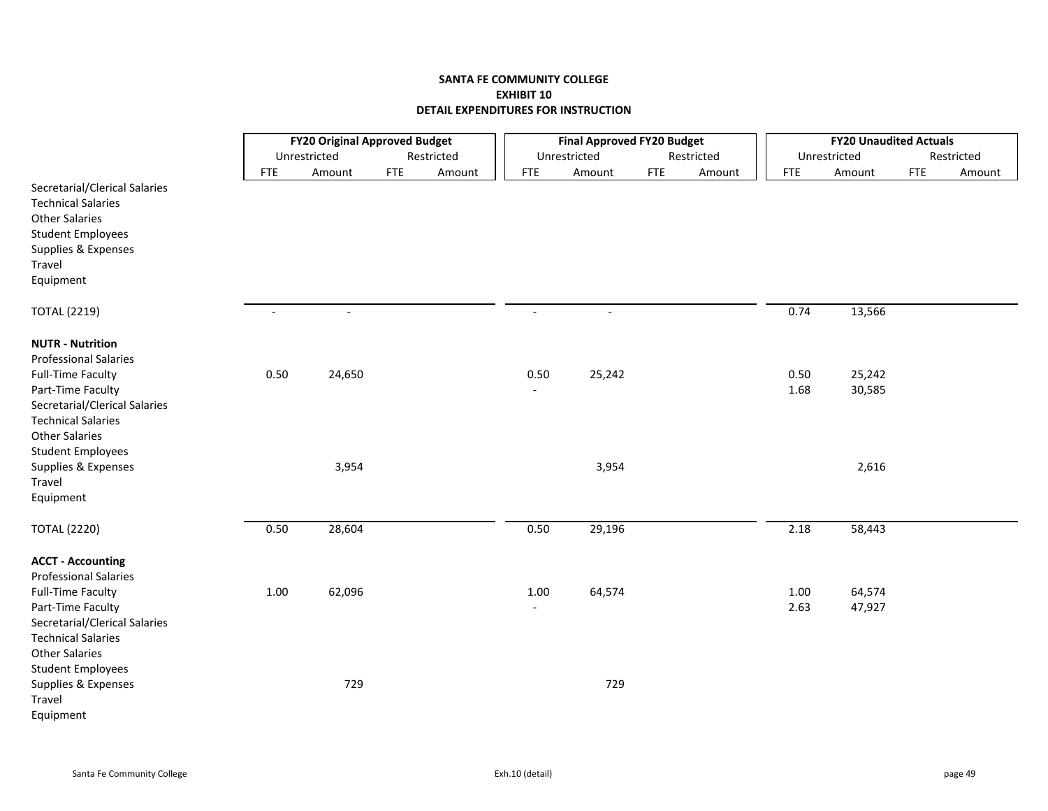**SANTA FE COMMUNITY COLLEGE**
**EXHIBIT 10**
**DETAIL EXPENDITURES FOR INSTRUCTION**

| | FY20 Original Approved Budget | | | | Final Approved FY20 Budget | | | | FY20 Unaudited Actuals | | | |
|---|---|---|---|---|---|---|---|---|---|---|---|---|
| | Unrestricted | | Restricted | | Unrestricted | | Restricted | | Unrestricted | | Restricted | |
| | FTE | Amount | FTE | Amount | FTE | Amount | FTE | Amount | FTE | Amount | FTE | Amount |
| Secretarial/Clerical Salaries | | | | | | | | | | | | |
| Technical Salaries | | | | | | | | | | | | |
| Other Salaries | | | | | | | | | | | | |
| Student Employees | | | | | | | | | | | | |
| Supplies & Expenses | | | | | | | | | | | | |
| Travel | | | | | | | | | | | | |
| Equipment | | | | | | | | | | | | |
| TOTAL (2219) | - | - | | | - | - | | | 0.74 | 13,566 | | |
| **NUTR - Nutrition** | | | | | | | | | | | | |
| Professional Salaries | | | | | | | | | | | | |
| Full-Time Faculty | 0.50 | 24,650 | | | 0.50 | 25,242 | | | 0.50 | 25,242 | | |
| Part-Time Faculty | | | | | - | | | | 1.68 | 30,585 | | |
| Secretarial/Clerical Salaries | | | | | | | | | | | | |
| Technical Salaries | | | | | | | | | | | | |
| Other Salaries | | | | | | | | | | | | |
| Student Employees | | | | | | | | | | | | |
| Supplies & Expenses | | 3,954 | | | | 3,954 | | | | 2,616 | | |
| Travel | | | | | | | | | | | | |
| Equipment | | | | | | | | | | | | |
| TOTAL (2220) | 0.50 | 28,604 | | | 0.50 | 29,196 | | | 2.18 | 58,443 | | |
| **ACCT - Accounting** | | | | | | | | | | | | |
| Professional Salaries | | | | | | | | | | | | |
| Full-Time Faculty | 1.00 | 62,096 | | | 1.00 | 64,574 | | | 1.00 | 64,574 | | |
| Part-Time Faculty | | | | | - | | | | 2.63 | 47,927 | | |
| Secretarial/Clerical Salaries | | | | | | | | | | | | |
| Technical Salaries | | | | | | | | | | | | |
| Other Salaries | | | | | | | | | | | | |
| Student Employees | | | | | | | | | | | | |
| Supplies & Expenses | | 729 | | | | 729 | | | | | | |
| Travel | | | | | | | | | | | | |
| Equipment | | | | | | | | | | | | |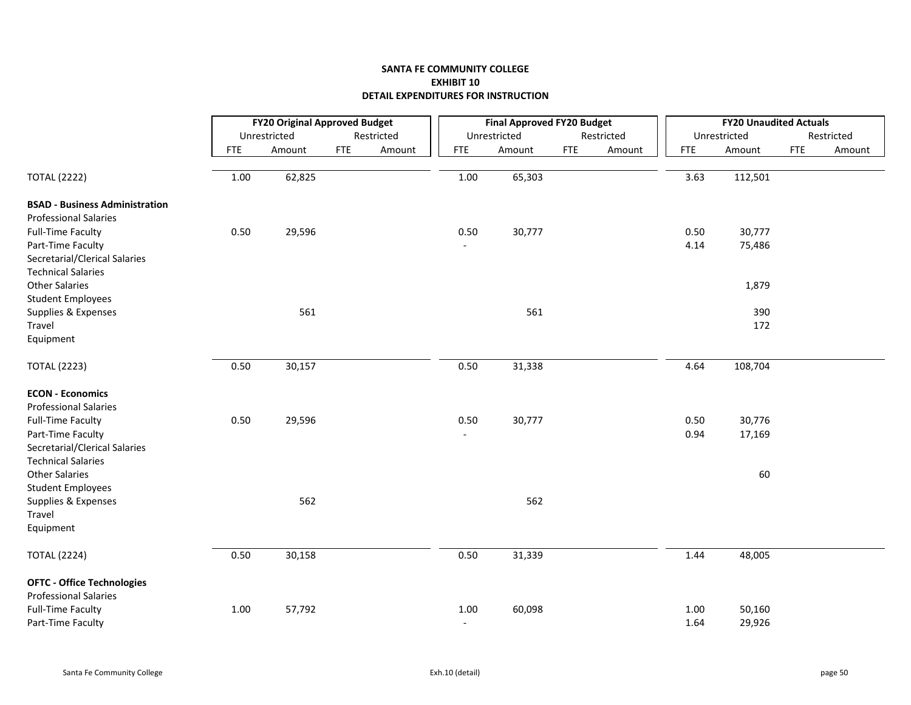# SANTA FE COMMUNITY COLLEGE
## EXHIBIT 10
## DETAIL EXPENDITURES FOR INSTRUCTION

| | FY20 Original Approved Budget | | | | Final Approved FY20 Budget | | | | FY20 Unaudited Actuals | | | |
|---|---|---|---|---|---|---|---|---|---|---|---|---|
| | Unrestricted | | Restricted | | Unrestricted | | Restricted | | Unrestricted | | Restricted | |
| | FTE | Amount | FTE | Amount | FTE | Amount | FTE | Amount | FTE | Amount | FTE | Amount |
| TOTAL (2222) | 1.00 | 62,825 | | | 1.00 | 65,303 | | | 3.63 | 112,501 | | |
| **BSAD - Business Administration** | | | | | | | | | | | | |
| Professional Salaries | | | | | | | | | | | | |
| Full-Time Faculty | 0.50 | 29,596 | | | 0.50 | 30,777 | | | 0.50 | 30,777 | | |
| Part-Time Faculty | | | | | - | | | | 4.14 | 75,486 | | |
| Secretarial/Clerical Salaries | | | | | | | | | | | | |
| Technical Salaries | | | | | | | | | | | | |
| Other Salaries | | | | | | | | | | 1,879 | | |
| Student Employees | | | | | | | | | | | | |
| Supplies & Expenses | | 561 | | | | 561 | | | | 390 | | |
| Travel | | | | | | | | | | 172 | | |
| Equipment | | | | | | | | | | | | |
| TOTAL (2223) | 0.50 | 30,157 | | | 0.50 | 31,338 | | | 4.64 | 108,704 | | |
| **ECON - Economics** | | | | | | | | | | | | |
| Professional Salaries | | | | | | | | | | | | |
| Full-Time Faculty | 0.50 | 29,596 | | | 0.50 | 30,777 | | | 0.50 | 30,776 | | |
| Part-Time Faculty | | | | | - | | | | 0.94 | 17,169 | | |
| Secretarial/Clerical Salaries | | | | | | | | | | | | |
| Technical Salaries | | | | | | | | | | | | |
| Other Salaries | | | | | | | | | | 60 | | |
| Student Employees | | | | | | | | | | | | |
| Supplies & Expenses | | 562 | | | | 562 | | | | | | |
| Travel | | | | | | | | | | | | |
| Equipment | | | | | | | | | | | | |
| TOTAL (2224) | 0.50 | 30,158 | | | 0.50 | 31,339 | | | 1.44 | 48,005 | | |
| **OFTC - Office Technologies** | | | | | | | | | | | | |
| Professional Salaries | | | | | | | | | | | | |
| Full-Time Faculty | 1.00 | 57,792 | | | 1.00 | 60,098 | | | 1.00 | 50,160 | | |
| Part-Time Faculty | | | | | - | | | | 1.64 | 29,926 | | |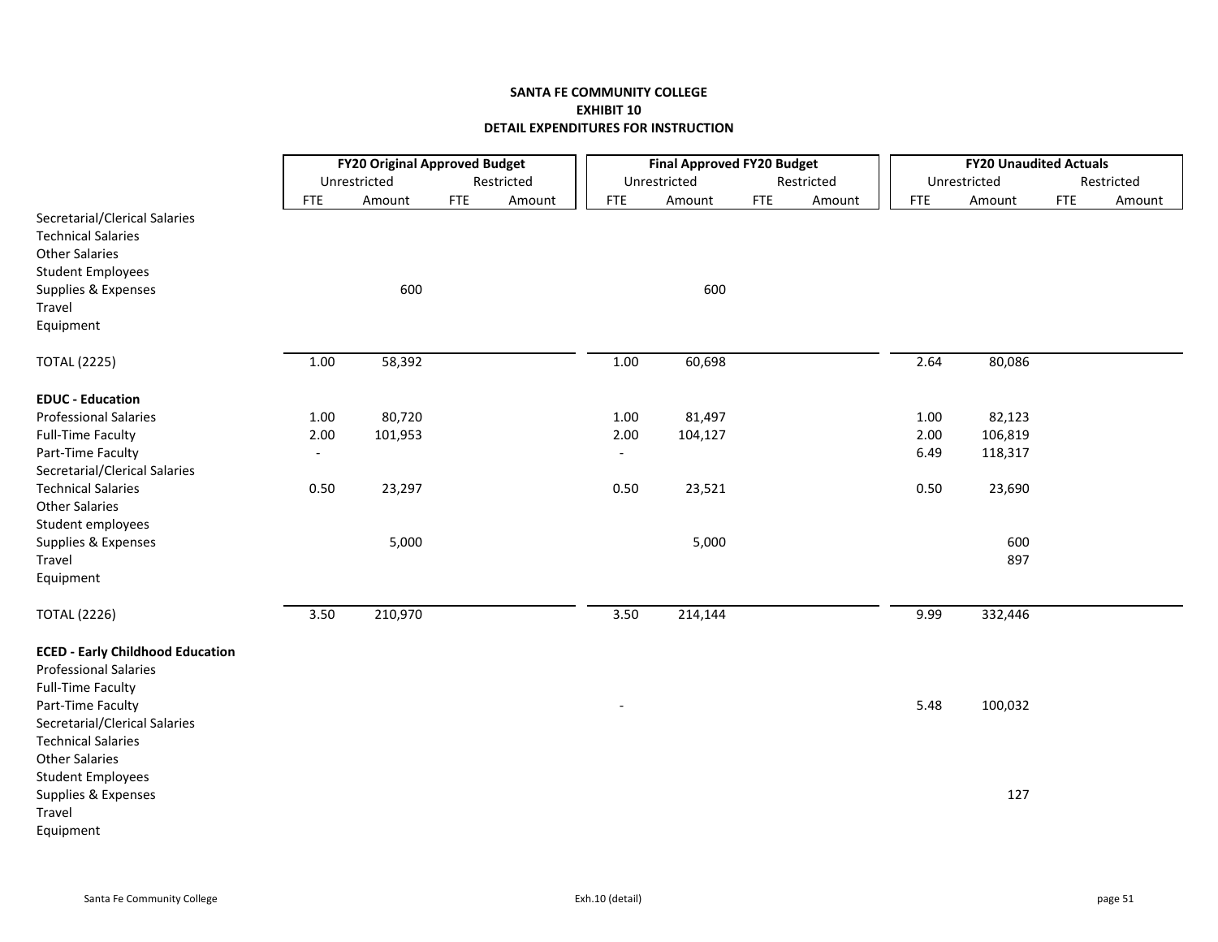**SANTA FE COMMUNITY COLLEGE**
**EXHIBIT 10**
**DETAIL EXPENDITURES FOR INSTRUCTION**

| | FY20 Original Approved Budget | | | | Final Approved FY20 Budget | | | | FY20 Unaudited Actuals | | | |
|---|---|---|---|---|---|---|---|---|---|---|---|---|
| | Unrestricted | | Restricted | | Unrestricted | | Restricted | | Unrestricted | | Restricted | |
| | FTE | Amount | FTE | Amount | FTE | Amount | FTE | Amount | FTE | Amount | FTE | Amount |
| Secretarial/Clerical Salaries | | | | | | | | | | | | |
| Technical Salaries | | | | | | | | | | | | |
| Other Salaries | | | | | | | | | | | | |
| Student Employees | | | | | | | | | | | | |
| Supplies & Expenses | | 600 | | | | 600 | | | | | | |
| Travel | | | | | | | | | | | | |
| Equipment | | | | | | | | | | | | |
| TOTAL (2225) | 1.00 | 58,392 | | | 1.00 | 60,698 | | | 2.64 | 80,086 | | |
| **EDUC - Education** | | | | | | | | | | | | |
| Professional Salaries | 1.00 | 80,720 | | | 1.00 | 81,497 | | | 1.00 | 82,123 | | |
| Full-Time Faculty | 2.00 | 101,953 | | | 2.00 | 104,127 | | | 2.00 | 106,819 | | |
| Part-Time Faculty | - | | | | - | | | | 6.49 | 118,317 | | |
| Secretarial/Clerical Salaries | | | | | | | | | | | | |
| Technical Salaries | 0.50 | 23,297 | | | 0.50 | 23,521 | | | 0.50 | 23,690 | | |
| Other Salaries | | | | | | | | | | | | |
| Student employees | | | | | | | | | | | | |
| Supplies & Expenses | | 5,000 | | | | 5,000 | | | | 600 | | |
| Travel | | | | | | | | | | 897 | | |
| Equipment | | | | | | | | | | | | |
| TOTAL (2226) | 3.50 | 210,970 | | | 3.50 | 214,144 | | | 9.99 | 332,446 | | |
| **ECED - Early Childhood Education** | | | | | | | | | | | | |
| Professional Salaries | | | | | | | | | | | | |
| Full-Time Faculty | | | | | | | | | | | | |
| Part-Time Faculty | | | | | - | | | | 5.48 | 100,032 | | |
| Secretarial/Clerical Salaries | | | | | | | | | | | | |
| Technical Salaries | | | | | | | | | | | | |
| Other Salaries | | | | | | | | | | | | |
| Student Employees | | | | | | | | | | | | |
| Supplies & Expenses | | | | | | | | | | 127 | | |
| Travel | | | | | | | | | | | | |
| Equipment | | | | | | | | | | | | |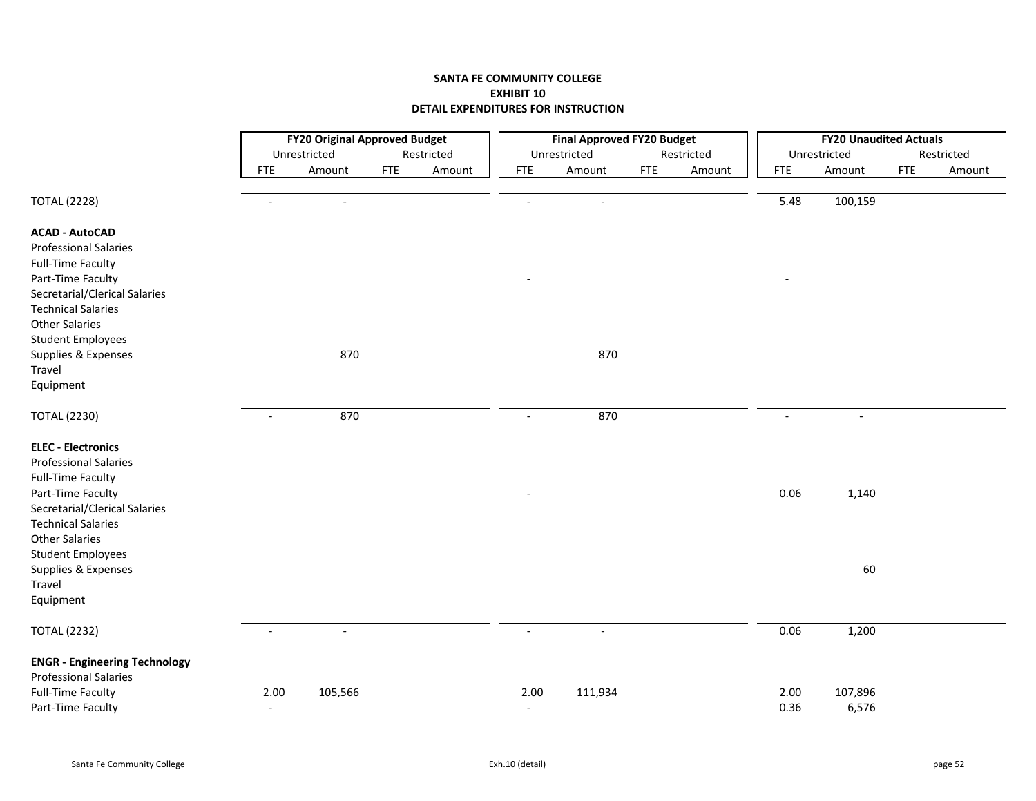**SANTA FE COMMUNITY COLLEGE**
**EXHIBIT 10**
**DETAIL EXPENDITURES FOR INSTRUCTION**

| | FY20 Original Approved Budget | | | | Final Approved FY20 Budget | | | | FY20 Unaudited Actuals | | | |
|---|---|---|---|---|---|---|---|---|---|---|---|---|
| | Unrestricted | | Restricted | | Unrestricted | | Restricted | | Unrestricted | | Restricted | |
| | FTE | Amount | FTE | Amount | FTE | Amount | FTE | Amount | FTE | Amount | FTE | Amount |
| TOTAL (2228) | - | - | | | - | - | | | 5.48 | 100,159 | | |
| **ACAD - AutoCAD** | | | | | | | | | | | | |
| Professional Salaries | | | | | | | | | | | | |
| Full-Time Faculty | | | | | | | | | | | | |
| Part-Time Faculty | | | | | - | | | | - | | | |
| Secretarial/Clerical Salaries | | | | | | | | | | | | |
| Technical Salaries | | | | | | | | | | | | |
| Other Salaries | | | | | | | | | | | | |
| Student Employees | | | | | | | | | | | | |
| Supplies & Expenses | | 870 | | | | 870 | | | | | | |
| Travel | | | | | | | | | | | | |
| Equipment | | | | | | | | | | | | |
| TOTAL (2230) | - | 870 | | | - | 870 | | | - | - | | |
| **ELEC - Electronics** | | | | | | | | | | | | |
| Professional Salaries | | | | | | | | | | | | |
| Full-Time Faculty | | | | | | | | | | | | |
| Part-Time Faculty | | | | | - | | | | 0.06 | 1,140 | | |
| Secretarial/Clerical Salaries | | | | | | | | | | | | |
| Technical Salaries | | | | | | | | | | | | |
| Other Salaries | | | | | | | | | | | | |
| Student Employees | | | | | | | | | | | | |
| Supplies & Expenses | | | | | | | | | | 60 | | |
| Travel | | | | | | | | | | | | |
| Equipment | | | | | | | | | | | | |
| TOTAL (2232) | - | - | | | - | - | | | 0.06 | 1,200 | | |
| **ENGR - Engineering Technology** | | | | | | | | | | | | |
| Professional Salaries | | | | | | | | | | | | |
| Full-Time Faculty | 2.00 | 105,566 | | | 2.00 | 111,934 | | | 2.00 | 107,896 | | |
| Part-Time Faculty | - | | | | - | | | | 0.36 | 6,576 | | |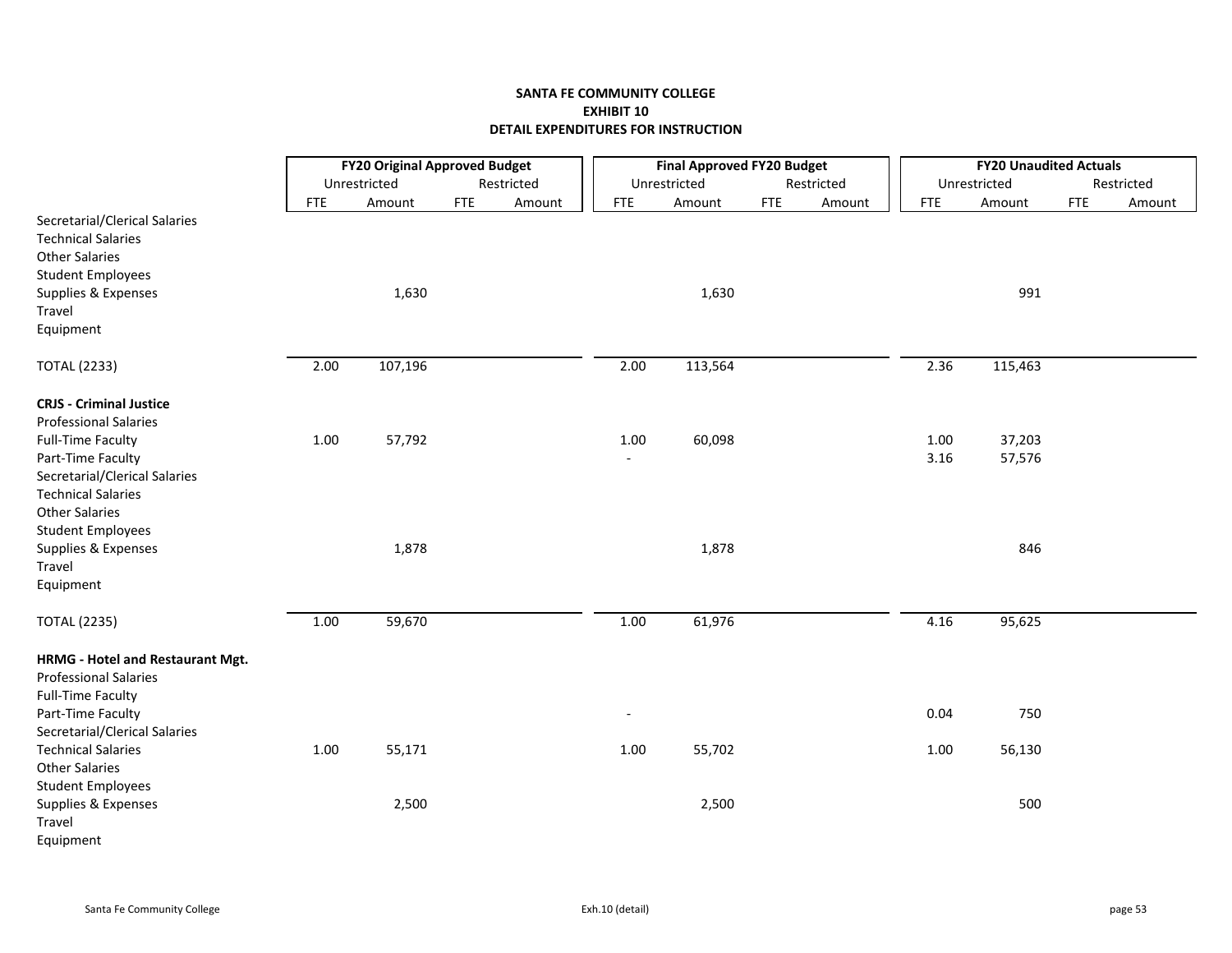**SANTA FE COMMUNITY COLLEGE**
**EXHIBIT 10**
**DETAIL EXPENDITURES FOR INSTRUCTION**

| | FY20 Original Approved Budget | | | | Final Approved FY20 Budget | | | | FY20 Unaudited Actuals | | | |
|---|---|---|---|---|---|---|---|---|---|---|---|---|
| | Unrestricted | | Restricted | | Unrestricted | | Restricted | | Unrestricted | | Restricted | |
| | FTE | Amount | FTE | Amount | FTE | Amount | FTE | Amount | FTE | Amount | FTE | Amount |
| Secretarial/Clerical Salaries | | | | | | | | | | | | |
| Technical Salaries | | | | | | | | | | | | |
| Other Salaries | | | | | | | | | | | | |
| Student Employees | | | | | | | | | | | | |
| Supplies & Expenses | | 1,630 | | | | 1,630 | | | | 991 | | |
| Travel | | | | | | | | | | | | |
| Equipment | | | | | | | | | | | | |
| TOTAL (2233) | 2.00 | 107,196 | | | 2.00 | 113,564 | | | 2.36 | 115,463 | | |
| **CRJS - Criminal Justice** | | | | | | | | | | | | |
| Professional Salaries | | | | | | | | | | | | |
| Full-Time Faculty | 1.00 | 57,792 | | | 1.00 | 60,098 | | | 1.00 | 37,203 | | |
| Part-Time Faculty | | | | | - | | | | 3.16 | 57,576 | | |
| Secretarial/Clerical Salaries | | | | | | | | | | | | |
| Technical Salaries | | | | | | | | | | | | |
| Other Salaries | | | | | | | | | | | | |
| Student Employees | | | | | | | | | | | | |
| Supplies & Expenses | | 1,878 | | | | 1,878 | | | | 846 | | |
| Travel | | | | | | | | | | | | |
| Equipment | | | | | | | | | | | | |
| TOTAL (2235) | 1.00 | 59,670 | | | 1.00 | 61,976 | | | 4.16 | 95,625 | | |
| **HRMG - Hotel and Restaurant Mgt.** | | | | | | | | | | | | |
| Professional Salaries | | | | | | | | | | | | |
| Full-Time Faculty | | | | | | | | | | | | |
| Part-Time Faculty | | | | | - | | | | 0.04 | 750 | | |
| Secretarial/Clerical Salaries | | | | | | | | | | | | |
| Technical Salaries | 1.00 | 55,171 | | | 1.00 | 55,702 | | | 1.00 | 56,130 | | |
| Other Salaries | | | | | | | | | | | | |
| Student Employees | | | | | | | | | | | | |
| Supplies & Expenses | | 2,500 | | | | 2,500 | | | | 500 | | |
| Travel | | | | | | | | | | | | |
| Equipment | | | | | | | | | | | | |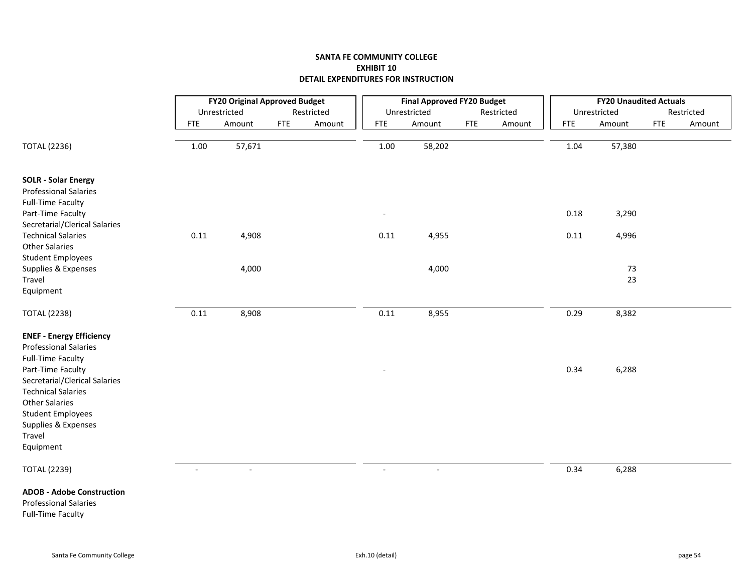**SANTA FE COMMUNITY COLLEGE**
**EXHIBIT 10**
**DETAIL EXPENDITURES FOR INSTRUCTION**

| | FY20 Original Approved Budget | | | | Final Approved FY20 Budget | | | | FY20 Unaudited Actuals | | | |
|---|---|---|---|---|---|---|---|---|---|---|---|---|
| | Unrestricted | | Restricted | | Unrestricted | | Restricted | | Unrestricted | | Restricted | |
| | FTE | Amount | FTE | Amount | FTE | Amount | FTE | Amount | FTE | Amount | FTE | Amount |
| TOTAL (2236) | 1.00 | 57,671 | | | 1.00 | 58,202 | | | 1.04 | 57,380 | | |
| **SOLR - Solar Energy** | | | | | | | | | | | | |
| Professional Salaries | | | | | | | | | | | | |
| Full-Time Faculty | | | | | | | | | | | | |
| Part-Time Faculty | | | | | - | | | | 0.18 | 3,290 | | |
| Secretarial/Clerical Salaries | | | | | | | | | | | | |
| Technical Salaries | 0.11 | 4,908 | | | 0.11 | 4,955 | | | 0.11 | 4,996 | | |
| Other Salaries | | | | | | | | | | | | |
| Student Employees | | | | | | | | | | | | |
| Supplies & Expenses | | 4,000 | | | | 4,000 | | | | 73 | | |
| Travel | | | | | | | | | | 23 | | |
| Equipment | | | | | | | | | | | | |
| TOTAL (2238) | 0.11 | 8,908 | | | 0.11 | 8,955 | | | 0.29 | 8,382 | | |
| **ENEF - Energy Efficiency** | | | | | | | | | | | | |
| Professional Salaries | | | | | | | | | | | | |
| Full-Time Faculty | | | | | | | | | | | | |
| Part-Time Faculty | | | | | - | | | | 0.34 | 6,288 | | |
| Secretarial/Clerical Salaries | | | | | | | | | | | | |
| Technical Salaries | | | | | | | | | | | | |
| Other Salaries | | | | | | | | | | | | |
| Student Employees | | | | | | | | | | | | |
| Supplies & Expenses | | | | | | | | | | | | |
| Travel | | | | | | | | | | | | |
| Equipment | | | | | | | | | | | | |
| TOTAL (2239) | - | - | | | - | - | | | 0.34 | 6,288 | | |
| **ADOB - Adobe Construction** | | | | | | | | | | | | |
| Professional Salaries | | | | | | | | | | | | |
| Full-Time Faculty | | | | | | | | | | | | |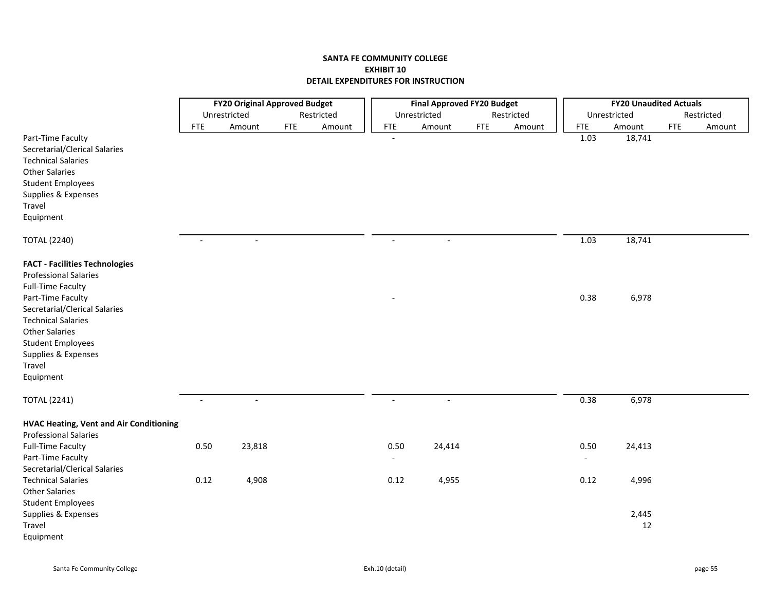**SANTA FE COMMUNITY COLLEGE**
**EXHIBIT 10**
**DETAIL EXPENDITURES FOR INSTRUCTION**

| | FY20 Original Approved Budget | | | | Final Approved FY20 Budget | | | | FY20 Unaudited Actuals | | | |
|---|---|---|---|---|---|---|---|---|---|---|---|---|
| | Unrestricted | | Restricted | | Unrestricted | | Restricted | | Unrestricted | | Restricted | |
| | FTE | Amount | FTE | Amount | FTE | Amount | FTE | Amount | FTE | Amount | FTE | Amount |
| Part-Time Faculty | | | | | - | | | | 1.03 | 18,741 | | |
| Secretarial/Clerical Salaries | | | | | | | | | | | | |
| Technical Salaries | | | | | | | | | | | | |
| Other Salaries | | | | | | | | | | | | |
| Student Employees | | | | | | | | | | | | |
| Supplies & Expenses | | | | | | | | | | | | |
| Travel | | | | | | | | | | | | |
| Equipment | | | | | | | | | | | | |
| TOTAL (2240) | - | - | | | - | - | | | 1.03 | 18,741 | | |
| **FACT - Facilities Technologies** | | | | | | | | | | | | |
| Professional Salaries | | | | | | | | | | | | |
| Full-Time Faculty | | | | | | | | | | | | |
| Part-Time Faculty | | | | | - | | | | 0.38 | 6,978 | | |
| Secretarial/Clerical Salaries | | | | | | | | | | | | |
| Technical Salaries | | | | | | | | | | | | |
| Other Salaries | | | | | | | | | | | | |
| Student Employees | | | | | | | | | | | | |
| Supplies & Expenses | | | | | | | | | | | | |
| Travel | | | | | | | | | | | | |
| Equipment | | | | | | | | | | | | |
| TOTAL (2241) | - | - | | | - | - | | | 0.38 | 6,978 | | |
| **HVAC Heating, Vent and Air Conditioning** | | | | | | | | | | | | |
| Professional Salaries | | | | | | | | | | | | |
| Full-Time Faculty | 0.50 | 23,818 | | | 0.50 | 24,414 | | | 0.50 | 24,413 | | |
| Part-Time Faculty | | | | | - | | | | - | | | |
| Secretarial/Clerical Salaries | | | | | | | | | | | | |
| Technical Salaries | 0.12 | 4,908 | | | 0.12 | 4,955 | | | 0.12 | 4,996 | | |
| Other Salaries | | | | | | | | | | | | |
| Student Employees | | | | | | | | | | | | |
| Supplies & Expenses | | | | | | | | | | 2,445 | | |
| Travel | | | | | | | | | | 12 | | |
| Equipment | | | | | | | | | | | | |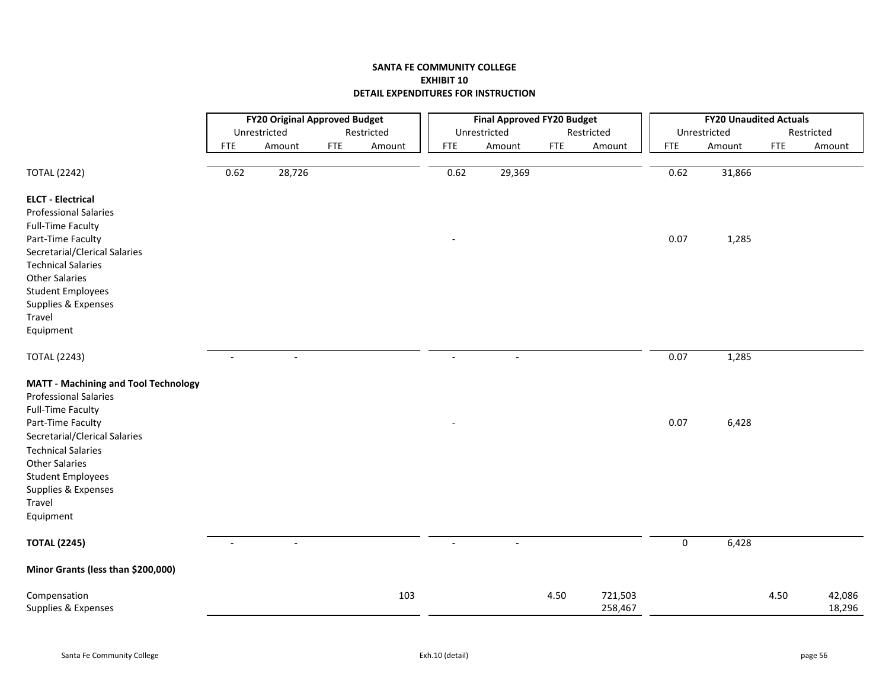**SANTA FE COMMUNITY COLLEGE**
**EXHIBIT 10**
**DETAIL EXPENDITURES FOR INSTRUCTION**

| | FY20 Original Approved Budget | | | | Final Approved FY20 Budget | | | | FY20 Unaudited Actuals | | | |
|---|---|---|---|---|---|---|---|---|---|---|---|---|
| | Unrestricted | | Restricted | | Unrestricted | | Restricted | | Unrestricted | | Restricted | |
| | FTE | Amount | FTE | Amount | FTE | Amount | FTE | Amount | FTE | Amount | FTE | Amount |
| TOTAL (2242) | 0.62 | 28,726 | | | 0.62 | 29,369 | | | 0.62 | 31,866 | | |
| **ELCT - Electrical** | | | | | | | | | | | | |
| Professional Salaries | | | | | | | | | | | | |
| Full-Time Faculty | | | | | | | | | | | | |
| Part-Time Faculty | | | | | - | | | | 0.07 | 1,285 | | |
| Secretarial/Clerical Salaries | | | | | | | | | | | | |
| Technical Salaries | | | | | | | | | | | | |
| Other Salaries | | | | | | | | | | | | |
| Student Employees | | | | | | | | | | | | |
| Supplies & Expenses | | | | | | | | | | | | |
| Travel | | | | | | | | | | | | |
| Equipment | | | | | | | | | | | | |
| TOTAL (2243) | - | - | | | - | - | | | 0.07 | 1,285 | | |
| **MATT - Machining and Tool Technology** | | | | | | | | | | | | |
| Professional Salaries | | | | | | | | | | | | |
| Full-Time Faculty | | | | | | | | | | | | |
| Part-Time Faculty | | | | | - | | | | 0.07 | 6,428 | | |
| Secretarial/Clerical Salaries | | | | | | | | | | | | |
| Technical Salaries | | | | | | | | | | | | |
| Other Salaries | | | | | | | | | | | | |
| Student Employees | | | | | | | | | | | | |
| Supplies & Expenses | | | | | | | | | | | | |
| Travel | | | | | | | | | | | | |
| Equipment | | | | | | | | | | | | |
| **TOTAL (2245)** | - | - | | | - | - | | | 0 | 6,428 | | |
| **Minor Grants (less than $200,000)** | | | | | | | | | | | | |
| Compensation | | | | 103 | | | 4.50 | 721,503 | | | 4.50 | 42,086 |
| Supplies & Expenses | | | | | | | | 258,467 | | | | 18,296 |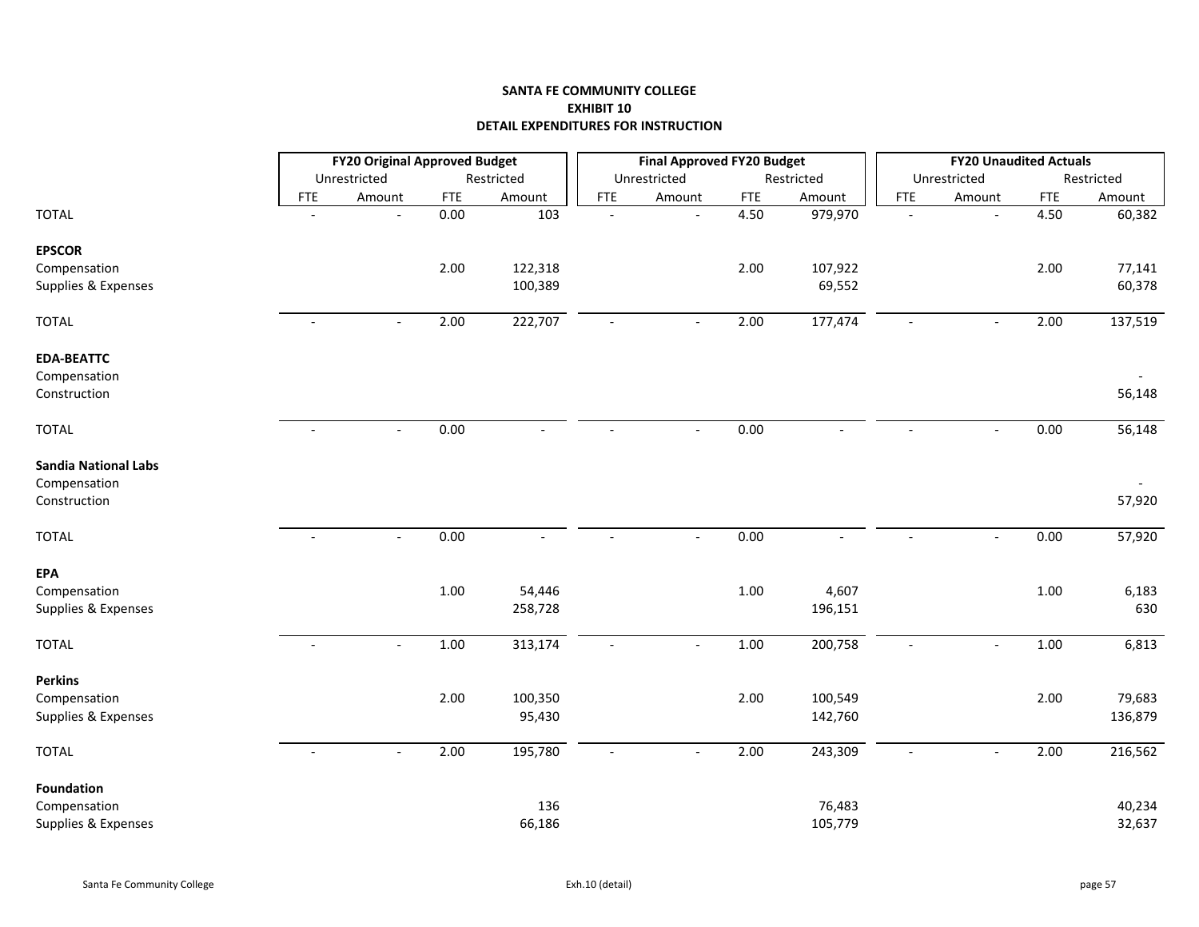**SANTA FE COMMUNITY COLLEGE**
**EXHIBIT 10**
**DETAIL EXPENDITURES FOR INSTRUCTION**

| | FY20 Original Approved Budget | | | | Final Approved FY20 Budget | | | | FY20 Unaudited Actuals | | | |
|---|---|---|---|---|---|---|---|---|---|---|---|---|
| | Unrestricted | | Restricted | | Unrestricted | | Restricted | | Unrestricted | | Restricted | |
| | FTE | Amount | FTE | Amount | FTE | Amount | FTE | Amount | FTE | Amount | FTE | Amount |
| TOTAL | - | - | 0.00 | 103 | - | - | 4.50 | 979,970 | - | - | 4.50 | 60,382 |
| **EPSCOR** | | | | | | | | | | | | |
| Compensation | | | 2.00 | 122,318 | | | 2.00 | 107,922 | | | 2.00 | 77,141 |
| Supplies & Expenses | | | | 100,389 | | | | 69,552 | | | | 60,378 |
| TOTAL | - | - | 2.00 | 222,707 | - | - | 2.00 | 177,474 | - | - | 2.00 | 137,519 |
| **EDA-BEATTC** | | | | | | | | | | | | |
| Compensation | | | | | | | | | | | | - |
| Construction | | | | | | | | | | | | 56,148 |
| TOTAL | - | - | 0.00 | - | - | - | 0.00 | - | - | - | 0.00 | 56,148 |
| **Sandia National Labs** | | | | | | | | | | | | |
| Compensation | | | | | | | | | | | | - |
| Construction | | | | | | | | | | | | 57,920 |
| TOTAL | - | - | 0.00 | - | - | - | 0.00 | - | - | - | 0.00 | 57,920 |
| **EPA** | | | | | | | | | | | | |
| Compensation | | | 1.00 | 54,446 | | | 1.00 | 4,607 | | | 1.00 | 6,183 |
| Supplies & Expenses | | | | 258,728 | | | | 196,151 | | | | 630 |
| TOTAL | - | - | 1.00 | 313,174 | - | - | 1.00 | 200,758 | - | - | 1.00 | 6,813 |
| **Perkins** | | | | | | | | | | | | |
| Compensation | | | 2.00 | 100,350 | | | 2.00 | 100,549 | | | 2.00 | 79,683 |
| Supplies & Expenses | | | | 95,430 | | | | 142,760 | | | | 136,879 |
| TOTAL | - | - | 2.00 | 195,780 | - | - | 2.00 | 243,309 | - | - | 2.00 | 216,562 |
| **Foundation** | | | | | | | | | | | | |
| Compensation | | | | 136 | | | | 76,483 | | | | 40,234 |
| Supplies & Expenses | | | | 66,186 | | | | 105,779 | | | | 32,637 |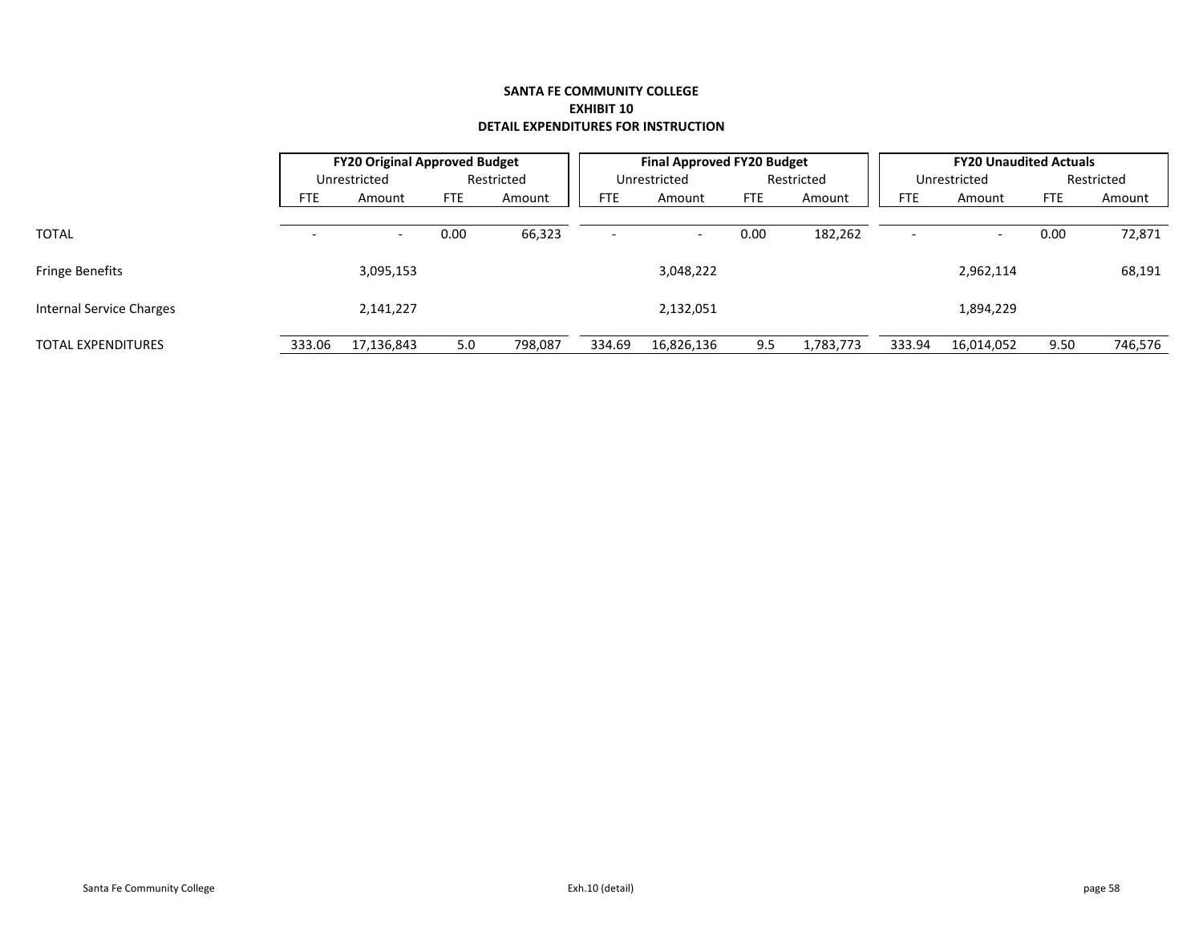**SANTA FE COMMUNITY COLLEGE**
**EXHIBIT 10**
**DETAIL EXPENDITURES FOR INSTRUCTION**

| | FY20 Original Approved Budget | | | | Final Approved FY20 Budget | | | | FY20 Unaudited Actuals | | | |
|---|---|---|---|---|---|---|---|---|---|---|---|---|
| | Unrestricted | | Restricted | | Unrestricted | | Restricted | | Unrestricted | | Restricted | |
| | FTE | Amount | FTE | Amount | FTE | Amount | FTE | Amount | FTE | Amount | FTE | Amount |
| TOTAL | - | - | 0.00 | 66,323 | - | - | 0.00 | 182,262 | - | - | 0.00 | 72,871 |
| Fringe Benefits | | 3,095,153 | | | | 3,048,222 | | | | 2,962,114 | | 68,191 |
| Internal Service Charges | | 2,141,227 | | | | 2,132,051 | | | | 1,894,229 | | |
| TOTAL EXPENDITURES | 333.06 | 17,136,843 | 5.0 | 798,087 | 334.69 | 16,826,136 | 9.5 | 1,783,773 | 333.94 | 16,014,052 | 9.50 | 746,576 |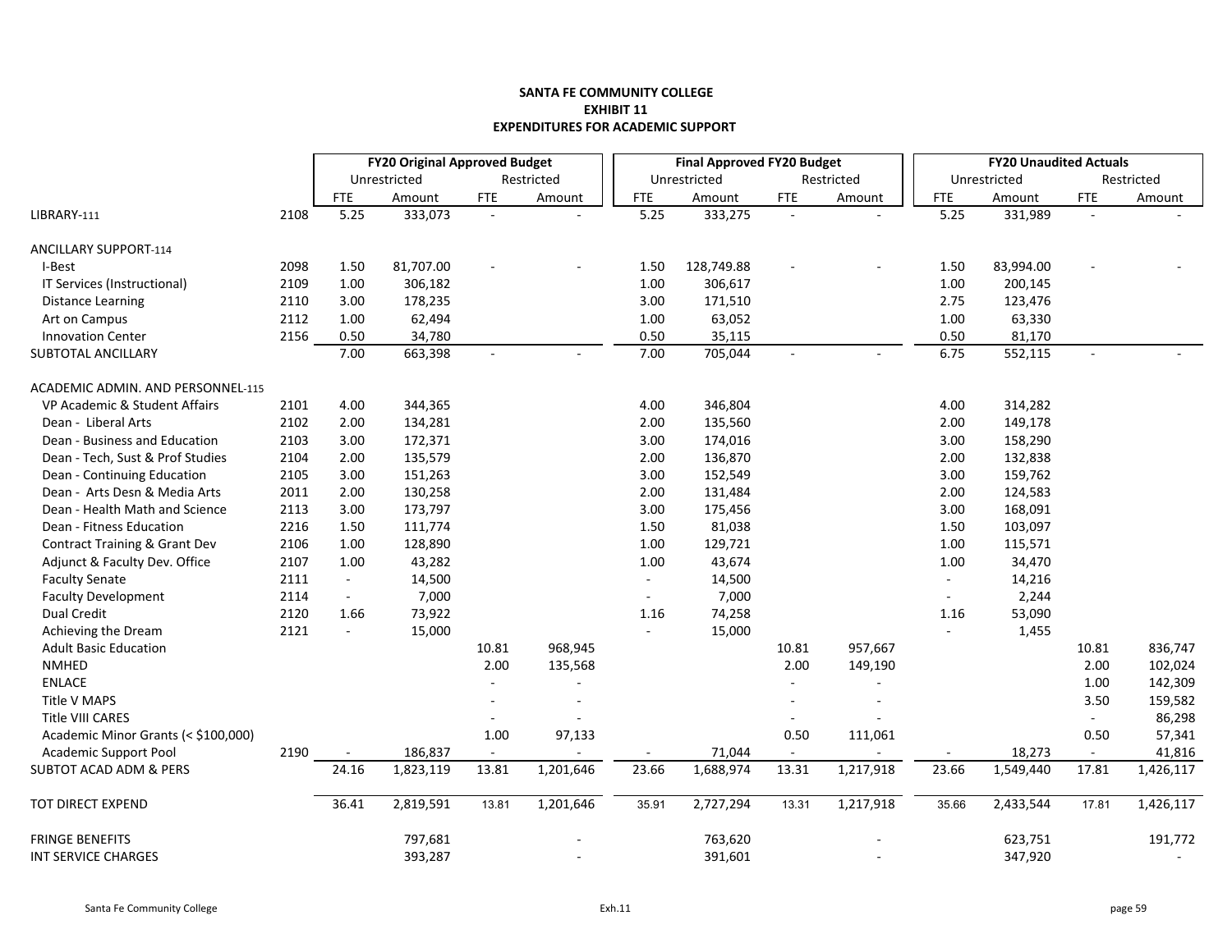**SANTA FE COMMUNITY COLLEGE**
**EXHIBIT 11**
**EXPENDITURES FOR ACADEMIC SUPPORT**

| | | FY20 Original Approved Budget | | | | Final Approved FY20 Budget | | | | FY20 Unaudited Actuals | | | |
|---|---|---|---|---|---|---|---|---|---|---|---|---|---|
| | | Unrestricted | | Restricted | | Unrestricted | | Restricted | | Unrestricted | | Restricted | |
| | | FTE | Amount | FTE | Amount | FTE | Amount | FTE | Amount | FTE | Amount | FTE | Amount |
| LIBRARY-111 | 2108 | 5.25 | 333,073 | - | - | 5.25 | 333,275 | - | - | 5.25 | 331,989 | - | - |
| | | | | | | | | | | | | | |
| ANCILLARY SUPPORT-114 | | | | | | | | | | | | | |
| I-Best | 2098 | 1.50 | 81,707.00 | - | - | 1.50 | 128,749.88 | - | - | 1.50 | 83,994.00 | - | - |
| IT Services (Instructional) | 2109 | 1.00 | 306,182 | | | 1.00 | 306,617 | | | 1.00 | 200,145 | | |
| Distance Learning | 2110 | 3.00 | 178,235 | | | 3.00 | 171,510 | | | 2.75 | 123,476 | | |
| Art on Campus | 2112 | 1.00 | 62,494 | | | 1.00 | 63,052 | | | 1.00 | 63,330 | | |
| Innovation Center | 2156 | 0.50 | 34,780 | | | 0.50 | 35,115 | | | 0.50 | 81,170 | | |
| SUBTOTAL ANCILLARY | | 7.00 | 663,398 | - | - | 7.00 | 705,044 | - | - | 6.75 | 552,115 | - | - |
| | | | | | | | | | | | | | |
| ACADEMIC ADMIN. AND PERSONNEL-115 | | | | | | | | | | | | | |
| VP Academic & Student Affairs | 2101 | 4.00 | 344,365 | | | 4.00 | 346,804 | | | 4.00 | 314,282 | | |
| Dean - Liberal Arts | 2102 | 2.00 | 134,281 | | | 2.00 | 135,560 | | | 2.00 | 149,178 | | |
| Dean - Business and Education | 2103 | 3.00 | 172,371 | | | 3.00 | 174,016 | | | 3.00 | 158,290 | | |
| Dean - Tech, Sust & Prof Studies | 2104 | 2.00 | 135,579 | | | 2.00 | 136,870 | | | 2.00 | 132,838 | | |
| Dean - Continuing Education | 2105 | 3.00 | 151,263 | | | 3.00 | 152,549 | | | 3.00 | 159,762 | | |
| Dean - Arts Desn & Media Arts | 2011 | 2.00 | 130,258 | | | 2.00 | 131,484 | | | 2.00 | 124,583 | | |
| Dean - Health Math and Science | 2113 | 3.00 | 173,797 | | | 3.00 | 175,456 | | | 3.00 | 168,091 | | |
| Dean - Fitness Education | 2216 | 1.50 | 111,774 | | | 1.50 | 81,038 | | | 1.50 | 103,097 | | |
| Contract Training & Grant Dev | 2106 | 1.00 | 128,890 | | | 1.00 | 129,721 | | | 1.00 | 115,571 | | |
| Adjunct & Faculty Dev. Office | 2107 | 1.00 | 43,282 | | | 1.00 | 43,674 | | | 1.00 | 34,470 | | |
| Faculty Senate | 2111 | - | 14,500 | | | - | 14,500 | | | - | 14,216 | | |
| Faculty Development | 2114 | - | 7,000 | | | - | 7,000 | | | - | 2,244 | | |
| Dual Credit | 2120 | 1.66 | 73,922 | | | 1.16 | 74,258 | | | 1.16 | 53,090 | | |
| Achieving the Dream | 2121 | - | 15,000 | | | - | 15,000 | | | - | 1,455 | | |
| Adult Basic Education | | | | 10.81 | 968,945 | | | 10.81 | 957,667 | | | 10.81 | 836,747 |
| NMHED | | | | 2.00 | 135,568 | | | 2.00 | 149,190 | | | 2.00 | 102,024 |
| ENLACE | | | | - | - | | | - | - | | | 1.00 | 142,309 |
| Title V MAPS | | | | - | - | | | - | - | | | 3.50 | 159,582 |
| Title VIII CARES | | | | - | - | | | - | - | | | - | 86,298 |
| Academic Minor Grants (< $100,000) | | | | 1.00 | 97,133 | | | 0.50 | 111,061 | | | 0.50 | 57,341 |
| Academic Support Pool | 2190 | - | 186,837 | - | - | - | 71,044 | - | - | - | 18,273 | - | 41,816 |
| SUBTOT ACAD ADM & PERS | | 24.16 | 1,823,119 | 13.81 | 1,201,646 | 23.66 | 1,688,974 | 13.31 | 1,217,918 | 23.66 | 1,549,440 | 17.81 | 1,426,117 |
| | | | | | | | | | | | | | |
| TOT DIRECT EXPEND | | 36.41 | 2,819,591 | 13.81 | 1,201,646 | 35.91 | 2,727,294 | 13.31 | 1,217,918 | 35.66 | 2,433,544 | 17.81 | 1,426,117 |
| | | | | | | | | | | | | | |
| FRINGE BENEFITS | | | 797,681 | | - | | 763,620 | | - | | 623,751 | | 191,772 |
| INT SERVICE CHARGES | | | 393,287 | | - | | 391,601 | | - | | 347,920 | | - |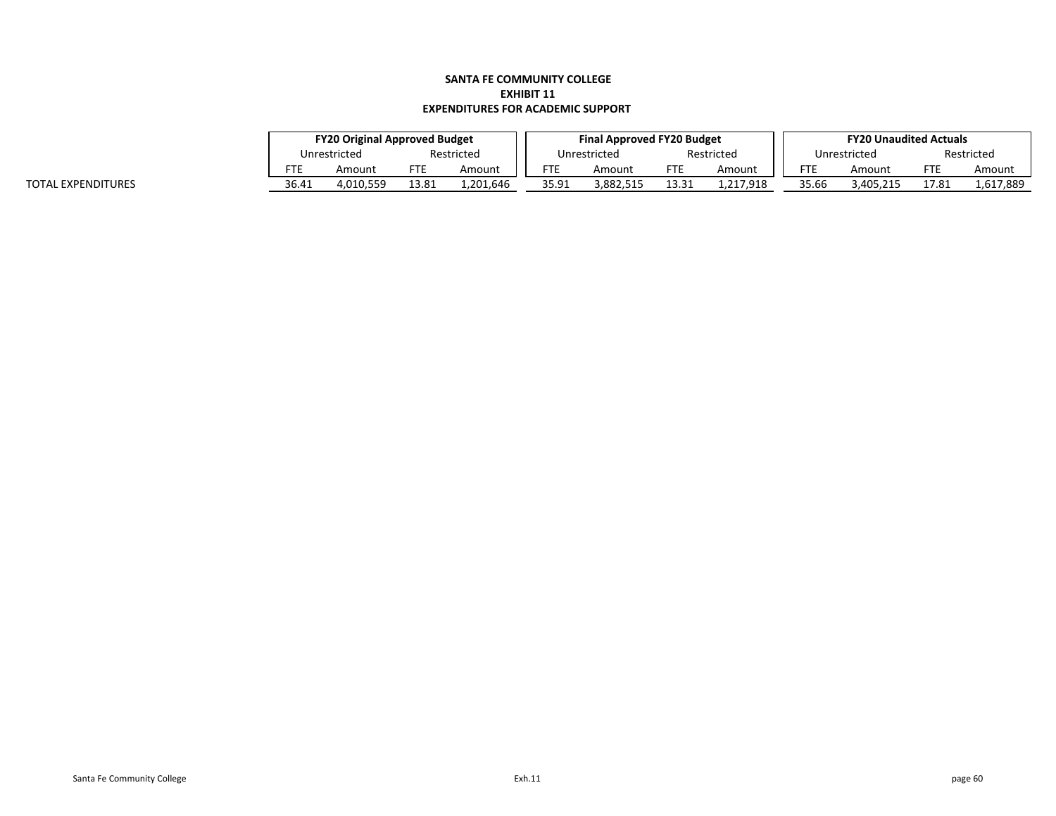**SANTA FE COMMUNITY COLLEGE**
**EXHIBIT 11**
**EXPENDITURES FOR ACADEMIC SUPPORT**

| | FY20 Original Approved Budget | | | | Final Approved FY20 Budget | | | | FY20 Unaudited Actuals | | | |
|---|---|---|---|---|---|---|---|---|---|---|---|---|
| | Unrestricted | | Restricted | | Unrestricted | | Restricted | | Unrestricted | | Restricted | |
| | FTE | Amount | FTE | Amount | FTE | Amount | FTE | Amount | FTE | Amount | FTE | Amount |
| TOTAL EXPENDITURES | 36.41 | 4,010,559 | 13.81 | 1,201,646 | 35.91 | 3,882,515 | 13.31 | 1,217,918 | 35.66 | 3,405,215 | 17.81 | 1,617,889 |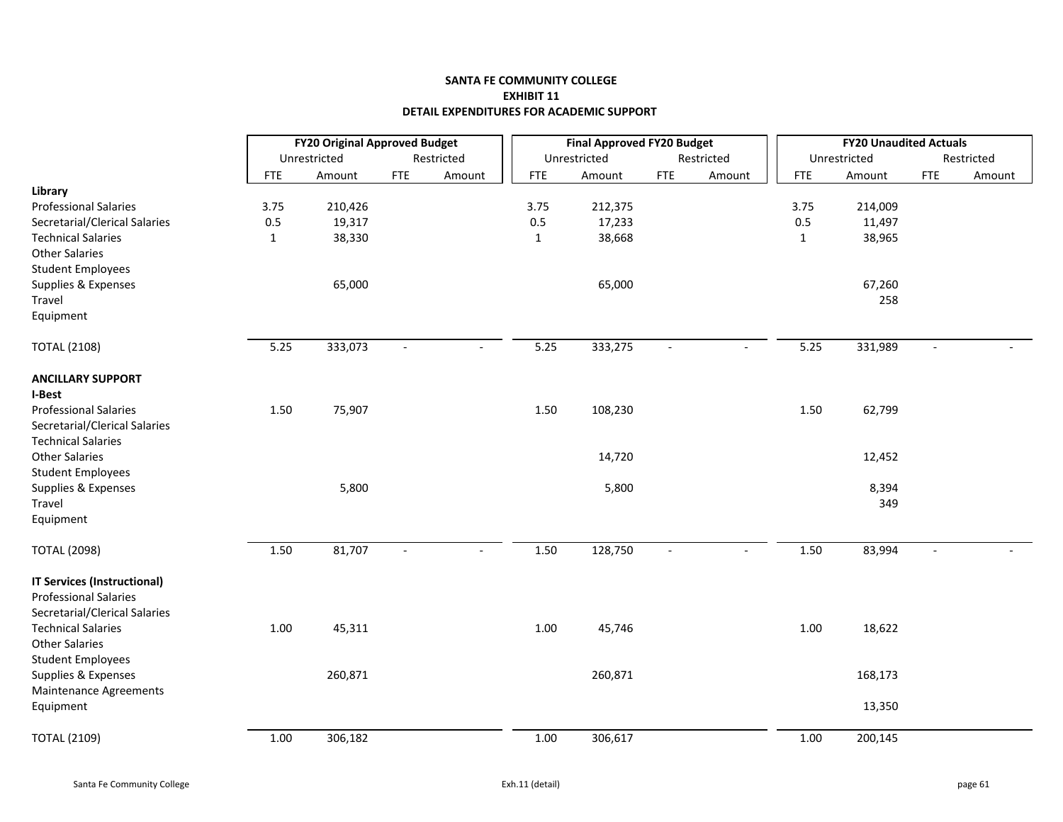**SANTA FE COMMUNITY COLLEGE**
**EXHIBIT 11**
**DETAIL EXPENDITURES FOR ACADEMIC SUPPORT**

| | FY20 Original Approved Budget | | | | Final Approved FY20 Budget | | | | FY20 Unaudited Actuals | | | |
|---|---|---|---|---|---|---|---|---|---|---|---|---|
| | Unrestricted | | Restricted | | Unrestricted | | Restricted | | Unrestricted | | Restricted | |
| | FTE | Amount | FTE | Amount | FTE | Amount | FTE | Amount | FTE | Amount | FTE | Amount |
| **Library** | | | | | | | | | | | | |
| Professional Salaries | 3.75 | 210,426 | | | 3.75 | 212,375 | | | 3.75 | 214,009 | | |
| Secretarial/Clerical Salaries | 0.5 | 19,317 | | | 0.5 | 17,233 | | | 0.5 | 11,497 | | |
| Technical Salaries | 1 | 38,330 | | | 1 | 38,668 | | | 1 | 38,965 | | |
| Other Salaries | | | | | | | | | | | | |
| Student Employees | | | | | | | | | | | | |
| Supplies & Expenses | | 65,000 | | | | 65,000 | | | | 67,260 | | |
| Travel | | | | | | | | | | 258 | | |
| Equipment | | | | | | | | | | | | |
| TOTAL (2108) | 5.25 | 333,073 | - | - | 5.25 | 333,275 | - | - | 5.25 | 331,989 | - | - |
| **ANCILLARY SUPPORT** | | | | | | | | | | | | |
| **I-Best** | | | | | | | | | | | | |
| Professional Salaries | 1.50 | 75,907 | | | 1.50 | 108,230 | | | 1.50 | 62,799 | | |
| Secretarial/Clerical Salaries | | | | | | | | | | | | |
| Technical Salaries | | | | | | | | | | | | |
| Other Salaries | | | | | | 14,720 | | | | 12,452 | | |
| Student Employees | | | | | | | | | | | | |
| Supplies & Expenses | | 5,800 | | | | 5,800 | | | | 8,394 | | |
| Travel | | | | | | | | | | 349 | | |
| Equipment | | | | | | | | | | | | |
| TOTAL (2098) | 1.50 | 81,707 | - | - | 1.50 | 128,750 | - | - | 1.50 | 83,994 | - | - |
| **IT Services (Instructional)** | | | | | | | | | | | | |
| Professional Salaries | | | | | | | | | | | | |
| Secretarial/Clerical Salaries | | | | | | | | | | | | |
| Technical Salaries | 1.00 | 45,311 | | | 1.00 | 45,746 | | | 1.00 | 18,622 | | |
| Other Salaries | | | | | | | | | | | | |
| Student Employees | | | | | | | | | | | | |
| Supplies & Expenses | | 260,871 | | | | 260,871 | | | | 168,173 | | |
| Maintenance Agreements | | | | | | | | | | | | |
| Equipment | | | | | | | | | | 13,350 | | |
| TOTAL (2109) | 1.00 | 306,182 | | | 1.00 | 306,617 | | | 1.00 | 200,145 | | |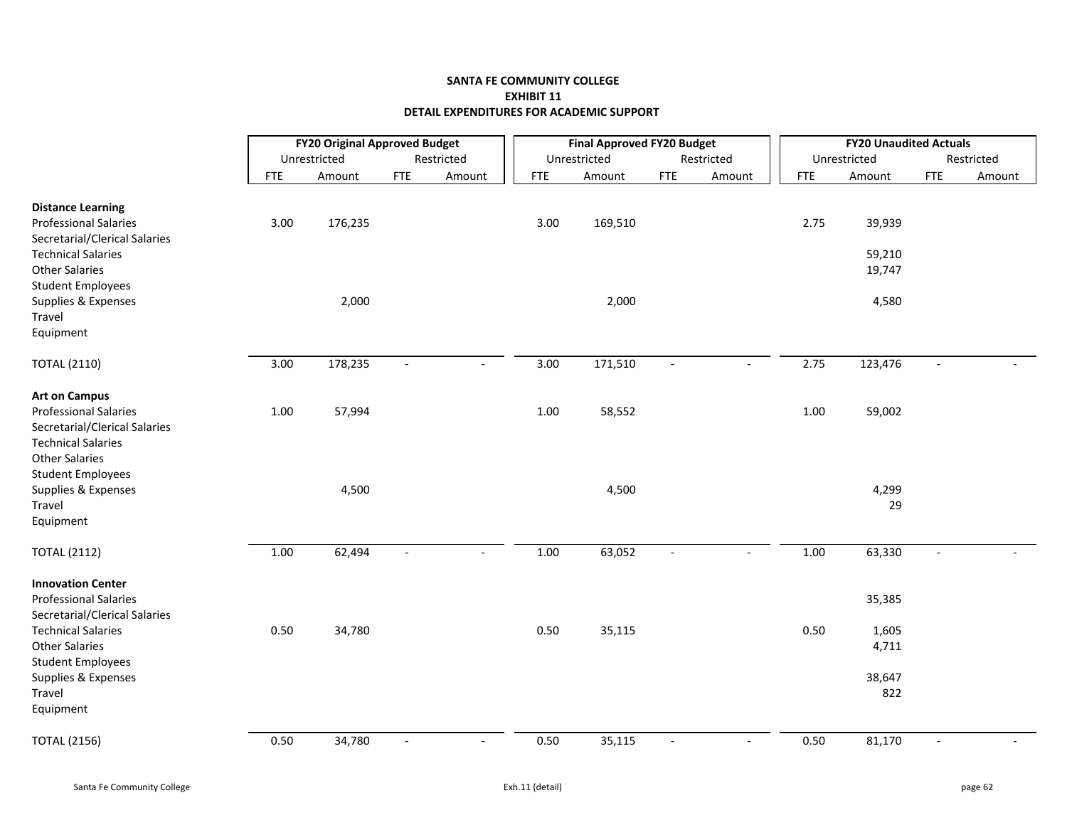**SANTA FE COMMUNITY COLLEGE**
**EXHIBIT 11**
**DETAIL EXPENDITURES FOR ACADEMIC SUPPORT**

| | FY20 Original Approved Budget | | | | Final Approved FY20 Budget | | | | FY20 Unaudited Actuals | | | |
|---|---|---|---|---|---|---|---|---|---|---|---|---|
| | Unrestricted | | Restricted | | Unrestricted | | Restricted | | Unrestricted | | Restricted | |
| | FTE | Amount | FTE | Amount | FTE | Amount | FTE | Amount | FTE | Amount | FTE | Amount |
| **Distance Learning** | | | | | | | | | | | | |
| Professional Salaries | 3.00 | 176,235 | | | 3.00 | 169,510 | | | 2.75 | 39,939 | | |
| Secretarial/Clerical Salaries | | | | | | | | | | | | |
| Technical Salaries | | | | | | | | | | 59,210 | | |
| Other Salaries | | | | | | | | | | 19,747 | | |
| Student Employees | | | | | | | | | | | | |
| Supplies & Expenses | | 2,000 | | | | 2,000 | | | | 4,580 | | |
| Travel | | | | | | | | | | | | |
| Equipment | | | | | | | | | | | | |
| TOTAL (2110) | 3.00 | 178,235 | - | - | 3.00 | 171,510 | - | - | 2.75 | 123,476 | - | - |
| **Art on Campus** | | | | | | | | | | | | |
| Professional Salaries | 1.00 | 57,994 | | | 1.00 | 58,552 | | | 1.00 | 59,002 | | |
| Secretarial/Clerical Salaries | | | | | | | | | | | | |
| Technical Salaries | | | | | | | | | | | | |
| Other Salaries | | | | | | | | | | | | |
| Student Employees | | | | | | | | | | | | |
| Supplies & Expenses | | 4,500 | | | | 4,500 | | | | 4,299 | | |
| Travel | | | | | | | | | | 29 | | |
| Equipment | | | | | | | | | | | | |
| TOTAL (2112) | 1.00 | 62,494 | - | - | 1.00 | 63,052 | - | - | 1.00 | 63,330 | - | - |
| **Innovation Center** | | | | | | | | | | | | |
| Professional Salaries | | | | | | | | | | 35,385 | | |
| Secretarial/Clerical Salaries | | | | | | | | | | | | |
| Technical Salaries | 0.50 | 34,780 | | | 0.50 | 35,115 | | | 0.50 | 1,605 | | |
| Other Salaries | | | | | | | | | | 4,711 | | |
| Student Employees | | | | | | | | | | | | |
| Supplies & Expenses | | | | | | | | | | 38,647 | | |
| Travel | | | | | | | | | | 822 | | |
| Equipment | | | | | | | | | | | | |
| TOTAL (2156) | 0.50 | 34,780 | - | - | 0.50 | 35,115 | - | - | 0.50 | 81,170 | - | - |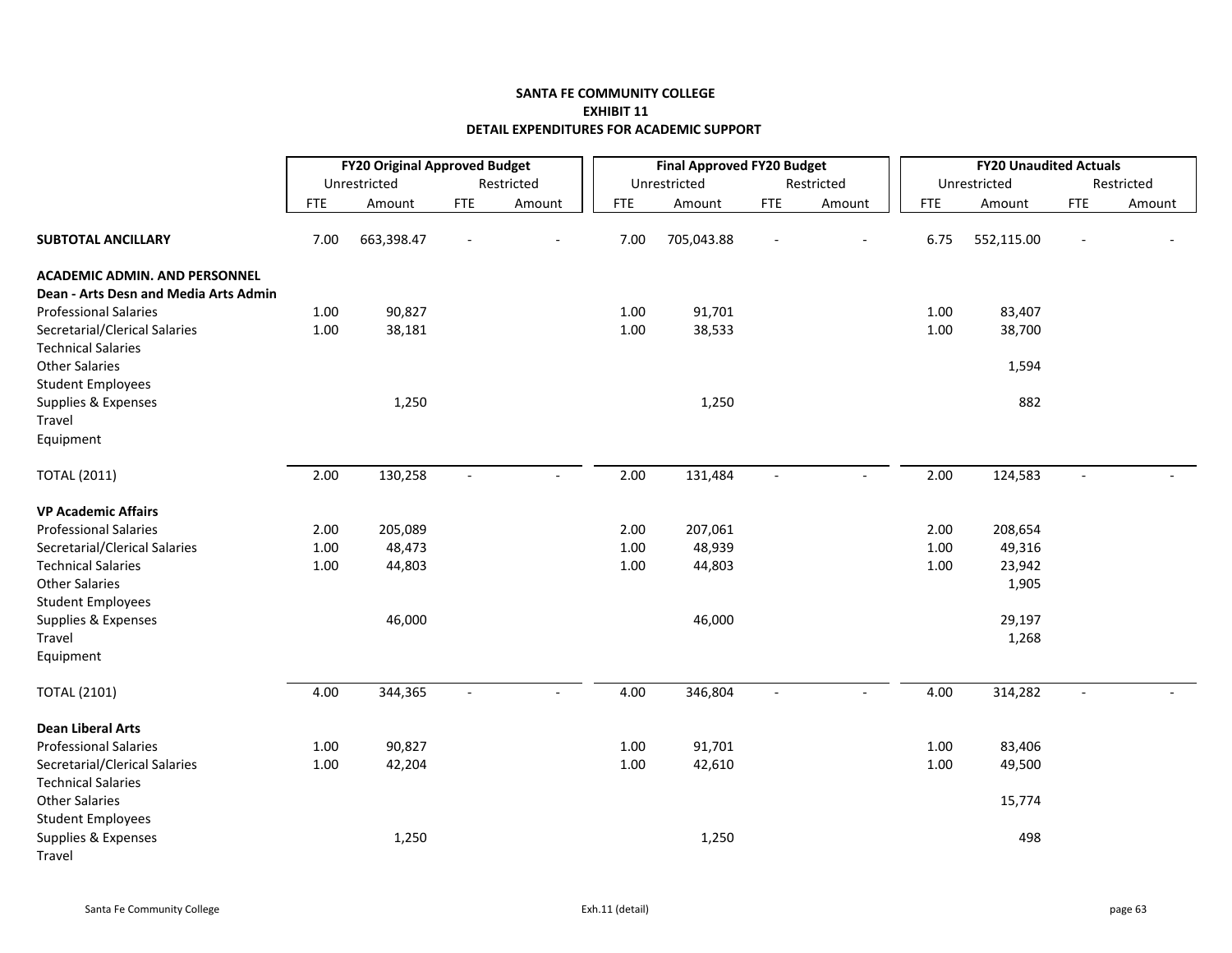**SANTA FE COMMUNITY COLLEGE**
**EXHIBIT 11**
**DETAIL EXPENDITURES FOR ACADEMIC SUPPORT**

| | FY20 Original Approved Budget | | | | Final Approved FY20 Budget | | | | FY20 Unaudited Actuals | | | |
|---|---|---|---|---|---|---|---|---|---|---|---|---|
| | Unrestricted | | Restricted | | Unrestricted | | Restricted | | Unrestricted | | Restricted | |
| | FTE | Amount | FTE | Amount | FTE | Amount | FTE | Amount | FTE | Amount | FTE | Amount |
| **SUBTOTAL ANCILLARY** | 7.00 | 663,398.47 | - | - | 7.00 | 705,043.88 | - | - | 6.75 | 552,115.00 | - | - |
| **ACADEMIC ADMIN. AND PERSONNEL** | | | | | | | | | | | | |
| **Dean - Arts Desn and Media Arts Admin** | | | | | | | | | | | | |
| Professional Salaries | 1.00 | 90,827 | | | 1.00 | 91,701 | | | 1.00 | 83,407 | | |
| Secretarial/Clerical Salaries | 1.00 | 38,181 | | | 1.00 | 38,533 | | | 1.00 | 38,700 | | |
| Technical Salaries | | | | | | | | | | | | |
| Other Salaries | | | | | | | | | | 1,594 | | |
| Student Employees | | | | | | | | | | | | |
| Supplies & Expenses | | 1,250 | | | | 1,250 | | | | 882 | | |
| Travel | | | | | | | | | | | | |
| Equipment | | | | | | | | | | | | |
| TOTAL (2011) | 2.00 | 130,258 | - | - | 2.00 | 131,484 | - | - | 2.00 | 124,583 | - | - |
| **VP Academic Affairs** | | | | | | | | | | | | |
| Professional Salaries | 2.00 | 205,089 | | | 2.00 | 207,061 | | | 2.00 | 208,654 | | |
| Secretarial/Clerical Salaries | 1.00 | 48,473 | | | 1.00 | 48,939 | | | 1.00 | 49,316 | | |
| Technical Salaries | 1.00 | 44,803 | | | 1.00 | 44,803 | | | 1.00 | 23,942 | | |
| Other Salaries | | | | | | | | | | 1,905 | | |
| Student Employees | | | | | | | | | | | | |
| Supplies & Expenses | | 46,000 | | | | 46,000 | | | | 29,197 | | |
| Travel | | | | | | | | | | 1,268 | | |
| Equipment | | | | | | | | | | | | |
| TOTAL (2101) | 4.00 | 344,365 | - | - | 4.00 | 346,804 | - | - | 4.00 | 314,282 | - | - |
| **Dean Liberal Arts** | | | | | | | | | | | | |
| Professional Salaries | 1.00 | 90,827 | | | 1.00 | 91,701 | | | 1.00 | 83,406 | | |
| Secretarial/Clerical Salaries | 1.00 | 42,204 | | | 1.00 | 42,610 | | | 1.00 | 49,500 | | |
| Technical Salaries | | | | | | | | | | | | |
| Other Salaries | | | | | | | | | | 15,774 | | |
| Student Employees | | | | | | | | | | | | |
| Supplies & Expenses | | 1,250 | | | | 1,250 | | | | 498 | | |
| Travel | | | | | | | | | | | | |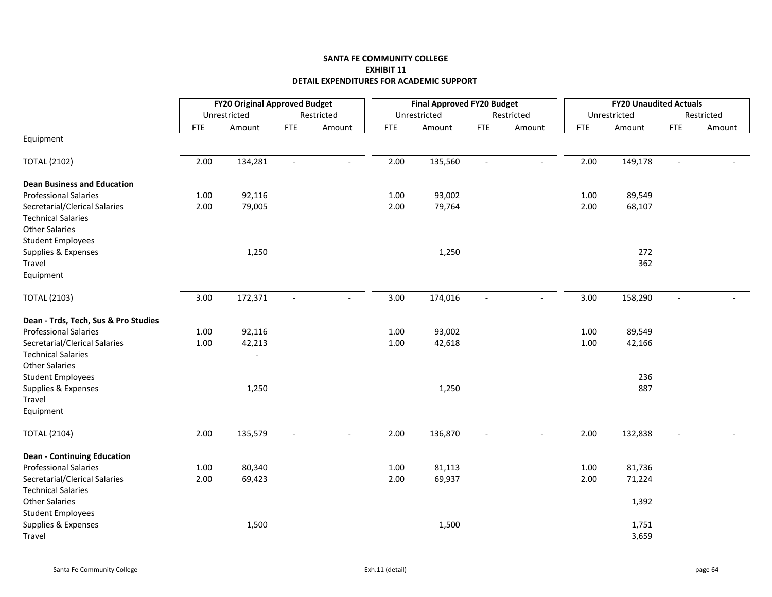**SANTA FE COMMUNITY COLLEGE**
**EXHIBIT 11**
**DETAIL EXPENDITURES FOR ACADEMIC SUPPORT**

| | FY20 Original Approved Budget | | | | Final Approved FY20 Budget | | | | FY20 Unaudited Actuals | | | |
|---|---|---|---|---|---|---|---|---|---|---|---|---|
| | Unrestricted | | Restricted | | Unrestricted | | Restricted | | Unrestricted | | Restricted | |
| | FTE | Amount | FTE | Amount | FTE | Amount | FTE | Amount | FTE | Amount | FTE | Amount |
| Equipment | | | | | | | | | | | | |
| TOTAL (2102) | 2.00 | 134,281 | - | - | 2.00 | 135,560 | - | - | 2.00 | 149,178 | - | - |
| **Dean Business and Education** | | | | | | | | | | | | |
| Professional Salaries | 1.00 | 92,116 | | | 1.00 | 93,002 | | | 1.00 | 89,549 | | |
| Secretarial/Clerical Salaries | 2.00 | 79,005 | | | 2.00 | 79,764 | | | 2.00 | 68,107 | | |
| Technical Salaries | | | | | | | | | | | | |
| Other Salaries | | | | | | | | | | | | |
| Student Employees | | | | | | | | | | | | |
| Supplies & Expenses | | 1,250 | | | | 1,250 | | | | 272 | | |
| Travel | | | | | | | | | | 362 | | |
| Equipment | | | | | | | | | | | | |
| TOTAL (2103) | 3.00 | 172,371 | - | - | 3.00 | 174,016 | - | - | 3.00 | 158,290 | - | - |
| **Dean - Trds, Tech, Sus & Pro Studies** | | | | | | | | | | | | |
| Professional Salaries | 1.00 | 92,116 | | | 1.00 | 93,002 | | | 1.00 | 89,549 | | |
| Secretarial/Clerical Salaries | 1.00 | 42,213 | | | 1.00 | 42,618 | | | 1.00 | 42,166 | | |
| Technical Salaries | | - | | | | | | | | | | |
| Other Salaries | | | | | | | | | | | | |
| Student Employees | | | | | | | | | | 236 | | |
| Supplies & Expenses | | 1,250 | | | | 1,250 | | | | 887 | | |
| Travel | | | | | | | | | | | | |
| Equipment | | | | | | | | | | | | |
| TOTAL (2104) | 2.00 | 135,579 | - | - | 2.00 | 136,870 | - | - | 2.00 | 132,838 | - | - |
| **Dean - Continuing Education** | | | | | | | | | | | | |
| Professional Salaries | 1.00 | 80,340 | | | 1.00 | 81,113 | | | 1.00 | 81,736 | | |
| Secretarial/Clerical Salaries | 2.00 | 69,423 | | | 2.00 | 69,937 | | | 2.00 | 71,224 | | |
| Technical Salaries | | | | | | | | | | | | |
| Other Salaries | | | | | | | | | | 1,392 | | |
| Student Employees | | | | | | | | | | | | |
| Supplies & Expenses | | 1,500 | | | | 1,500 | | | | 1,751 | | |
| Travel | | | | | | | | | | 3,659 | | |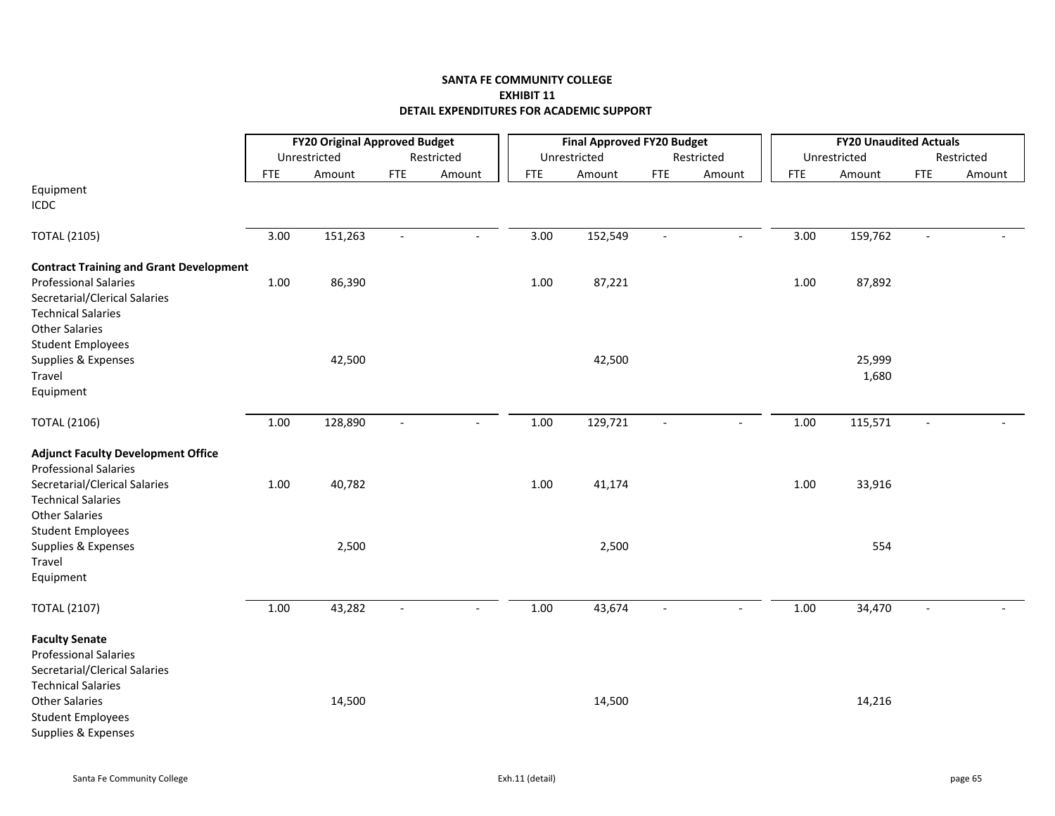**SANTA FE COMMUNITY COLLEGE**
**EXHIBIT 11**
**DETAIL EXPENDITURES FOR ACADEMIC SUPPORT**

| | FY20 Original Approved Budget | | | | Final Approved FY20 Budget | | | | FY20 Unaudited Actuals | | | |
|---|---|---|---|---|---|---|---|---|---|---|---|---|
| | Unrestricted | | Restricted | | Unrestricted | | Restricted | | Unrestricted | | Restricted | |
| | FTE | Amount | FTE | Amount | FTE | Amount | FTE | Amount | FTE | Amount | FTE | Amount |
| Equipment | | | | | | | | | | | | |
| ICDC | | | | | | | | | | | | |
| TOTAL (2105) | 3.00 | 151,263 | - | - | 3.00 | 152,549 | - | - | 3.00 | 159,762 | - | - |
| **Contract Training and Grant Development** | | | | | | | | | | | | |
| Professional Salaries | 1.00 | 86,390 | | | 1.00 | 87,221 | | | 1.00 | 87,892 | | |
| Secretarial/Clerical Salaries | | | | | | | | | | | | |
| Technical Salaries | | | | | | | | | | | | |
| Other Salaries | | | | | | | | | | | | |
| Student Employees | | | | | | | | | | | | |
| Supplies & Expenses | | 42,500 | | | | 42,500 | | | | 25,999 | | |
| Travel | | | | | | | | | | 1,680 | | |
| Equipment | | | | | | | | | | | | |
| TOTAL (2106) | 1.00 | 128,890 | - | - | 1.00 | 129,721 | - | - | 1.00 | 115,571 | - | - |
| **Adjunct Faculty Development Office** | | | | | | | | | | | | |
| Professional Salaries | | | | | | | | | | | | |
| Secretarial/Clerical Salaries | 1.00 | 40,782 | | | 1.00 | 41,174 | | | 1.00 | 33,916 | | |
| Technical Salaries | | | | | | | | | | | | |
| Other Salaries | | | | | | | | | | | | |
| Student Employees | | | | | | | | | | | | |
| Supplies & Expenses | | 2,500 | | | | 2,500 | | | | 554 | | |
| Travel | | | | | | | | | | | | |
| Equipment | | | | | | | | | | | | |
| TOTAL (2107) | 1.00 | 43,282 | - | - | 1.00 | 43,674 | - | - | 1.00 | 34,470 | - | - |
| **Faculty Senate** | | | | | | | | | | | | |
| Professional Salaries | | | | | | | | | | | | |
| Secretarial/Clerical Salaries | | | | | | | | | | | | |
| Technical Salaries | | | | | | | | | | | | |
| Other Salaries | | 14,500 | | | | 14,500 | | | | 14,216 | | |
| Student Employees | | | | | | | | | | | | |
| Supplies & Expenses | | | | | | | | | | | | |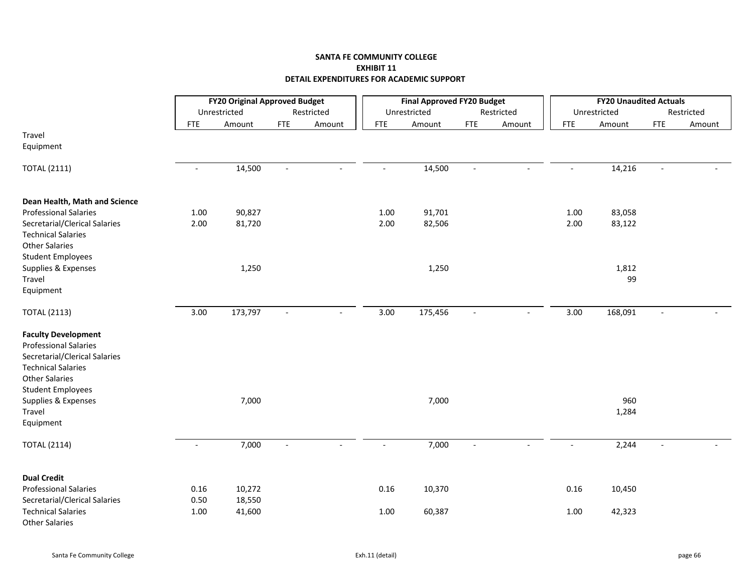# SANTA FE COMMUNITY COLLEGE
## EXHIBIT 11
## DETAIL EXPENDITURES FOR ACADEMIC SUPPORT

| | FY20 Original Approved Budget | | | | Final Approved FY20 Budget | | | | FY20 Unaudited Actuals | | | |
|---|---|---|---|---|---|---|---|---|---|---|---|---|
| | Unrestricted | | Restricted | | Unrestricted | | Restricted | | Unrestricted | | Restricted | |
| | FTE | Amount | FTE | Amount | FTE | Amount | FTE | Amount | FTE | Amount | FTE | Amount |
| Travel | | | | | | | | | | | | |
| Equipment | | | | | | | | | | | | |
| TOTAL (2111) | - | 14,500 | - | - | - | 14,500 | - | - | - | 14,216 | - | - |
| **Dean Health, Math and Science** | | | | | | | | | | | | |
| Professional Salaries | 1.00 | 90,827 | | | 1.00 | 91,701 | | | 1.00 | 83,058 | | |
| Secretarial/Clerical Salaries | 2.00 | 81,720 | | | 2.00 | 82,506 | | | 2.00 | 83,122 | | |
| Technical Salaries | | | | | | | | | | | | |
| Other Salaries | | | | | | | | | | | | |
| Student Employees | | | | | | | | | | | | |
| Supplies & Expenses | | 1,250 | | | | 1,250 | | | | 1,812 | | |
| Travel | | | | | | | | | | 99 | | |
| Equipment | | | | | | | | | | | | |
| TOTAL (2113) | 3.00 | 173,797 | - | - | 3.00 | 175,456 | - | - | 3.00 | 168,091 | - | - |
| **Faculty Development** | | | | | | | | | | | | |
| Professional Salaries | | | | | | | | | | | | |
| Secretarial/Clerical Salaries | | | | | | | | | | | | |
| Technical Salaries | | | | | | | | | | | | |
| Other Salaries | | | | | | | | | | | | |
| Student Employees | | | | | | | | | | | | |
| Supplies & Expenses | | 7,000 | | | | 7,000 | | | | 960 | | |
| Travel | | | | | | | | | | 1,284 | | |
| Equipment | | | | | | | | | | | | |
| TOTAL (2114) | - | 7,000 | - | - | - | 7,000 | - | - | - | 2,244 | - | - |
| **Dual Credit** | | | | | | | | | | | | |
| Professional Salaries | 0.16 | 10,272 | | | 0.16 | 10,370 | | | 0.16 | 10,450 | | |
| Secretarial/Clerical Salaries | 0.50 | 18,550 | | | | | | | | | | |
| Technical Salaries | 1.00 | 41,600 | | | 1.00 | 60,387 | | | 1.00 | 42,323 | | |
| Other Salaries | | | | | | | | | | | | |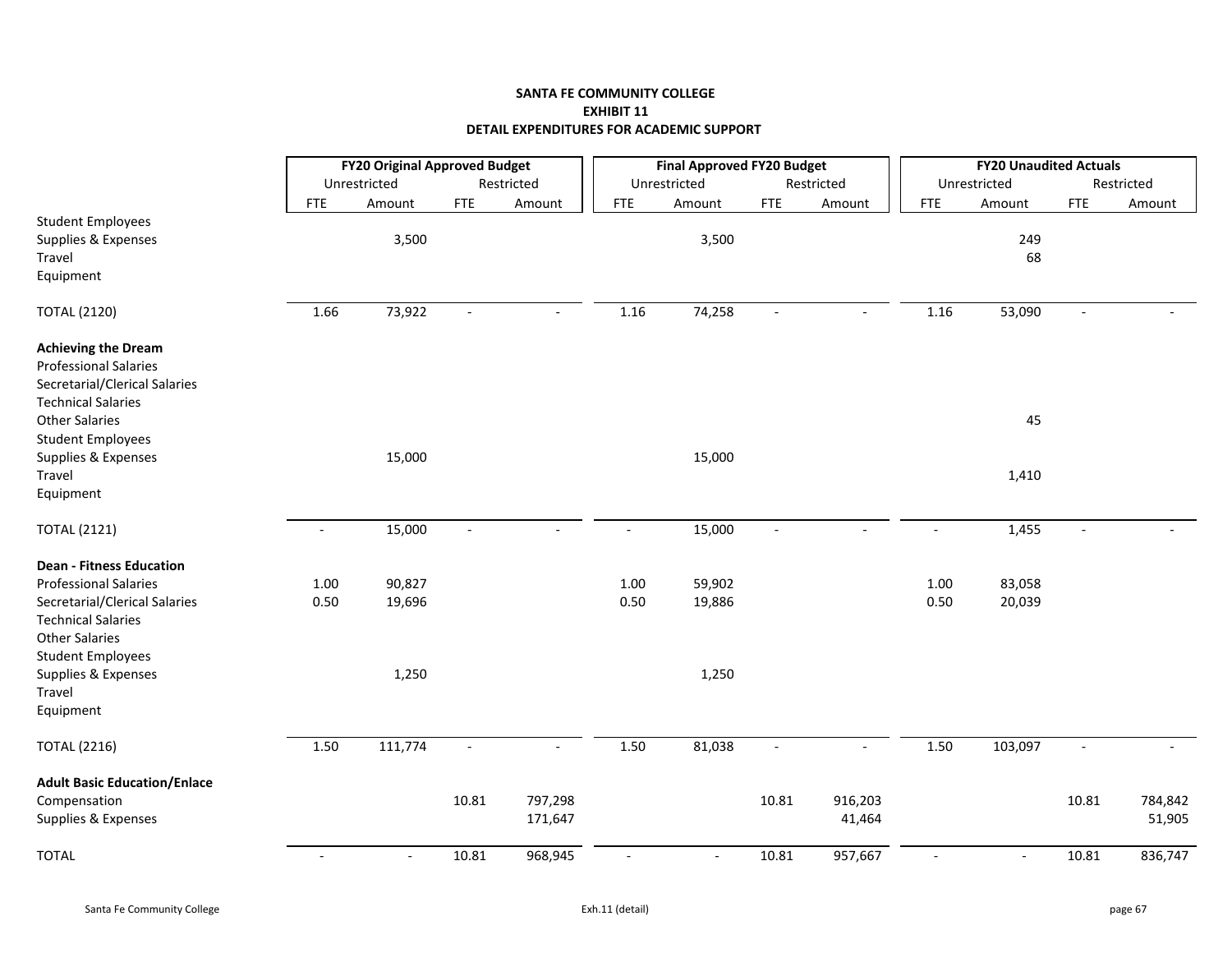**SANTA FE COMMUNITY COLLEGE**
**EXHIBIT 11**
**DETAIL EXPENDITURES FOR ACADEMIC SUPPORT**

| | FY20 Original Approved Budget | | | | Final Approved FY20 Budget | | | | FY20 Unaudited Actuals | | | |
|---|---|---|---|---|---|---|---|---|---|---|---|---|
| | Unrestricted | | Restricted | | Unrestricted | | Restricted | | Unrestricted | | Restricted | |
| | FTE | Amount | FTE | Amount | FTE | Amount | FTE | Amount | FTE | Amount | FTE | Amount |
| Student Employees | | | | | | | | | | | | |
| Supplies & Expenses | | 3,500 | | | | 3,500 | | | | 249 | | |
| Travel | | | | | | | | | | 68 | | |
| Equipment | | | | | | | | | | | | |
| TOTAL (2120) | 1.66 | 73,922 | - | - | 1.16 | 74,258 | - | - | 1.16 | 53,090 | - | - |
| **Achieving the Dream** | | | | | | | | | | | | |
| Professional Salaries | | | | | | | | | | | | |
| Secretarial/Clerical Salaries | | | | | | | | | | | | |
| Technical Salaries | | | | | | | | | | | | |
| Other Salaries | | | | | | | | | | 45 | | |
| Student Employees | | | | | | | | | | | | |
| Supplies & Expenses | | 15,000 | | | | 15,000 | | | | | | |
| Travel | | | | | | | | | | 1,410 | | |
| Equipment | | | | | | | | | | | | |
| TOTAL (2121) | - | 15,000 | - | - | - | 15,000 | - | - | - | 1,455 | - | - |
| **Dean - Fitness Education** | | | | | | | | | | | | |
| Professional Salaries | 1.00 | 90,827 | | | 1.00 | 59,902 | | | 1.00 | 83,058 | | |
| Secretarial/Clerical Salaries | 0.50 | 19,696 | | | 0.50 | 19,886 | | | 0.50 | 20,039 | | |
| Technical Salaries | | | | | | | | | | | | |
| Other Salaries | | | | | | | | | | | | |
| Student Employees | | | | | | | | | | | | |
| Supplies & Expenses | | 1,250 | | | | 1,250 | | | | | | |
| Travel | | | | | | | | | | | | |
| Equipment | | | | | | | | | | | | |
| TOTAL (2216) | 1.50 | 111,774 | - | - | 1.50 | 81,038 | - | - | 1.50 | 103,097 | - | - |
| **Adult Basic Education/Enlace** | | | | | | | | | | | | |
| Compensation | | | 10.81 | 797,298 | | | 10.81 | 916,203 | | | 10.81 | 784,842 |
| Supplies & Expenses | | | | 171,647 | | | | 41,464 | | | | 51,905 |
| TOTAL | - | - | 10.81 | 968,945 | - | - | 10.81 | 957,667 | - | - | 10.81 | 836,747 |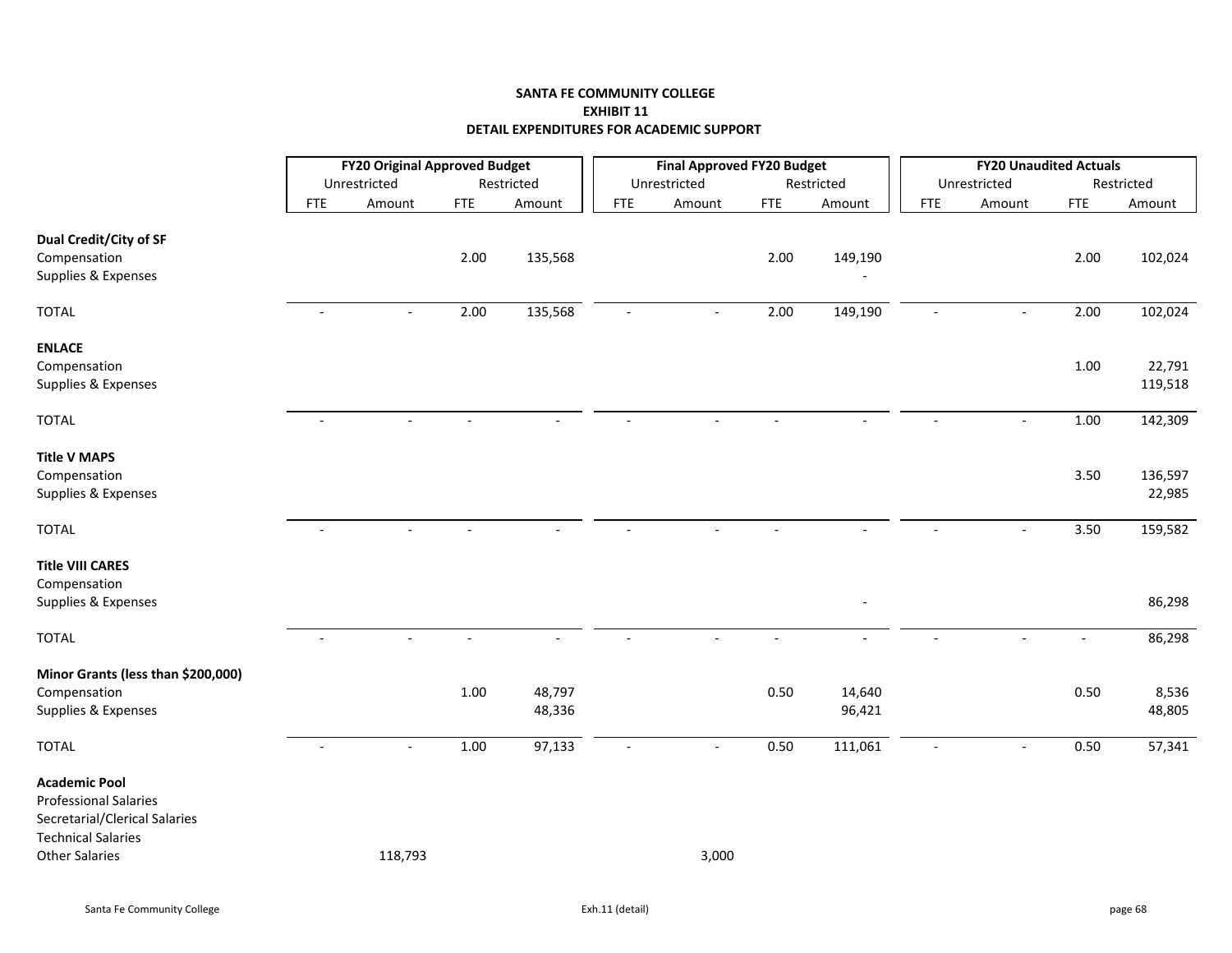# SANTA FE COMMUNITY COLLEGE
## EXHIBIT 11
## DETAIL EXPENDITURES FOR ACADEMIC SUPPORT

| | FY20 Original Approved Budget | | | | Final Approved FY20 Budget | | | | FY20 Unaudited Actuals | | | |
|---|---|---|---|---|---|---|---|---|---|---|---|---|
| | Unrestricted | | Restricted | | Unrestricted | | Restricted | | Unrestricted | | Restricted | |
| | FTE | Amount | FTE | Amount | FTE | Amount | FTE | Amount | FTE | Amount | FTE | Amount |
| **Dual Credit/City of SF** | | | | | | | | | | | | |
| Compensation | | | 2.00 | 135,568 | | | 2.00 | 149,190 | | | 2.00 | 102,024 |
| Supplies & Expenses | | | | | | | | - | | | | |
| TOTAL | - | - | 2.00 | 135,568 | - | - | 2.00 | 149,190 | - | - | 2.00 | 102,024 |
| **ENLACE** | | | | | | | | | | | | |
| Compensation | | | | | | | | | | | 1.00 | 22,791 |
| Supplies & Expenses | | | | | | | | | | | | 119,518 |
| TOTAL | - | - | - | - | - | - | - | - | - | - | 1.00 | 142,309 |
| **Title V MAPS** | | | | | | | | | | | | |
| Compensation | | | | | | | | | | | 3.50 | 136,597 |
| Supplies & Expenses | | | | | | | | | | | | 22,985 |
| TOTAL | - | - | - | - | - | - | - | - | - | - | 3.50 | 159,582 |
| **Title VIII CARES** | | | | | | | | | | | | |
| Compensation | | | | | | | | | | | | |
| Supplies & Expenses | | | | | | | | - | | | | 86,298 |
| TOTAL | - | - | - | - | - | - | - | - | - | - | - | 86,298 |
| **Minor Grants (less than $200,000)** | | | | | | | | | | | | |
| Compensation | | | 1.00 | 48,797 | | | 0.50 | 14,640 | | | 0.50 | 8,536 |
| Supplies & Expenses | | | | 48,336 | | | | 96,421 | | | | 48,805 |
| TOTAL | - | - | 1.00 | 97,133 | - | - | 0.50 | 111,061 | - | - | 0.50 | 57,341 |
| **Academic Pool** | | | | | | | | | | | | |
| Professional Salaries | | | | | | | | | | | | |
| Secretarial/Clerical Salaries | | | | | | | | | | | | |
| Technical Salaries | | | | | | | | | | | | |
| Other Salaries | | 118,793 | | | | 3,000 | | | | | | |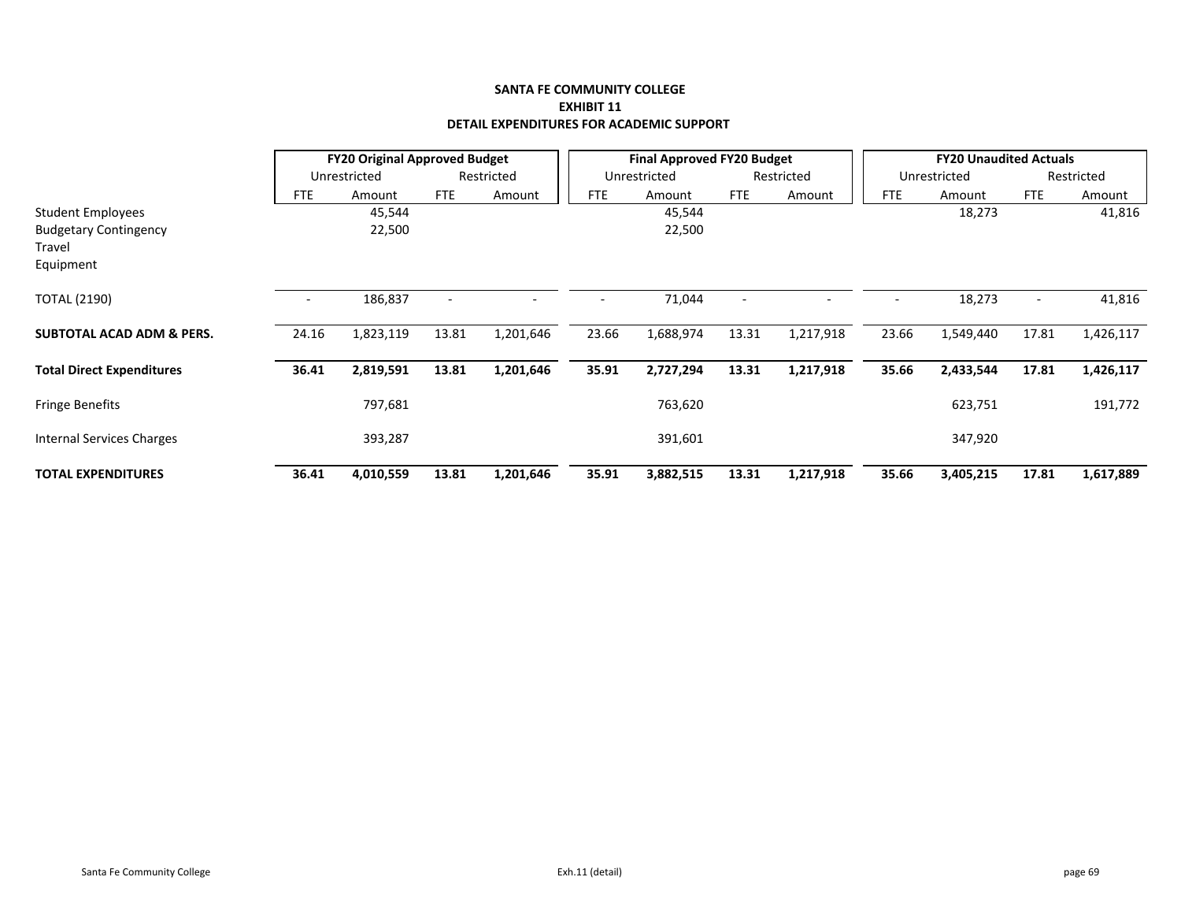**SANTA FE COMMUNITY COLLEGE**
**EXHIBIT 11**
**DETAIL EXPENDITURES FOR ACADEMIC SUPPORT**

| | FY20 Original Approved Budget | | | | Final Approved FY20 Budget | | | | FY20 Unaudited Actuals | | | |
|---|---|---|---|---|---|---|---|---|---|---|---|---|
| | Unrestricted | | Restricted | | Unrestricted | | Restricted | | Unrestricted | | Restricted | |
| | FTE | Amount | FTE | Amount | FTE | Amount | FTE | Amount | FTE | Amount | FTE | Amount |
| Student Employees | | 45,544 | | | | 45,544 | | | | 18,273 | | 41,816 |
| Budgetary Contingency | | 22,500 | | | | 22,500 | | | | | | |
| Travel | | | | | | | | | | | | |
| Equipment | | | | | | | | | | | | |
| TOTAL (2190) | - | 186,837 | - | - | - | 71,044 | - | - | - | 18,273 | - | 41,816 |
| **SUBTOTAL ACAD ADM & PERS.** | 24.16 | 1,823,119 | 13.81 | 1,201,646 | 23.66 | 1,688,974 | 13.31 | 1,217,918 | 23.66 | 1,549,440 | 17.81 | 1,426,117 |
| **Total Direct Expenditures** | **36.41** | **2,819,591** | **13.81** | **1,201,646** | **35.91** | **2,727,294** | **13.31** | **1,217,918** | **35.66** | **2,433,544** | **17.81** | **1,426,117** |
| Fringe Benefits | | 797,681 | | | | 763,620 | | | | 623,751 | | 191,772 |
| Internal Services Charges | | 393,287 | | | | 391,601 | | | | 347,920 | | |
| **TOTAL EXPENDITURES** | **36.41** | **4,010,559** | **13.81** | **1,201,646** | **35.91** | **3,882,515** | **13.31** | **1,217,918** | **35.66** | **3,405,215** | **17.81** | **1,617,889** |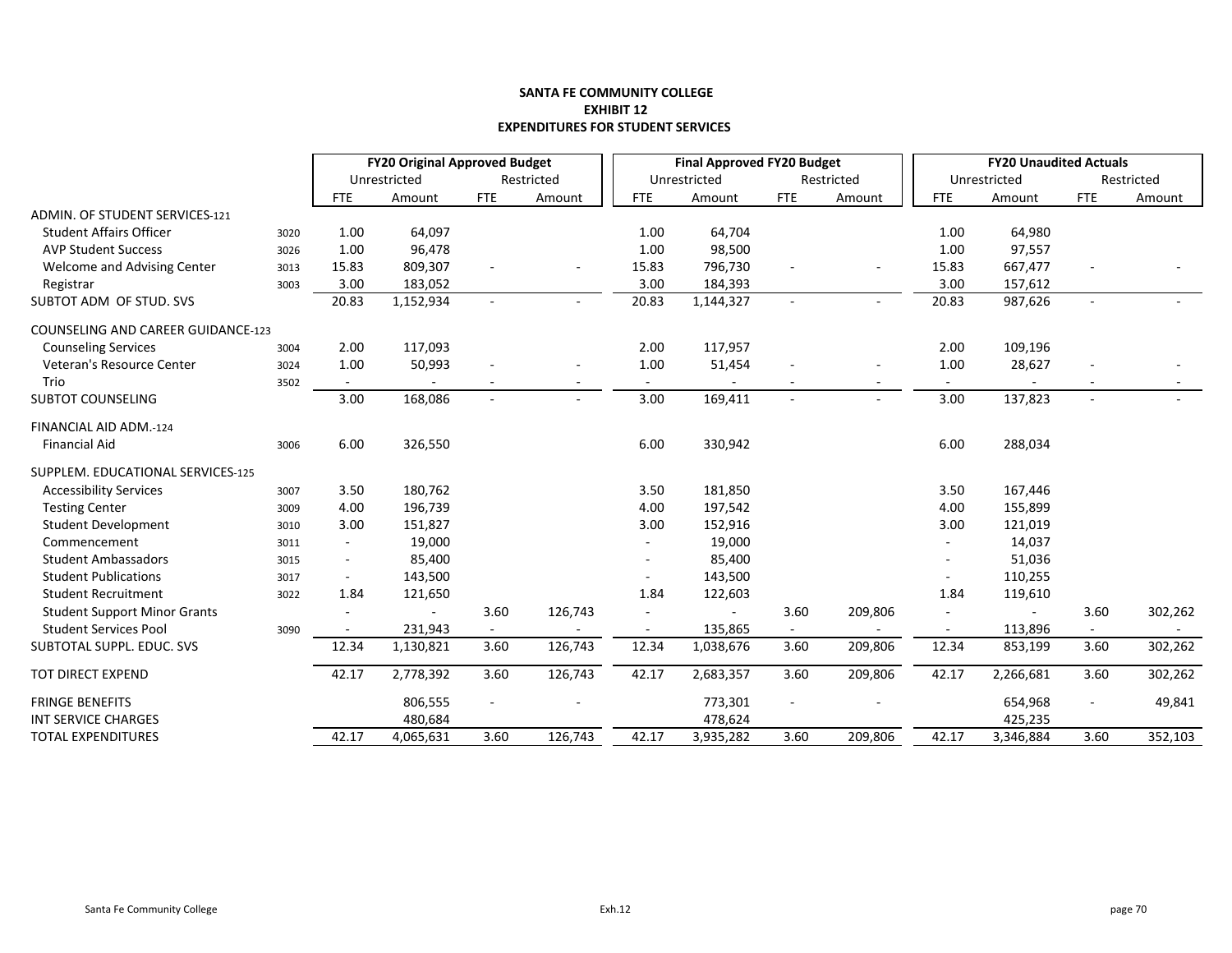**SANTA FE COMMUNITY COLLEGE**
**EXHIBIT 12**
**EXPENDITURES FOR STUDENT SERVICES**

| | | FY20 Original Approved Budget | | | | Final Approved FY20 Budget | | | | FY20 Unaudited Actuals | | | |
|---|---|---|---|---|---|---|---|---|---|---|---|---|---|
| | | Unrestricted | | Restricted | | Unrestricted | | Restricted | | Unrestricted | | Restricted | |
| | | FTE | Amount | FTE | Amount | FTE | Amount | FTE | Amount | FTE | Amount | FTE | Amount |
| ADMIN. OF STUDENT SERVICES-121 | | | | | | | | | | | | | |
| Student Affairs Officer | 3020 | 1.00 | 64,097 | | | 1.00 | 64,704 | | | 1.00 | 64,980 | | |
| AVP Student Success | 3026 | 1.00 | 96,478 | | | 1.00 | 98,500 | | | 1.00 | 97,557 | | |
| Welcome and Advising Center | 3013 | 15.83 | 809,307 | - | - | 15.83 | 796,730 | - | - | 15.83 | 667,477 | - | - |
| Registrar | 3003 | 3.00 | 183,052 | | | 3.00 | 184,393 | | | 3.00 | 157,612 | | |
| SUBTOT ADM OF STUD. SVS | | 20.83 | 1,152,934 | - | - | 20.83 | 1,144,327 | - | - | 20.83 | 987,626 | - | - |
| COUNSELING AND CAREER GUIDANCE-123 | | | | | | | | | | | | | |
| Counseling Services | 3004 | 2.00 | 117,093 | | | 2.00 | 117,957 | | | 2.00 | 109,196 | | |
| Veteran's Resource Center | 3024 | 1.00 | 50,993 | - | - | 1.00 | 51,454 | - | - | 1.00 | 28,627 | - | - |
| Trio | 3502 | - | - | - | - | - | - | - | - | - | - | - | - |
| SUBTOT COUNSELING | | 3.00 | 168,086 | - | - | 3.00 | 169,411 | - | - | 3.00 | 137,823 | - | - |
| FINANCIAL AID ADM.-124 | | | | | | | | | | | | | |
| Financial Aid | 3006 | 6.00 | 326,550 | | | 6.00 | 330,942 | | | 6.00 | 288,034 | | |
| SUPPLEM. EDUCATIONAL SERVICES-125 | | | | | | | | | | | | | |
| Accessibility Services | 3007 | 3.50 | 180,762 | | | 3.50 | 181,850 | | | 3.50 | 167,446 | | |
| Testing Center | 3009 | 4.00 | 196,739 | | | 4.00 | 197,542 | | | 4.00 | 155,899 | | |
| Student Development | 3010 | 3.00 | 151,827 | | | 3.00 | 152,916 | | | 3.00 | 121,019 | | |
| Commencement | 3011 | - | 19,000 | | | - | 19,000 | | | - | 14,037 | | |
| Student Ambassadors | 3015 | - | 85,400 | | | - | 85,400 | | | - | 51,036 | | |
| Student Publications | 3017 | - | 143,500 | | | - | 143,500 | | | - | 110,255 | | |
| Student Recruitment | 3022 | 1.84 | 121,650 | | | 1.84 | 122,603 | | | 1.84 | 119,610 | | |
| Student Support Minor Grants | | - | - | 3.60 | 126,743 | - | - | 3.60 | 209,806 | - | - | 3.60 | 302,262 |
| Student Services Pool | 3090 | - | 231,943 | - | - | - | 135,865 | - | - | - | 113,896 | - | - |
| SUBTOTAL SUPPL. EDUC. SVS | | 12.34 | 1,130,821 | 3.60 | 126,743 | 12.34 | 1,038,676 | 3.60 | 209,806 | 12.34 | 853,199 | 3.60 | 302,262 |
| TOT DIRECT EXPEND | | 42.17 | 2,778,392 | 3.60 | 126,743 | 42.17 | 2,683,357 | 3.60 | 209,806 | 42.17 | 2,266,681 | 3.60 | 302,262 |
| FRINGE BENEFITS | | | 806,555 | - | - | | 773,301 | - | - | | 654,968 | - | 49,841 |
| INT SERVICE CHARGES | | | 480,684 | | | | 478,624 | | | | 425,235 | | |
| TOTAL EXPENDITURES | | 42.17 | 4,065,631 | 3.60 | 126,743 | 42.17 | 3,935,282 | 3.60 | 209,806 | 42.17 | 3,346,884 | 3.60 | 352,103 |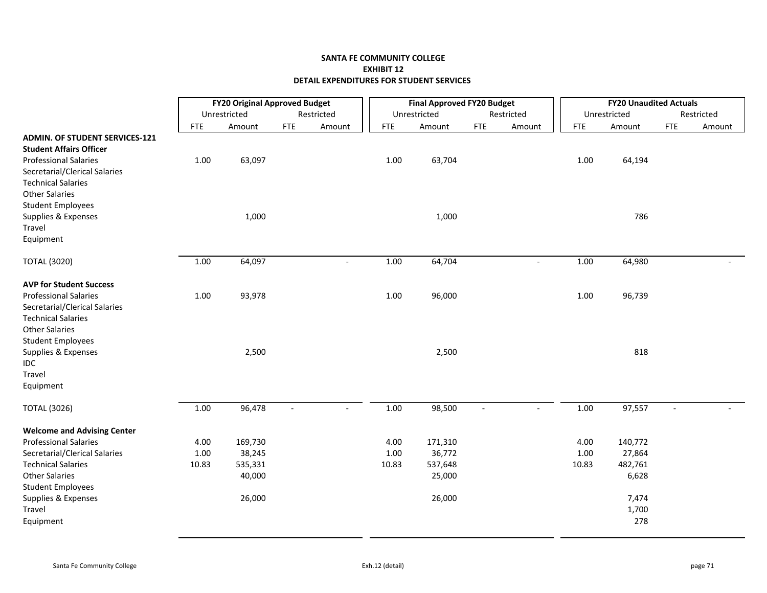**SANTA FE COMMUNITY COLLEGE**
**EXHIBIT 12**
**DETAIL EXPENDITURES FOR STUDENT SERVICES**

| | FY20 Original Approved Budget | | | | Final Approved FY20 Budget | | | | FY20 Unaudited Actuals | | | |
|---|---|---|---|---|---|---|---|---|---|---|---|---|
| | Unrestricted | | Restricted | | Unrestricted | | Restricted | | Unrestricted | | Restricted | |
| | FTE | Amount | FTE | Amount | FTE | Amount | FTE | Amount | FTE | Amount | FTE | Amount |
| **ADMIN. OF STUDENT SERVICES-121** | | | | | | | | | | | | |
| **Student Affairs Officer** | | | | | | | | | | | | |
| Professional Salaries | 1.00 | 63,097 | | | 1.00 | 63,704 | | | 1.00 | 64,194 | | |
| Secretarial/Clerical Salaries | | | | | | | | | | | | |
| Technical Salaries | | | | | | | | | | | | |
| Other Salaries | | | | | | | | | | | | |
| Student Employees | | | | | | | | | | | | |
| Supplies & Expenses | | 1,000 | | | | 1,000 | | | | 786 | | |
| Travel | | | | | | | | | | | | |
| Equipment | | | | | | | | | | | | |
| TOTAL (3020) | 1.00 | 64,097 | | - | 1.00 | 64,704 | | - | 1.00 | 64,980 | | - |
| **AVP for Student Success** | | | | | | | | | | | | |
| Professional Salaries | 1.00 | 93,978 | | | 1.00 | 96,000 | | | 1.00 | 96,739 | | |
| Secretarial/Clerical Salaries | | | | | | | | | | | | |
| Technical Salaries | | | | | | | | | | | | |
| Other Salaries | | | | | | | | | | | | |
| Student Employees | | | | | | | | | | | | |
| Supplies & Expenses | | 2,500 | | | | 2,500 | | | | 818 | | |
| IDC | | | | | | | | | | | | |
| Travel | | | | | | | | | | | | |
| Equipment | | | | | | | | | | | | |
| TOTAL (3026) | 1.00 | 96,478 | - | - | 1.00 | 98,500 | - | - | 1.00 | 97,557 | - | - |
| **Welcome and Advising Center** | | | | | | | | | | | | |
| Professional Salaries | 4.00 | 169,730 | | | 4.00 | 171,310 | | | 4.00 | 140,772 | | |
| Secretarial/Clerical Salaries | 1.00 | 38,245 | | | 1.00 | 36,772 | | | 1.00 | 27,864 | | |
| Technical Salaries | 10.83 | 535,331 | | | 10.83 | 537,648 | | | 10.83 | 482,761 | | |
| Other Salaries | | 40,000 | | | | 25,000 | | | | 6,628 | | |
| Student Employees | | | | | | | | | | | | |
| Supplies & Expenses | | 26,000 | | | | 26,000 | | | | 7,474 | | |
| Travel | | | | | | | | | | 1,700 | | |
| Equipment | | | | | | | | | | 278 | | |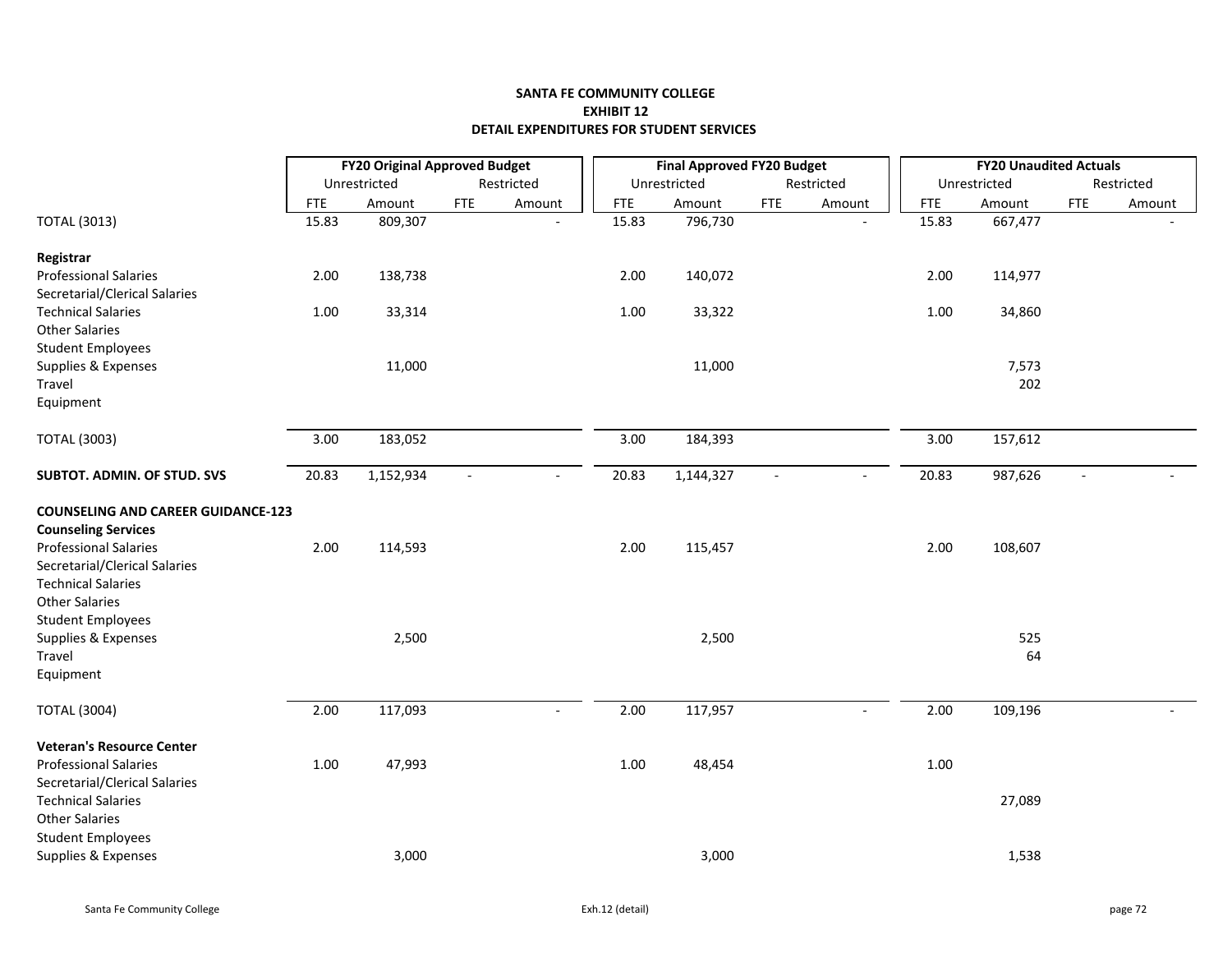**SANTA FE COMMUNITY COLLEGE**
**EXHIBIT 12**
**DETAIL EXPENDITURES FOR STUDENT SERVICES**

| | FY20 Original Approved Budget | | | | Final Approved FY20 Budget | | | | FY20 Unaudited Actuals | | | |
|---|---|---|---|---|---|---|---|---|---|---|---|---|
| | Unrestricted | | Restricted | | Unrestricted | | Restricted | | Unrestricted | | Restricted | |
| | FTE | Amount | FTE | Amount | FTE | Amount | FTE | Amount | FTE | Amount | FTE | Amount |
| TOTAL (3013) | 15.83 | 809,307 | | - | 15.83 | 796,730 | | - | 15.83 | 667,477 | | - |
| **Registrar** | | | | | | | | | | | | |
| Professional Salaries | 2.00 | 138,738 | | | 2.00 | 140,072 | | | 2.00 | 114,977 | | |
| Secretarial/Clerical Salaries | | | | | | | | | | | | |
| Technical Salaries | 1.00 | 33,314 | | | 1.00 | 33,322 | | | 1.00 | 34,860 | | |
| Other Salaries | | | | | | | | | | | | |
| Student Employees | | | | | | | | | | | | |
| Supplies & Expenses | | 11,000 | | | | 11,000 | | | | 7,573 | | |
| Travel | | | | | | | | | | 202 | | |
| Equipment | | | | | | | | | | | | |
| TOTAL (3003) | 3.00 | 183,052 | | | 3.00 | 184,393 | | | 3.00 | 157,612 | | |
| **SUBTOT. ADMIN. OF STUD. SVS** | 20.83 | 1,152,934 | - | - | 20.83 | 1,144,327 | - | - | 20.83 | 987,626 | - | - |
| **COUNSELING AND CAREER GUIDANCE-123** | | | | | | | | | | | | |
| **Counseling Services** | | | | | | | | | | | | |
| Professional Salaries | 2.00 | 114,593 | | | 2.00 | 115,457 | | | 2.00 | 108,607 | | |
| Secretarial/Clerical Salaries | | | | | | | | | | | | |
| Technical Salaries | | | | | | | | | | | | |
| Other Salaries | | | | | | | | | | | | |
| Student Employees | | | | | | | | | | | | |
| Supplies & Expenses | | 2,500 | | | | 2,500 | | | | 525 | | |
| Travel | | | | | | | | | | 64 | | |
| Equipment | | | | | | | | | | | | |
| TOTAL (3004) | 2.00 | 117,093 | | - | 2.00 | 117,957 | | - | 2.00 | 109,196 | | - |
| **Veteran's Resource Center** | | | | | | | | | | | | |
| Professional Salaries | 1.00 | 47,993 | | | 1.00 | 48,454 | | | 1.00 | | | |
| Secretarial/Clerical Salaries | | | | | | | | | | | | |
| Technical Salaries | | | | | | | | | | 27,089 | | |
| Other Salaries | | | | | | | | | | | | |
| Student Employees | | | | | | | | | | | | |
| Supplies & Expenses | | 3,000 | | | | 3,000 | | | | 1,538 | | |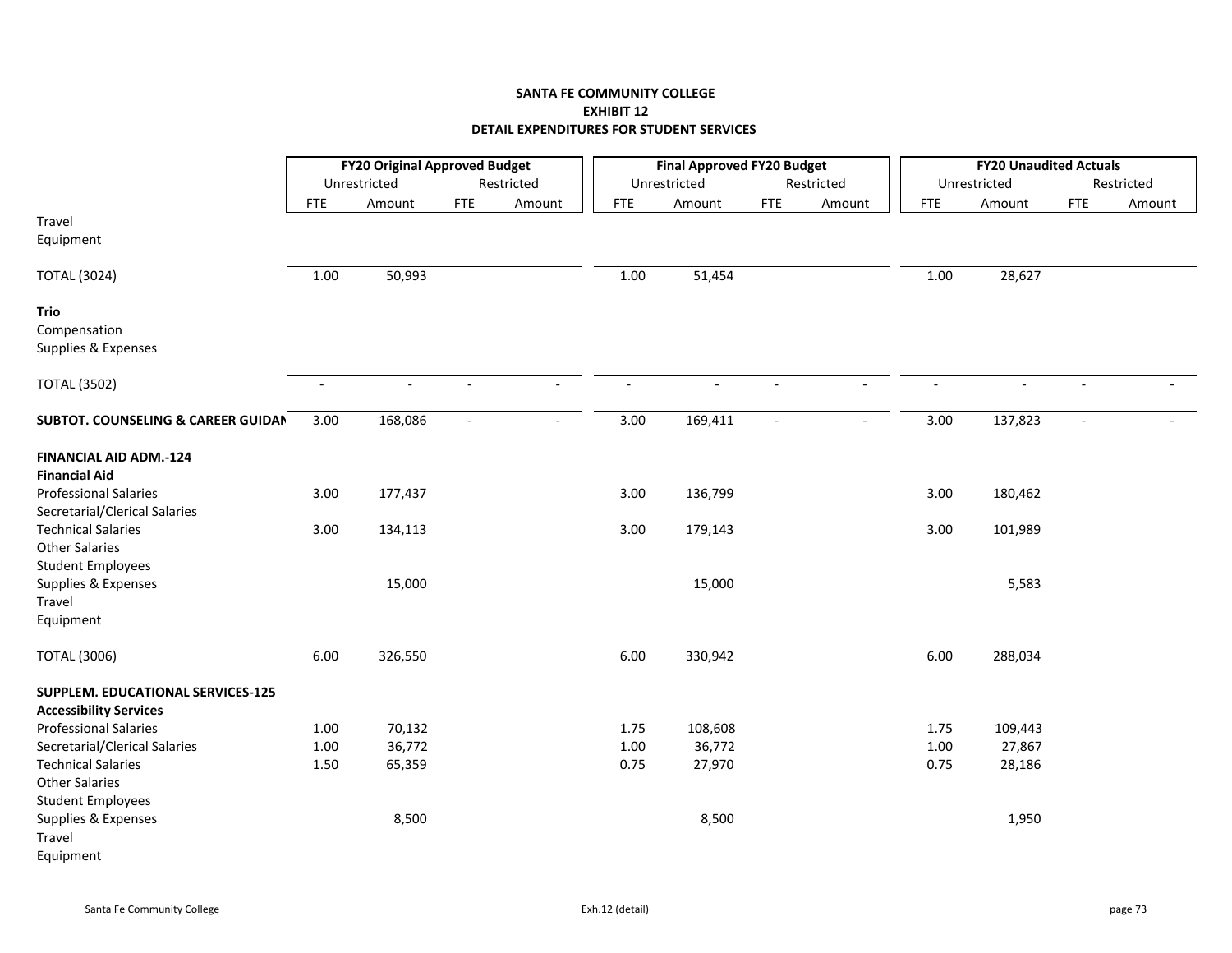**SANTA FE COMMUNITY COLLEGE**
**EXHIBIT 12**
**DETAIL EXPENDITURES FOR STUDENT SERVICES**

| | FY20 Original Approved Budget | | | | Final Approved FY20 Budget | | | | FY20 Unaudited Actuals | | | |
|---|---|---|---|---|---|---|---|---|---|---|---|---|
| | Unrestricted | | Restricted | | Unrestricted | | Restricted | | Unrestricted | | Restricted | |
| | FTE | Amount | FTE | Amount | FTE | Amount | FTE | Amount | FTE | Amount | FTE | Amount |
| Travel | | | | | | | | | | | | |
| Equipment | | | | | | | | | | | | |
| TOTAL (3024) | 1.00 | 50,993 | | | 1.00 | 51,454 | | | 1.00 | 28,627 | | |
| **Trio** | | | | | | | | | | | | |
| Compensation | | | | | | | | | | | | |
| Supplies & Expenses | | | | | | | | | | | | |
| TOTAL (3502) | - | - | - | - | - | - | - | - | - | - | - | - |
| **SUBTOT. COUNSELING & CAREER GUIDAN** | 3.00 | 168,086 | - | - | 3.00 | 169,411 | - | - | 3.00 | 137,823 | - | - |
| **FINANCIAL AID ADM.-124** | | | | | | | | | | | | |
| **Financial Aid** | | | | | | | | | | | | |
| Professional Salaries | 3.00 | 177,437 | | | 3.00 | 136,799 | | | 3.00 | 180,462 | | |
| Secretarial/Clerical Salaries | | | | | | | | | | | | |
| Technical Salaries | 3.00 | 134,113 | | | 3.00 | 179,143 | | | 3.00 | 101,989 | | |
| Other Salaries | | | | | | | | | | | | |
| Student Employees | | | | | | | | | | | | |
| Supplies & Expenses | | 15,000 | | | | 15,000 | | | | 5,583 | | |
| Travel | | | | | | | | | | | | |
| Equipment | | | | | | | | | | | | |
| TOTAL (3006) | 6.00 | 326,550 | | | 6.00 | 330,942 | | | 6.00 | 288,034 | | |
| **SUPPLEM. EDUCATIONAL SERVICES-125** | | | | | | | | | | | | |
| **Accessibility Services** | | | | | | | | | | | | |
| Professional Salaries | 1.00 | 70,132 | | | 1.75 | 108,608 | | | 1.75 | 109,443 | | |
| Secretarial/Clerical Salaries | 1.00 | 36,772 | | | 1.00 | 36,772 | | | 1.00 | 27,867 | | |
| Technical Salaries | 1.50 | 65,359 | | | 0.75 | 27,970 | | | 0.75 | 28,186 | | |
| Other Salaries | | | | | | | | | | | | |
| Student Employees | | | | | | | | | | | | |
| Supplies & Expenses | | 8,500 | | | | 8,500 | | | | 1,950 | | |
| Travel | | | | | | | | | | | | |
| Equipment | | | | | | | | | | | | |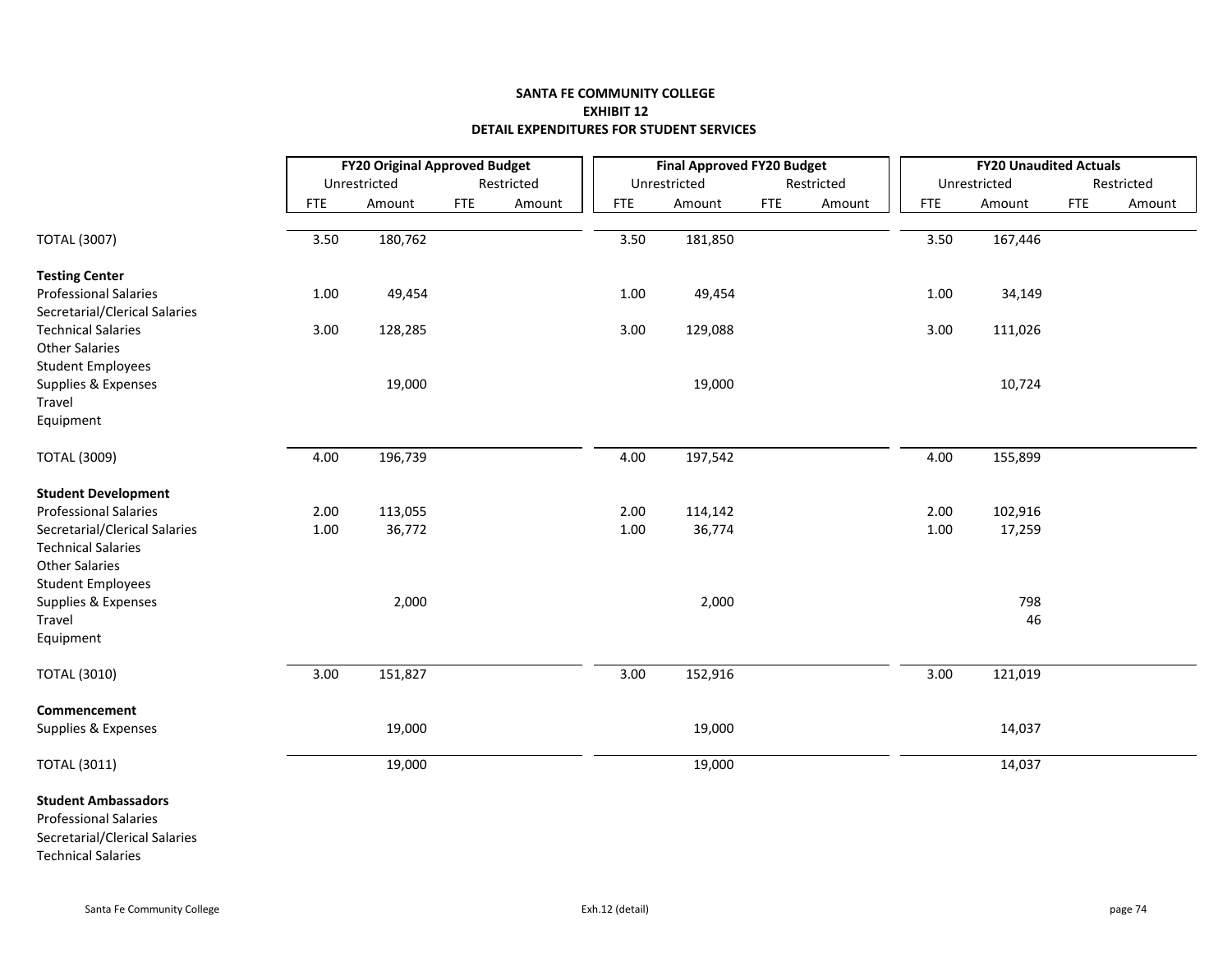**SANTA FE COMMUNITY COLLEGE**
**EXHIBIT 12**
**DETAIL EXPENDITURES FOR STUDENT SERVICES**

| | FY20 Original Approved Budget | | | | Final Approved FY20 Budget | | | | FY20 Unaudited Actuals | | | |
|---|---|---|---|---|---|---|---|---|---|---|---|---|
| | Unrestricted | | Restricted | | Unrestricted | | Restricted | | Unrestricted | | Restricted | |
| | FTE | Amount | FTE | Amount | FTE | Amount | FTE | Amount | FTE | Amount | FTE | Amount |
| TOTAL (3007) | 3.50 | 180,762 | | | 3.50 | 181,850 | | | 3.50 | 167,446 | | |
| **Testing Center** | | | | | | | | | | | | |
| Professional Salaries | 1.00 | 49,454 | | | 1.00 | 49,454 | | | 1.00 | 34,149 | | |
| Secretarial/Clerical Salaries | | | | | | | | | | | | |
| Technical Salaries | 3.00 | 128,285 | | | 3.00 | 129,088 | | | 3.00 | 111,026 | | |
| Other Salaries | | | | | | | | | | | | |
| Student Employees | | | | | | | | | | | | |
| Supplies & Expenses | | 19,000 | | | | 19,000 | | | | 10,724 | | |
| Travel | | | | | | | | | | | | |
| Equipment | | | | | | | | | | | | |
| TOTAL (3009) | 4.00 | 196,739 | | | 4.00 | 197,542 | | | 4.00 | 155,899 | | |
| **Student Development** | | | | | | | | | | | | |
| Professional Salaries | 2.00 | 113,055 | | | 2.00 | 114,142 | | | 2.00 | 102,916 | | |
| Secretarial/Clerical Salaries | 1.00 | 36,772 | | | 1.00 | 36,774 | | | 1.00 | 17,259 | | |
| Technical Salaries | | | | | | | | | | | | |
| Other Salaries | | | | | | | | | | | | |
| Student Employees | | | | | | | | | | | | |
| Supplies & Expenses | | 2,000 | | | | 2,000 | | | | 798 | | |
| Travel | | | | | | | | | | 46 | | |
| Equipment | | | | | | | | | | | | |
| TOTAL (3010) | 3.00 | 151,827 | | | 3.00 | 152,916 | | | 3.00 | 121,019 | | |
| **Commencement** | | | | | | | | | | | | |
| Supplies & Expenses | | 19,000 | | | | 19,000 | | | | 14,037 | | |
| TOTAL (3011) | | 19,000 | | | | 19,000 | | | | 14,037 | | |
| **Student Ambassadors** | | | | | | | | | | | | |
| Professional Salaries | | | | | | | | | | | | |
| Secretarial/Clerical Salaries | | | | | | | | | | | | |
| Technical Salaries | | | | | | | | | | | | |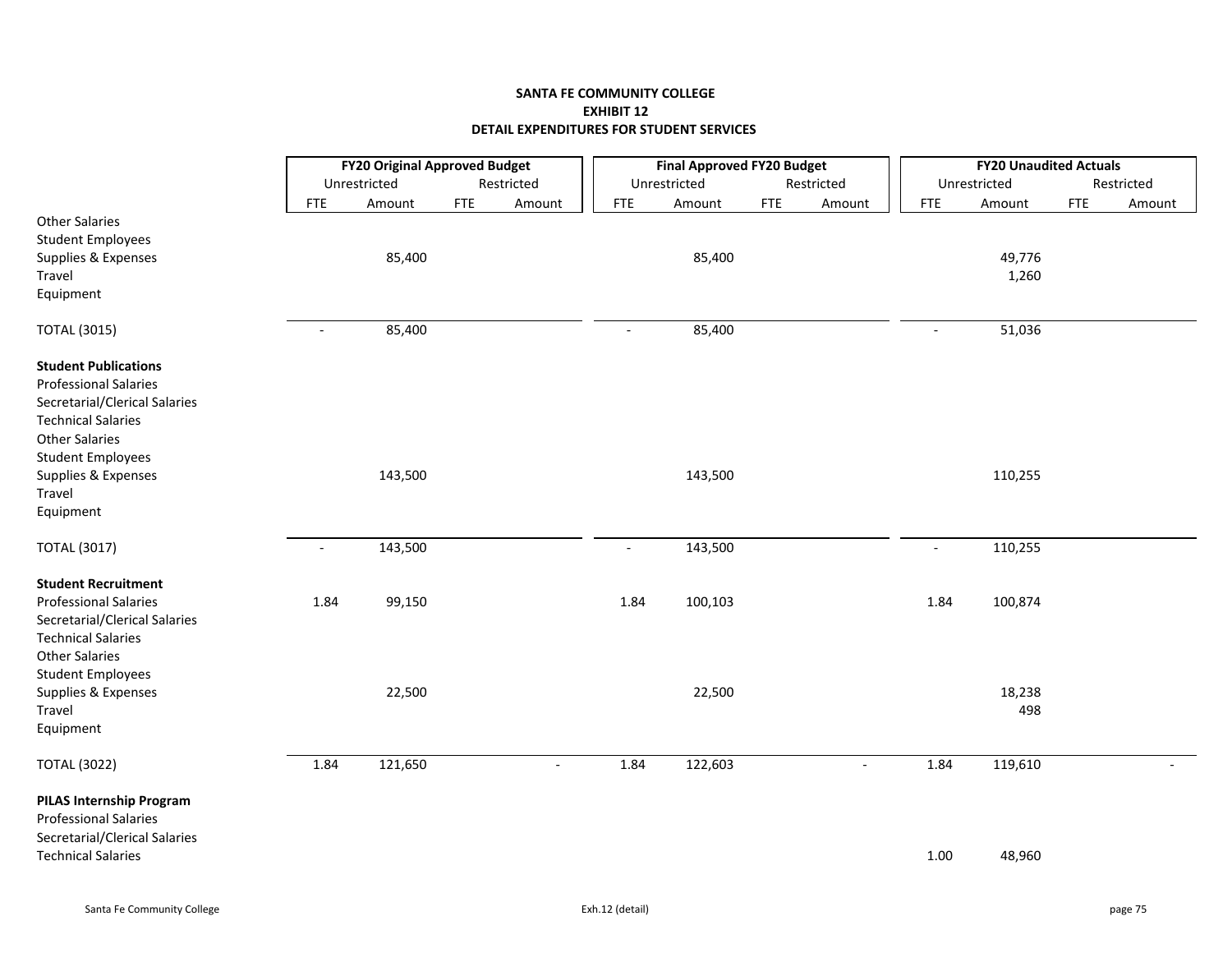**SANTA FE COMMUNITY COLLEGE**
**EXHIBIT 12**
**DETAIL EXPENDITURES FOR STUDENT SERVICES**

| | FY20 Original Approved Budget | | | | Final Approved FY20 Budget | | | | FY20 Unaudited Actuals | | | |
|---|---|---|---|---|---|---|---|---|---|---|---|---|
| | Unrestricted | | Restricted | | Unrestricted | | Restricted | | Unrestricted | | Restricted | |
| | FTE | Amount | FTE | Amount | FTE | Amount | FTE | Amount | FTE | Amount | FTE | Amount |
| Other Salaries | | | | | | | | | | | | |
| Student Employees | | | | | | | | | | | | |
| Supplies & Expenses | | 85,400 | | | | 85,400 | | | | 49,776 | | |
| Travel | | | | | | | | | | 1,260 | | |
| Equipment | | | | | | | | | | | | |
| TOTAL (3015) | - | 85,400 | | | - | 85,400 | | | - | 51,036 | | |
| **Student Publications** | | | | | | | | | | | | |
| Professional Salaries | | | | | | | | | | | | |
| Secretarial/Clerical Salaries | | | | | | | | | | | | |
| Technical Salaries | | | | | | | | | | | | |
| Other Salaries | | | | | | | | | | | | |
| Student Employees | | | | | | | | | | | | |
| Supplies & Expenses | | 143,500 | | | | 143,500 | | | | 110,255 | | |
| Travel | | | | | | | | | | | | |
| Equipment | | | | | | | | | | | | |
| TOTAL (3017) | - | 143,500 | | | - | 143,500 | | | - | 110,255 | | |
| **Student Recruitment** | | | | | | | | | | | | |
| Professional Salaries | 1.84 | 99,150 | | | 1.84 | 100,103 | | | 1.84 | 100,874 | | |
| Secretarial/Clerical Salaries | | | | | | | | | | | | |
| Technical Salaries | | | | | | | | | | | | |
| Other Salaries | | | | | | | | | | | | |
| Student Employees | | | | | | | | | | | | |
| Supplies & Expenses | | 22,500 | | | | 22,500 | | | | 18,238 | | |
| Travel | | | | | | | | | | 498 | | |
| Equipment | | | | | | | | | | | | |
| TOTAL (3022) | 1.84 | 121,650 | | - | 1.84 | 122,603 | | - | 1.84 | 119,610 | | - |
| **PILAS Internship Program** | | | | | | | | | | | | |
| Professional Salaries | | | | | | | | | | | | |
| Secretarial/Clerical Salaries | | | | | | | | | | | | |
| Technical Salaries | | | | | | | | | 1.00 | 48,960 | | |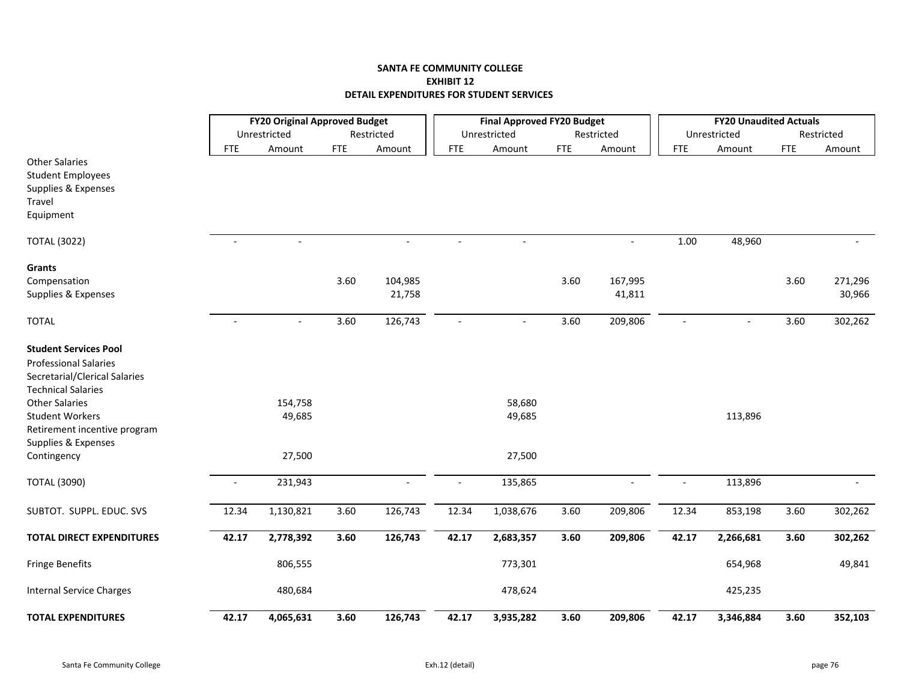# SANTA FE COMMUNITY COLLEGE
## EXHIBIT 12
## DETAIL EXPENDITURES FOR STUDENT SERVICES

| | FY20 Original Approved Budget | | | | Final Approved FY20 Budget | | | | FY20 Unaudited Actuals | | | |
|---|---|---|---|---|---|---|---|---|---|---|---|---|
| | Unrestricted | | Restricted | | Unrestricted | | Restricted | | Unrestricted | | Restricted | |
| | FTE | Amount | FTE | Amount | FTE | Amount | FTE | Amount | FTE | Amount | FTE | Amount |
| Other Salaries | | | | | | | | | | | | |
| Student Employees | | | | | | | | | | | | |
| Supplies & Expenses | | | | | | | | | | | | |
| Travel | | | | | | | | | | | | |
| Equipment | | | | | | | | | | | | |
| TOTAL (3022) | - | - | | - | - | - | | - | 1.00 | 48,960 | | - |
| **Grants** | | | | | | | | | | | | |
| Compensation | | | 3.60 | 104,985 | | | 3.60 | 167,995 | | | 3.60 | 271,296 |
| Supplies & Expenses | | | | 21,758 | | | | 41,811 | | | | 30,966 |
| TOTAL | - | - | 3.60 | 126,743 | - | - | 3.60 | 209,806 | - | - | 3.60 | 302,262 |
| **Student Services Pool** | | | | | | | | | | | | |
| Professional Salaries | | | | | | | | | | | | |
| Secretarial/Clerical Salaries | | | | | | | | | | | | |
| Technical Salaries | | | | | | | | | | | | |
| Other Salaries | | 154,758 | | | | 58,680 | | | | | | |
| Student Workers | | 49,685 | | | | 49,685 | | | | 113,896 | | |
| Retirement incentive program | | | | | | | | | | | | |
| Supplies & Expenses | | | | | | | | | | | | |
| Contingency | | 27,500 | | | | 27,500 | | | | | | |
| TOTAL (3090) | - | 231,943 | | - | - | 135,865 | | - | - | 113,896 | | - |
| SUBTOT. SUPPL. EDUC. SVS | 12.34 | 1,130,821 | 3.60 | 126,743 | 12.34 | 1,038,676 | 3.60 | 209,806 | 12.34 | 853,198 | 3.60 | 302,262 |
| **TOTAL DIRECT EXPENDITURES** | **42.17** | **2,778,392** | **3.60** | **126,743** | **42.17** | **2,683,357** | **3.60** | **209,806** | **42.17** | **2,266,681** | **3.60** | **302,262** |
| Fringe Benefits | | 806,555 | | | | 773,301 | | | | 654,968 | | 49,841 |
| Internal Service Charges | | 480,684 | | | | 478,624 | | | | 425,235 | | |
| **TOTAL EXPENDITURES** | **42.17** | **4,065,631** | **3.60** | **126,743** | **42.17** | **3,935,282** | **3.60** | **209,806** | **42.17** | **3,346,884** | **3.60** | **352,103** |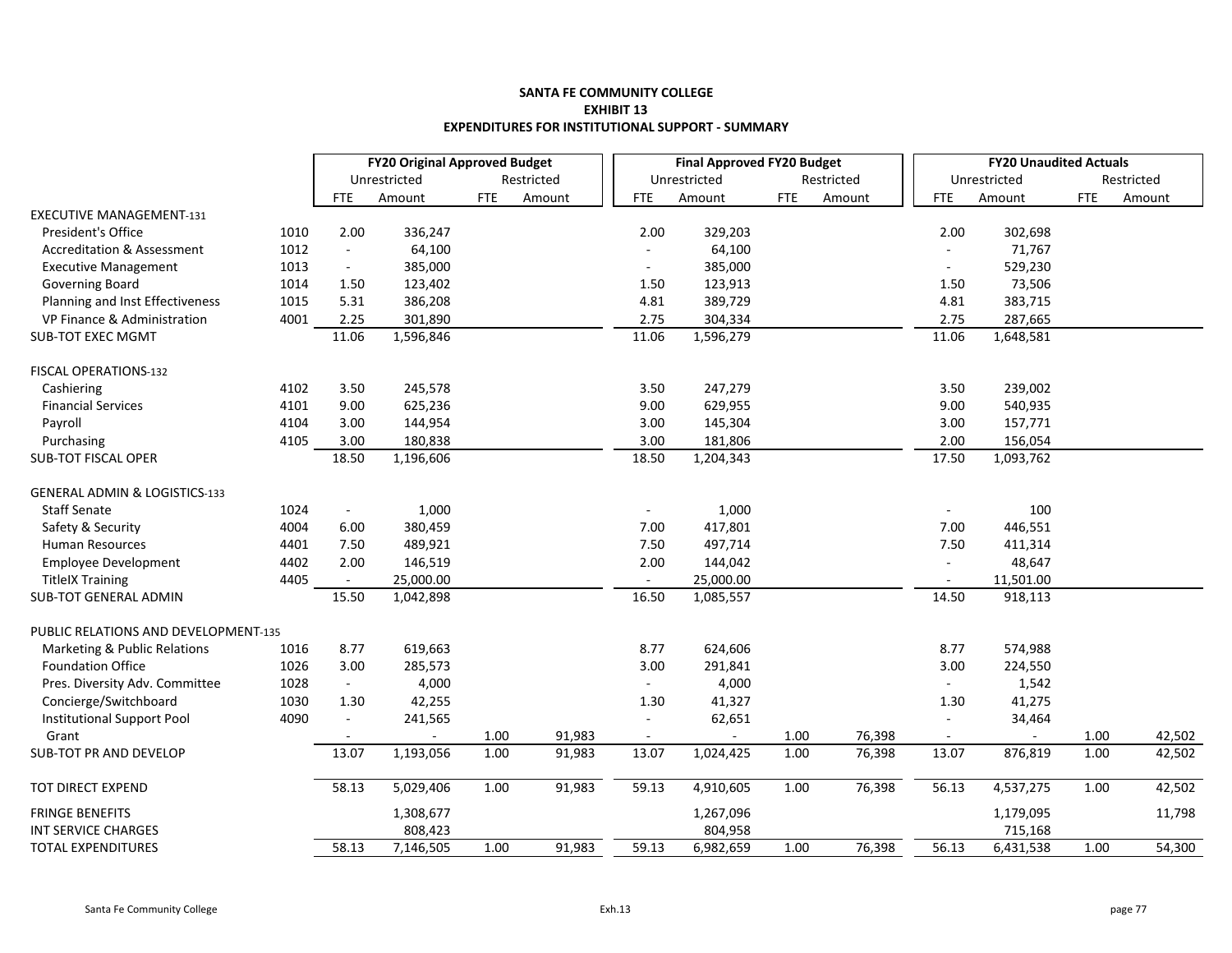**SANTA FE COMMUNITY COLLEGE**
**EXHIBIT 13**
**EXPENDITURES FOR INSTITUTIONAL SUPPORT - SUMMARY**

| | | FY20 Original Approved Budget | | | | Final Approved FY20 Budget | | | | FY20 Unaudited Actuals | | | |
|---|---|---|---|---|---|---|---|---|---|---|---|---|---|
| | | Unrestricted | | Restricted | | Unrestricted | | Restricted | | Unrestricted | | Restricted | |
| | | FTE | Amount | FTE | Amount | FTE | Amount | FTE | Amount | FTE | Amount | FTE | Amount |
| EXECUTIVE MANAGEMENT-131 | | | | | | | | | | | | | |
| President's Office | 1010 | 2.00 | 336,247 | | | 2.00 | 329,203 | | | 2.00 | 302,698 | | |
| Accreditation & Assessment | 1012 | - | 64,100 | | | - | 64,100 | | | - | 71,767 | | |
| Executive Management | 1013 | - | 385,000 | | | - | 385,000 | | | - | 529,230 | | |
| Governing Board | 1014 | 1.50 | 123,402 | | | 1.50 | 123,913 | | | 1.50 | 73,506 | | |
| Planning and Inst Effectiveness | 1015 | 5.31 | 386,208 | | | 4.81 | 389,729 | | | 4.81 | 383,715 | | |
| VP Finance & Administration | 4001 | 2.25 | 301,890 | | | 2.75 | 304,334 | | | 2.75 | 287,665 | | |
| SUB-TOT EXEC MGMT | | 11.06 | 1,596,846 | | | 11.06 | 1,596,279 | | | 11.06 | 1,648,581 | | |
| FISCAL OPERATIONS-132 | | | | | | | | | | | | | |
| Cashiering | 4102 | 3.50 | 245,578 | | | 3.50 | 247,279 | | | 3.50 | 239,002 | | |
| Financial Services | 4101 | 9.00 | 625,236 | | | 9.00 | 629,955 | | | 9.00 | 540,935 | | |
| Payroll | 4104 | 3.00 | 144,954 | | | 3.00 | 145,304 | | | 3.00 | 157,771 | | |
| Purchasing | 4105 | 3.00 | 180,838 | | | 3.00 | 181,806 | | | 2.00 | 156,054 | | |
| SUB-TOT FISCAL OPER | | 18.50 | 1,196,606 | | | 18.50 | 1,204,343 | | | 17.50 | 1,093,762 | | |
| GENERAL ADMIN & LOGISTICS-133 | | | | | | | | | | | | | |
| Staff Senate | 1024 | - | 1,000 | | | - | 1,000 | | | - | 100 | | |
| Safety & Security | 4004 | 6.00 | 380,459 | | | 7.00 | 417,801 | | | 7.00 | 446,551 | | |
| Human Resources | 4401 | 7.50 | 489,921 | | | 7.50 | 497,714 | | | 7.50 | 411,314 | | |
| Employee Development | 4402 | 2.00 | 146,519 | | | 2.00 | 144,042 | | | - | 48,647 | | |
| TitleIX Training | 4405 | - | 25,000.00 | | | - | 25,000.00 | | | - | 11,501.00 | | |
| SUB-TOT GENERAL ADMIN | | 15.50 | 1,042,898 | | | 16.50 | 1,085,557 | | | 14.50 | 918,113 | | |
| PUBLIC RELATIONS AND DEVELOPMENT-135 | | | | | | | | | | | | | |
| Marketing & Public Relations | 1016 | 8.77 | 619,663 | | | 8.77 | 624,606 | | | 8.77 | 574,988 | | |
| Foundation Office | 1026 | 3.00 | 285,573 | | | 3.00 | 291,841 | | | 3.00 | 224,550 | | |
| Pres. Diversity Adv. Committee | 1028 | - | 4,000 | | | - | 4,000 | | | - | 1,542 | | |
| Concierge/Switchboard | 1030 | 1.30 | 42,255 | | | 1.30 | 41,327 | | | 1.30 | 41,275 | | |
| Institutional Support Pool | 4090 | - | 241,565 | | | - | 62,651 | | | - | 34,464 | | |
| Grant | | - | - | 1.00 | 91,983 | - | - | 1.00 | 76,398 | - | - | 1.00 | 42,502 |
| SUB-TOT PR AND DEVELOP | | 13.07 | 1,193,056 | 1.00 | 91,983 | 13.07 | 1,024,425 | 1.00 | 76,398 | 13.07 | 876,819 | 1.00 | 42,502 |
| TOT DIRECT EXPEND | | 58.13 | 5,029,406 | 1.00 | 91,983 | 59.13 | 4,910,605 | 1.00 | 76,398 | 56.13 | 4,537,275 | 1.00 | 42,502 |
| FRINGE BENEFITS | | | 1,308,677 | | | | 1,267,096 | | | | 1,179,095 | | 11,798 |
| INT SERVICE CHARGES | | | 808,423 | | | | 804,958 | | | | 715,168 | | |
| TOTAL EXPENDITURES | | 58.13 | 7,146,505 | 1.00 | 91,983 | 59.13 | 6,982,659 | 1.00 | 76,398 | 56.13 | 6,431,538 | 1.00 | 54,300 |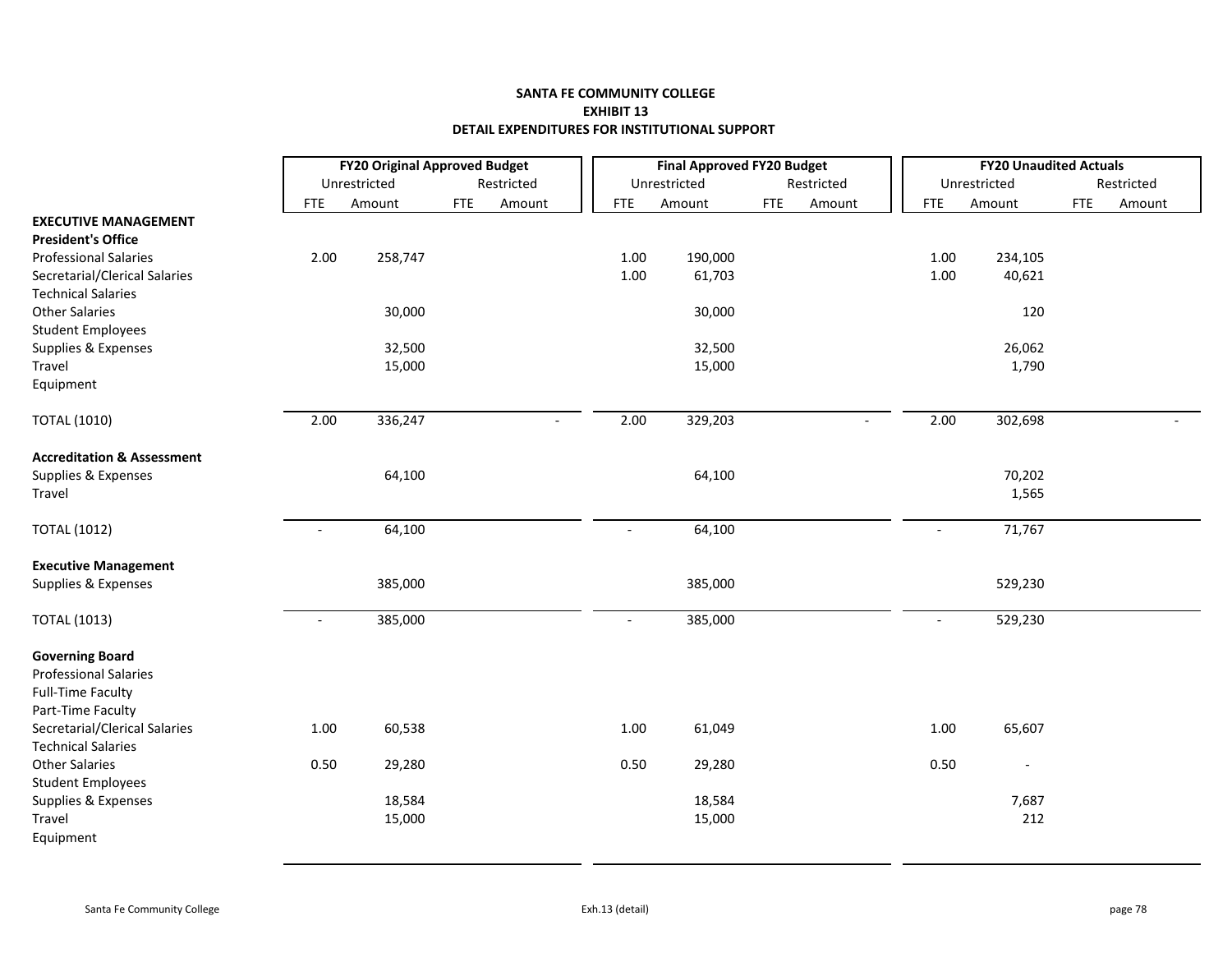**SANTA FE COMMUNITY COLLEGE**
**EXHIBIT 13**
**DETAIL EXPENDITURES FOR INSTITUTIONAL SUPPORT**

| | FY20 Original Approved Budget | | | | Final Approved FY20 Budget | | | | FY20 Unaudited Actuals | | | |
|---|---|---|---|---|---|---|---|---|---|---|---|---|
| | Unrestricted | | Restricted | | Unrestricted | | Restricted | | Unrestricted | | Restricted | |
| | FTE | Amount | FTE | Amount | FTE | Amount | FTE | Amount | FTE | Amount | FTE | Amount |
| **EXECUTIVE MANAGEMENT** | | | | | | | | | | | | |
| **President's Office** | | | | | | | | | | | | |
| Professional Salaries | 2.00 | 258,747 | | | 1.00 | 190,000 | | | 1.00 | 234,105 | | |
| Secretarial/Clerical Salaries | | | | | 1.00 | 61,703 | | | 1.00 | 40,621 | | |
| Technical Salaries | | | | | | | | | | | | |
| Other Salaries | | 30,000 | | | | 30,000 | | | | 120 | | |
| Student Employees | | | | | | | | | | | | |
| Supplies & Expenses | | 32,500 | | | | 32,500 | | | | 26,062 | | |
| Travel | | 15,000 | | | | 15,000 | | | | 1,790 | | |
| Equipment | | | | | | | | | | | | |
| TOTAL (1010) | 2.00 | 336,247 | | - | 2.00 | 329,203 | | - | 2.00 | 302,698 | | - |
| **Accreditation & Assessment** | | | | | | | | | | | | |
| Supplies & Expenses | | 64,100 | | | | 64,100 | | | | 70,202 | | |
| Travel | | | | | | | | | | 1,565 | | |
| TOTAL (1012) | - | 64,100 | | | - | 64,100 | | | - | 71,767 | | |
| **Executive Management** | | | | | | | | | | | | |
| Supplies & Expenses | | 385,000 | | | | 385,000 | | | | 529,230 | | |
| TOTAL (1013) | - | 385,000 | | | - | 385,000 | | | - | 529,230 | | |
| **Governing Board** | | | | | | | | | | | | |
| Professional Salaries | | | | | | | | | | | | |
| Full-Time Faculty | | | | | | | | | | | | |
| Part-Time Faculty | | | | | | | | | | | | |
| Secretarial/Clerical Salaries | 1.00 | 60,538 | | | 1.00 | 61,049 | | | 1.00 | 65,607 | | |
| Technical Salaries | | | | | | | | | | | | |
| Other Salaries | 0.50 | 29,280 | | | 0.50 | 29,280 | | | 0.50 | - | | |
| Student Employees | | | | | | | | | | | | |
| Supplies & Expenses | | 18,584 | | | | 18,584 | | | | 7,687 | | |
| Travel | | 15,000 | | | | 15,000 | | | | 212 | | |
| Equipment | | | | | | | | | | | | |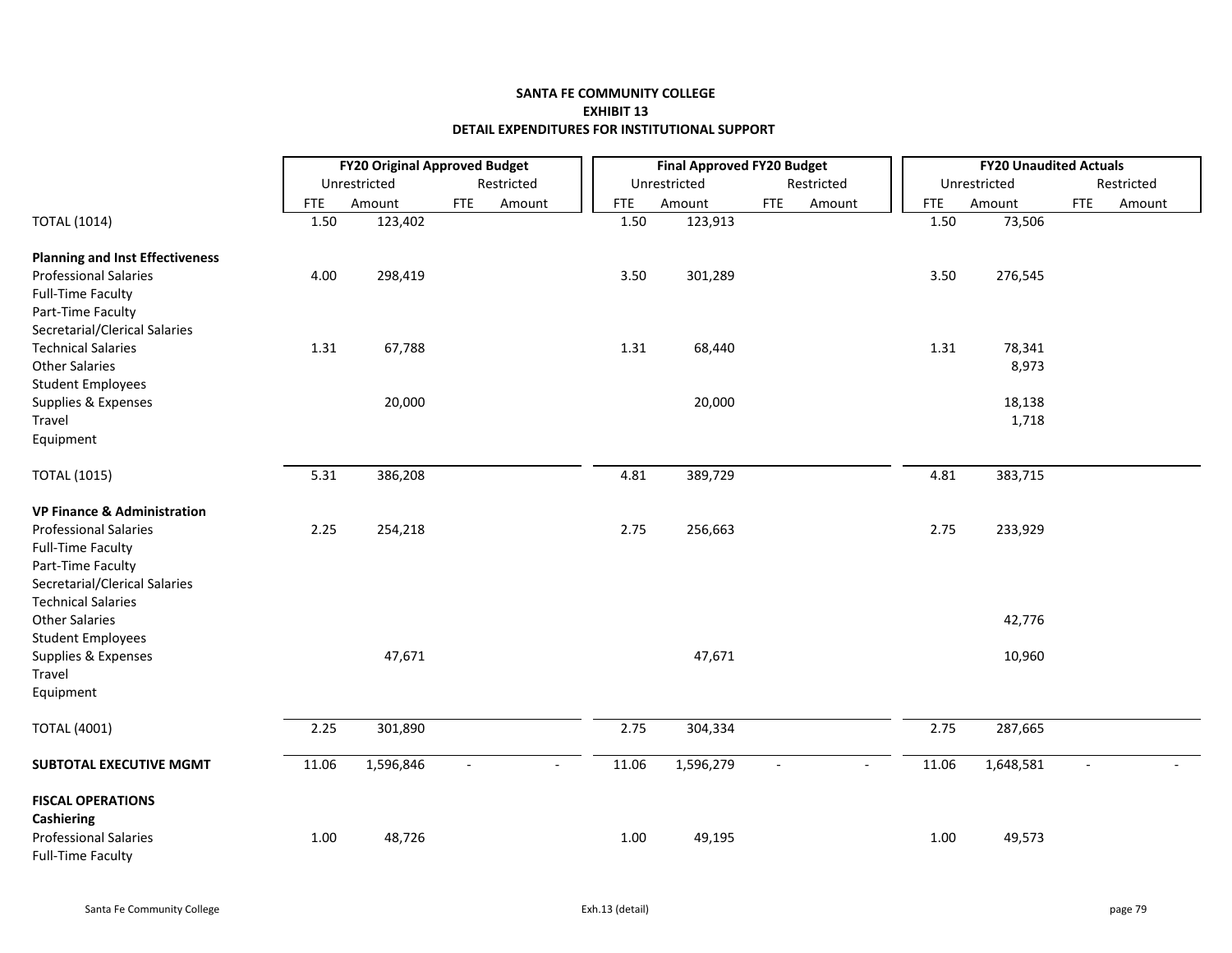**SANTA FE COMMUNITY COLLEGE**
**EXHIBIT 13**
**DETAIL EXPENDITURES FOR INSTITUTIONAL SUPPORT**

| | FY20 Original Approved Budget | | | | Final Approved FY20 Budget | | | | FY20 Unaudited Actuals | | | |
|---|---|---|---|---|---|---|---|---|---|---|---|---|
| | Unrestricted | | Restricted | | Unrestricted | | Restricted | | Unrestricted | | Restricted | |
| | FTE | Amount | FTE | Amount | FTE | Amount | FTE | Amount | FTE | Amount | FTE | Amount |
| TOTAL (1014) | 1.50 | 123,402 | | | 1.50 | 123,913 | | | 1.50 | 73,506 | | |
| **Planning and Inst Effectiveness** | | | | | | | | | | | | |
| Professional Salaries | 4.00 | 298,419 | | | 3.50 | 301,289 | | | 3.50 | 276,545 | | |
| Full-Time Faculty | | | | | | | | | | | | |
| Part-Time Faculty | | | | | | | | | | | | |
| Secretarial/Clerical Salaries | | | | | | | | | | | | |
| Technical Salaries | 1.31 | 67,788 | | | 1.31 | 68,440 | | | 1.31 | 78,341 | | |
| Other Salaries | | | | | | | | | | 8,973 | | |
| Student Employees | | | | | | | | | | | | |
| Supplies & Expenses | | 20,000 | | | | 20,000 | | | | 18,138 | | |
| Travel | | | | | | | | | | 1,718 | | |
| Equipment | | | | | | | | | | | | |
| TOTAL (1015) | 5.31 | 386,208 | | | 4.81 | 389,729 | | | 4.81 | 383,715 | | |
| **VP Finance & Administration** | | | | | | | | | | | | |
| Professional Salaries | 2.25 | 254,218 | | | 2.75 | 256,663 | | | 2.75 | 233,929 | | |
| Full-Time Faculty | | | | | | | | | | | | |
| Part-Time Faculty | | | | | | | | | | | | |
| Secretarial/Clerical Salaries | | | | | | | | | | | | |
| Technical Salaries | | | | | | | | | | | | |
| Other Salaries | | | | | | | | | | 42,776 | | |
| Student Employees | | | | | | | | | | | | |
| Supplies & Expenses | | 47,671 | | | | 47,671 | | | | 10,960 | | |
| Travel | | | | | | | | | | | | |
| Equipment | | | | | | | | | | | | |
| TOTAL (4001) | 2.25 | 301,890 | | | 2.75 | 304,334 | | | 2.75 | 287,665 | | |
| **SUBTOTAL EXECUTIVE MGMT** | 11.06 | 1,596,846 | - | - | 11.06 | 1,596,279 | - | - | 11.06 | 1,648,581 | - | - |
| **FISCAL OPERATIONS** | | | | | | | | | | | | |
| **Cashiering** | | | | | | | | | | | | |
| Professional Salaries | 1.00 | 48,726 | | | 1.00 | 49,195 | | | 1.00 | 49,573 | | |
| Full-Time Faculty | | | | | | | | | | | | |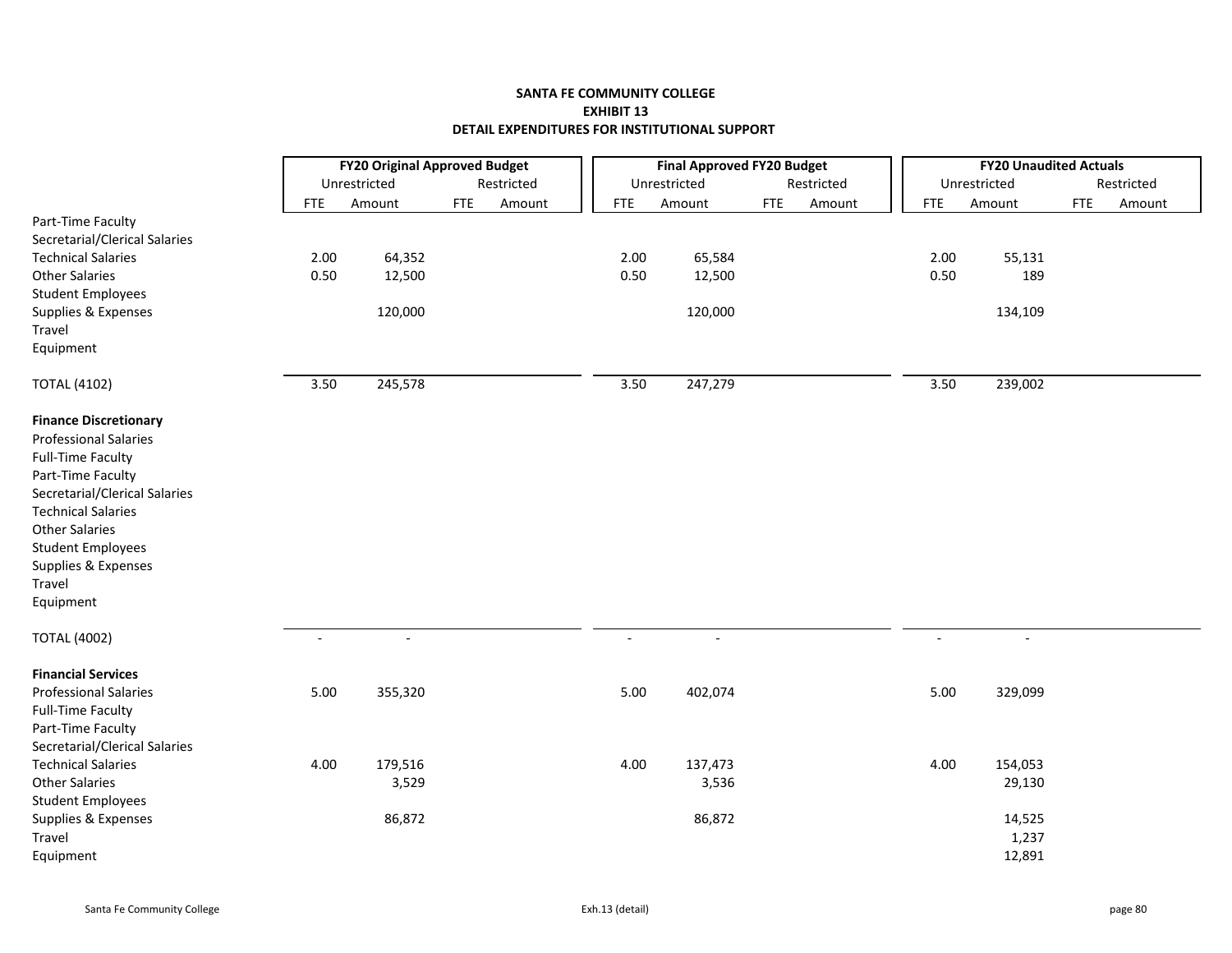**SANTA FE COMMUNITY COLLEGE**
**EXHIBIT 13**
**DETAIL EXPENDITURES FOR INSTITUTIONAL SUPPORT**

| | FY20 Original Approved Budget | | | | Final Approved FY20 Budget | | | | FY20 Unaudited Actuals | | | |
|---|---|---|---|---|---|---|---|---|---|---|---|---|
| | Unrestricted | | Restricted | | Unrestricted | | Restricted | | Unrestricted | | Restricted | |
| | FTE | Amount | FTE | Amount | FTE | Amount | FTE | Amount | FTE | Amount | FTE | Amount |
| Part-Time Faculty | | | | | | | | | | | | |
| Secretarial/Clerical Salaries | | | | | | | | | | | | |
| Technical Salaries | 2.00 | 64,352 | | | 2.00 | 65,584 | | | 2.00 | 55,131 | | |
| Other Salaries | 0.50 | 12,500 | | | 0.50 | 12,500 | | | 0.50 | 189 | | |
| Student Employees | | | | | | | | | | | | |
| Supplies & Expenses | | 120,000 | | | | 120,000 | | | | 134,109 | | |
| Travel | | | | | | | | | | | | |
| Equipment | | | | | | | | | | | | |
| TOTAL (4102) | 3.50 | 245,578 | | | 3.50 | 247,279 | | | 3.50 | 239,002 | | |
| **Finance Discretionary** | | | | | | | | | | | | |
| Professional Salaries | | | | | | | | | | | | |
| Full-Time Faculty | | | | | | | | | | | | |
| Part-Time Faculty | | | | | | | | | | | | |
| Secretarial/Clerical Salaries | | | | | | | | | | | | |
| Technical Salaries | | | | | | | | | | | | |
| Other Salaries | | | | | | | | | | | | |
| Student Employees | | | | | | | | | | | | |
| Supplies & Expenses | | | | | | | | | | | | |
| Travel | | | | | | | | | | | | |
| Equipment | | | | | | | | | | | | |
| TOTAL (4002) | - | - | | | - | - | | | - | - | | |
| **Financial Services** | | | | | | | | | | | | |
| Professional Salaries | 5.00 | 355,320 | | | 5.00 | 402,074 | | | 5.00 | 329,099 | | |
| Full-Time Faculty | | | | | | | | | | | | |
| Part-Time Faculty | | | | | | | | | | | | |
| Secretarial/Clerical Salaries | | | | | | | | | | | | |
| Technical Salaries | 4.00 | 179,516 | | | 4.00 | 137,473 | | | 4.00 | 154,053 | | |
| Other Salaries | | 3,529 | | | | 3,536 | | | | 29,130 | | |
| Student Employees | | | | | | | | | | | | |
| Supplies & Expenses | | 86,872 | | | | 86,872 | | | | 14,525 | | |
| Travel | | | | | | | | | | 1,237 | | |
| Equipment | | | | | | | | | | 12,891 | | |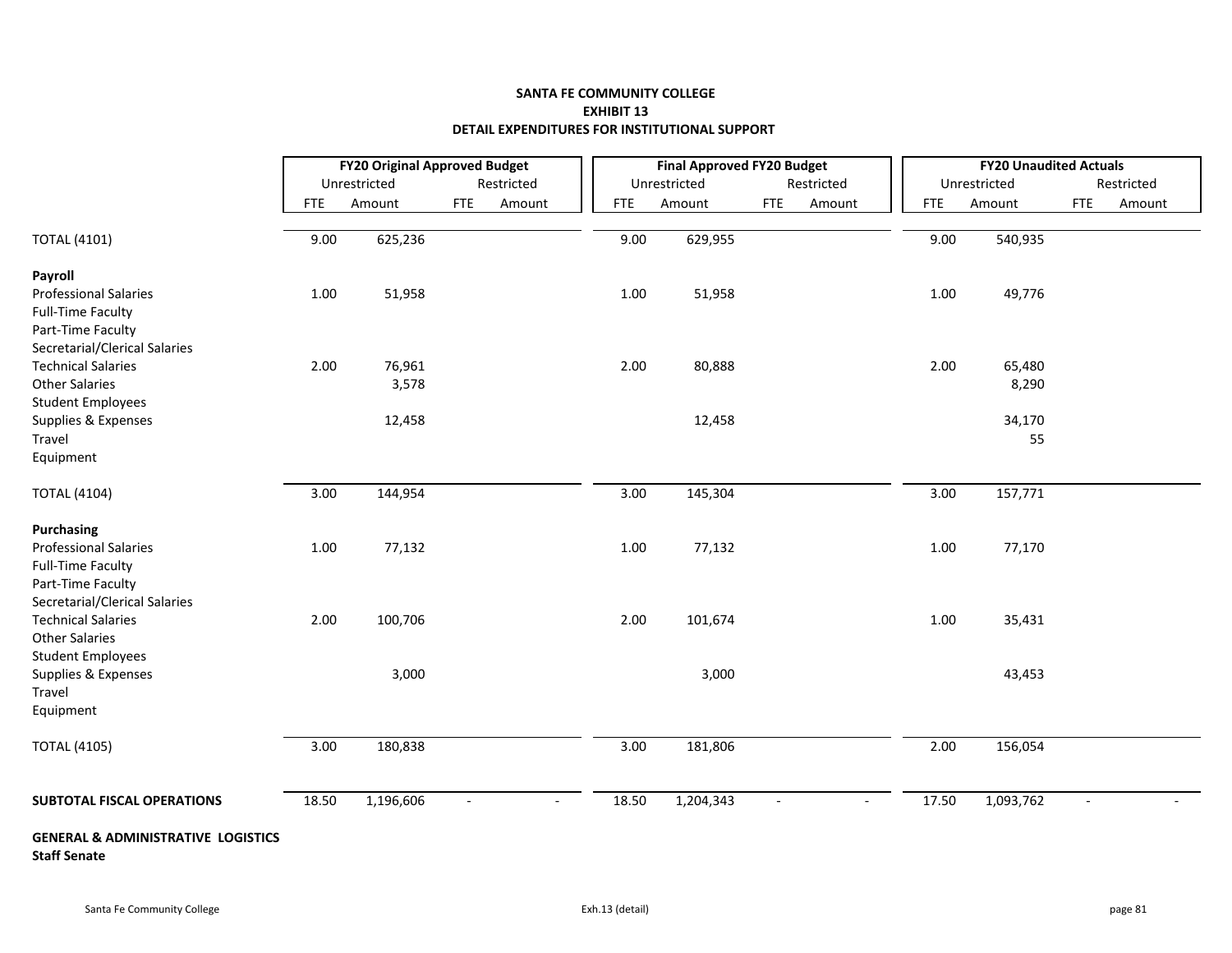**SANTA FE COMMUNITY COLLEGE**
**EXHIBIT 13**
**DETAIL EXPENDITURES FOR INSTITUTIONAL SUPPORT**

| | FY20 Original Approved Budget | | | | Final Approved FY20 Budget | | | | FY20 Unaudited Actuals | | | |
|---|---|---|---|---|---|---|---|---|---|---|---|---|
| | Unrestricted | | Restricted | | Unrestricted | | Restricted | | Unrestricted | | Restricted | |
| | FTE | Amount | FTE | Amount | FTE | Amount | FTE | Amount | FTE | Amount | FTE | Amount |
| TOTAL (4101) | 9.00 | 625,236 | | | 9.00 | 629,955 | | | 9.00 | 540,935 | | |
| **Payroll** | | | | | | | | | | | | |
| Professional Salaries | 1.00 | 51,958 | | | 1.00 | 51,958 | | | 1.00 | 49,776 | | |
| Full-Time Faculty | | | | | | | | | | | | |
| Part-Time Faculty | | | | | | | | | | | | |
| Secretarial/Clerical Salaries | | | | | | | | | | | | |
| Technical Salaries | 2.00 | 76,961 | | | 2.00 | 80,888 | | | 2.00 | 65,480 | | |
| Other Salaries | | 3,578 | | | | | | | | 8,290 | | |
| Student Employees | | | | | | | | | | | | |
| Supplies & Expenses | | 12,458 | | | | 12,458 | | | | 34,170 | | |
| Travel | | | | | | | | | | 55 | | |
| Equipment | | | | | | | | | | | | |
| TOTAL (4104) | 3.00 | 144,954 | | | 3.00 | 145,304 | | | 3.00 | 157,771 | | |
| **Purchasing** | | | | | | | | | | | | |
| Professional Salaries | 1.00 | 77,132 | | | 1.00 | 77,132 | | | 1.00 | 77,170 | | |
| Full-Time Faculty | | | | | | | | | | | | |
| Part-Time Faculty | | | | | | | | | | | | |
| Secretarial/Clerical Salaries | | | | | | | | | | | | |
| Technical Salaries | 2.00 | 100,706 | | | 2.00 | 101,674 | | | 1.00 | 35,431 | | |
| Other Salaries | | | | | | | | | | | | |
| Student Employees | | | | | | | | | | | | |
| Supplies & Expenses | | 3,000 | | | | 3,000 | | | | 43,453 | | |
| Travel | | | | | | | | | | | | |
| Equipment | | | | | | | | | | | | |
| TOTAL (4105) | 3.00 | 180,838 | | | 3.00 | 181,806 | | | 2.00 | 156,054 | | |
| **SUBTOTAL FISCAL OPERATIONS** | 18.50 | 1,196,606 | - | - | 18.50 | 1,204,343 | - | - | 17.50 | 1,093,762 | - | - |

**GENERAL & ADMINISTRATIVE LOGISTICS**
**Staff Senate**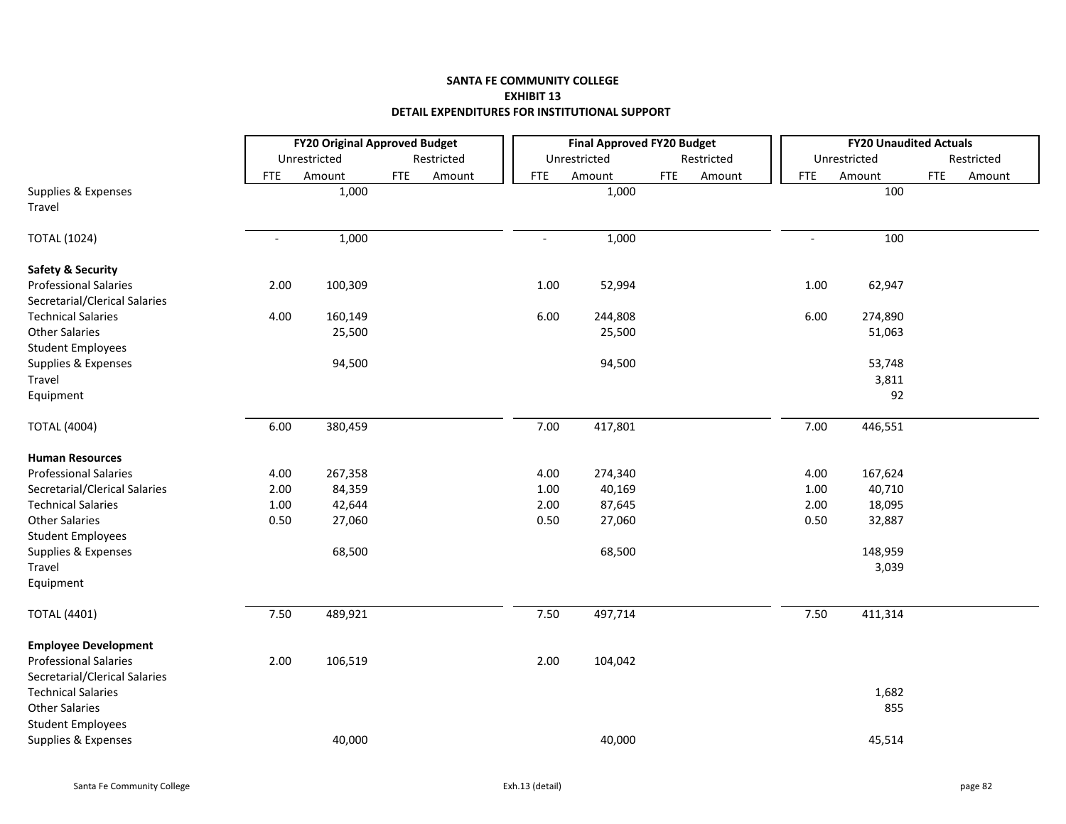**SANTA FE COMMUNITY COLLEGE**
**EXHIBIT 13**
**DETAIL EXPENDITURES FOR INSTITUTIONAL SUPPORT**

| | FY20 Original Approved Budget | | | | Final Approved FY20 Budget | | | | FY20 Unaudited Actuals | | | |
|---|---|---|---|---|---|---|---|---|---|---|---|---|
| | Unrestricted | | Restricted | | Unrestricted | | Restricted | | Unrestricted | | Restricted | |
| | FTE | Amount | FTE | Amount | FTE | Amount | FTE | Amount | FTE | Amount | FTE | Amount |
| Supplies & Expenses | | 1,000 | | | | 1,000 | | | | 100 | | |
| Travel | | | | | | | | | | | | |
| TOTAL (1024) | - | 1,000 | | | - | 1,000 | | | - | 100 | | |
| **Safety & Security** | | | | | | | | | | | | |
| Professional Salaries | 2.00 | 100,309 | | | 1.00 | 52,994 | | | 1.00 | 62,947 | | |
| Secretarial/Clerical Salaries | | | | | | | | | | | | |
| Technical Salaries | 4.00 | 160,149 | | | 6.00 | 244,808 | | | 6.00 | 274,890 | | |
| Other Salaries | | 25,500 | | | | 25,500 | | | | 51,063 | | |
| Student Employees | | | | | | | | | | | | |
| Supplies & Expenses | | 94,500 | | | | 94,500 | | | | 53,748 | | |
| Travel | | | | | | | | | | 3,811 | | |
| Equipment | | | | | | | | | | 92 | | |
| TOTAL (4004) | 6.00 | 380,459 | | | 7.00 | 417,801 | | | 7.00 | 446,551 | | |
| **Human Resources** | | | | | | | | | | | | |
| Professional Salaries | 4.00 | 267,358 | | | 4.00 | 274,340 | | | 4.00 | 167,624 | | |
| Secretarial/Clerical Salaries | 2.00 | 84,359 | | | 1.00 | 40,169 | | | 1.00 | 40,710 | | |
| Technical Salaries | 1.00 | 42,644 | | | 2.00 | 87,645 | | | 2.00 | 18,095 | | |
| Other Salaries | 0.50 | 27,060 | | | 0.50 | 27,060 | | | 0.50 | 32,887 | | |
| Student Employees | | | | | | | | | | | | |
| Supplies & Expenses | | 68,500 | | | | 68,500 | | | | 148,959 | | |
| Travel | | | | | | | | | | 3,039 | | |
| Equipment | | | | | | | | | | | | |
| TOTAL (4401) | 7.50 | 489,921 | | | 7.50 | 497,714 | | | 7.50 | 411,314 | | |
| **Employee Development** | | | | | | | | | | | | |
| Professional Salaries | 2.00 | 106,519 | | | 2.00 | 104,042 | | | | | | |
| Secretarial/Clerical Salaries | | | | | | | | | | | | |
| Technical Salaries | | | | | | | | | | 1,682 | | |
| Other Salaries | | | | | | | | | | 855 | | |
| Student Employees | | | | | | | | | | | | |
| Supplies & Expenses | | 40,000 | | | | 40,000 | | | | 45,514 | | |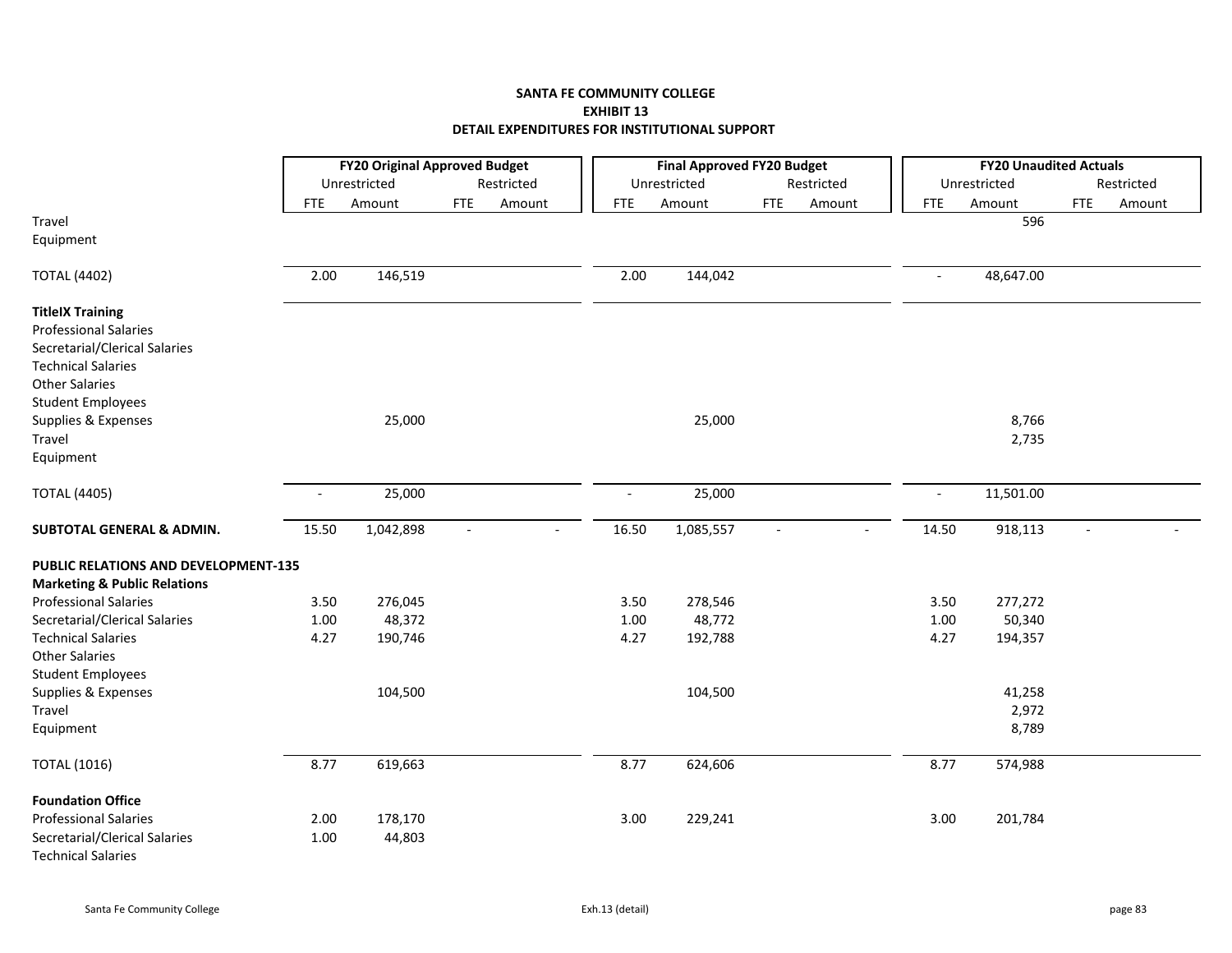**SANTA FE COMMUNITY COLLEGE**
**EXHIBIT 13**
**DETAIL EXPENDITURES FOR INSTITUTIONAL SUPPORT**

| | FY20 Original Approved Budget | | | | Final Approved FY20 Budget | | | | FY20 Unaudited Actuals | | | |
|---|---|---|---|---|---|---|---|---|---|---|---|---|
| | Unrestricted | | Restricted | | Unrestricted | | Restricted | | Unrestricted | | Restricted | |
| | FTE | Amount | FTE | Amount | FTE | Amount | FTE | Amount | FTE | Amount | FTE | Amount |
| Travel | | | | | | | | | | 596 | | |
| Equipment | | | | | | | | | | | | |
| TOTAL (4402) | 2.00 | 146,519 | | | 2.00 | 144,042 | | | - | 48,647.00 | | |
| **TitleIX Training** | | | | | | | | | | | | |
| Professional Salaries | | | | | | | | | | | | |
| Secretarial/Clerical Salaries | | | | | | | | | | | | |
| Technical Salaries | | | | | | | | | | | | |
| Other Salaries | | | | | | | | | | | | |
| Student Employees | | | | | | | | | | | | |
| Supplies & Expenses | | 25,000 | | | | 25,000 | | | | 8,766 | | |
| Travel | | | | | | | | | | 2,735 | | |
| Equipment | | | | | | | | | | | | |
| TOTAL (4405) | - | 25,000 | | | - | 25,000 | | | - | 11,501.00 | | |
| **SUBTOTAL GENERAL & ADMIN.** | 15.50 | 1,042,898 | - | - | 16.50 | 1,085,557 | - | - | 14.50 | 918,113 | - | - |
| **PUBLIC RELATIONS AND DEVELOPMENT-135** | | | | | | | | | | | | |
| **Marketing & Public Relations** | | | | | | | | | | | | |
| Professional Salaries | 3.50 | 276,045 | | | 3.50 | 278,546 | | | 3.50 | 277,272 | | |
| Secretarial/Clerical Salaries | 1.00 | 48,372 | | | 1.00 | 48,772 | | | 1.00 | 50,340 | | |
| Technical Salaries | 4.27 | 190,746 | | | 4.27 | 192,788 | | | 4.27 | 194,357 | | |
| Other Salaries | | | | | | | | | | | | |
| Student Employees | | | | | | | | | | | | |
| Supplies & Expenses | | 104,500 | | | | 104,500 | | | | 41,258 | | |
| Travel | | | | | | | | | | 2,972 | | |
| Equipment | | | | | | | | | | 8,789 | | |
| TOTAL (1016) | 8.77 | 619,663 | | | 8.77 | 624,606 | | | 8.77 | 574,988 | | |
| **Foundation Office** | | | | | | | | | | | | |
| Professional Salaries | 2.00 | 178,170 | | | 3.00 | 229,241 | | | 3.00 | 201,784 | | |
| Secretarial/Clerical Salaries | 1.00 | 44,803 | | | | | | | | | | |
| Technical Salaries | | | | | | | | | | | | |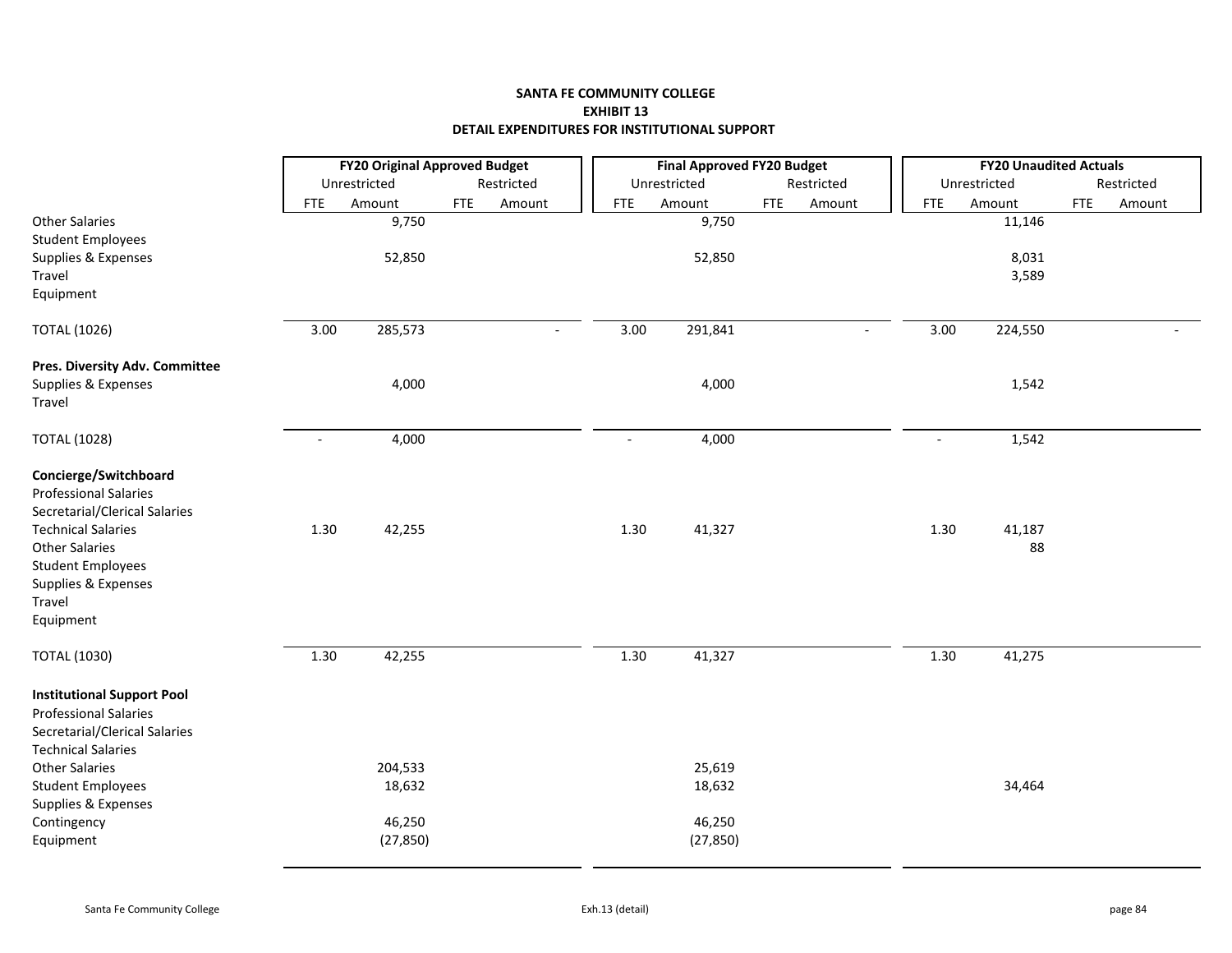**SANTA FE COMMUNITY COLLEGE**
**EXHIBIT 13**
**DETAIL EXPENDITURES FOR INSTITUTIONAL SUPPORT**

| | FY20 Original Approved Budget | | | | Final Approved FY20 Budget | | | | FY20 Unaudited Actuals | | | |
|---|---|---|---|---|---|---|---|---|---|---|---|---|
| | Unrestricted | | Restricted | | Unrestricted | | Restricted | | Unrestricted | | Restricted | |
| | FTE | Amount | FTE | Amount | FTE | Amount | FTE | Amount | FTE | Amount | FTE | Amount |
| Other Salaries | | 9,750 | | | | 9,750 | | | | 11,146 | | |
| Student Employees | | | | | | | | | | | | |
| Supplies & Expenses | | 52,850 | | | | 52,850 | | | | 8,031 | | |
| Travel | | | | | | | | | | 3,589 | | |
| Equipment | | | | | | | | | | | | |
| TOTAL (1026) | 3.00 | 285,573 | | - | 3.00 | 291,841 | | - | 3.00 | 224,550 | | - |
| **Pres. Diversity Adv. Committee** | | | | | | | | | | | | |
| Supplies & Expenses | | 4,000 | | | | 4,000 | | | | 1,542 | | |
| Travel | | | | | | | | | | | | |
| TOTAL (1028) | - | 4,000 | | | - | 4,000 | | | - | 1,542 | | |
| **Concierge/Switchboard** | | | | | | | | | | | | |
| Professional Salaries | | | | | | | | | | | | |
| Secretarial/Clerical Salaries | | | | | | | | | | | | |
| Technical Salaries | 1.30 | 42,255 | | | 1.30 | 41,327 | | | 1.30 | 41,187 | | |
| Other Salaries | | | | | | | | | | 88 | | |
| Student Employees | | | | | | | | | | | | |
| Supplies & Expenses | | | | | | | | | | | | |
| Travel | | | | | | | | | | | | |
| Equipment | | | | | | | | | | | | |
| TOTAL (1030) | 1.30 | 42,255 | | | 1.30 | 41,327 | | | 1.30 | 41,275 | | |
| **Institutional Support Pool** | | | | | | | | | | | | |
| Professional Salaries | | | | | | | | | | | | |
| Secretarial/Clerical Salaries | | | | | | | | | | | | |
| Technical Salaries | | | | | | | | | | | | |
| Other Salaries | | 204,533 | | | | 25,619 | | | | | | |
| Student Employees | | 18,632 | | | | 18,632 | | | | 34,464 | | |
| Supplies & Expenses | | | | | | | | | | | | |
| Contingency | | 46,250 | | | | 46,250 | | | | | | |
| Equipment | | (27,850) | | | | (27,850) | | | | | | |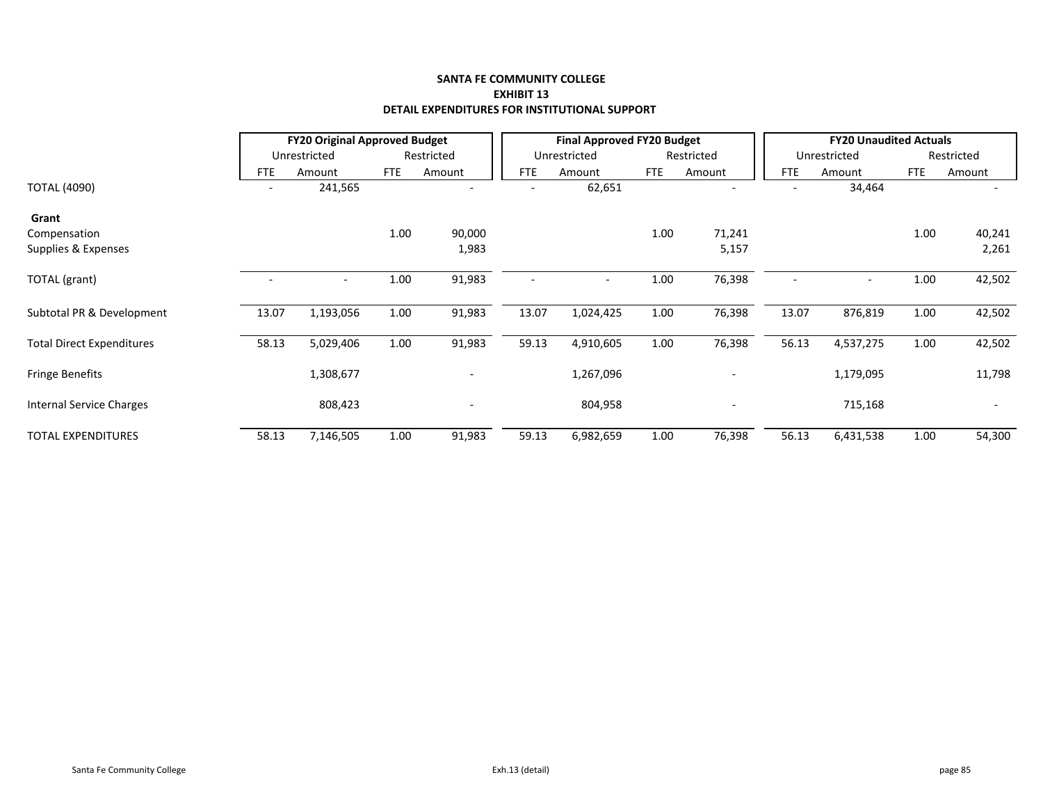**SANTA FE COMMUNITY COLLEGE**
**EXHIBIT 13**
**DETAIL EXPENDITURES FOR INSTITUTIONAL SUPPORT**

| | FY20 Original Approved Budget | | | | Final Approved FY20 Budget | | | | FY20 Unaudited Actuals | | | |
|---|---|---|---|---|---|---|---|---|---|---|---|---|
| | Unrestricted | | Restricted | | Unrestricted | | Restricted | | Unrestricted | | Restricted | |
| | FTE | Amount | FTE | Amount | FTE | Amount | FTE | Amount | FTE | Amount | FTE | Amount |
| TOTAL (4090) | - | 241,565 | | - | - | 62,651 | | - | - | 34,464 | | - |
| **Grant** | | | | | | | | | | | | |
| Compensation | | | 1.00 | 90,000 | | | 1.00 | 71,241 | | | 1.00 | 40,241 |
| Supplies & Expenses | | | | 1,983 | | | | 5,157 | | | | 2,261 |
| TOTAL (grant) | - | - | 1.00 | 91,983 | - | - | 1.00 | 76,398 | - | - | 1.00 | 42,502 |
| Subtotal PR & Development | 13.07 | 1,193,056 | 1.00 | 91,983 | 13.07 | 1,024,425 | 1.00 | 76,398 | 13.07 | 876,819 | 1.00 | 42,502 |
| Total Direct Expenditures | 58.13 | 5,029,406 | 1.00 | 91,983 | 59.13 | 4,910,605 | 1.00 | 76,398 | 56.13 | 4,537,275 | 1.00 | 42,502 |
| Fringe Benefits | | 1,308,677 | | - | | 1,267,096 | | - | | 1,179,095 | | 11,798 |
| Internal Service Charges | | 808,423 | | - | | 804,958 | | - | | 715,168 | | - |
| TOTAL EXPENDITURES | 58.13 | 7,146,505 | 1.00 | 91,983 | 59.13 | 6,982,659 | 1.00 | 76,398 | 56.13 | 6,431,538 | 1.00 | 54,300 |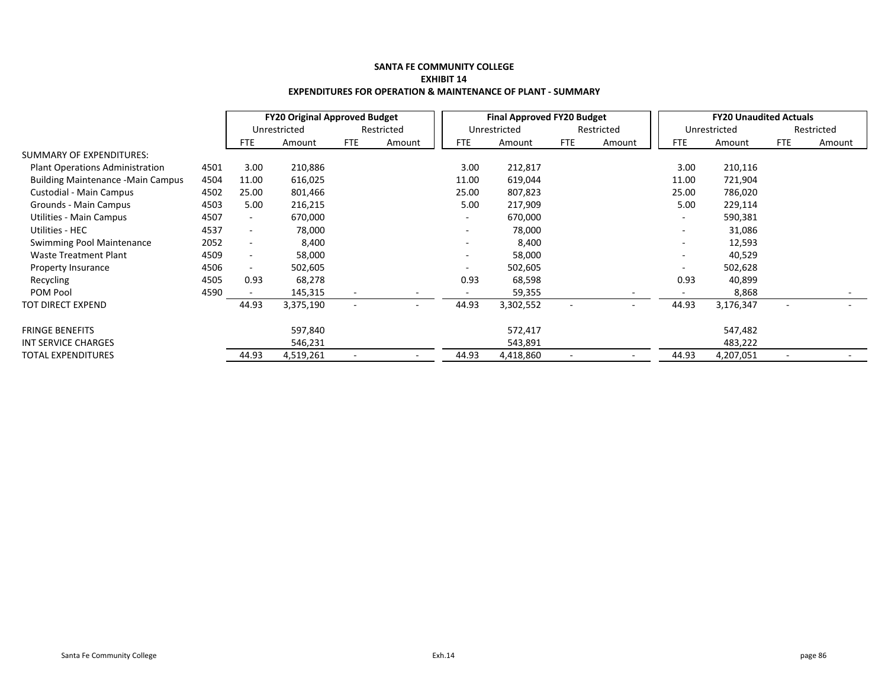**SANTA FE COMMUNITY COLLEGE**

**EXHIBIT 14**

**EXPENDITURES FOR OPERATION & MAINTENANCE OF PLANT - SUMMARY**

| | | FY20 Original Approved Budget | | | | Final Approved FY20 Budget | | | | FY20 Unaudited Actuals | | | |
|---|---|---|---|---|---|---|---|---|---|---|---|---|---|
| | | Unrestricted | | Restricted | | Unrestricted | | Restricted | | Unrestricted | | Restricted | |
| | | FTE | Amount | FTE | Amount | FTE | Amount | FTE | Amount | FTE | Amount | FTE | Amount |
| SUMMARY OF EXPENDITURES: | | | | | | | | | | | | | |
| Plant Operations Administration | 4501 | 3.00 | 210,886 | | | 3.00 | 212,817 | | | 3.00 | 210,116 | | |
| Building Maintenance -Main Campus | 4504 | 11.00 | 616,025 | | | 11.00 | 619,044 | | | 11.00 | 721,904 | | |
| Custodial - Main Campus | 4502 | 25.00 | 801,466 | | | 25.00 | 807,823 | | | 25.00 | 786,020 | | |
| Grounds - Main Campus | 4503 | 5.00 | 216,215 | | | 5.00 | 217,909 | | | 5.00 | 229,114 | | |
| Utilities - Main Campus | 4507 | - | 670,000 | | | - | 670,000 | | | - | 590,381 | | |
| Utilities - HEC | 4537 | - | 78,000 | | | - | 78,000 | | | - | 31,086 | | |
| Swimming Pool Maintenance | 2052 | - | 8,400 | | | - | 8,400 | | | - | 12,593 | | |
| Waste Treatment Plant | 4509 | - | 58,000 | | | - | 58,000 | | | - | 40,529 | | |
| Property Insurance | 4506 | - | 502,605 | | | - | 502,605 | | | - | 502,628 | | |
| Recycling | 4505 | 0.93 | 68,278 | | | 0.93 | 68,598 | | | 0.93 | 40,899 | | |
| POM Pool | 4590 | - | 145,315 | - | - | - | 59,355 | | - | - | 8,868 | | - |
| TOT DIRECT EXPEND | | 44.93 | 3,375,190 | - | - | 44.93 | 3,302,552 | - | - | 44.93 | 3,176,347 | - | - |
| FRINGE BENEFITS | | | 597,840 | | | | 572,417 | | | | 547,482 | | |
| INT SERVICE CHARGES | | | 546,231 | | | | 543,891 | | | | 483,222 | | |
| TOTAL EXPENDITURES | | 44.93 | 4,519,261 | - | - | 44.93 | 4,418,860 | - | - | 44.93 | 4,207,051 | - | - |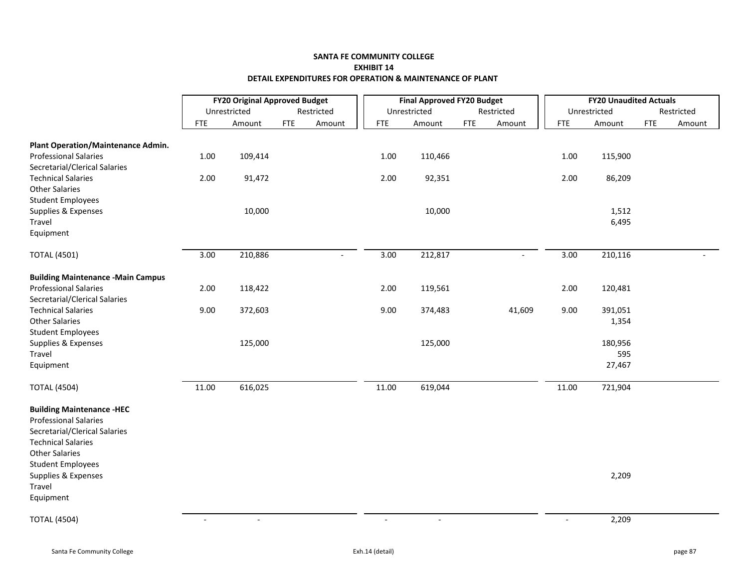**SANTA FE COMMUNITY COLLEGE**
**EXHIBIT 14**
**DETAIL EXPENDITURES FOR OPERATION & MAINTENANCE OF PLANT**

| | FY20 Original Approved Budget | | | | Final Approved FY20 Budget | | | | FY20 Unaudited Actuals | | | |
|---|---|---|---|---|---|---|---|---|---|---|---|---|
| | Unrestricted | | Restricted | | Unrestricted | | Restricted | | Unrestricted | | Restricted | |
| | FTE | Amount | FTE | Amount | FTE | Amount | FTE | Amount | FTE | Amount | FTE | Amount |
| **Plant Operation/Maintenance Admin.** | | | | | | | | | | | | |
| Professional Salaries | 1.00 | 109,414 | | | 1.00 | 110,466 | | | 1.00 | 115,900 | | |
| Secretarial/Clerical Salaries | | | | | | | | | | | | |
| Technical Salaries | 2.00 | 91,472 | | | 2.00 | 92,351 | | | 2.00 | 86,209 | | |
| Other Salaries | | | | | | | | | | | | |
| Student Employees | | | | | | | | | | | | |
| Supplies & Expenses | | 10,000 | | | | 10,000 | | | | 1,512 | | |
| Travel | | | | | | | | | | 6,495 | | |
| Equipment | | | | | | | | | | | | |
| TOTAL (4501) | 3.00 | 210,886 | | - | 3.00 | 212,817 | | - | 3.00 | 210,116 | | - |
| **Building Maintenance -Main Campus** | | | | | | | | | | | | |
| Professional Salaries | 2.00 | 118,422 | | | 2.00 | 119,561 | | | 2.00 | 120,481 | | |
| Secretarial/Clerical Salaries | | | | | | | | | | | | |
| Technical Salaries | 9.00 | 372,603 | | | 9.00 | 374,483 | | 41,609 | 9.00 | 391,051 | | |
| Other Salaries | | | | | | | | | | 1,354 | | |
| Student Employees | | | | | | | | | | | | |
| Supplies & Expenses | | 125,000 | | | | 125,000 | | | | 180,956 | | |
| Travel | | | | | | | | | | 595 | | |
| Equipment | | | | | | | | | | 27,467 | | |
| TOTAL (4504) | 11.00 | 616,025 | | | 11.00 | 619,044 | | | 11.00 | 721,904 | | |
| **Building Maintenance -HEC** | | | | | | | | | | | | |
| Professional Salaries | | | | | | | | | | | | |
| Secretarial/Clerical Salaries | | | | | | | | | | | | |
| Technical Salaries | | | | | | | | | | | | |
| Other Salaries | | | | | | | | | | | | |
| Student Employees | | | | | | | | | | | | |
| Supplies & Expenses | | | | | | | | | | 2,209 | | |
| Travel | | | | | | | | | | | | |
| Equipment | | | | | | | | | | | | |
| TOTAL (4504) | - | - | | | - | - | | | - | 2,209 | | |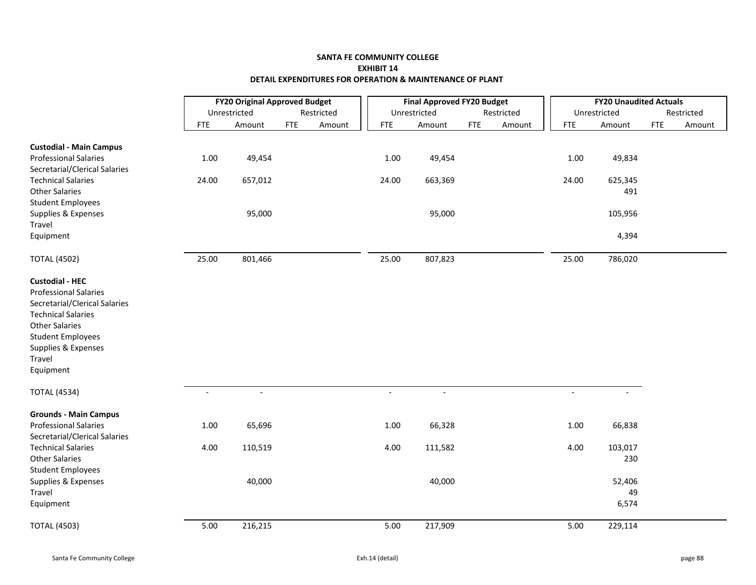**SANTA FE COMMUNITY COLLEGE**
**EXHIBIT 14**
**DETAIL EXPENDITURES FOR OPERATION & MAINTENANCE OF PLANT**

| | FY20 Original Approved Budget | | | | Final Approved FY20 Budget | | | | FY20 Unaudited Actuals | | | |
|---|---|---|---|---|---|---|---|---|---|---|---|---|
| | Unrestricted | | Restricted | | Unrestricted | | Restricted | | Unrestricted | | Restricted | |
| | FTE | Amount | FTE | Amount | FTE | Amount | FTE | Amount | FTE | Amount | FTE | Amount |
| **Custodial - Main Campus** | | | | | | | | | | | | |
| Professional Salaries | 1.00 | 49,454 | | | 1.00 | 49,454 | | | 1.00 | 49,834 | | |
| Secretarial/Clerical Salaries | | | | | | | | | | | | |
| Technical Salaries | 24.00 | 657,012 | | | 24.00 | 663,369 | | | 24.00 | 625,345 | | |
| Other Salaries | | | | | | | | | | 491 | | |
| Student Employees | | | | | | | | | | | | |
| Supplies & Expenses | | 95,000 | | | | 95,000 | | | | 105,956 | | |
| Travel | | | | | | | | | | | | |
| Equipment | | | | | | | | | | 4,394 | | |
| TOTAL (4502) | 25.00 | 801,466 | | | 25.00 | 807,823 | | | 25.00 | 786,020 | | |
| **Custodial - HEC** | | | | | | | | | | | | |
| Professional Salaries | | | | | | | | | | | | |
| Secretarial/Clerical Salaries | | | | | | | | | | | | |
| Technical Salaries | | | | | | | | | | | | |
| Other Salaries | | | | | | | | | | | | |
| Student Employees | | | | | | | | | | | | |
| Supplies & Expenses | | | | | | | | | | | | |
| Travel | | | | | | | | | | | | |
| Equipment | | | | | | | | | | | | |
| TOTAL (4534) | - | - | | | - | - | | | - | - | | |
| **Grounds - Main Campus** | | | | | | | | | | | | |
| Professional Salaries | 1.00 | 65,696 | | | 1.00 | 66,328 | | | 1.00 | 66,838 | | |
| Secretarial/Clerical Salaries | | | | | | | | | | | | |
| Technical Salaries | 4.00 | 110,519 | | | 4.00 | 111,582 | | | 4.00 | 103,017 | | |
| Other Salaries | | | | | | | | | | 230 | | |
| Student Employees | | | | | | | | | | | | |
| Supplies & Expenses | | 40,000 | | | | 40,000 | | | | 52,406 | | |
| Travel | | | | | | | | | | 49 | | |
| Equipment | | | | | | | | | | 6,574 | | |
| TOTAL (4503) | 5.00 | 216,215 | | | 5.00 | 217,909 | | | 5.00 | 229,114 | | |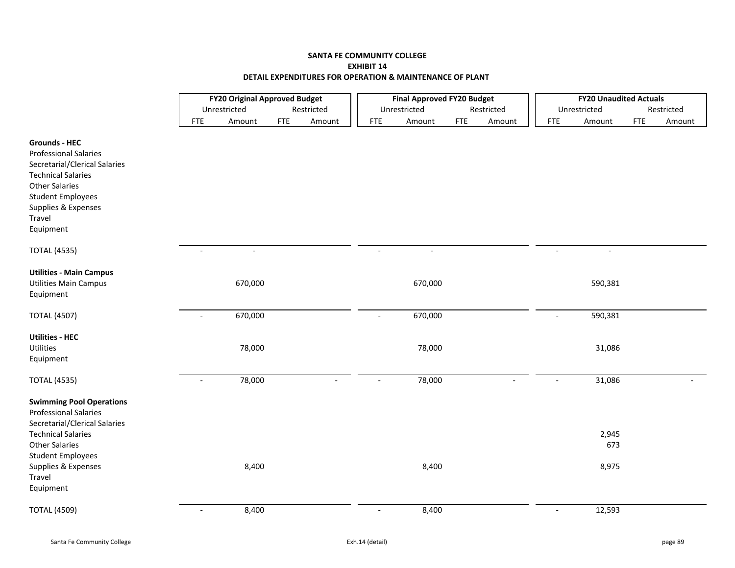**SANTA FE COMMUNITY COLLEGE**
**EXHIBIT 14**
**DETAIL EXPENDITURES FOR OPERATION & MAINTENANCE OF PLANT**

| | FY20 Original Approved Budget | | | | Final Approved FY20 Budget | | | | FY20 Unaudited Actuals | | | |
|---|---|---|---|---|---|---|---|---|---|---|---|---|
| | Unrestricted | | Restricted | | Unrestricted | | Restricted | | Unrestricted | | Restricted | |
| | FTE | Amount | FTE | Amount | FTE | Amount | FTE | Amount | FTE | Amount | FTE | Amount |
| **Grounds - HEC** | | | | | | | | | | | | |
| Professional Salaries | | | | | | | | | | | | |
| Secretarial/Clerical Salaries | | | | | | | | | | | | |
| Technical Salaries | | | | | | | | | | | | |
| Other Salaries | | | | | | | | | | | | |
| Student Employees | | | | | | | | | | | | |
| Supplies & Expenses | | | | | | | | | | | | |
| Travel | | | | | | | | | | | | |
| Equipment | | | | | | | | | | | | |
| TOTAL (4535) | - | - | | | - | - | | | - | - | | |
| **Utilities - Main Campus** | | | | | | | | | | | | |
| Utilities Main Campus | | 670,000 | | | | 670,000 | | | | 590,381 | | |
| Equipment | | | | | | | | | | | | |
| TOTAL (4507) | - | 670,000 | | | - | 670,000 | | | - | 590,381 | | |
| **Utilities - HEC** | | | | | | | | | | | | |
| Utilities | | 78,000 | | | | 78,000 | | | | 31,086 | | |
| Equipment | | | | | | | | | | | | |
| TOTAL (4535) | - | 78,000 | | - | - | 78,000 | | - | - | 31,086 | | - |
| **Swimming Pool Operations** | | | | | | | | | | | | |
| Professional Salaries | | | | | | | | | | | | |
| Secretarial/Clerical Salaries | | | | | | | | | | | | |
| Technical Salaries | | | | | | | | | | 2,945 | | |
| Other Salaries | | | | | | | | | | 673 | | |
| Student Employees | | | | | | | | | | | | |
| Supplies & Expenses | | 8,400 | | | | 8,400 | | | | 8,975 | | |
| Travel | | | | | | | | | | | | |
| Equipment | | | | | | | | | | | | |
| TOTAL (4509) | - | 8,400 | | | - | 8,400 | | | - | 12,593 | | |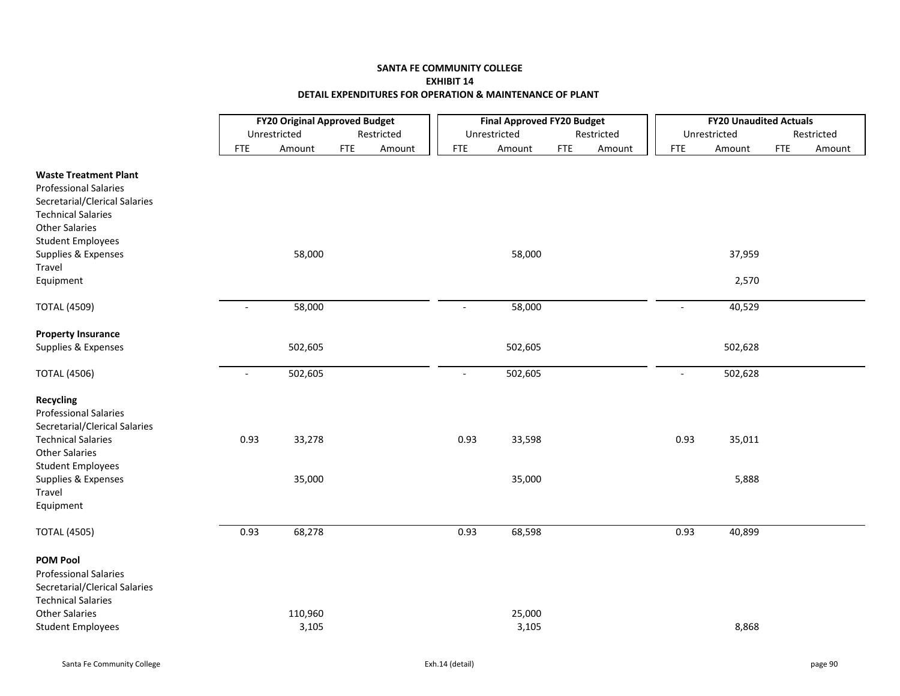**SANTA FE COMMUNITY COLLEGE**
**EXHIBIT 14**
**DETAIL EXPENDITURES FOR OPERATION & MAINTENANCE OF PLANT**

| | FY20 Original Approved Budget | | | | Final Approved FY20 Budget | | | | FY20 Unaudited Actuals | | | |
|---|---|---|---|---|---|---|---|---|---|---|---|---|
| | Unrestricted | | Restricted | | Unrestricted | | Restricted | | Unrestricted | | Restricted | |
| | FTE | Amount | FTE | Amount | FTE | Amount | FTE | Amount | FTE | Amount | FTE | Amount |
| **Waste Treatment Plant** | | | | | | | | | | | | |
| Professional Salaries | | | | | | | | | | | | |
| Secretarial/Clerical Salaries | | | | | | | | | | | | |
| Technical Salaries | | | | | | | | | | | | |
| Other Salaries | | | | | | | | | | | | |
| Student Employees | | | | | | | | | | | | |
| Supplies & Expenses | | 58,000 | | | | 58,000 | | | | 37,959 | | |
| Travel | | | | | | | | | | | | |
| Equipment | | | | | | | | | | 2,570 | | |
| TOTAL (4509) | - | 58,000 | | | - | 58,000 | | | - | 40,529 | | |
| **Property Insurance** | | | | | | | | | | | | |
| Supplies & Expenses | | 502,605 | | | | 502,605 | | | | 502,628 | | |
| TOTAL (4506) | - | 502,605 | | | - | 502,605 | | | - | 502,628 | | |
| **Recycling** | | | | | | | | | | | | |
| Professional Salaries | | | | | | | | | | | | |
| Secretarial/Clerical Salaries | | | | | | | | | | | | |
| Technical Salaries | 0.93 | 33,278 | | | 0.93 | 33,598 | | | 0.93 | 35,011 | | |
| Other Salaries | | | | | | | | | | | | |
| Student Employees | | | | | | | | | | | | |
| Supplies & Expenses | | 35,000 | | | | 35,000 | | | | 5,888 | | |
| Travel | | | | | | | | | | | | |
| Equipment | | | | | | | | | | | | |
| TOTAL (4505) | 0.93 | 68,278 | | | 0.93 | 68,598 | | | 0.93 | 40,899 | | |
| **POM Pool** | | | | | | | | | | | | |
| Professional Salaries | | | | | | | | | | | | |
| Secretarial/Clerical Salaries | | | | | | | | | | | | |
| Technical Salaries | | | | | | | | | | | | |
| Other Salaries | | 110,960 | | | | 25,000 | | | | | | |
| Student Employees | | 3,105 | | | | 3,105 | | | | 8,868 | | |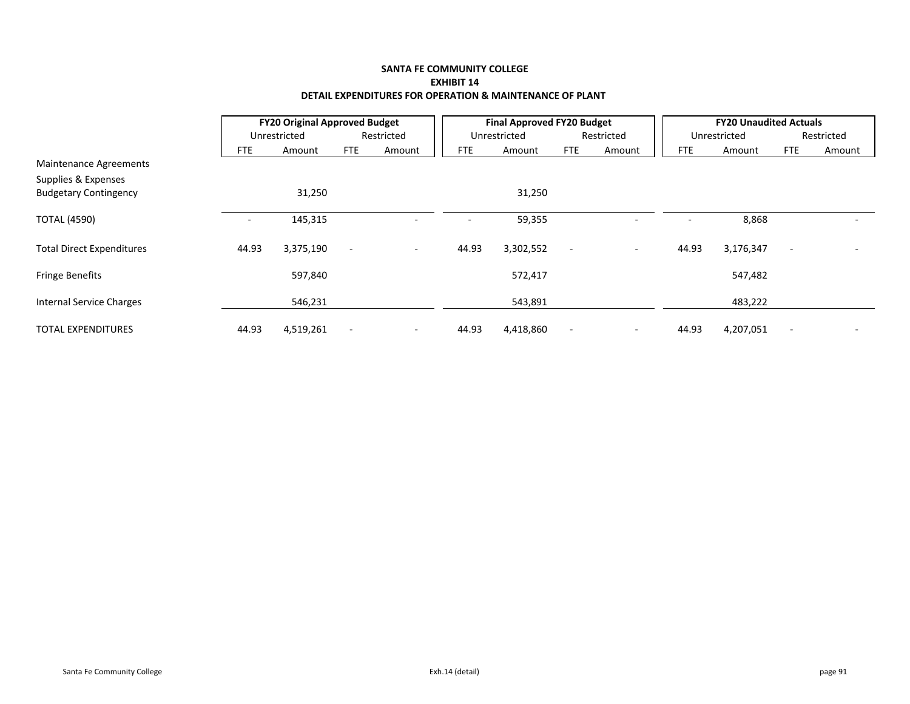**SANTA FE COMMUNITY COLLEGE**

**EXHIBIT 14**

**DETAIL EXPENDITURES FOR OPERATION & MAINTENANCE OF PLANT**

| | FY20 Original Approved Budget | | | | Final Approved FY20 Budget | | | | FY20 Unaudited Actuals | | | |
|---|---|---|---|---|---|---|---|---|---|---|---|---|
| | Unrestricted | | Restricted | | Unrestricted | | Restricted | | Unrestricted | | Restricted | |
| | FTE | Amount | FTE | Amount | FTE | Amount | FTE | Amount | FTE | Amount | FTE | Amount |
| Maintenance Agreements | | | | | | | | | | | | |
| Supplies & Expenses | | | | | | | | | | | | |
| Budgetary Contingency | | 31,250 | | | | 31,250 | | | | | | |
| TOTAL (4590) | - | 145,315 | | - | - | 59,355 | | - | - | 8,868 | | - |
| Total Direct Expenditures | 44.93 | 3,375,190 | - | - | 44.93 | 3,302,552 | - | - | 44.93 | 3,176,347 | - | - |
| Fringe Benefits | | 597,840 | | | | 572,417 | | | | 547,482 | | |
| Internal Service Charges | | 546,231 | | | | 543,891 | | | | 483,222 | | |
| TOTAL EXPENDITURES | 44.93 | 4,519,261 | - | - | 44.93 | 4,418,860 | - | - | 44.93 | 4,207,051 | - | - |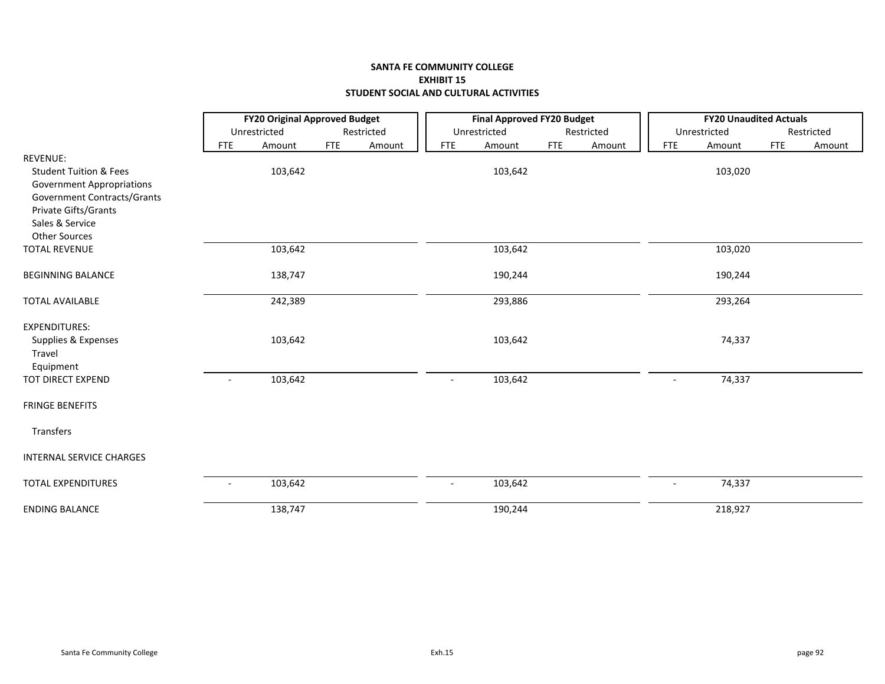**SANTA FE COMMUNITY COLLEGE**
**EXHIBIT 15**
**STUDENT SOCIAL AND CULTURAL ACTIVITIES**

| | **FY20 Original Approved Budget** | | | | **Final Approved FY20 Budget** | | | | **FY20 Unaudited Actuals** | | | |
|---|---|---|---|---|---|---|---|---|---|---|---|---|
| | Unrestricted | | Restricted | | Unrestricted | | Restricted | | Unrestricted | | Restricted | |
| | FTE | Amount | FTE | Amount | FTE | Amount | FTE | Amount | FTE | Amount | FTE | Amount |
| REVENUE: | | | | | | | | | | | | |
| Student Tuition & Fees | | 103,642 | | | | 103,642 | | | | 103,020 | | |
| Government Appropriations | | | | | | | | | | | | |
| Government Contracts/Grants | | | | | | | | | | | | |
| Private Gifts/Grants | | | | | | | | | | | | |
| Sales & Service | | | | | | | | | | | | |
| Other Sources | | | | | | | | | | | | |
| TOTAL REVENUE | | 103,642 | | | | 103,642 | | | | 103,020 | | |
| BEGINNING BALANCE | | 138,747 | | | | 190,244 | | | | 190,244 | | |
| TOTAL AVAILABLE | | 242,389 | | | | 293,886 | | | | 293,264 | | |
| EXPENDITURES: | | | | | | | | | | | | |
| Supplies & Expenses | | 103,642 | | | | 103,642 | | | | 74,337 | | |
| Travel | | | | | | | | | | | | |
| Equipment | | | | | | | | | | | | |
| TOT DIRECT EXPEND | - | 103,642 | | | - | 103,642 | | | - | 74,337 | | |
| FRINGE BENEFITS | | | | | | | | | | | | |
| Transfers | | | | | | | | | | | | |
| INTERNAL SERVICE CHARGES | | | | | | | | | | | | |
| TOTAL EXPENDITURES | - | 103,642 | | | - | 103,642 | | | - | 74,337 | | |
| ENDING BALANCE | | 138,747 | | | | 190,244 | | | | 218,927 | | |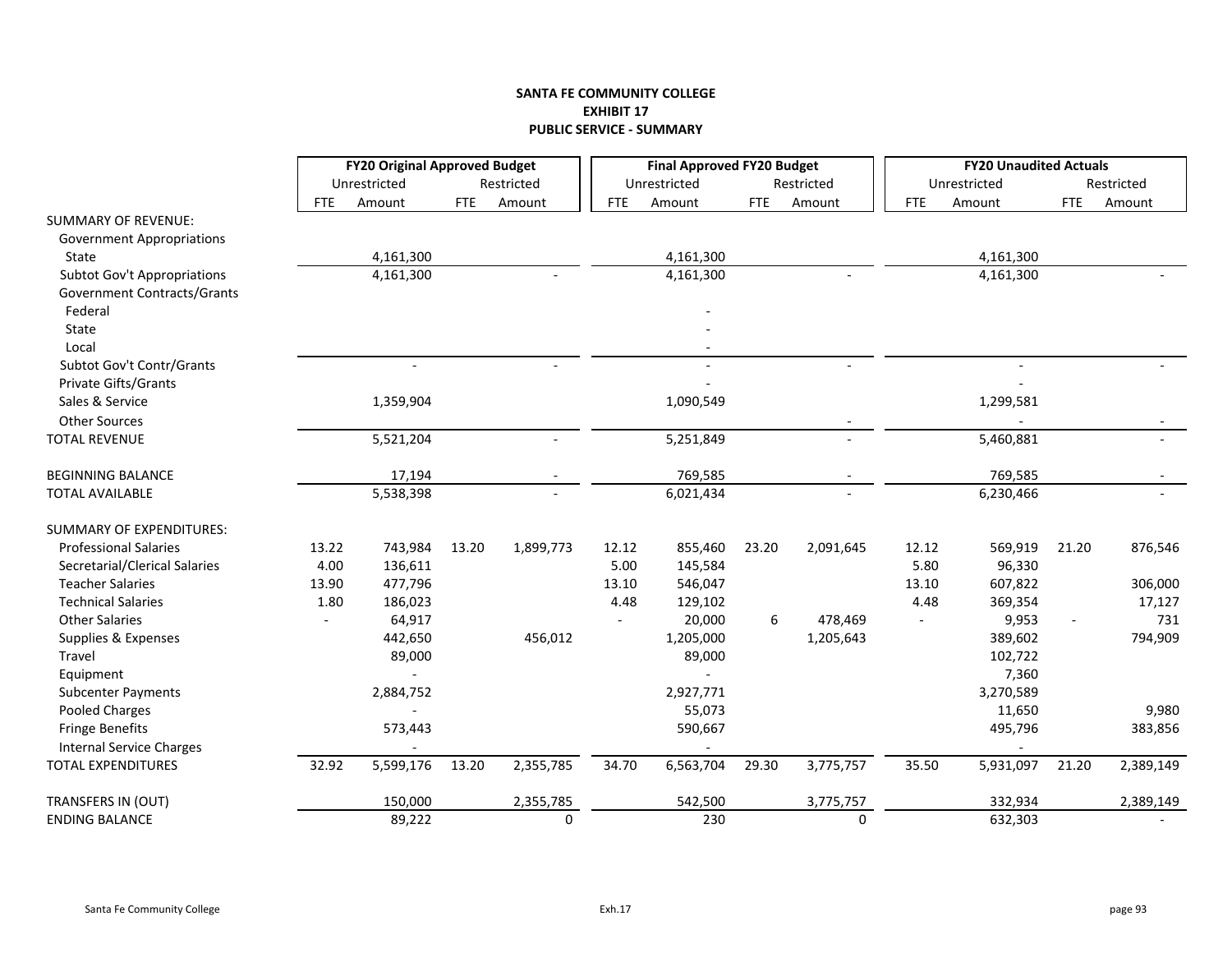**SANTA FE COMMUNITY COLLEGE**
**EXHIBIT 17**
**PUBLIC SERVICE - SUMMARY**

| | FY20 Original Approved Budget | | | | Final Approved FY20 Budget | | | | FY20 Unaudited Actuals | | | |
|---|---|---|---|---|---|---|---|---|---|---|---|---|
| | Unrestricted | | Restricted | | Unrestricted | | Restricted | | Unrestricted | | Restricted | |
| | FTE | Amount | FTE | Amount | FTE | Amount | FTE | Amount | FTE | Amount | FTE | Amount |
| SUMMARY OF REVENUE: | | | | | | | | | | | | |
| Government Appropriations | | | | | | | | | | | | |
| State | | 4,161,300 | | | | 4,161,300 | | | | 4,161,300 | | |
| Subtot Gov't Appropriations | | 4,161,300 | | - | | 4,161,300 | | - | | 4,161,300 | | - |
| Government Contracts/Grants | | | | | | | | | | | | |
| Federal | | | | | | - | | | | | | |
| State | | | | | | - | | | | | | |
| Local | | | | | | - | | | | | | |
| Subtot Gov't Contr/Grants | | - | | - | | - | | - | | - | | - |
| Private Gifts/Grants | | | | | | - | | | | - | | |
| Sales & Service | | 1,359,904 | | | | 1,090,549 | | | | 1,299,581 | | |
| Other Sources | | | | | | | | - | | - | | - |
| TOTAL REVENUE | | 5,521,204 | | - | | 5,251,849 | | - | | 5,460,881 | | - |
| | | | | | | | | | | | | |
| BEGINNING BALANCE | | 17,194 | | - | | 769,585 | | - | | 769,585 | | - |
| TOTAL AVAILABLE | | 5,538,398 | | - | | 6,021,434 | | - | | 6,230,466 | | - |
| | | | | | | | | | | | | |
| SUMMARY OF EXPENDITURES: | | | | | | | | | | | | |
| Professional Salaries | 13.22 | 743,984 | 13.20 | 1,899,773 | 12.12 | 855,460 | 23.20 | 2,091,645 | 12.12 | 569,919 | 21.20 | 876,546 |
| Secretarial/Clerical Salaries | 4.00 | 136,611 | | | 5.00 | 145,584 | | | 5.80 | 96,330 | | |
| Teacher Salaries | 13.90 | 477,796 | | | 13.10 | 546,047 | | | 13.10 | 607,822 | | 306,000 |
| Technical Salaries | 1.80 | 186,023 | | | 4.48 | 129,102 | | | 4.48 | 369,354 | | 17,127 |
| Other Salaries | - | 64,917 | | | - | 20,000 | 6 | 478,469 | - | 9,953 | - | 731 |
| Supplies & Expenses | | 442,650 | | 456,012 | | 1,205,000 | | 1,205,643 | | 389,602 | | 794,909 |
| Travel | | 89,000 | | | | 89,000 | | | | 102,722 | | |
| Equipment | | - | | | | - | | | | 7,360 | | |
| Subcenter Payments | | 2,884,752 | | | | 2,927,771 | | | | 3,270,589 | | |
| Pooled Charges | | - | | | | 55,073 | | | | 11,650 | | 9,980 |
| Fringe Benefits | | 573,443 | | | | 590,667 | | | | 495,796 | | 383,856 |
| Internal Service Charges | | - | | | | - | | | | - | | |
| TOTAL EXPENDITURES | 32.92 | 5,599,176 | 13.20 | 2,355,785 | 34.70 | 6,563,704 | 29.30 | 3,775,757 | 35.50 | 5,931,097 | 21.20 | 2,389,149 |
| | | | | | | | | | | | | |
| TRANSFERS IN (OUT) | | 150,000 | | 2,355,785 | | 542,500 | | 3,775,757 | | 332,934 | | 2,389,149 |
| ENDING BALANCE | | 89,222 | | 0 | | 230 | | 0 | | 632,303 | | - |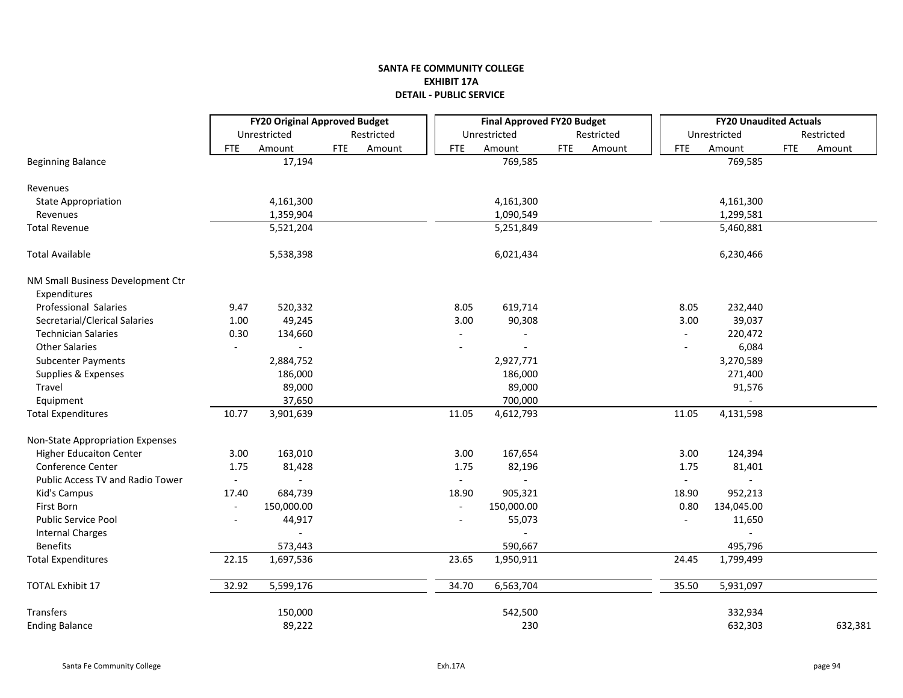**SANTA FE COMMUNITY COLLEGE**
**EXHIBIT 17A**
**DETAIL - PUBLIC SERVICE**

| | FY20 Original Approved Budget | | | | Final Approved FY20 Budget | | | | FY20 Unaudited Actuals | | | |
|---|---|---|---|---|---|---|---|---|---|---|---|---|
| | Unrestricted | | Restricted | | Unrestricted | | Restricted | | Unrestricted | | Restricted | |
| | FTE | Amount | FTE | Amount | FTE | Amount | FTE | Amount | FTE | Amount | FTE | Amount |
| Beginning Balance | | 17,194 | | | | 769,585 | | | | 769,585 | | |
| Revenues | | | | | | | | | | | | |
| State Appropriation | | 4,161,300 | | | | 4,161,300 | | | | 4,161,300 | | |
| Revenues | | 1,359,904 | | | | 1,090,549 | | | | 1,299,581 | | |
| Total Revenue | | 5,521,204 | | | | 5,251,849 | | | | 5,460,881 | | |
| Total Available | | 5,538,398 | | | | 6,021,434 | | | | 6,230,466 | | |
| NM Small Business Development Ctr | | | | | | | | | | | | |
| Expenditures | | | | | | | | | | | | |
| Professional Salaries | 9.47 | 520,332 | | | 8.05 | 619,714 | | | 8.05 | 232,440 | | |
| Secretarial/Clerical Salaries | 1.00 | 49,245 | | | 3.00 | 90,308 | | | 3.00 | 39,037 | | |
| Technician Salaries | 0.30 | 134,660 | | | - | - | | | - | 220,472 | | |
| Other Salaries | - | - | | | - | - | | | - | 6,084 | | |
| Subcenter Payments | | 2,884,752 | | | | 2,927,771 | | | | 3,270,589 | | |
| Supplies & Expenses | | 186,000 | | | | 186,000 | | | | 271,400 | | |
| Travel | | 89,000 | | | | 89,000 | | | | 91,576 | | |
| Equipment | | 37,650 | | | | 700,000 | | | | - | | |
| Total Expenditures | 10.77 | 3,901,639 | | | 11.05 | 4,612,793 | | | 11.05 | 4,131,598 | | |
| Non-State Appropriation Expenses | | | | | | | | | | | | |
| Higher Educaiton Center | 3.00 | 163,010 | | | 3.00 | 167,654 | | | 3.00 | 124,394 | | |
| Conference Center | 1.75 | 81,428 | | | 1.75 | 82,196 | | | 1.75 | 81,401 | | |
| Public Access TV and Radio Tower | - | - | | | - | - | | | - | - | | |
| Kid's Campus | 17.40 | 684,739 | | | 18.90 | 905,321 | | | 18.90 | 952,213 | | |
| First Born | - | 150,000.00 | | | - | 150,000.00 | | | 0.80 | 134,045.00 | | |
| Public Service Pool | - | 44,917 | | | - | 55,073 | | | - | 11,650 | | |
| Internal Charges | | - | | | | - | | | | - | | |
| Benefits | | 573,443 | | | | 590,667 | | | | 495,796 | | |
| Total Expenditures | 22.15 | 1,697,536 | | | 23.65 | 1,950,911 | | | 24.45 | 1,799,499 | | |
| TOTAL Exhibit 17 | 32.92 | 5,599,176 | | | 34.70 | 6,563,704 | | | 35.50 | 5,931,097 | | |
| Transfers | | 150,000 | | | | 542,500 | | | | 332,934 | | |
| Ending Balance | | 89,222 | | | | 230 | | | | 632,303 | | 632,381 |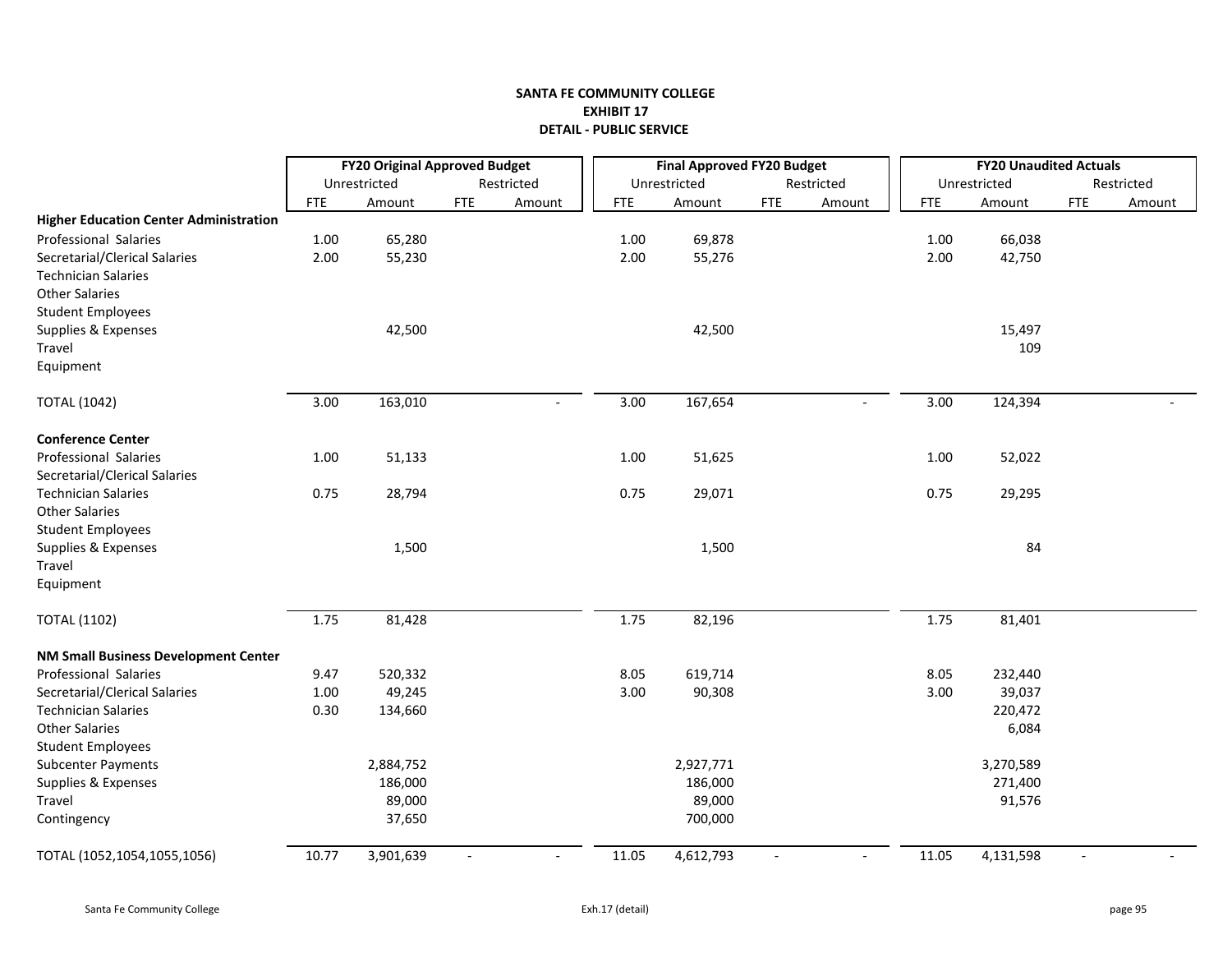**SANTA FE COMMUNITY COLLEGE**
**EXHIBIT 17**
**DETAIL - PUBLIC SERVICE**

| | FY20 Original Approved Budget | | | | Final Approved FY20 Budget | | | | FY20 Unaudited Actuals | | | |
|---|---|---|---|---|---|---|---|---|---|---|---|---|
| | Unrestricted | | Restricted | | Unrestricted | | Restricted | | Unrestricted | | Restricted | |
| | FTE | Amount | FTE | Amount | FTE | Amount | FTE | Amount | FTE | Amount | FTE | Amount |
| **Higher Education Center Administration** | | | | | | | | | | | | |
| Professional Salaries | 1.00 | 65,280 | | | 1.00 | 69,878 | | | 1.00 | 66,038 | | |
| Secretarial/Clerical Salaries | 2.00 | 55,230 | | | 2.00 | 55,276 | | | 2.00 | 42,750 | | |
| Technician Salaries | | | | | | | | | | | | |
| Other Salaries | | | | | | | | | | | | |
| Student Employees | | | | | | | | | | | | |
| Supplies & Expenses | | 42,500 | | | | 42,500 | | | | 15,497 | | |
| Travel | | | | | | | | | | 109 | | |
| Equipment | | | | | | | | | | | | |
| TOTAL (1042) | 3.00 | 163,010 | | - | 3.00 | 167,654 | | - | 3.00 | 124,394 | | - |
| **Conference Center** | | | | | | | | | | | | |
| Professional Salaries | 1.00 | 51,133 | | | 1.00 | 51,625 | | | 1.00 | 52,022 | | |
| Secretarial/Clerical Salaries | | | | | | | | | | | | |
| Technician Salaries | 0.75 | 28,794 | | | 0.75 | 29,071 | | | 0.75 | 29,295 | | |
| Other Salaries | | | | | | | | | | | | |
| Student Employees | | | | | | | | | | | | |
| Supplies & Expenses | | 1,500 | | | | 1,500 | | | | 84 | | |
| Travel | | | | | | | | | | | | |
| Equipment | | | | | | | | | | | | |
| TOTAL (1102) | 1.75 | 81,428 | | | 1.75 | 82,196 | | | 1.75 | 81,401 | | |
| **NM Small Business Development Center** | | | | | | | | | | | | |
| Professional Salaries | 9.47 | 520,332 | | | 8.05 | 619,714 | | | 8.05 | 232,440 | | |
| Secretarial/Clerical Salaries | 1.00 | 49,245 | | | 3.00 | 90,308 | | | 3.00 | 39,037 | | |
| Technician Salaries | 0.30 | 134,660 | | | | | | | | 220,472 | | |
| Other Salaries | | | | | | | | | | 6,084 | | |
| Student Employees | | | | | | | | | | | | |
| Subcenter Payments | | 2,884,752 | | | | 2,927,771 | | | | 3,270,589 | | |
| Supplies & Expenses | | 186,000 | | | | 186,000 | | | | 271,400 | | |
| Travel | | 89,000 | | | | 89,000 | | | | 91,576 | | |
| Contingency | | 37,650 | | | | 700,000 | | | | | | |
| TOTAL (1052,1054,1055,1056) | 10.77 | 3,901,639 | - | - | 11.05 | 4,612,793 | - | - | 11.05 | 4,131,598 | - | - |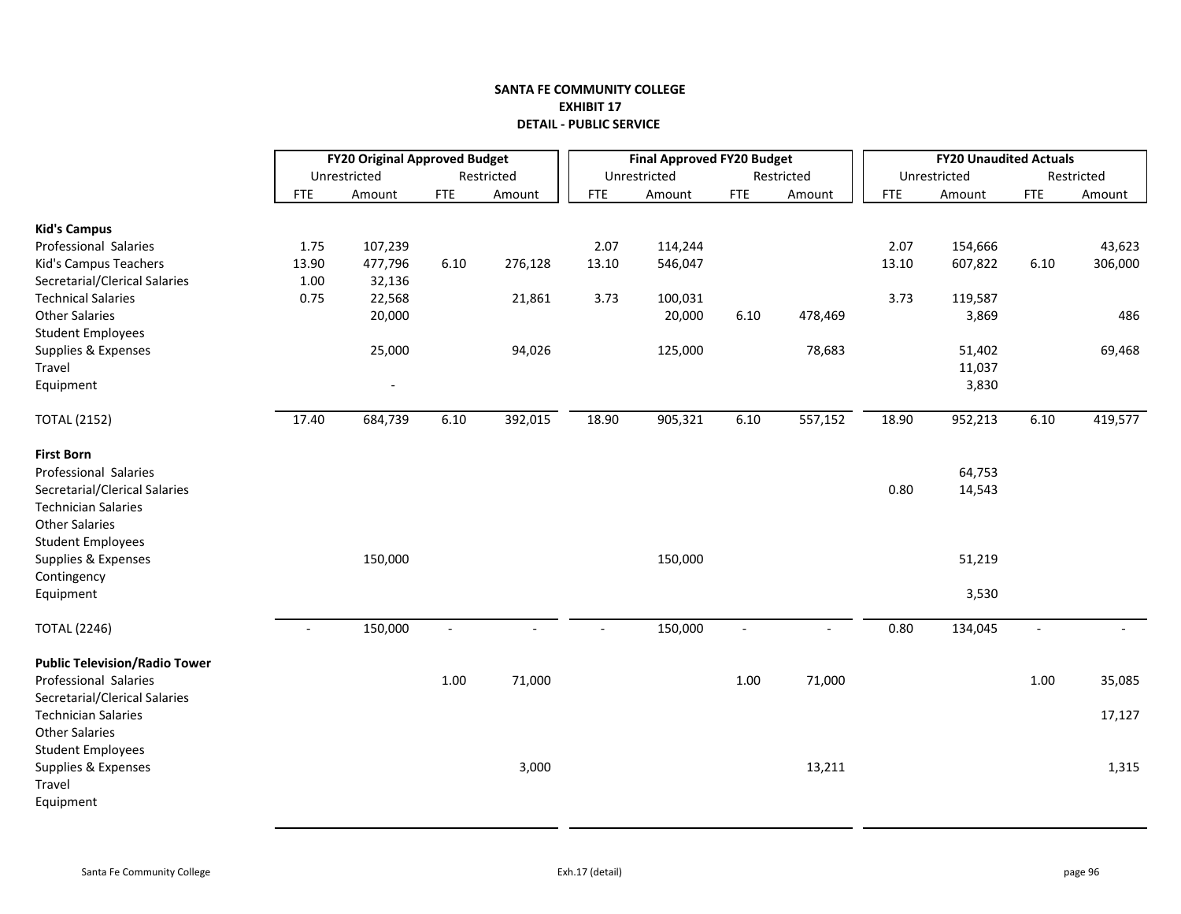**SANTA FE COMMUNITY COLLEGE**
**EXHIBIT 17**
**DETAIL - PUBLIC SERVICE**

| | FY20 Original Approved Budget | | | | Final Approved FY20 Budget | | | | FY20 Unaudited Actuals | | | |
|---|---|---|---|---|---|---|---|---|---|---|---|---|
| | Unrestricted | | Restricted | | Unrestricted | | Restricted | | Unrestricted | | Restricted | |
| | FTE | Amount | FTE | Amount | FTE | Amount | FTE | Amount | FTE | Amount | FTE | Amount |
| **Kid's Campus** | | | | | | | | | | | | |
| Professional Salaries | 1.75 | 107,239 | | | 2.07 | 114,244 | | | 2.07 | 154,666 | | 43,623 |
| Kid's Campus Teachers | 13.90 | 477,796 | 6.10 | 276,128 | 13.10 | 546,047 | | | 13.10 | 607,822 | 6.10 | 306,000 |
| Secretarial/Clerical Salaries | 1.00 | 32,136 | | | | | | | | | | |
| Technical Salaries | 0.75 | 22,568 | | 21,861 | 3.73 | 100,031 | | | 3.73 | 119,587 | | |
| Other Salaries | | 20,000 | | | | 20,000 | 6.10 | 478,469 | | 3,869 | | 486 |
| Student Employees | | | | | | | | | | | | |
| Supplies & Expenses | | 25,000 | | 94,026 | | 125,000 | | 78,683 | | 51,402 | | 69,468 |
| Travel | | | | | | | | | | 11,037 | | |
| Equipment | | - | | | | | | | | 3,830 | | |
| TOTAL (2152) | 17.40 | 684,739 | 6.10 | 392,015 | 18.90 | 905,321 | 6.10 | 557,152 | 18.90 | 952,213 | 6.10 | 419,577 |
| **First Born** | | | | | | | | | | | | |
| Professional Salaries | | | | | | | | | | 64,753 | | |
| Secretarial/Clerical Salaries | | | | | | | | | 0.80 | 14,543 | | |
| Technician Salaries | | | | | | | | | | | | |
| Other Salaries | | | | | | | | | | | | |
| Student Employees | | | | | | | | | | | | |
| Supplies & Expenses | | 150,000 | | | | 150,000 | | | | 51,219 | | |
| Contingency | | | | | | | | | | | | |
| Equipment | | | | | | | | | | 3,530 | | |
| TOTAL (2246) | - | 150,000 | - | - | - | 150,000 | - | - | 0.80 | 134,045 | - | - |
| **Public Television/Radio Tower** | | | | | | | | | | | | |
| Professional Salaries | | | 1.00 | 71,000 | | | 1.00 | 71,000 | | | 1.00 | 35,085 |
| Secretarial/Clerical Salaries | | | | | | | | | | | | |
| Technician Salaries | | | | | | | | | | | | 17,127 |
| Other Salaries | | | | | | | | | | | | |
| Student Employees | | | | | | | | | | | | |
| Supplies & Expenses | | | | 3,000 | | | | 13,211 | | | | 1,315 |
| Travel | | | | | | | | | | | | |
| Equipment | | | | | | | | | | | | |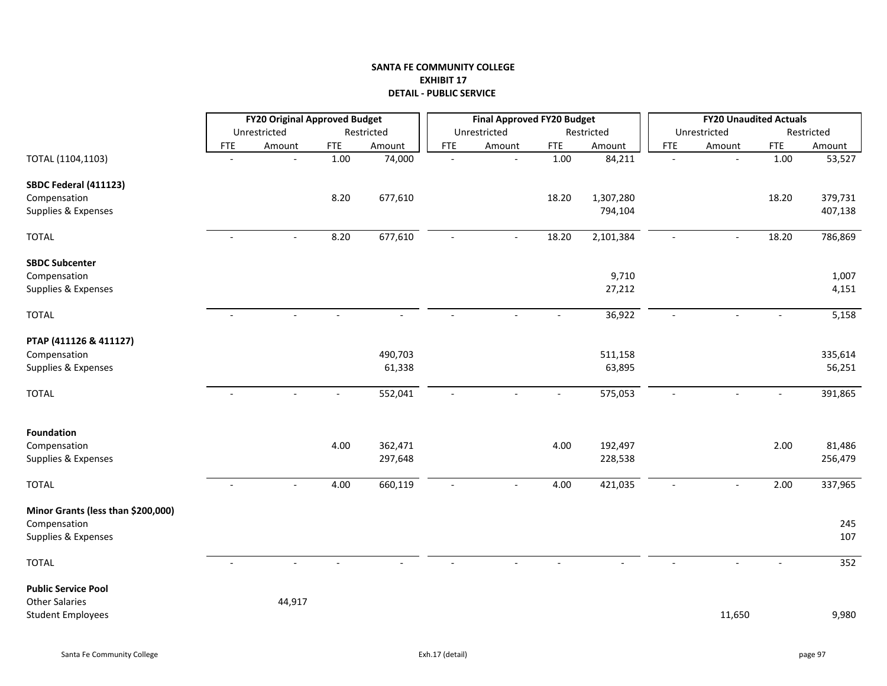**SANTA FE COMMUNITY COLLEGE**
**EXHIBIT 17**
**DETAIL - PUBLIC SERVICE**

| | FY20 Original Approved Budget | | | | Final Approved FY20 Budget | | | | FY20 Unaudited Actuals | | | |
|---|---|---|---|---|---|---|---|---|---|---|---|---|
| | Unrestricted | | Restricted | | Unrestricted | | Restricted | | Unrestricted | | Restricted | |
| | FTE | Amount | FTE | Amount | FTE | Amount | FTE | Amount | FTE | Amount | FTE | Amount |
| TOTAL (1104,1103) | - | - | 1.00 | 74,000 | - | - | 1.00 | 84,211 | - | - | 1.00 | 53,527 |
| **SBDC Federal (411123)** | | | | | | | | | | | | |
| Compensation | | | 8.20 | 677,610 | | | 18.20 | 1,307,280 | | | 18.20 | 379,731 |
| Supplies & Expenses | | | | | | | | 794,104 | | | | 407,138 |
| TOTAL | - | - | 8.20 | 677,610 | - | - | 18.20 | 2,101,384 | - | - | 18.20 | 786,869 |
| **SBDC Subcenter** | | | | | | | | | | | | |
| Compensation | | | | | | | | 9,710 | | | | 1,007 |
| Supplies & Expenses | | | | | | | | 27,212 | | | | 4,151 |
| TOTAL | - | - | - | - | - | - | - | 36,922 | - | - | - | 5,158 |
| **PTAP (411126 & 411127)** | | | | | | | | | | | | |
| Compensation | | | | 490,703 | | | | 511,158 | | | | 335,614 |
| Supplies & Expenses | | | | 61,338 | | | | 63,895 | | | | 56,251 |
| TOTAL | - | - | - | 552,041 | - | - | - | 575,053 | - | - | - | 391,865 |
| **Foundation** | | | | | | | | | | | | |
| Compensation | | | 4.00 | 362,471 | | | 4.00 | 192,497 | | | 2.00 | 81,486 |
| Supplies & Expenses | | | | 297,648 | | | | 228,538 | | | | 256,479 |
| TOTAL | - | - | 4.00 | 660,119 | - | - | 4.00 | 421,035 | - | - | 2.00 | 337,965 |
| **Minor Grants (less than $200,000)** | | | | | | | | | | | | |
| Compensation | | | | | | | | | | | | 245 |
| Supplies & Expenses | | | | | | | | | | | | 107 |
| TOTAL | - | - | - | - | - | - | - | - | - | - | - | 352 |
| **Public Service Pool** | | | | | | | | | | | | |
| Other Salaries | | 44,917 | | | | | | | | | | |
| Student Employees | | | | | | | | | | 11,650 | | 9,980 |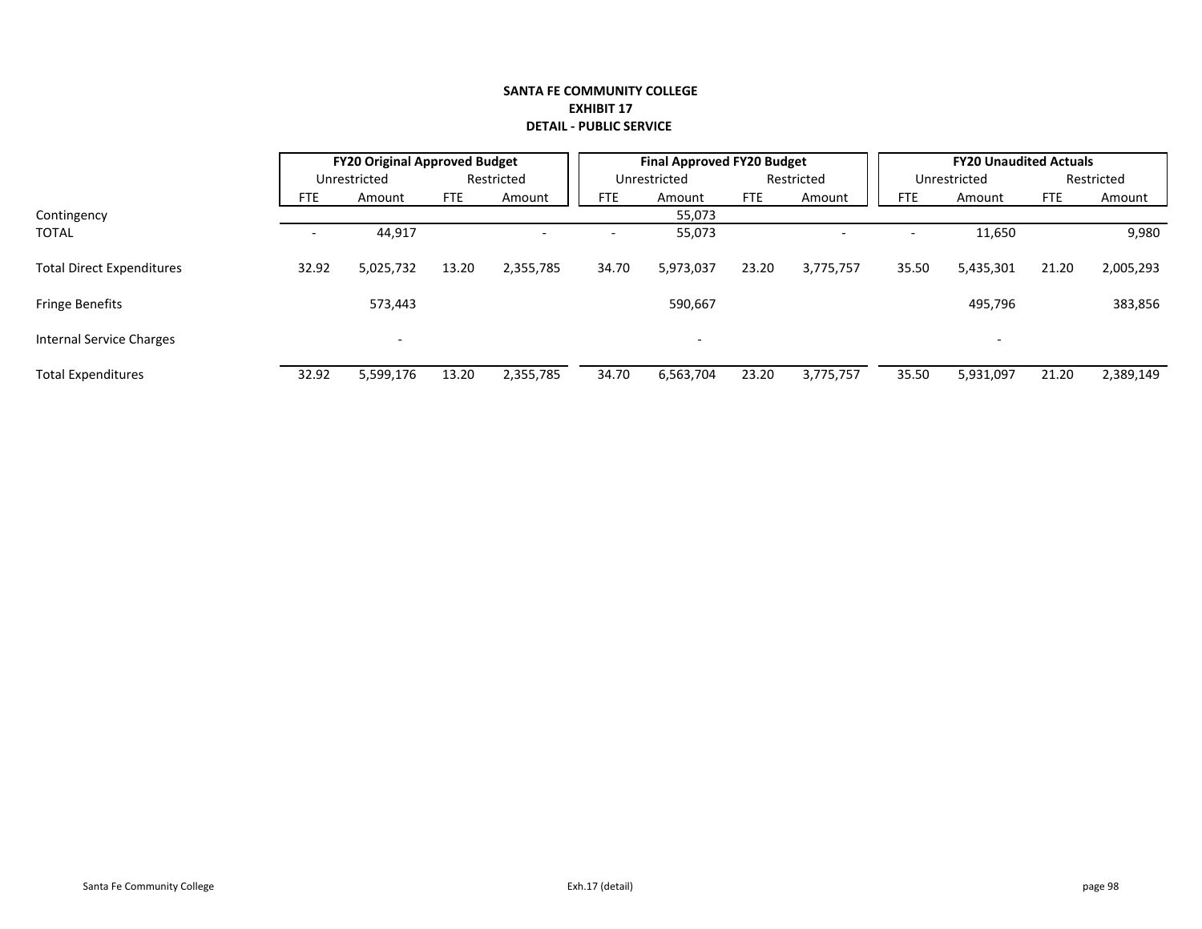**SANTA FE COMMUNITY COLLEGE**
**EXHIBIT 17**
**DETAIL - PUBLIC SERVICE**

| | FY20 Original Approved Budget | | | | Final Approved FY20 Budget | | | | FY20 Unaudited Actuals | | | |
|---|---|---|---|---|---|---|---|---|---|---|---|---|
| | Unrestricted | | Restricted | | Unrestricted | | Restricted | | Unrestricted | | Restricted | |
| | FTE | Amount | FTE | Amount | FTE | Amount | FTE | Amount | FTE | Amount | FTE | Amount |
| Contingency | | | | | | 55,073 | | | | | | |
| TOTAL | - | 44,917 | | - | - | 55,073 | | - | - | 11,650 | | 9,980 |
| Total Direct Expenditures | 32.92 | 5,025,732 | 13.20 | 2,355,785 | 34.70 | 5,973,037 | 23.20 | 3,775,757 | 35.50 | 5,435,301 | 21.20 | 2,005,293 |
| Fringe Benefits | | 573,443 | | | | 590,667 | | | | 495,796 | | 383,856 |
| Internal Service Charges | | - | | | | - | | | | - | | |
| Total Expenditures | 32.92 | 5,599,176 | 13.20 | 2,355,785 | 34.70 | 6,563,704 | 23.20 | 3,775,757 | 35.50 | 5,931,097 | 21.20 | 2,389,149 |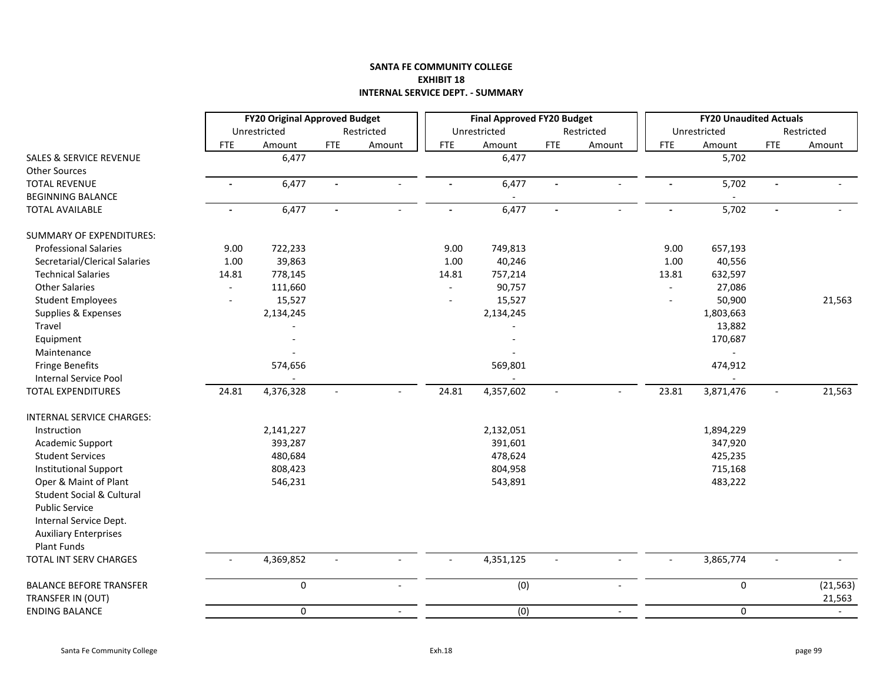**SANTA FE COMMUNITY COLLEGE**
**EXHIBIT 18**
**INTERNAL SERVICE DEPT. - SUMMARY**

| | FY20 Original Approved Budget | | | | Final Approved FY20 Budget | | | | FY20 Unaudited Actuals | | | |
|---|---|---|---|---|---|---|---|---|---|---|---|---|
| | Unrestricted | | Restricted | | Unrestricted | | Restricted | | Unrestricted | | Restricted | |
| | FTE | Amount | FTE | Amount | FTE | Amount | FTE | Amount | FTE | Amount | FTE | Amount |
| SALES & SERVICE REVENUE | | 6,477 | | | | 6,477 | | | | 5,702 | | |
| Other Sources | | | | | | | | | | | | |
| TOTAL REVENUE | - | 6,477 | - | - | - | 6,477 | - | - | - | 5,702 | - | - |
| BEGINNING BALANCE | | | | | | - | | | | - | | |
| TOTAL AVAILABLE | - | 6,477 | - | - | - | 6,477 | - | - | - | 5,702 | - | - |
| SUMMARY OF EXPENDITURES: | | | | | | | | | | | | |
| Professional Salaries | 9.00 | 722,233 | | | 9.00 | 749,813 | | | 9.00 | 657,193 | | |
| Secretarial/Clerical Salaries | 1.00 | 39,863 | | | 1.00 | 40,246 | | | 1.00 | 40,556 | | |
| Technical Salaries | 14.81 | 778,145 | | | 14.81 | 757,214 | | | 13.81 | 632,597 | | |
| Other Salaries | - | 111,660 | | | - | 90,757 | | | - | 27,086 | | |
| Student Employees | - | 15,527 | | | - | 15,527 | | | - | 50,900 | | 21,563 |
| Supplies & Expenses | | 2,134,245 | | | | 2,134,245 | | | | 1,803,663 | | |
| Travel | | - | | | | - | | | | 13,882 | | |
| Equipment | | - | | | | - | | | | 170,687 | | |
| Maintenance | | - | | | | - | | | | - | | |
| Fringe Benefits | | 574,656 | | | | 569,801 | | | | 474,912 | | |
| Internal Service Pool | | - | | | | - | | | | - | | |
| TOTAL EXPENDITURES | 24.81 | 4,376,328 | - | - | 24.81 | 4,357,602 | - | - | 23.81 | 3,871,476 | - | 21,563 |
| INTERNAL SERVICE CHARGES: | | | | | | | | | | | | |
| Instruction | | 2,141,227 | | | | 2,132,051 | | | | 1,894,229 | | |
| Academic Support | | 393,287 | | | | 391,601 | | | | 347,920 | | |
| Student Services | | 480,684 | | | | 478,624 | | | | 425,235 | | |
| Institutional Support | | 808,423 | | | | 804,958 | | | | 715,168 | | |
| Oper & Maint of Plant | | 546,231 | | | | 543,891 | | | | 483,222 | | |
| Student Social & Cultural | | | | | | | | | | | | |
| Public Service | | | | | | | | | | | | |
| Internal Service Dept. | | | | | | | | | | | | |
| Auxiliary Enterprises | | | | | | | | | | | | |
| Plant Funds | | | | | | | | | | | | |
| TOTAL INT SERV CHARGES | - | 4,369,852 | - | - | - | 4,351,125 | - | - | - | 3,865,774 | - | - |
| BALANCE BEFORE TRANSFER | | 0 | | - | | (0) | | - | | 0 | | (21,563) |
| TRANSFER IN (OUT) | | | | | | | | | | | | 21,563 |
| ENDING BALANCE | | 0 | | - | | (0) | | - | | 0 | | - |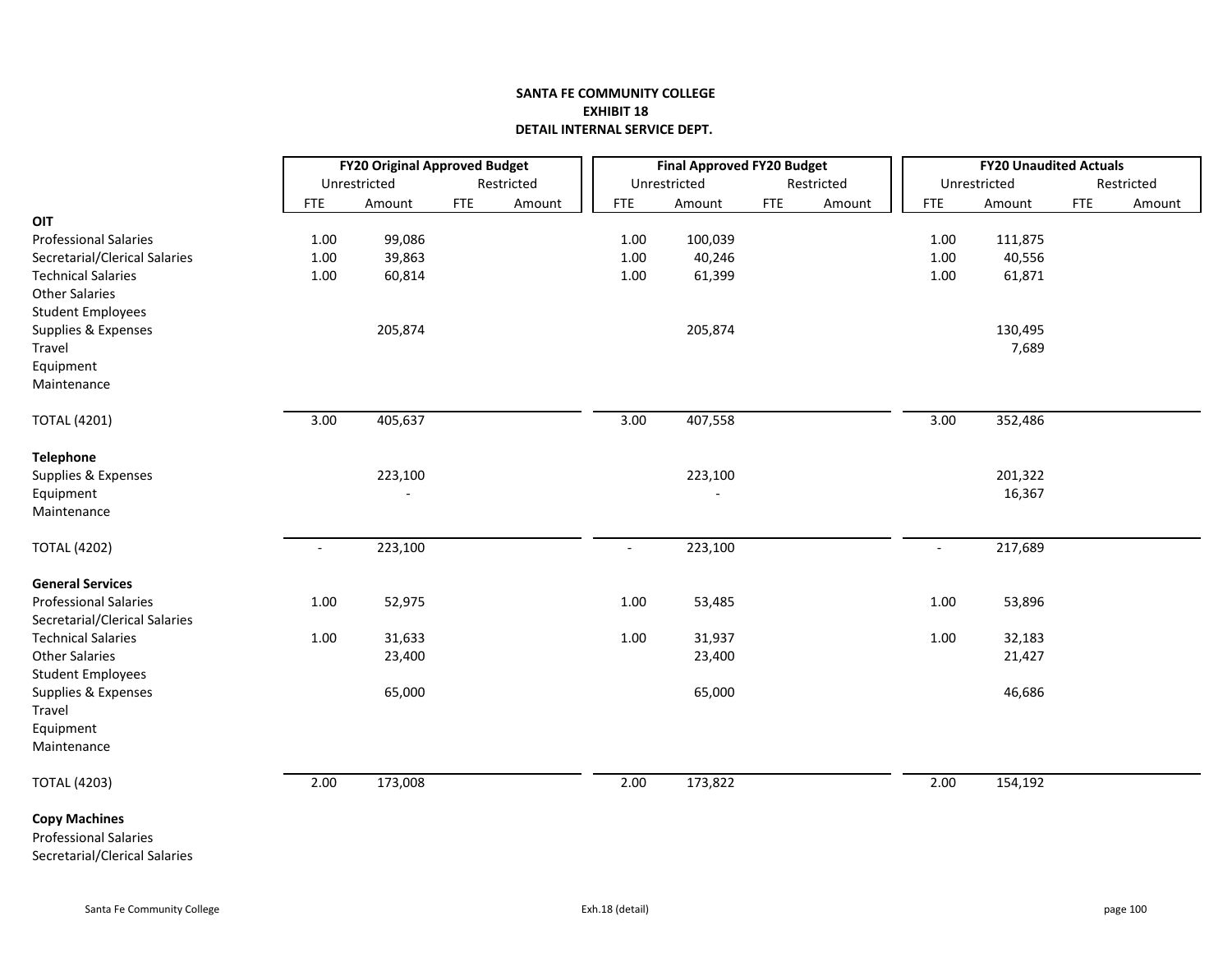**SANTA FE COMMUNITY COLLEGE**
**EXHIBIT 18**
**DETAIL INTERNAL SERVICE DEPT.**

| | FY20 Original Approved Budget | | | | Final Approved FY20 Budget | | | | FY20 Unaudited Actuals | | | |
|---|---|---|---|---|---|---|---|---|---|---|---|---|
| | Unrestricted | | Restricted | | Unrestricted | | Restricted | | Unrestricted | | Restricted | |
| | FTE | Amount | FTE | Amount | FTE | Amount | FTE | Amount | FTE | Amount | FTE | Amount |
| **OIT** | | | | | | | | | | | | |
| Professional Salaries | 1.00 | 99,086 | | | 1.00 | 100,039 | | | 1.00 | 111,875 | | |
| Secretarial/Clerical Salaries | 1.00 | 39,863 | | | 1.00 | 40,246 | | | 1.00 | 40,556 | | |
| Technical Salaries | 1.00 | 60,814 | | | 1.00 | 61,399 | | | 1.00 | 61,871 | | |
| Other Salaries | | | | | | | | | | | | |
| Student Employees | | | | | | | | | | | | |
| Supplies & Expenses | | 205,874 | | | | 205,874 | | | | 130,495 | | |
| Travel | | | | | | | | | | 7,689 | | |
| Equipment | | | | | | | | | | | | |
| Maintenance | | | | | | | | | | | | |
| TOTAL (4201) | 3.00 | 405,637 | | | 3.00 | 407,558 | | | 3.00 | 352,486 | | |
| **Telephone** | | | | | | | | | | | | |
| Supplies & Expenses | | 223,100 | | | | 223,100 | | | | 201,322 | | |
| Equipment | | - | | | | - | | | | 16,367 | | |
| Maintenance | | | | | | | | | | | | |
| TOTAL (4202) | - | 223,100 | | | - | 223,100 | | | - | 217,689 | | |
| **General Services** | | | | | | | | | | | | |
| Professional Salaries | 1.00 | 52,975 | | | 1.00 | 53,485 | | | 1.00 | 53,896 | | |
| Secretarial/Clerical Salaries | | | | | | | | | | | | |
| Technical Salaries | 1.00 | 31,633 | | | 1.00 | 31,937 | | | 1.00 | 32,183 | | |
| Other Salaries | | 23,400 | | | | 23,400 | | | | 21,427 | | |
| Student Employees | | | | | | | | | | | | |
| Supplies & Expenses | | 65,000 | | | | 65,000 | | | | 46,686 | | |
| Travel | | | | | | | | | | | | |
| Equipment | | | | | | | | | | | | |
| Maintenance | | | | | | | | | | | | |
| TOTAL (4203) | 2.00 | 173,008 | | | 2.00 | 173,822 | | | 2.00 | 154,192 | | |
| **Copy Machines** | | | | | | | | | | | | |
| Professional Salaries | | | | | | | | | | | | |
| Secretarial/Clerical Salaries | | | | | | | | | | | | |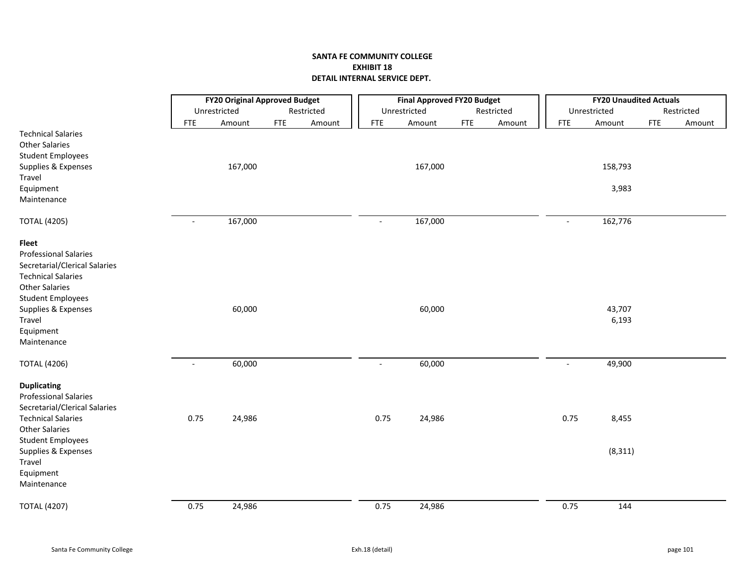**SANTA FE COMMUNITY COLLEGE**
**EXHIBIT 18**
**DETAIL INTERNAL SERVICE DEPT.**

| | FY20 Original Approved Budget | | | | Final Approved FY20 Budget | | | | FY20 Unaudited Actuals | | | |
|---|---|---|---|---|---|---|---|---|---|---|---|---|
| | Unrestricted | | Restricted | | Unrestricted | | Restricted | | Unrestricted | | Restricted | |
| | FTE | Amount | FTE | Amount | FTE | Amount | FTE | Amount | FTE | Amount | FTE | Amount |
| Technical Salaries | | | | | | | | | | | | |
| Other Salaries | | | | | | | | | | | | |
| Student Employees | | | | | | | | | | | | |
| Supplies & Expenses | | 167,000 | | | | 167,000 | | | | 158,793 | | |
| Travel | | | | | | | | | | | | |
| Equipment | | | | | | | | | | 3,983 | | |
| Maintenance | | | | | | | | | | | | |
| TOTAL (4205) | - | 167,000 | | | - | 167,000 | | | - | 162,776 | | |
| **Fleet** | | | | | | | | | | | | |
| Professional Salaries | | | | | | | | | | | | |
| Secretarial/Clerical Salaries | | | | | | | | | | | | |
| Technical Salaries | | | | | | | | | | | | |
| Other Salaries | | | | | | | | | | | | |
| Student Employees | | | | | | | | | | | | |
| Supplies & Expenses | | 60,000 | | | | 60,000 | | | | 43,707 | | |
| Travel | | | | | | | | | | 6,193 | | |
| Equipment | | | | | | | | | | | | |
| Maintenance | | | | | | | | | | | | |
| TOTAL (4206) | - | 60,000 | | | - | 60,000 | | | - | 49,900 | | |
| **Duplicating** | | | | | | | | | | | | |
| Professional Salaries | | | | | | | | | | | | |
| Secretarial/Clerical Salaries | | | | | | | | | | | | |
| Technical Salaries | 0.75 | 24,986 | | | 0.75 | 24,986 | | | 0.75 | 8,455 | | |
| Other Salaries | | | | | | | | | | | | |
| Student Employees | | | | | | | | | | | | |
| Supplies & Expenses | | | | | | | | | | (8,311) | | |
| Travel | | | | | | | | | | | | |
| Equipment | | | | | | | | | | | | |
| Maintenance | | | | | | | | | | | | |
| TOTAL (4207) | 0.75 | 24,986 | | | 0.75 | 24,986 | | | 0.75 | 144 | | |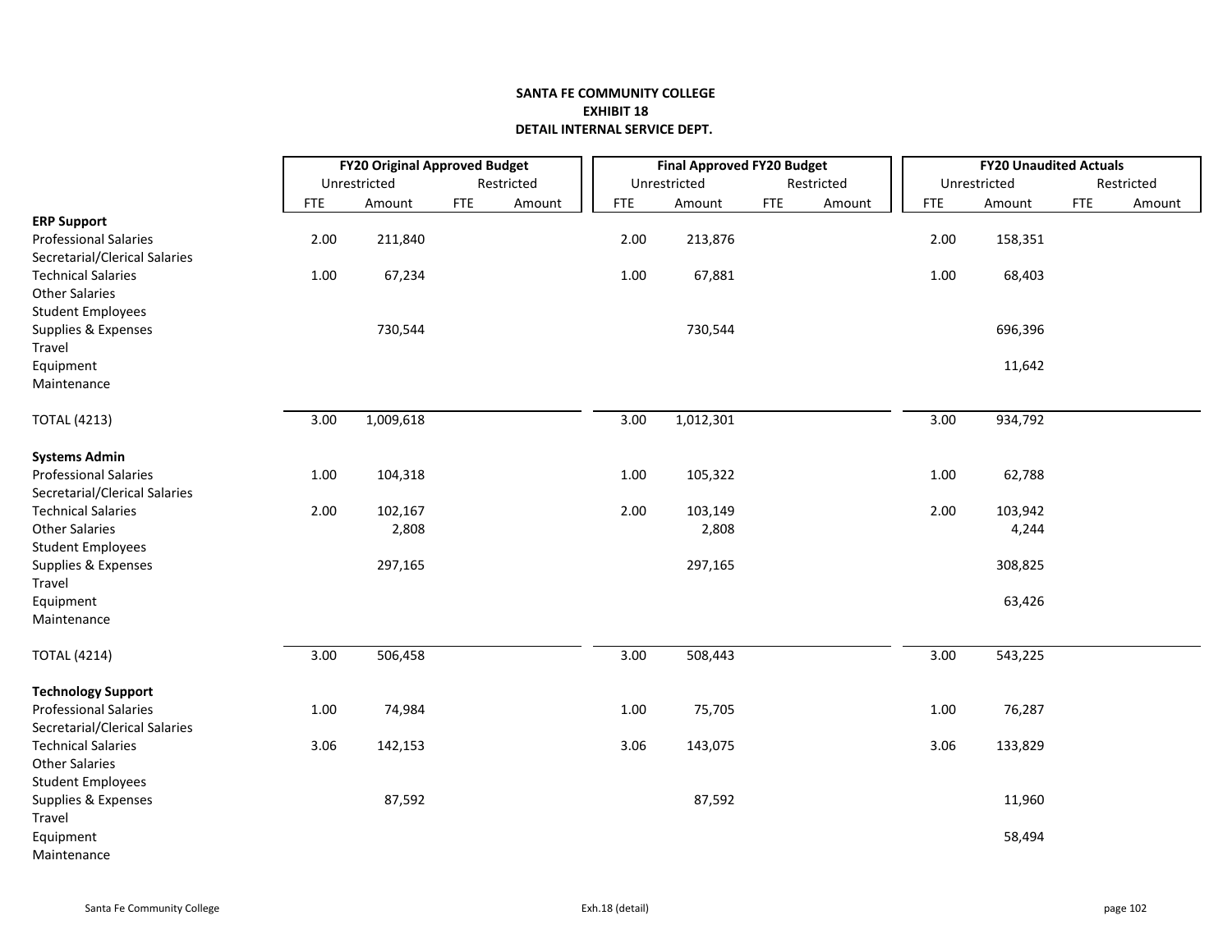**SANTA FE COMMUNITY COLLEGE**
**EXHIBIT 18**
**DETAIL INTERNAL SERVICE DEPT.**

| | FY20 Original Approved Budget | | | | Final Approved FY20 Budget | | | | FY20 Unaudited Actuals | | | |
|---|---|---|---|---|---|---|---|---|---|---|---|---|
| | Unrestricted | | Restricted | | Unrestricted | | Restricted | | Unrestricted | | Restricted | |
| | FTE | Amount | FTE | Amount | FTE | Amount | FTE | Amount | FTE | Amount | FTE | Amount |
| **ERP Support** | | | | | | | | | | | | |
| Professional Salaries | 2.00 | 211,840 | | | 2.00 | 213,876 | | | 2.00 | 158,351 | | |
| Secretarial/Clerical Salaries | | | | | | | | | | | | |
| Technical Salaries | 1.00 | 67,234 | | | 1.00 | 67,881 | | | 1.00 | 68,403 | | |
| Other Salaries | | | | | | | | | | | | |
| Student Employees | | | | | | | | | | | | |
| Supplies & Expenses | | 730,544 | | | | 730,544 | | | | 696,396 | | |
| Travel | | | | | | | | | | | | |
| Equipment | | | | | | | | | | 11,642 | | |
| Maintenance | | | | | | | | | | | | |
| TOTAL (4213) | 3.00 | 1,009,618 | | | 3.00 | 1,012,301 | | | 3.00 | 934,792 | | |
| **Systems Admin** | | | | | | | | | | | | |
| Professional Salaries | 1.00 | 104,318 | | | 1.00 | 105,322 | | | 1.00 | 62,788 | | |
| Secretarial/Clerical Salaries | | | | | | | | | | | | |
| Technical Salaries | 2.00 | 102,167 | | | 2.00 | 103,149 | | | 2.00 | 103,942 | | |
| Other Salaries | | 2,808 | | | | 2,808 | | | | 4,244 | | |
| Student Employees | | | | | | | | | | | | |
| Supplies & Expenses | | 297,165 | | | | 297,165 | | | | 308,825 | | |
| Travel | | | | | | | | | | | | |
| Equipment | | | | | | | | | | 63,426 | | |
| Maintenance | | | | | | | | | | | | |
| TOTAL (4214) | 3.00 | 506,458 | | | 3.00 | 508,443 | | | 3.00 | 543,225 | | |
| **Technology Support** | | | | | | | | | | | | |
| Professional Salaries | 1.00 | 74,984 | | | 1.00 | 75,705 | | | 1.00 | 76,287 | | |
| Secretarial/Clerical Salaries | | | | | | | | | | | | |
| Technical Salaries | 3.06 | 142,153 | | | 3.06 | 143,075 | | | 3.06 | 133,829 | | |
| Other Salaries | | | | | | | | | | | | |
| Student Employees | | | | | | | | | | | | |
| Supplies & Expenses | | 87,592 | | | | 87,592 | | | | 11,960 | | |
| Travel | | | | | | | | | | | | |
| Equipment | | | | | | | | | | 58,494 | | |
| Maintenance | | | | | | | | | | | | |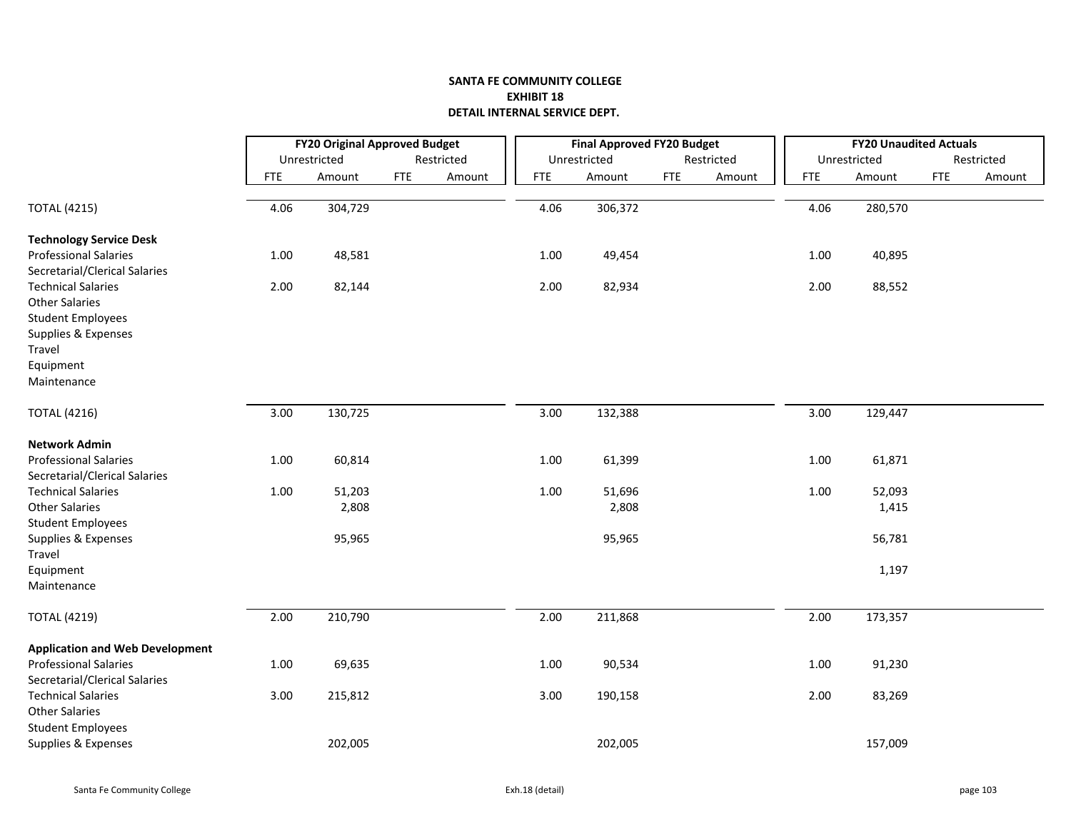**SANTA FE COMMUNITY COLLEGE**
**EXHIBIT 18**
**DETAIL INTERNAL SERVICE DEPT.**

| | FY20 Original Approved Budget | | | | Final Approved FY20 Budget | | | | FY20 Unaudited Actuals | | | |
|---|---|---|---|---|---|---|---|---|---|---|---|---|
| | Unrestricted | | Restricted | | Unrestricted | | Restricted | | Unrestricted | | Restricted | |
| | FTE | Amount | FTE | Amount | FTE | Amount | FTE | Amount | FTE | Amount | FTE | Amount |
| TOTAL (4215) | 4.06 | 304,729 | | | 4.06 | 306,372 | | | 4.06 | 280,570 | | |
| **Technology Service Desk** | | | | | | | | | | | | |
| Professional Salaries | 1.00 | 48,581 | | | 1.00 | 49,454 | | | 1.00 | 40,895 | | |
| Secretarial/Clerical Salaries | | | | | | | | | | | | |
| Technical Salaries | 2.00 | 82,144 | | | 2.00 | 82,934 | | | 2.00 | 88,552 | | |
| Other Salaries | | | | | | | | | | | | |
| Student Employees | | | | | | | | | | | | |
| Supplies & Expenses | | | | | | | | | | | | |
| Travel | | | | | | | | | | | | |
| Equipment | | | | | | | | | | | | |
| Maintenance | | | | | | | | | | | | |
| TOTAL (4216) | 3.00 | 130,725 | | | 3.00 | 132,388 | | | 3.00 | 129,447 | | |
| **Network Admin** | | | | | | | | | | | | |
| Professional Salaries | 1.00 | 60,814 | | | 1.00 | 61,399 | | | 1.00 | 61,871 | | |
| Secretarial/Clerical Salaries | | | | | | | | | | | | |
| Technical Salaries | 1.00 | 51,203 | | | 1.00 | 51,696 | | | 1.00 | 52,093 | | |
| Other Salaries | | 2,808 | | | | 2,808 | | | | 1,415 | | |
| Student Employees | | | | | | | | | | | | |
| Supplies & Expenses | | 95,965 | | | | 95,965 | | | | 56,781 | | |
| Travel | | | | | | | | | | | | |
| Equipment | | | | | | | | | | 1,197 | | |
| Maintenance | | | | | | | | | | | | |
| TOTAL (4219) | 2.00 | 210,790 | | | 2.00 | 211,868 | | | 2.00 | 173,357 | | |
| **Application and Web Development** | | | | | | | | | | | | |
| Professional Salaries | 1.00 | 69,635 | | | 1.00 | 90,534 | | | 1.00 | 91,230 | | |
| Secretarial/Clerical Salaries | | | | | | | | | | | | |
| Technical Salaries | 3.00 | 215,812 | | | 3.00 | 190,158 | | | 2.00 | 83,269 | | |
| Other Salaries | | | | | | | | | | | | |
| Student Employees | | | | | | | | | | | | |
| Supplies & Expenses | | 202,005 | | | | 202,005 | | | | 157,009 | | |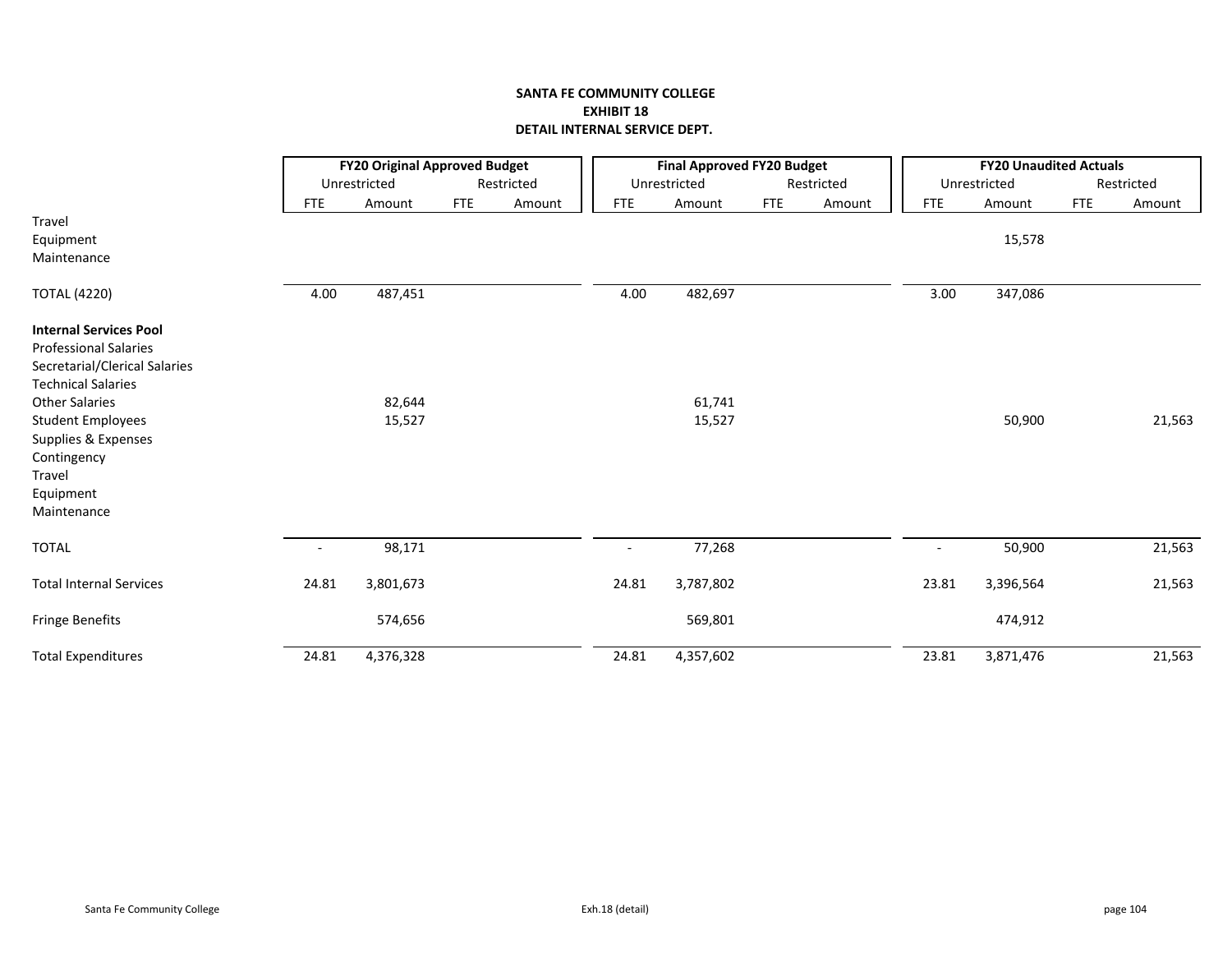**SANTA FE COMMUNITY COLLEGE**
**EXHIBIT 18**
**DETAIL INTERNAL SERVICE DEPT.**

| | FY20 Original Approved Budget | | | | Final Approved FY20 Budget | | | | FY20 Unaudited Actuals | | | |
|---|---|---|---|---|---|---|---|---|---|---|---|---|
| | Unrestricted | | Restricted | | Unrestricted | | Restricted | | Unrestricted | | Restricted | |
| | FTE | Amount | FTE | Amount | FTE | Amount | FTE | Amount | FTE | Amount | FTE | Amount |
| Travel | | | | | | | | | | | | |
| Equipment | | | | | | | | | | 15,578 | | |
| Maintenance | | | | | | | | | | | | |
| TOTAL (4220) | 4.00 | 487,451 | | | 4.00 | 482,697 | | | 3.00 | 347,086 | | |
| **Internal Services Pool** | | | | | | | | | | | | |
| Professional Salaries | | | | | | | | | | | | |
| Secretarial/Clerical Salaries | | | | | | | | | | | | |
| Technical Salaries | | | | | | | | | | | | |
| Other Salaries | | 82,644 | | | | 61,741 | | | | | | |
| Student Employees | | 15,527 | | | | 15,527 | | | | 50,900 | | 21,563 |
| Supplies & Expenses | | | | | | | | | | | | |
| Contingency | | | | | | | | | | | | |
| Travel | | | | | | | | | | | | |
| Equipment | | | | | | | | | | | | |
| Maintenance | | | | | | | | | | | | |
| TOTAL | - | 98,171 | | | - | 77,268 | | | - | 50,900 | | 21,563 |
| Total Internal Services | 24.81 | 3,801,673 | | | 24.81 | 3,787,802 | | | 23.81 | 3,396,564 | | 21,563 |
| Fringe Benefits | | 574,656 | | | | 569,801 | | | | 474,912 | | |
| Total Expenditures | 24.81 | 4,376,328 | | | 24.81 | 4,357,602 | | | 23.81 | 3,871,476 | | 21,563 |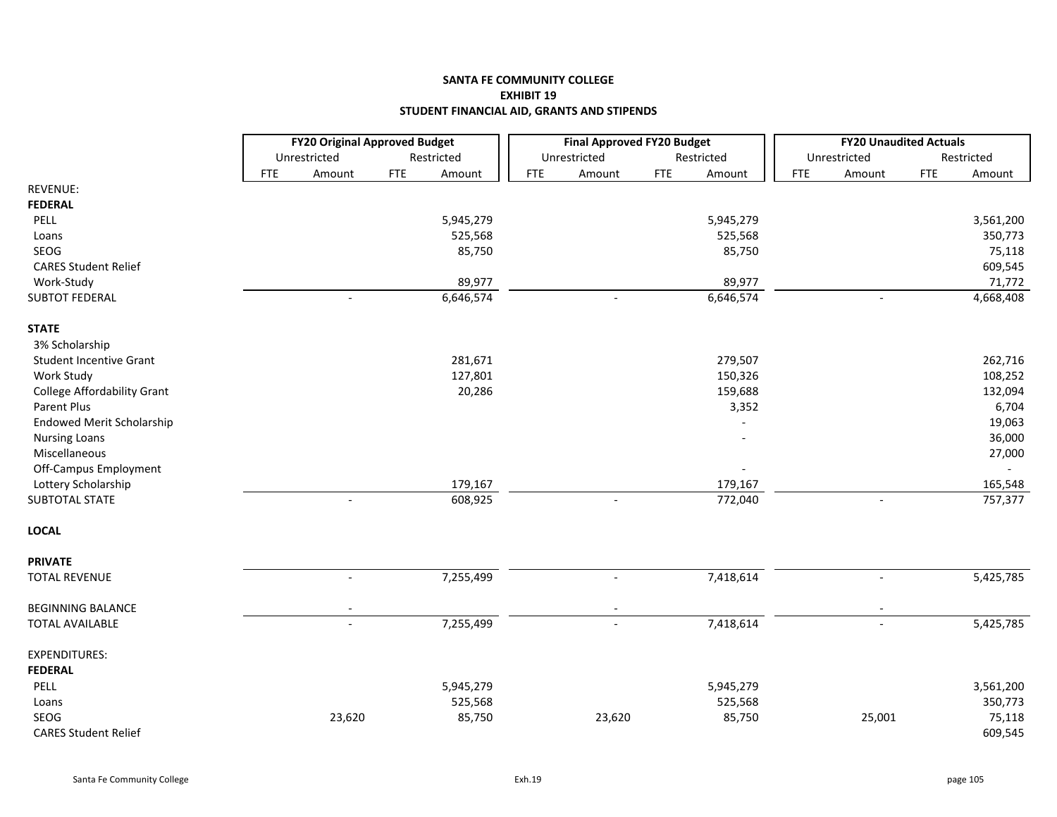**SANTA FE COMMUNITY COLLEGE**
**EXHIBIT 19**
**STUDENT FINANCIAL AID, GRANTS AND STIPENDS**

| | FY20 Original Approved Budget | | | | Final Approved FY20 Budget | | | | FY20 Unaudited Actuals | | | |
|---|---|---|---|---|---|---|---|---|---|---|---|---|
| | Unrestricted | | Restricted | | Unrestricted | | Restricted | | Unrestricted | | Restricted | |
| | FTE | Amount | FTE | Amount | FTE | Amount | FTE | Amount | FTE | Amount | FTE | Amount |
| REVENUE: | | | | | | | | | | | | |
| **FEDERAL** | | | | | | | | | | | | |
| PELL | | | | 5,945,279 | | | | 5,945,279 | | | | 3,561,200 |
| Loans | | | | 525,568 | | | | 525,568 | | | | 350,773 |
| SEOG | | | | 85,750 | | | | 85,750 | | | | 75,118 |
| CARES Student Relief | | | | | | | | | | | | 609,545 |
| Work-Study | | | | 89,977 | | | | 89,977 | | | | 71,772 |
| SUBTOT FEDERAL | | - | | 6,646,574 | | - | | 6,646,574 | | - | | 4,668,408 |
| **STATE** | | | | | | | | | | | | |
| 3% Scholarship | | | | | | | | | | | | |
| Student Incentive Grant | | | | 281,671 | | | | 279,507 | | | | 262,716 |
| Work Study | | | | 127,801 | | | | 150,326 | | | | 108,252 |
| College Affordability Grant | | | | 20,286 | | | | 159,688 | | | | 132,094 |
| Parent Plus | | | | | | | | 3,352 | | | | 6,704 |
| Endowed Merit Scholarship | | | | | | | | - | | | | 19,063 |
| Nursing Loans | | | | | | | | - | | | | 36,000 |
| Miscellaneous | | | | | | | | | | | | 27,000 |
| Off-Campus Employment | | | | | | | | - | | | | - |
| Lottery Scholarship | | | | 179,167 | | | | 179,167 | | | | 165,548 |
| SUBTOTAL STATE | | - | | 608,925 | | - | | 772,040 | | - | | 757,377 |
| **LOCAL** | | | | | | | | | | | | |
| **PRIVATE** | | | | | | | | | | | | |
| TOTAL REVENUE | | - | | 7,255,499 | | - | | 7,418,614 | | - | | 5,425,785 |
| BEGINNING BALANCE | | - | | | | - | | | | - | | |
| TOTAL AVAILABLE | | - | | 7,255,499 | | - | | 7,418,614 | | - | | 5,425,785 |
| EXPENDITURES: | | | | | | | | | | | | |
| **FEDERAL** | | | | | | | | | | | | |
| PELL | | | | 5,945,279 | | | | 5,945,279 | | | | 3,561,200 |
| Loans | | | | 525,568 | | | | 525,568 | | | | 350,773 |
| SEOG | | 23,620 | | 85,750 | | 23,620 | | 85,750 | | 25,001 | | 75,118 |
| CARES Student Relief | | | | | | | | | | | | 609,545 |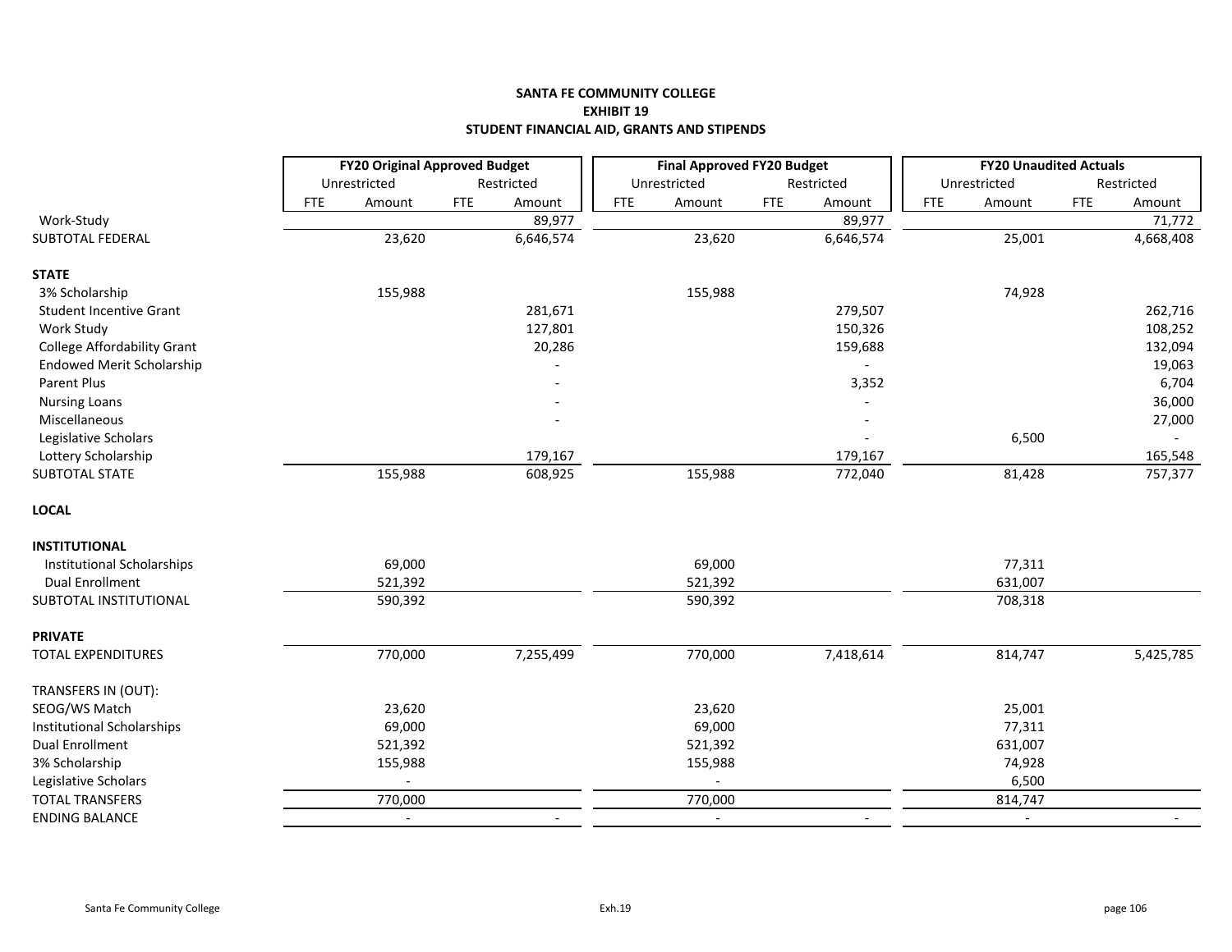**SANTA FE COMMUNITY COLLEGE**
**EXHIBIT 19**
**STUDENT FINANCIAL AID, GRANTS AND STIPENDS**

| | FY20 Original Approved Budget | | | | Final Approved FY20 Budget | | | | FY20 Unaudited Actuals | | | |
|---|---|---|---|---|---|---|---|---|---|---|---|---|
| | Unrestricted | | Restricted | | Unrestricted | | Restricted | | Unrestricted | | Restricted | |
| | FTE | Amount | FTE | Amount | FTE | Amount | FTE | Amount | FTE | Amount | FTE | Amount |
| Work-Study | | | | 89,977 | | | | 89,977 | | | | 71,772 |
| SUBTOTAL FEDERAL | | 23,620 | | 6,646,574 | | 23,620 | | 6,646,574 | | 25,001 | | 4,668,408 |
| **STATE** | | | | | | | | | | | | |
| 3% Scholarship | | 155,988 | | | | 155,988 | | | | 74,928 | | |
| Student Incentive Grant | | | | 281,671 | | | | 279,507 | | | | 262,716 |
| Work Study | | | | 127,801 | | | | 150,326 | | | | 108,252 |
| College Affordability Grant | | | | 20,286 | | | | 159,688 | | | | 132,094 |
| Endowed Merit Scholarship | | | | - | | | | - | | | | 19,063 |
| Parent Plus | | | | - | | | | 3,352 | | | | 6,704 |
| Nursing Loans | | | | - | | | | - | | | | 36,000 |
| Miscellaneous | | | | - | | | | - | | | | 27,000 |
| Legislative Scholars | | | | | | | | - | | 6,500 | | - |
| Lottery Scholarship | | | | 179,167 | | | | 179,167 | | | | 165,548 |
| SUBTOTAL STATE | | 155,988 | | 608,925 | | 155,988 | | 772,040 | | 81,428 | | 757,377 |
| **LOCAL** | | | | | | | | | | | | |
| **INSTITUTIONAL** | | | | | | | | | | | | |
| Institutional Scholarships | | 69,000 | | | | 69,000 | | | | 77,311 | | |
| Dual Enrollment | | 521,392 | | | | 521,392 | | | | 631,007 | | |
| SUBTOTAL INSTITUTIONAL | | 590,392 | | | | 590,392 | | | | 708,318 | | |
| **PRIVATE** | | | | | | | | | | | | |
| TOTAL EXPENDITURES | | 770,000 | | 7,255,499 | | 770,000 | | 7,418,614 | | 814,747 | | 5,425,785 |
| TRANSFERS IN (OUT): | | | | | | | | | | | | |
| SEOG/WS Match | | 23,620 | | | | 23,620 | | | | 25,001 | | |
| Institutional Scholarships | | 69,000 | | | | 69,000 | | | | 77,311 | | |
| Dual Enrollment | | 521,392 | | | | 521,392 | | | | 631,007 | | |
| 3% Scholarship | | 155,988 | | | | 155,988 | | | | 74,928 | | |
| Legislative Scholars | | - | | | | - | | | | 6,500 | | |
| TOTAL TRANSFERS | | 770,000 | | | | 770,000 | | | | 814,747 | | |
| ENDING BALANCE | | - | | - | | - | | - | | - | | - |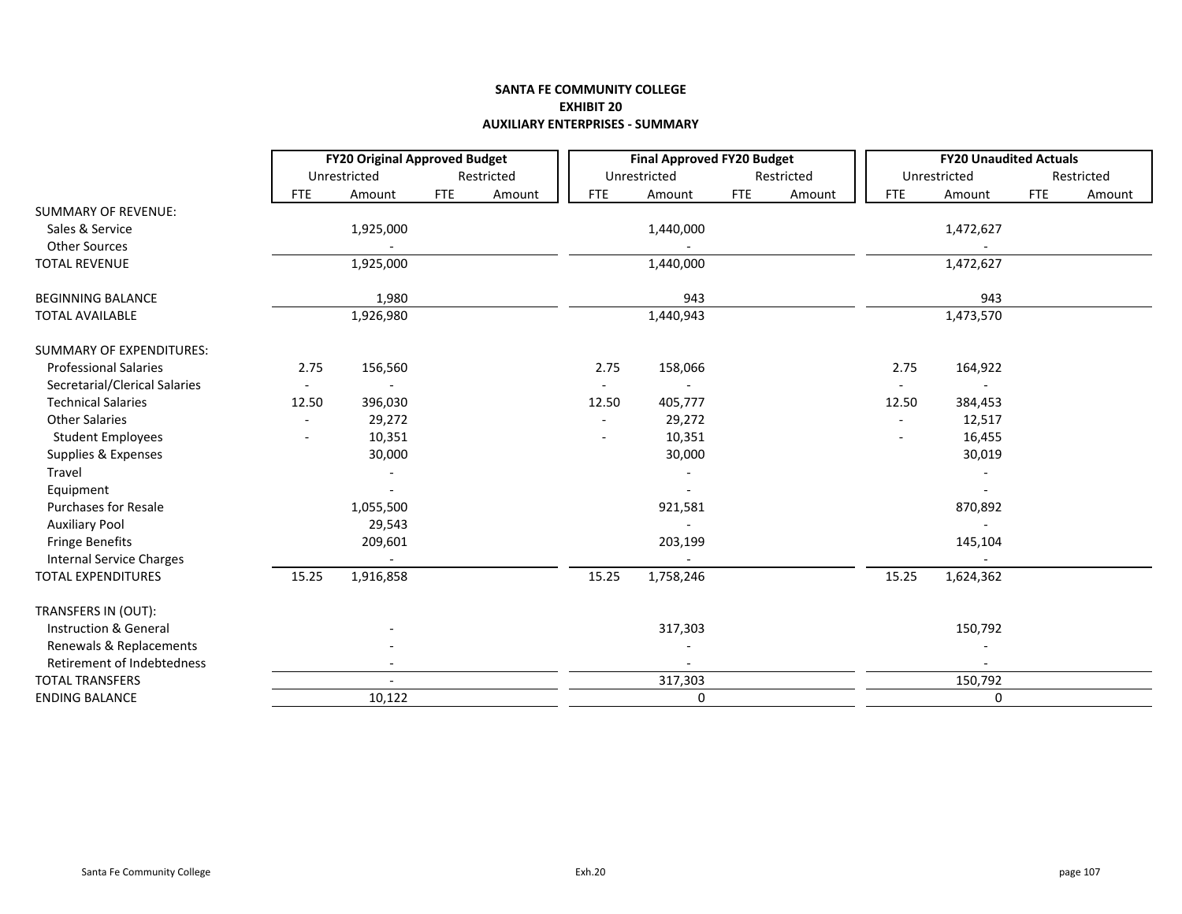**SANTA FE COMMUNITY COLLEGE**
**EXHIBIT 20**
**AUXILIARY ENTERPRISES - SUMMARY**

| | FY20 Original Approved Budget | | | | Final Approved FY20 Budget | | | | FY20 Unaudited Actuals | | | |
|---|---|---|---|---|---|---|---|---|---|---|---|---|
| | Unrestricted | | Restricted | | Unrestricted | | Restricted | | Unrestricted | | Restricted | |
| | FTE | Amount | FTE | Amount | FTE | Amount | FTE | Amount | FTE | Amount | FTE | Amount |
| SUMMARY OF REVENUE: | | | | | | | | | | | | |
| Sales & Service | | 1,925,000 | | | | 1,440,000 | | | | 1,472,627 | | |
| Other Sources | | - | | | | - | | | | - | | |
| TOTAL REVENUE | | 1,925,000 | | | | 1,440,000 | | | | 1,472,627 | | |
| BEGINNING BALANCE | | 1,980 | | | | 943 | | | | 943 | | |
| TOTAL AVAILABLE | | 1,926,980 | | | | 1,440,943 | | | | 1,473,570 | | |
| SUMMARY OF EXPENDITURES: | | | | | | | | | | | | |
| Professional Salaries | 2.75 | 156,560 | | | 2.75 | 158,066 | | | 2.75 | 164,922 | | |
| Secretarial/Clerical Salaries | - | - | | | - | - | | | - | - | | |
| Technical Salaries | 12.50 | 396,030 | | | 12.50 | 405,777 | | | 12.50 | 384,453 | | |
| Other Salaries | - | 29,272 | | | - | 29,272 | | | - | 12,517 | | |
| Student Employees | - | 10,351 | | | - | 10,351 | | | - | 16,455 | | |
| Supplies & Expenses | | 30,000 | | | | 30,000 | | | | 30,019 | | |
| Travel | | - | | | | - | | | | - | | |
| Equipment | | - | | | | - | | | | - | | |
| Purchases for Resale | | 1,055,500 | | | | 921,581 | | | | 870,892 | | |
| Auxiliary Pool | | 29,543 | | | | - | | | | - | | |
| Fringe Benefits | | 209,601 | | | | 203,199 | | | | 145,104 | | |
| Internal Service Charges | | - | | | | - | | | | - | | |
| TOTAL EXPENDITURES | 15.25 | 1,916,858 | | | 15.25 | 1,758,246 | | | 15.25 | 1,624,362 | | |
| TRANSFERS IN (OUT): | | | | | | | | | | | | |
| Instruction & General | | - | | | | 317,303 | | | | 150,792 | | |
| Renewals & Replacements | | - | | | | - | | | | - | | |
| Retirement of Indebtedness | | - | | | | - | | | | - | | |
| TOTAL TRANSFERS | | - | | | | 317,303 | | | | 150,792 | | |
| ENDING BALANCE | | 10,122 | | | | 0 | | | | 0 | | |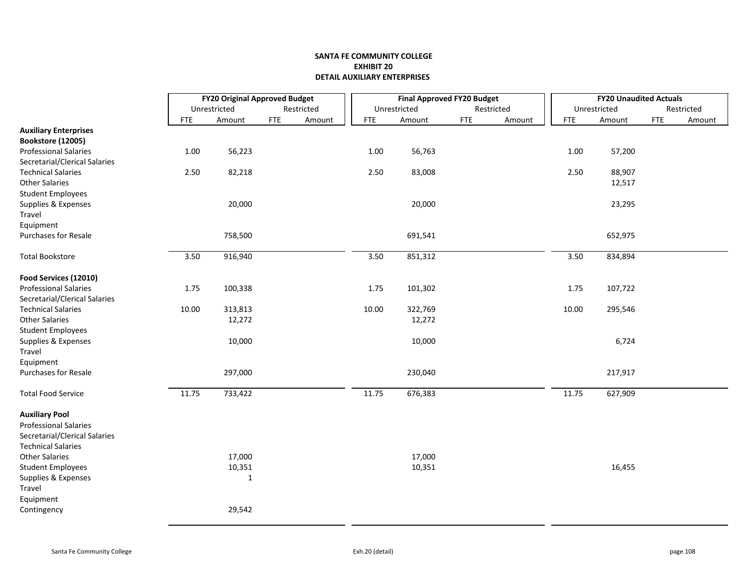**SANTA FE COMMUNITY COLLEGE**
**EXHIBIT 20**
**DETAIL AUXILIARY ENTERPRISES**

| | FY20 Original Approved Budget | | | | Final Approved FY20 Budget | | | | FY20 Unaudited Actuals | | | |
|---|---|---|---|---|---|---|---|---|---|---|---|---|
| | Unrestricted | | Restricted | | Unrestricted | | Restricted | | Unrestricted | | Restricted | |
| | FTE | Amount | FTE | Amount | FTE | Amount | FTE | Amount | FTE | Amount | FTE | Amount |
| **Auxiliary Enterprises** | | | | | | | | | | | | |
| **Bookstore (12005)** | | | | | | | | | | | | |
| Professional Salaries | 1.00 | 56,223 | | | 1.00 | 56,763 | | | 1.00 | 57,200 | | |
| Secretarial/Clerical Salaries | | | | | | | | | | | | |
| Technical Salaries | 2.50 | 82,218 | | | 2.50 | 83,008 | | | 2.50 | 88,907 | | |
| Other Salaries | | | | | | | | | | 12,517 | | |
| Student Employees | | | | | | | | | | | | |
| Supplies & Expenses | | 20,000 | | | | 20,000 | | | | 23,295 | | |
| Travel | | | | | | | | | | | | |
| Equipment | | | | | | | | | | | | |
| Purchases for Resale | | 758,500 | | | | 691,541 | | | | 652,975 | | |
| Total Bookstore | 3.50 | 916,940 | | | 3.50 | 851,312 | | | 3.50 | 834,894 | | |
| **Food Services (12010)** | | | | | | | | | | | | |
| Professional Salaries | 1.75 | 100,338 | | | 1.75 | 101,302 | | | 1.75 | 107,722 | | |
| Secretarial/Clerical Salaries | | | | | | | | | | | | |
| Technical Salaries | 10.00 | 313,813 | | | 10.00 | 322,769 | | | 10.00 | 295,546 | | |
| Other Salaries | | 12,272 | | | | 12,272 | | | | | | |
| Student Employees | | | | | | | | | | | | |
| Supplies & Expenses | | 10,000 | | | | 10,000 | | | | 6,724 | | |
| Travel | | | | | | | | | | | | |
| Equipment | | | | | | | | | | | | |
| Purchases for Resale | | 297,000 | | | | 230,040 | | | | 217,917 | | |
| Total Food Service | 11.75 | 733,422 | | | 11.75 | 676,383 | | | 11.75 | 627,909 | | |
| **Auxiliary Pool** | | | | | | | | | | | | |
| Professional Salaries | | | | | | | | | | | | |
| Secretarial/Clerical Salaries | | | | | | | | | | | | |
| Technical Salaries | | | | | | | | | | | | |
| Other Salaries | | 17,000 | | | | 17,000 | | | | | | |
| Student Employees | | 10,351 | | | | 10,351 | | | | 16,455 | | |
| Supplies & Expenses | | 1 | | | | | | | | | | |
| Travel | | | | | | | | | | | | |
| Equipment | | | | | | | | | | | | |
| Contingency | | 29,542 | | | | | | | | | | |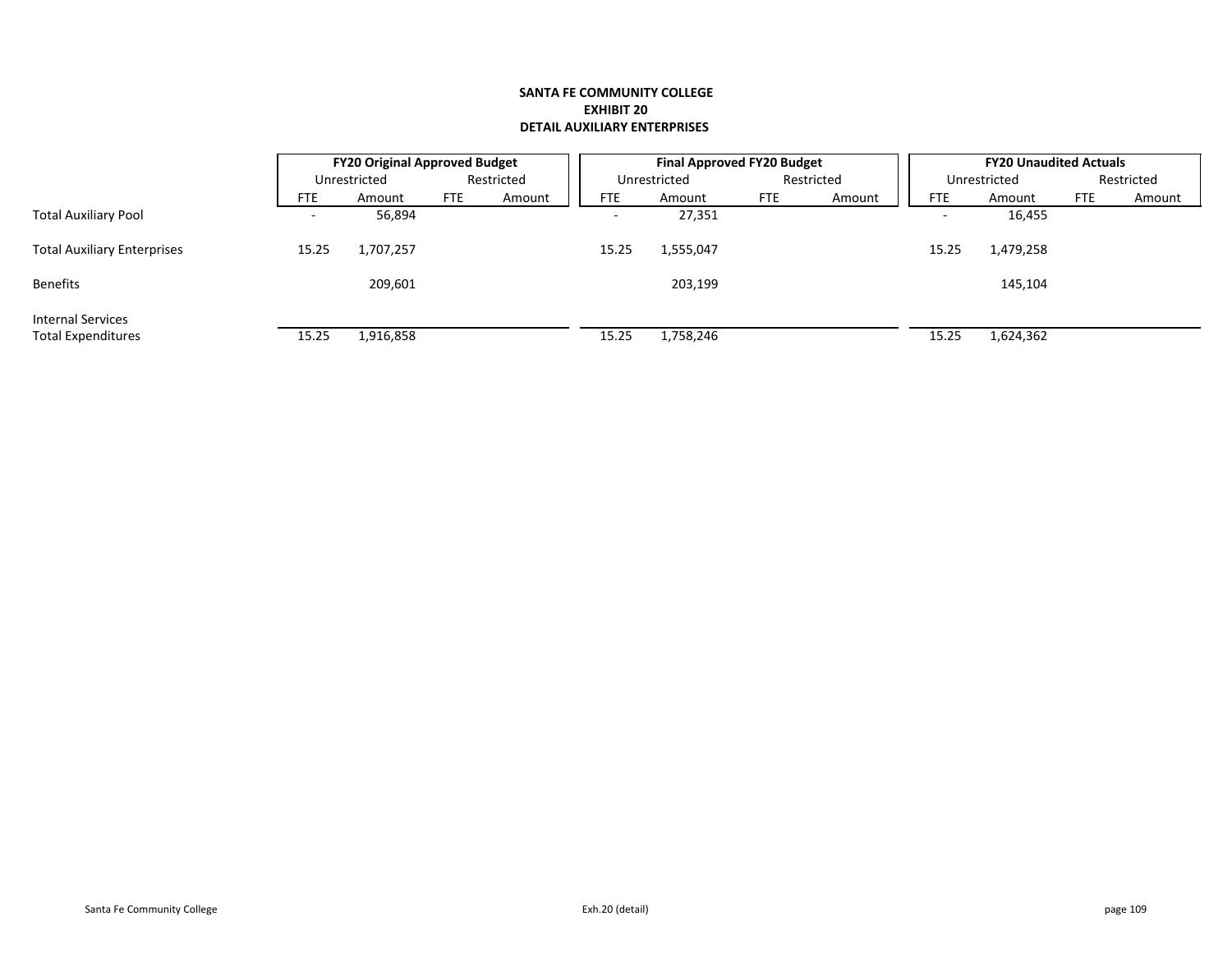**SANTA FE COMMUNITY COLLEGE**
**EXHIBIT 20**
**DETAIL AUXILIARY ENTERPRISES**

| | **FY20 Original Approved Budget** | | | | **Final Approved FY20 Budget** | | | | **FY20 Unaudited Actuals** | | | |
|---|---|---|---|---|---|---|---|---|---|---|---|---|
| | Unrestricted | | Restricted | | Unrestricted | | Restricted | | Unrestricted | | Restricted | |
| | FTE | Amount | FTE | Amount | FTE | Amount | FTE | Amount | FTE | Amount | FTE | Amount |
| Total Auxiliary Pool | - | 56,894 | | | - | 27,351 | | | - | 16,455 | | |
| Total Auxiliary Enterprises | 15.25 | 1,707,257 | | | 15.25 | 1,555,047 | | | 15.25 | 1,479,258 | | |
| Benefits | | 209,601 | | | | 203,199 | | | | 145,104 | | |
| Internal Services | | | | | | | | | | | | |
| Total Expenditures | 15.25 | 1,916,858 | | | 15.25 | 1,758,246 | | | 15.25 | 1,624,362 | | |

Santa Fe Community College

Exh.20 (detail)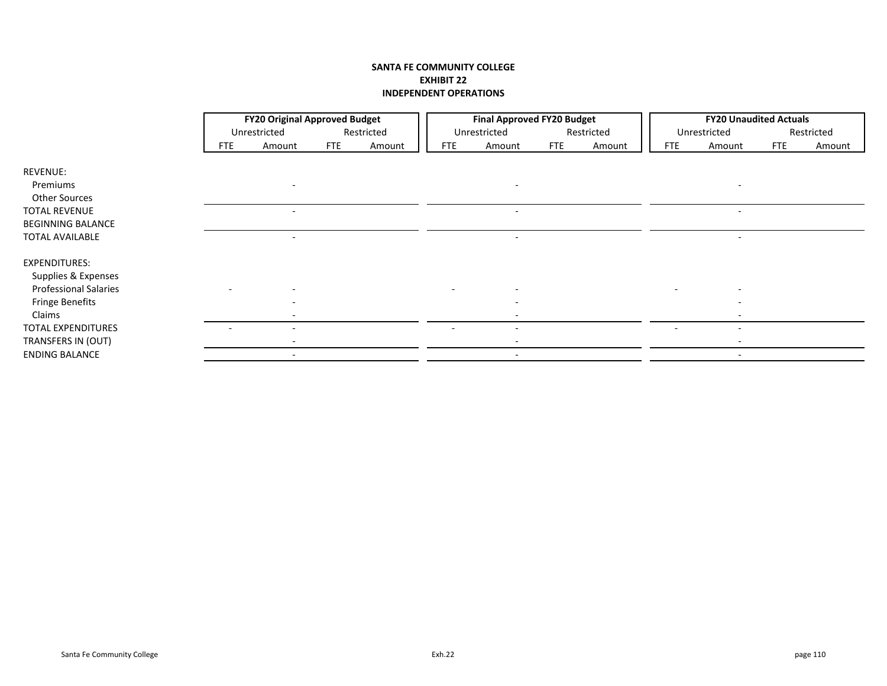**SANTA FE COMMUNITY COLLEGE**
**EXHIBIT 22**
**INDEPENDENT OPERATIONS**

| | FY20 Original Approved Budget | | | | Final Approved FY20 Budget | | | | FY20 Unaudited Actuals | | | |
|---|---|---|---|---|---|---|---|---|---|---|---|---|
| | Unrestricted | | Restricted | | Unrestricted | | Restricted | | Unrestricted | | Restricted | |
| | FTE | Amount | FTE | Amount | FTE | Amount | FTE | Amount | FTE | Amount | FTE | Amount |
| REVENUE: | | | | | | | | | | | | |
| Premiums | | - | | | | - | | | | - | | |
| Other Sources | | | | | | | | | | | | |
| TOTAL REVENUE | | - | | | | - | | | | - | | |
| BEGINNING BALANCE | | | | | | | | | | | | |
| TOTAL AVAILABLE | | - | | | | - | | | | - | | |
| EXPENDITURES: | | | | | | | | | | | | |
| Supplies & Expenses | | | | | | | | | | | | |
| Professional Salaries | - | - | | | - | - | | | - | - | | |
| Fringe Benefits | | - | | | | - | | | | - | | |
| Claims | | - | | | | - | | | | - | | |
| TOTAL EXPENDITURES | - | - | | | - | - | | | - | - | | |
| TRANSFERS IN (OUT) | | - | | | | - | | | | - | | |
| ENDING BALANCE | | - | | | | - | | | | - | | |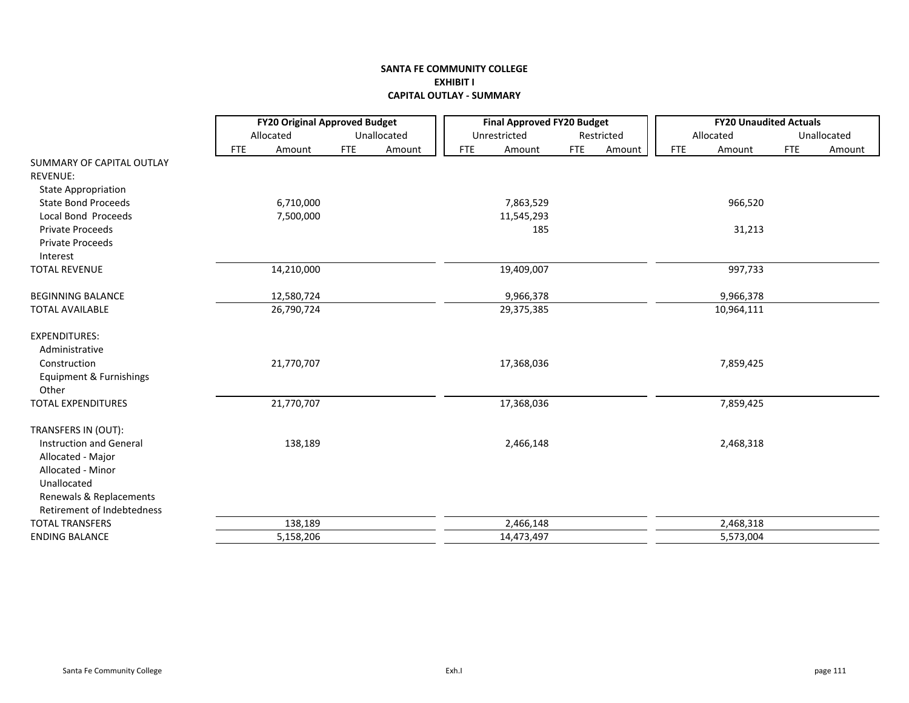**SANTA FE COMMUNITY COLLEGE**
**EXHIBIT I**
**CAPITAL OUTLAY - SUMMARY**

| | FY20 Original Approved Budget | | | | Final Approved FY20 Budget | | | | FY20 Unaudited Actuals | | | |
|---|---|---|---|---|---|---|---|---|---|---|---|---|
| | Allocated | | Unallocated | | Unrestricted | | Restricted | | Allocated | | Unallocated | |
| | FTE | Amount | FTE | Amount | FTE | Amount | FTE | Amount | FTE | Amount | FTE | Amount |
| SUMMARY OF CAPITAL OUTLAY | | | | | | | | | | | | |
| REVENUE: | | | | | | | | | | | | |
| State Appropriation | | | | | | | | | | | | |
| State Bond Proceeds | | 6,710,000 | | | | 7,863,529 | | | | 966,520 | | |
| Local Bond Proceeds | | 7,500,000 | | | | 11,545,293 | | | | | | |
| Private Proceeds | | | | | | 185 | | | | 31,213 | | |
| Private Proceeds | | | | | | | | | | | | |
| Interest | | | | | | | | | | | | |
| TOTAL REVENUE | | 14,210,000 | | | | 19,409,007 | | | | 997,733 | | |
| BEGINNING BALANCE | | 12,580,724 | | | | 9,966,378 | | | | 9,966,378 | | |
| TOTAL AVAILABLE | | 26,790,724 | | | | 29,375,385 | | | | 10,964,111 | | |
| EXPENDITURES: | | | | | | | | | | | | |
| Administrative | | | | | | | | | | | | |
| Construction | | 21,770,707 | | | | 17,368,036 | | | | 7,859,425 | | |
| Equipment & Furnishings | | | | | | | | | | | | |
| Other | | | | | | | | | | | | |
| TOTAL EXPENDITURES | | 21,770,707 | | | | 17,368,036 | | | | 7,859,425 | | |
| TRANSFERS IN (OUT): | | | | | | | | | | | | |
| Instruction and General | | 138,189 | | | | 2,466,148 | | | | 2,468,318 | | |
| Allocated - Major | | | | | | | | | | | | |
| Allocated - Minor | | | | | | | | | | | | |
| Unallocated | | | | | | | | | | | | |
| Renewals & Replacements | | | | | | | | | | | | |
| Retirement of Indebtedness | | | | | | | | | | | | |
| TOTAL TRANSFERS | | 138,189 | | | | 2,466,148 | | | | 2,468,318 | | |
| ENDING BALANCE | | 5,158,206 | | | | 14,473,497 | | | | 5,573,004 | | |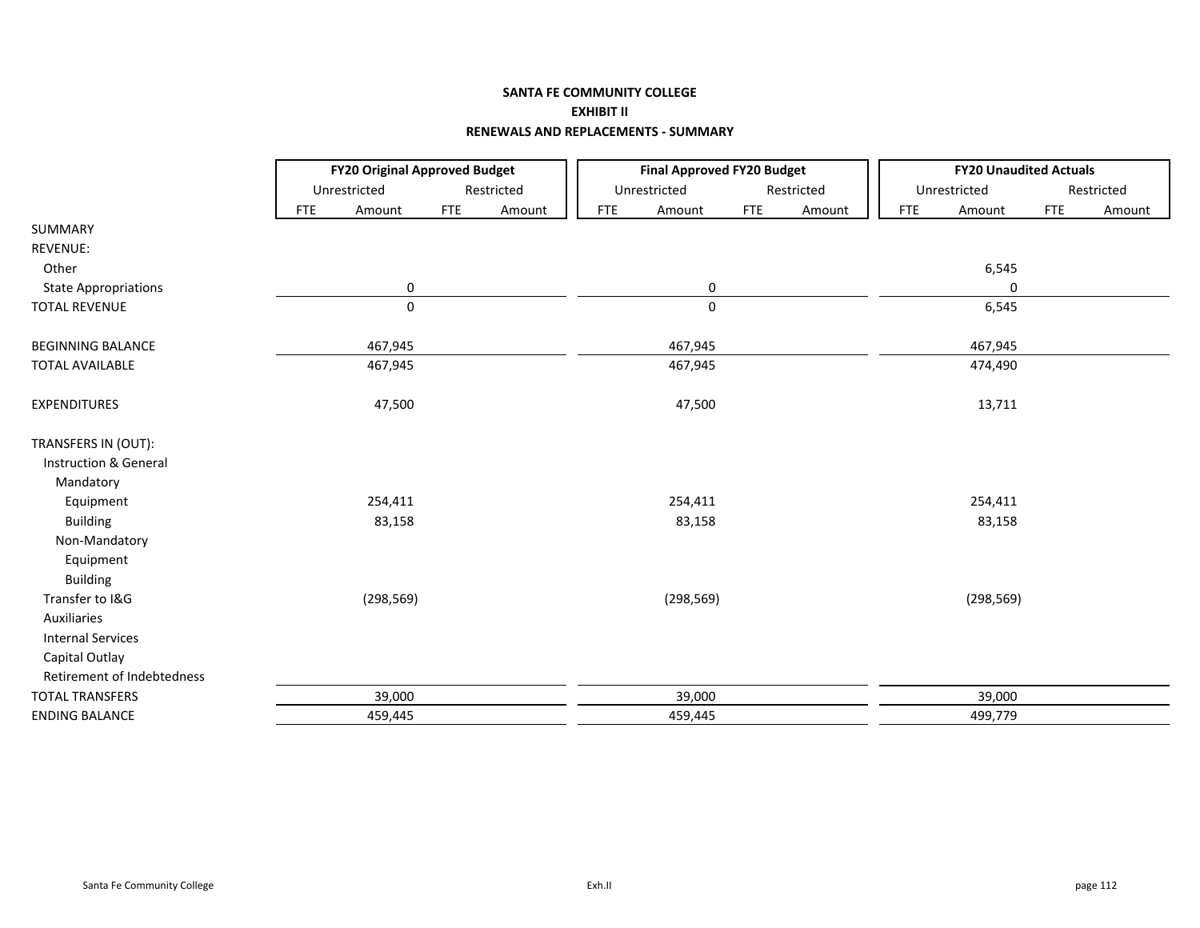**SANTA FE COMMUNITY COLLEGE**

**EXHIBIT II**

**RENEWALS AND REPLACEMENTS - SUMMARY**

| | FY20 Original Approved Budget | | | | Final Approved FY20 Budget | | | | FY20 Unaudited Actuals | | | |
|---|---|---|---|---|---|---|---|---|---|---|---|---|
| | Unrestricted | | Restricted | | Unrestricted | | Restricted | | Unrestricted | | Restricted | |
| | FTE | Amount | FTE | Amount | FTE | Amount | FTE | Amount | FTE | Amount | FTE | Amount |
| SUMMARY | | | | | | | | | | | | |
| REVENUE: | | | | | | | | | | | | |
| Other | | | | | | | | | | 6,545 | | |
| State Appropriations | | 0 | | | | 0 | | | | 0 | | |
| TOTAL REVENUE | | 0 | | | | 0 | | | | 6,545 | | |
| BEGINNING BALANCE | | 467,945 | | | | 467,945 | | | | 467,945 | | |
| TOTAL AVAILABLE | | 467,945 | | | | 467,945 | | | | 474,490 | | |
| EXPENDITURES | | 47,500 | | | | 47,500 | | | | 13,711 | | |
| TRANSFERS IN (OUT): | | | | | | | | | | | | |
| Instruction & General | | | | | | | | | | | | |
| Mandatory | | | | | | | | | | | | |
| Equipment | | 254,411 | | | | 254,411 | | | | 254,411 | | |
| Building | | 83,158 | | | | 83,158 | | | | 83,158 | | |
| Non-Mandatory | | | | | | | | | | | | |
| Equipment | | | | | | | | | | | | |
| Building | | | | | | | | | | | | |
| Transfer to I&G | | (298,569) | | | | (298,569) | | | | (298,569) | | |
| Auxiliaries | | | | | | | | | | | | |
| Internal Services | | | | | | | | | | | | |
| Capital Outlay | | | | | | | | | | | | |
| Retirement of Indebtedness | | | | | | | | | | | | |
| TOTAL TRANSFERS | | 39,000 | | | | 39,000 | | | | 39,000 | | |
| ENDING BALANCE | | 459,445 | | | | 459,445 | | | | 499,779 | | |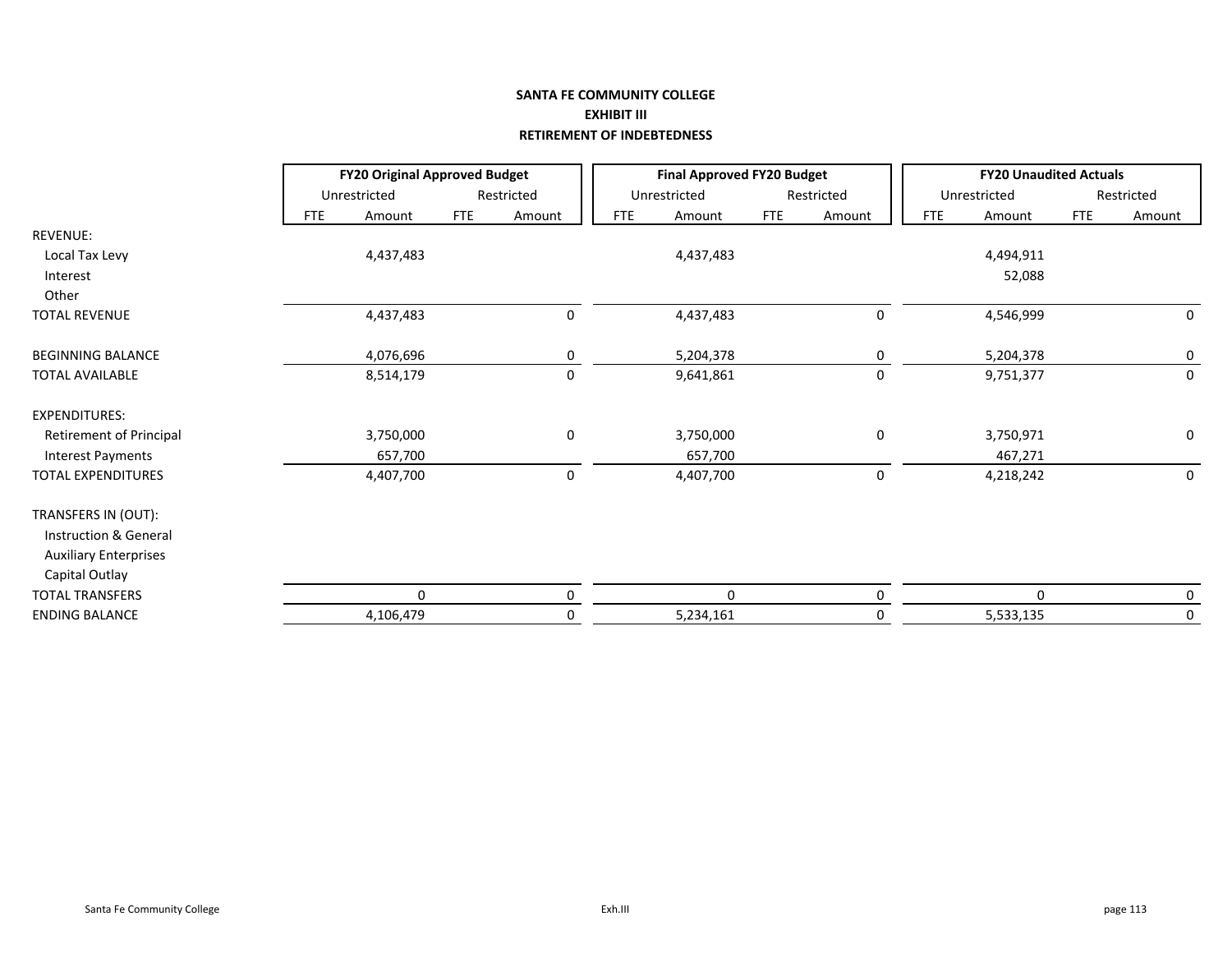**SANTA FE COMMUNITY COLLEGE**
**EXHIBIT III**
**RETIREMENT OF INDEBTEDNESS**

| | FY20 Original Approved Budget | | | | Final Approved FY20 Budget | | | | FY20 Unaudited Actuals | | | |
|---|---|---|---|---|---|---|---|---|---|---|---|---|
| | Unrestricted | | Restricted | | Unrestricted | | Restricted | | Unrestricted | | Restricted | |
| | FTE | Amount | FTE | Amount | FTE | Amount | FTE | Amount | FTE | Amount | FTE | Amount |
| REVENUE: | | | | | | | | | | | | |
| Local Tax Levy | | 4,437,483 | | | | 4,437,483 | | | | 4,494,911 | | |
| Interest | | | | | | | | | | 52,088 | | |
| Other | | | | | | | | | | | | |
| TOTAL REVENUE | | 4,437,483 | | 0 | | 4,437,483 | | 0 | | 4,546,999 | | 0 |
| BEGINNING BALANCE | | 4,076,696 | | 0 | | 5,204,378 | | 0 | | 5,204,378 | | 0 |
| TOTAL AVAILABLE | | 8,514,179 | | 0 | | 9,641,861 | | 0 | | 9,751,377 | | 0 |
| EXPENDITURES: | | | | | | | | | | | | |
| Retirement of Principal | | 3,750,000 | | 0 | | 3,750,000 | | 0 | | 3,750,971 | | 0 |
| Interest Payments | | 657,700 | | | | 657,700 | | | | 467,271 | | |
| TOTAL EXPENDITURES | | 4,407,700 | | 0 | | 4,407,700 | | 0 | | 4,218,242 | | 0 |
| TRANSFERS IN (OUT): | | | | | | | | | | | | |
| Instruction & General | | | | | | | | | | | | |
| Auxiliary Enterprises | | | | | | | | | | | | |
| Capital Outlay | | | | | | | | | | | | |
| TOTAL TRANSFERS | | 0 | | 0 | | 0 | | 0 | | 0 | | 0 |
| ENDING BALANCE | | 4,106,479 | | 0 | | 5,234,161 | | 0 | | 5,533,135 | | 0 |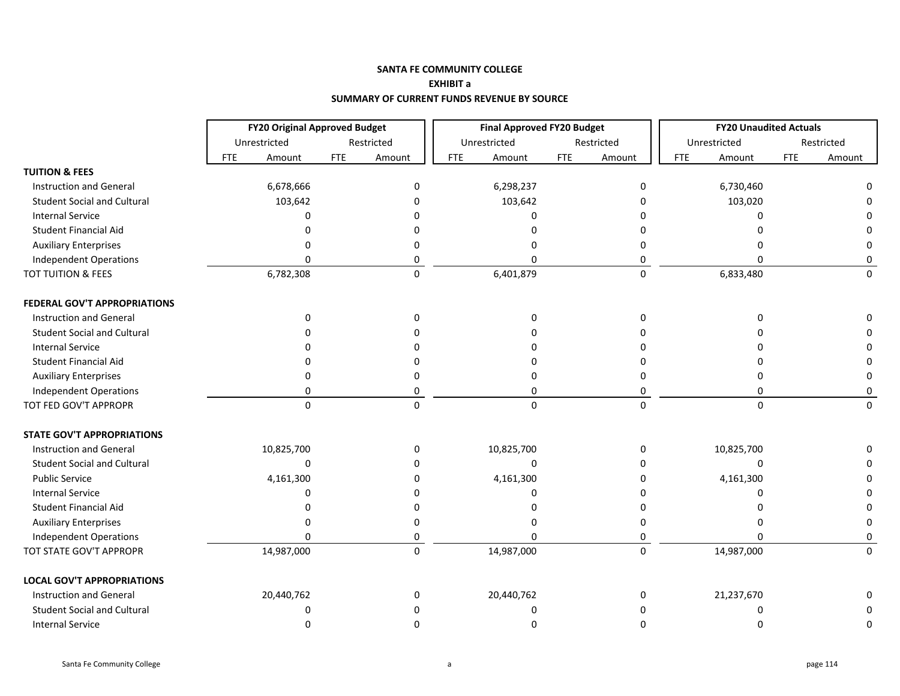**SANTA FE COMMUNITY COLLEGE**

**EXHIBIT a**

**SUMMARY OF CURRENT FUNDS REVENUE BY SOURCE**

| | FY20 Original Approved Budget | | | | Final Approved FY20 Budget | | | | FY20 Unaudited Actuals | | | |
|---|---|---|---|---|---|---|---|---|---|---|---|---|
| | Unrestricted | | Restricted | | Unrestricted | | Restricted | | Unrestricted | | Restricted | |
| | FTE | Amount | FTE | Amount | FTE | Amount | FTE | Amount | FTE | Amount | FTE | Amount |
| **TUITION & FEES** | | | | | | | | | | | | |
| Instruction and General | | 6,678,666 | | 0 | | 6,298,237 | | 0 | | 6,730,460 | | 0 |
| Student Social and Cultural | | 103,642 | | 0 | | 103,642 | | 0 | | 103,020 | | 0 |
| Internal Service | | 0 | | 0 | | 0 | | 0 | | 0 | | 0 |
| Student Financial Aid | | 0 | | 0 | | 0 | | 0 | | 0 | | 0 |
| Auxiliary Enterprises | | 0 | | 0 | | 0 | | 0 | | 0 | | 0 |
| Independent Operations | | 0 | | 0 | | 0 | | 0 | | 0 | | 0 |
| TOT TUITION & FEES | | 6,782,308 | | 0 | | 6,401,879 | | 0 | | 6,833,480 | | 0 |
| **FEDERAL GOV'T APPROPRIATIONS** | | | | | | | | | | | | |
| Instruction and General | | 0 | | 0 | | 0 | | 0 | | 0 | | 0 |
| Student Social and Cultural | | 0 | | 0 | | 0 | | 0 | | 0 | | 0 |
| Internal Service | | 0 | | 0 | | 0 | | 0 | | 0 | | 0 |
| Student Financial Aid | | 0 | | 0 | | 0 | | 0 | | 0 | | 0 |
| Auxiliary Enterprises | | 0 | | 0 | | 0 | | 0 | | 0 | | 0 |
| Independent Operations | | 0 | | 0 | | 0 | | 0 | | 0 | | 0 |
| TOT FED GOV'T APPROPR | | 0 | | 0 | | 0 | | 0 | | 0 | | 0 |
| **STATE GOV'T APPROPRIATIONS** | | | | | | | | | | | | |
| Instruction and General | | 10,825,700 | | 0 | | 10,825,700 | | 0 | | 10,825,700 | | 0 |
| Student Social and Cultural | | 0 | | 0 | | 0 | | 0 | | 0 | | 0 |
| Public Service | | 4,161,300 | | 0 | | 4,161,300 | | 0 | | 4,161,300 | | 0 |
| Internal Service | | 0 | | 0 | | 0 | | 0 | | 0 | | 0 |
| Student Financial Aid | | 0 | | 0 | | 0 | | 0 | | 0 | | 0 |
| Auxiliary Enterprises | | 0 | | 0 | | 0 | | 0 | | 0 | | 0 |
| Independent Operations | | 0 | | 0 | | 0 | | 0 | | 0 | | 0 |
| TOT STATE GOV'T APPROPR | | 14,987,000 | | 0 | | 14,987,000 | | 0 | | 14,987,000 | | 0 |
| **LOCAL GOV'T APPROPRIATIONS** | | | | | | | | | | | | |
| Instruction and General | | 20,440,762 | | 0 | | 20,440,762 | | 0 | | 21,237,670 | | 0 |
| Student Social and Cultural | | 0 | | 0 | | 0 | | 0 | | 0 | | 0 |
| Internal Service | | 0 | | 0 | | 0 | | 0 | | 0 | | 0 |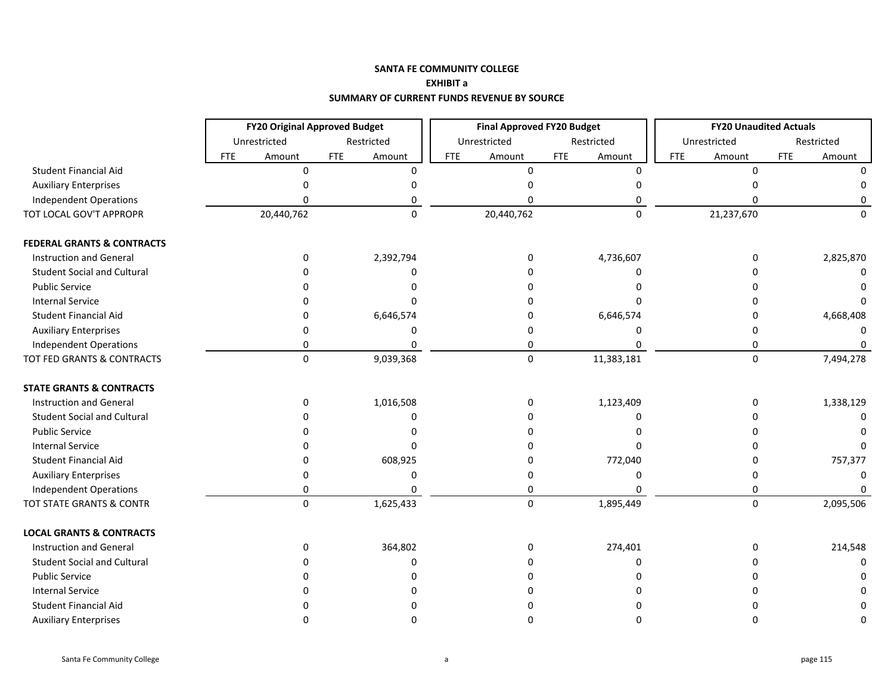**SANTA FE COMMUNITY COLLEGE**

**EXHIBIT a**

**SUMMARY OF CURRENT FUNDS REVENUE BY SOURCE**

| | FY20 Original Approved Budget | | | | Final Approved FY20 Budget | | | | FY20 Unaudited Actuals | | | |
|---|---|---|---|---|---|---|---|---|---|---|---|---|
| | Unrestricted | | Restricted | | Unrestricted | | Restricted | | Unrestricted | | Restricted | |
| | FTE | Amount | FTE | Amount | FTE | Amount | FTE | Amount | FTE | Amount | FTE | Amount |
| Student Financial Aid | | 0 | | 0 | | 0 | | 0 | | 0 | | 0 |
| Auxiliary Enterprises | | 0 | | 0 | | 0 | | 0 | | 0 | | 0 |
| Independent Operations | | 0 | | 0 | | 0 | | 0 | | 0 | | 0 |
| TOT LOCAL GOV'T APPROPR | | 20,440,762 | | 0 | | 20,440,762 | | 0 | | 21,237,670 | | 0 |
| | | | | | | | | | | | | |
| **FEDERAL GRANTS & CONTRACTS** | | | | | | | | | | | | |
| Instruction and General | | 0 | | 2,392,794 | | 0 | | 4,736,607 | | 0 | | 2,825,870 |
| Student Social and Cultural | | 0 | | 0 | | 0 | | 0 | | 0 | | 0 |
| Public Service | | 0 | | 0 | | 0 | | 0 | | 0 | | 0 |
| Internal Service | | 0 | | 0 | | 0 | | 0 | | 0 | | 0 |
| Student Financial Aid | | 0 | | 6,646,574 | | 0 | | 6,646,574 | | 0 | | 4,668,408 |
| Auxiliary Enterprises | | 0 | | 0 | | 0 | | 0 | | 0 | | 0 |
| Independent Operations | | 0 | | 0 | | 0 | | 0 | | 0 | | 0 |
| TOT FED GRANTS & CONTRACTS | | 0 | | 9,039,368 | | 0 | | 11,383,181 | | 0 | | 7,494,278 |
| | | | | | | | | | | | | |
| **STATE GRANTS & CONTRACTS** | | | | | | | | | | | | |
| Instruction and General | | 0 | | 1,016,508 | | 0 | | 1,123,409 | | 0 | | 1,338,129 |
| Student Social and Cultural | | 0 | | 0 | | 0 | | 0 | | 0 | | 0 |
| Public Service | | 0 | | 0 | | 0 | | 0 | | 0 | | 0 |
| Internal Service | | 0 | | 0 | | 0 | | 0 | | 0 | | 0 |
| Student Financial Aid | | 0 | | 608,925 | | 0 | | 772,040 | | 0 | | 757,377 |
| Auxiliary Enterprises | | 0 | | 0 | | 0 | | 0 | | 0 | | 0 |
| Independent Operations | | 0 | | 0 | | 0 | | 0 | | 0 | | 0 |
| TOT STATE GRANTS & CONTR | | 0 | | 1,625,433 | | 0 | | 1,895,449 | | 0 | | 2,095,506 |
| | | | | | | | | | | | | |
| **LOCAL GRANTS & CONTRACTS** | | | | | | | | | | | | |
| Instruction and General | | 0 | | 364,802 | | 0 | | 274,401 | | 0 | | 214,548 |
| Student Social and Cultural | | 0 | | 0 | | 0 | | 0 | | 0 | | 0 |
| Public Service | | 0 | | 0 | | 0 | | 0 | | 0 | | 0 |
| Internal Service | | 0 | | 0 | | 0 | | 0 | | 0 | | 0 |
| Student Financial Aid | | 0 | | 0 | | 0 | | 0 | | 0 | | 0 |
| Auxiliary Enterprises | | 0 | | 0 | | 0 | | 0 | | 0 | | 0 |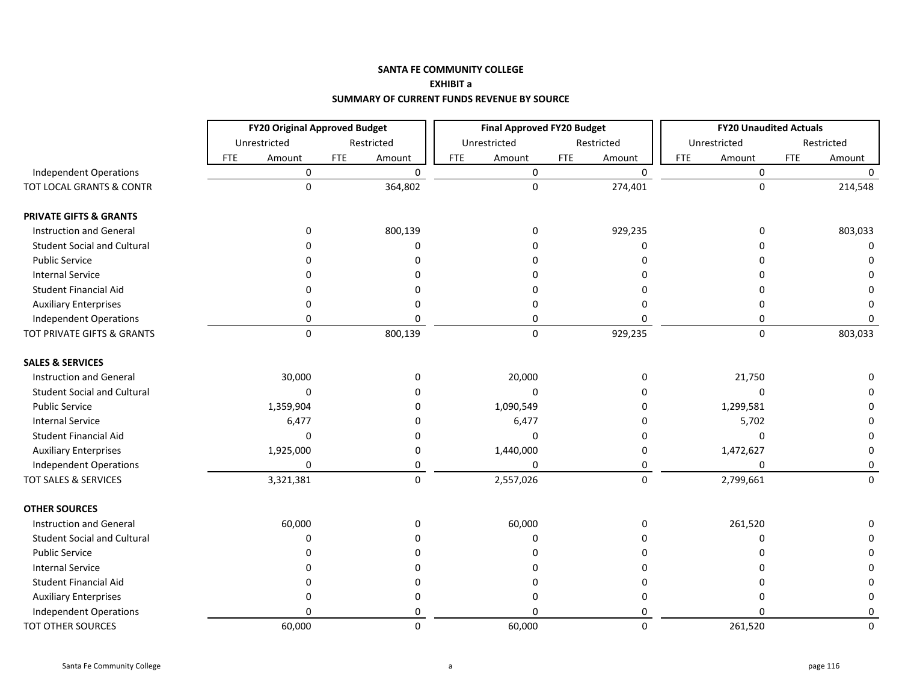**SANTA FE COMMUNITY COLLEGE**

**EXHIBIT a**

**SUMMARY OF CURRENT FUNDS REVENUE BY SOURCE**

| | FY20 Original Approved Budget | | | | Final Approved FY20 Budget | | | | FY20 Unaudited Actuals | | | |
|---|---|---|---|---|---|---|---|---|---|---|---|---|
| | Unrestricted | | Restricted | | Unrestricted | | Restricted | | Unrestricted | | Restricted | |
| | FTE | Amount | FTE | Amount | FTE | Amount | FTE | Amount | FTE | Amount | FTE | Amount |
| Independent Operations | | 0 | | 0 | | 0 | | 0 | | 0 | | 0 |
| TOT LOCAL GRANTS & CONTR | | 0 | | 364,802 | | 0 | | 274,401 | | 0 | | 214,548 |
| **PRIVATE GIFTS & GRANTS** | | | | | | | | | | | | |
| Instruction and General | | 0 | | 800,139 | | 0 | | 929,235 | | 0 | | 803,033 |
| Student Social and Cultural | | 0 | | 0 | | 0 | | 0 | | 0 | | 0 |
| Public Service | | 0 | | 0 | | 0 | | 0 | | 0 | | 0 |
| Internal Service | | 0 | | 0 | | 0 | | 0 | | 0 | | 0 |
| Student Financial Aid | | 0 | | 0 | | 0 | | 0 | | 0 | | 0 |
| Auxiliary Enterprises | | 0 | | 0 | | 0 | | 0 | | 0 | | 0 |
| Independent Operations | | 0 | | 0 | | 0 | | 0 | | 0 | | 0 |
| TOT PRIVATE GIFTS & GRANTS | | 0 | | 800,139 | | 0 | | 929,235 | | 0 | | 803,033 |
| **SALES & SERVICES** | | | | | | | | | | | | |
| Instruction and General | | 30,000 | | 0 | | 20,000 | | 0 | | 21,750 | | 0 |
| Student Social and Cultural | | 0 | | 0 | | 0 | | 0 | | 0 | | 0 |
| Public Service | | 1,359,904 | | 0 | | 1,090,549 | | 0 | | 1,299,581 | | 0 |
| Internal Service | | 6,477 | | 0 | | 6,477 | | 0 | | 5,702 | | 0 |
| Student Financial Aid | | 0 | | 0 | | 0 | | 0 | | 0 | | 0 |
| Auxiliary Enterprises | | 1,925,000 | | 0 | | 1,440,000 | | 0 | | 1,472,627 | | 0 |
| Independent Operations | | 0 | | 0 | | 0 | | 0 | | 0 | | 0 |
| TOT SALES & SERVICES | | 3,321,381 | | 0 | | 2,557,026 | | 0 | | 2,799,661 | | 0 |
| **OTHER SOURCES** | | | | | | | | | | | | |
| Instruction and General | | 60,000 | | 0 | | 60,000 | | 0 | | 261,520 | | 0 |
| Student Social and Cultural | | 0 | | 0 | | 0 | | 0 | | 0 | | 0 |
| Public Service | | 0 | | 0 | | 0 | | 0 | | 0 | | 0 |
| Internal Service | | 0 | | 0 | | 0 | | 0 | | 0 | | 0 |
| Student Financial Aid | | 0 | | 0 | | 0 | | 0 | | 0 | | 0 |
| Auxiliary Enterprises | | 0 | | 0 | | 0 | | 0 | | 0 | | 0 |
| Independent Operations | | 0 | | 0 | | 0 | | 0 | | 0 | | 0 |
| TOT OTHER SOURCES | | 60,000 | | 0 | | 60,000 | | 0 | | 261,520 | | 0 |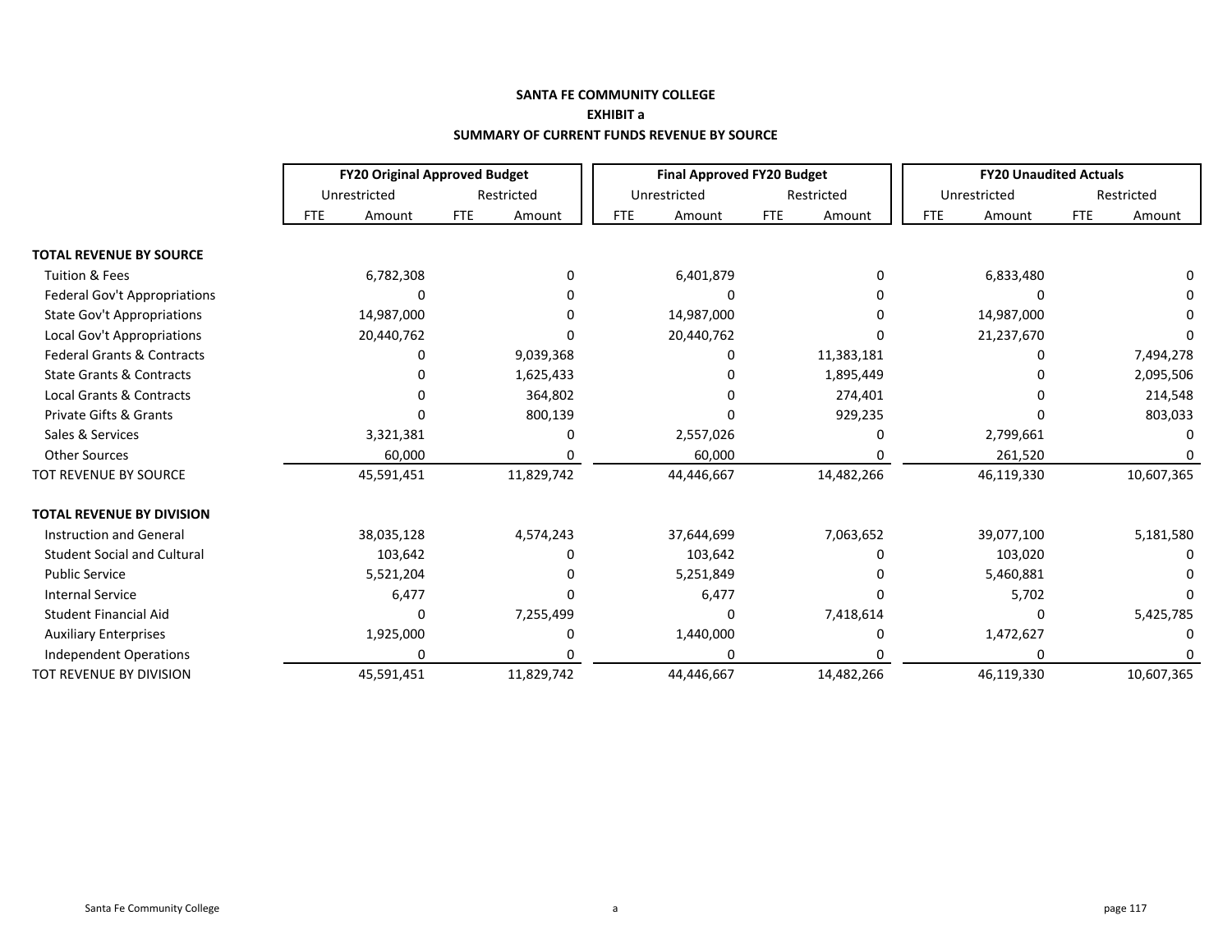**SANTA FE COMMUNITY COLLEGE**

**EXHIBIT a**

**SUMMARY OF CURRENT FUNDS REVENUE BY SOURCE**

| | FY20 Original Approved Budget | | | | Final Approved FY20 Budget | | | | FY20 Unaudited Actuals | | | |
|---|---|---|---|---|---|---|---|---|---|---|---|---|
| | Unrestricted | | Restricted | | Unrestricted | | Restricted | | Unrestricted | | Restricted | |
| | FTE | Amount | FTE | Amount | FTE | Amount | FTE | Amount | FTE | Amount | FTE | Amount |
| **TOTAL REVENUE BY SOURCE** | | | | | | | | | | | | |
| Tuition & Fees | | 6,782,308 | | 0 | | 6,401,879 | | 0 | | 6,833,480 | | 0 |
| Federal Gov't Appropriations | | 0 | | 0 | | 0 | | 0 | | 0 | | 0 |
| State Gov't Appropriations | | 14,987,000 | | 0 | | 14,987,000 | | 0 | | 14,987,000 | | 0 |
| Local Gov't Appropriations | | 20,440,762 | | 0 | | 20,440,762 | | 0 | | 21,237,670 | | 0 |
| Federal Grants & Contracts | | 0 | | 9,039,368 | | 0 | | 11,383,181 | | 0 | | 7,494,278 |
| State Grants & Contracts | | 0 | | 1,625,433 | | 0 | | 1,895,449 | | 0 | | 2,095,506 |
| Local Grants & Contracts | | 0 | | 364,802 | | 0 | | 274,401 | | 0 | | 214,548 |
| Private Gifts & Grants | | 0 | | 800,139 | | 0 | | 929,235 | | 0 | | 803,033 |
| Sales & Services | | 3,321,381 | | 0 | | 2,557,026 | | 0 | | 2,799,661 | | 0 |
| Other Sources | | 60,000 | | 0 | | 60,000 | | 0 | | 261,520 | | 0 |
| TOT REVENUE BY SOURCE | | 45,591,451 | | 11,829,742 | | 44,446,667 | | 14,482,266 | | 46,119,330 | | 10,607,365 |
| **TOTAL REVENUE BY DIVISION** | | | | | | | | | | | | |
| Instruction and General | | 38,035,128 | | 4,574,243 | | 37,644,699 | | 7,063,652 | | 39,077,100 | | 5,181,580 |
| Student Social and Cultural | | 103,642 | | 0 | | 103,642 | | 0 | | 103,020 | | 0 |
| Public Service | | 5,521,204 | | 0 | | 5,251,849 | | 0 | | 5,460,881 | | 0 |
| Internal Service | | 6,477 | | 0 | | 6,477 | | 0 | | 5,702 | | 0 |
| Student Financial Aid | | 0 | | 7,255,499 | | 0 | | 7,418,614 | | 0 | | 5,425,785 |
| Auxiliary Enterprises | | 1,925,000 | | 0 | | 1,440,000 | | 0 | | 1,472,627 | | 0 |
| Independent Operations | | 0 | | 0 | | 0 | | 0 | | 0 | | 0 |
| TOT REVENUE BY DIVISION | | 45,591,451 | | 11,829,742 | | 44,446,667 | | 14,482,266 | | 46,119,330 | | 10,607,365 |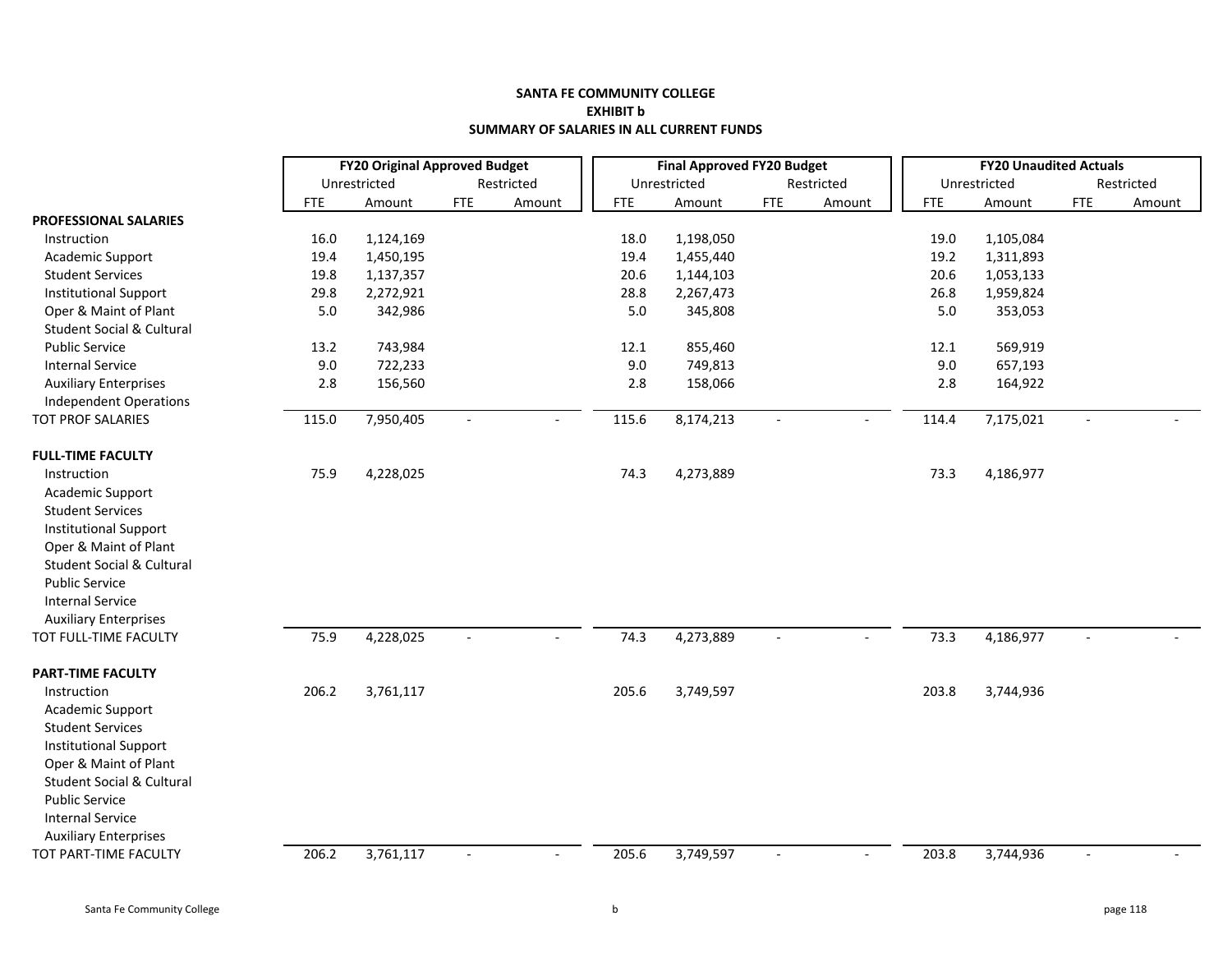**SANTA FE COMMUNITY COLLEGE**
**EXHIBIT b**
**SUMMARY OF SALARIES IN ALL CURRENT FUNDS**

| | FY20 Original Approved Budget | | | | Final Approved FY20 Budget | | | | FY20 Unaudited Actuals | | | |
|---|---|---|---|---|---|---|---|---|---|---|---|---|
| | Unrestricted | | Restricted | | Unrestricted | | Restricted | | Unrestricted | | Restricted | |
| | FTE | Amount | FTE | Amount | FTE | Amount | FTE | Amount | FTE | Amount | FTE | Amount |
| **PROFESSIONAL SALARIES** | | | | | | | | | | | | |
| Instruction | 16.0 | 1,124,169 | | | 18.0 | 1,198,050 | | | 19.0 | 1,105,084 | | |
| Academic Support | 19.4 | 1,450,195 | | | 19.4 | 1,455,440 | | | 19.2 | 1,311,893 | | |
| Student Services | 19.8 | 1,137,357 | | | 20.6 | 1,144,103 | | | 20.6 | 1,053,133 | | |
| Institutional Support | 29.8 | 2,272,921 | | | 28.8 | 2,267,473 | | | 26.8 | 1,959,824 | | |
| Oper & Maint of Plant | 5.0 | 342,986 | | | 5.0 | 345,808 | | | 5.0 | 353,053 | | |
| Student Social & Cultural | | | | | | | | | | | | |
| Public Service | 13.2 | 743,984 | | | 12.1 | 855,460 | | | 12.1 | 569,919 | | |
| Internal Service | 9.0 | 722,233 | | | 9.0 | 749,813 | | | 9.0 | 657,193 | | |
| Auxiliary Enterprises | 2.8 | 156,560 | | | 2.8 | 158,066 | | | 2.8 | 164,922 | | |
| Independent Operations | | | | | | | | | | | | |
| TOT PROF SALARIES | 115.0 | 7,950,405 | - | - | 115.6 | 8,174,213 | - | - | 114.4 | 7,175,021 | - | - |
| **FULL-TIME FACULTY** | | | | | | | | | | | | |
| Instruction | 75.9 | 4,228,025 | | | 74.3 | 4,273,889 | | | 73.3 | 4,186,977 | | |
| Academic Support | | | | | | | | | | | | |
| Student Services | | | | | | | | | | | | |
| Institutional Support | | | | | | | | | | | | |
| Oper & Maint of Plant | | | | | | | | | | | | |
| Student Social & Cultural | | | | | | | | | | | | |
| Public Service | | | | | | | | | | | | |
| Internal Service | | | | | | | | | | | | |
| Auxiliary Enterprises | | | | | | | | | | | | |
| TOT FULL-TIME FACULTY | 75.9 | 4,228,025 | - | - | 74.3 | 4,273,889 | - | - | 73.3 | 4,186,977 | - | - |
| **PART-TIME FACULTY** | | | | | | | | | | | | |
| Instruction | 206.2 | 3,761,117 | | | 205.6 | 3,749,597 | | | 203.8 | 3,744,936 | | |
| Academic Support | | | | | | | | | | | | |
| Student Services | | | | | | | | | | | | |
| Institutional Support | | | | | | | | | | | | |
| Oper & Maint of Plant | | | | | | | | | | | | |
| Student Social & Cultural | | | | | | | | | | | | |
| Public Service | | | | | | | | | | | | |
| Internal Service | | | | | | | | | | | | |
| Auxiliary Enterprises | | | | | | | | | | | | |
| TOT PART-TIME FACULTY | 206.2 | 3,761,117 | - | - | 205.6 | 3,749,597 | - | - | 203.8 | 3,744,936 | - | - |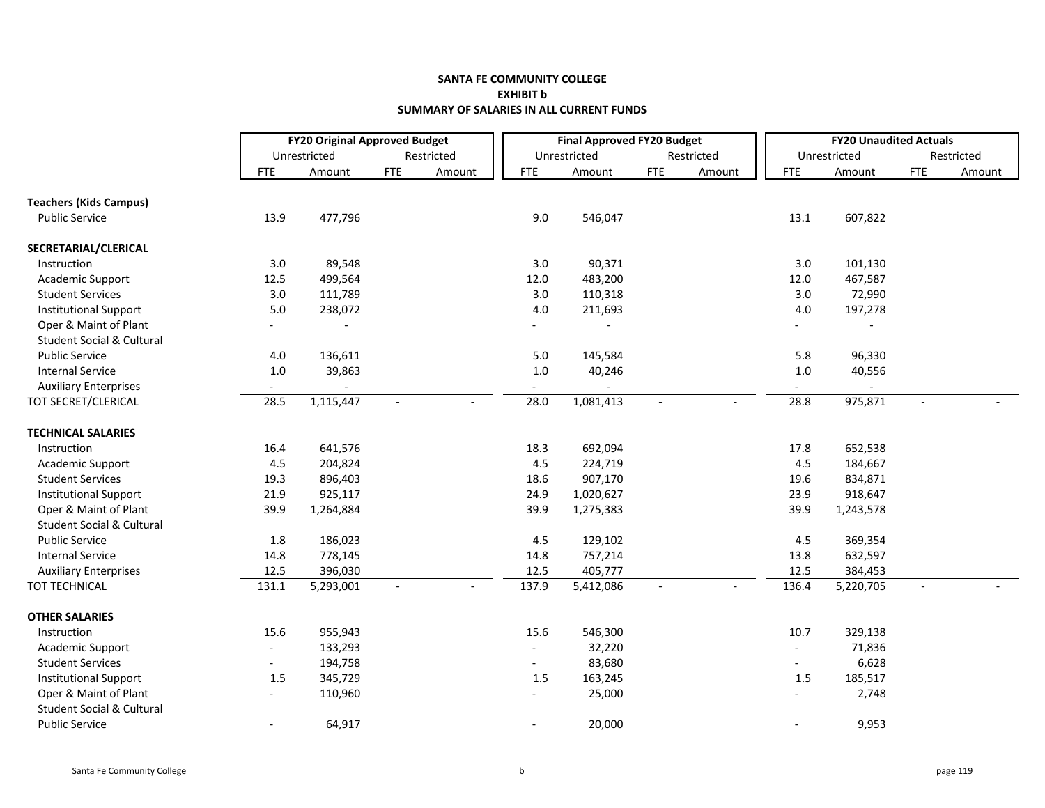**SANTA FE COMMUNITY COLLEGE**
**EXHIBIT b**
**SUMMARY OF SALARIES IN ALL CURRENT FUNDS**

| | FY20 Original Approved Budget | | | | Final Approved FY20 Budget | | | | FY20 Unaudited Actuals | | | |
|---|---|---|---|---|---|---|---|---|---|---|---|---|
| | Unrestricted | | Restricted | | Unrestricted | | Restricted | | Unrestricted | | Restricted | |
| | FTE | Amount | FTE | Amount | FTE | Amount | FTE | Amount | FTE | Amount | FTE | Amount |
| **Teachers (Kids Campus)** | | | | | | | | | | | | |
| Public Service | 13.9 | 477,796 | | | 9.0 | 546,047 | | | 13.1 | 607,822 | | |
| **SECRETARIAL/CLERICAL** | | | | | | | | | | | | |
| Instruction | 3.0 | 89,548 | | | 3.0 | 90,371 | | | 3.0 | 101,130 | | |
| Academic Support | 12.5 | 499,564 | | | 12.0 | 483,200 | | | 12.0 | 467,587 | | |
| Student Services | 3.0 | 111,789 | | | 3.0 | 110,318 | | | 3.0 | 72,990 | | |
| Institutional Support | 5.0 | 238,072 | | | 4.0 | 211,693 | | | 4.0 | 197,278 | | |
| Oper & Maint of Plant | - | - | | | - | - | | | - | - | | |
| Student Social & Cultural | | | | | | | | | | | | |
| Public Service | 4.0 | 136,611 | | | 5.0 | 145,584 | | | 5.8 | 96,330 | | |
| Internal Service | 1.0 | 39,863 | | | 1.0 | 40,246 | | | 1.0 | 40,556 | | |
| Auxiliary Enterprises | - | - | | | - | - | | | - | - | | |
| TOT SECRET/CLERICAL | 28.5 | 1,115,447 | - | - | 28.0 | 1,081,413 | - | - | 28.8 | 975,871 | - | - |
| **TECHNICAL SALARIES** | | | | | | | | | | | | |
| Instruction | 16.4 | 641,576 | | | 18.3 | 692,094 | | | 17.8 | 652,538 | | |
| Academic Support | 4.5 | 204,824 | | | 4.5 | 224,719 | | | 4.5 | 184,667 | | |
| Student Services | 19.3 | 896,403 | | | 18.6 | 907,170 | | | 19.6 | 834,871 | | |
| Institutional Support | 21.9 | 925,117 | | | 24.9 | 1,020,627 | | | 23.9 | 918,647 | | |
| Oper & Maint of Plant | 39.9 | 1,264,884 | | | 39.9 | 1,275,383 | | | 39.9 | 1,243,578 | | |
| Student Social & Cultural | | | | | | | | | | | | |
| Public Service | 1.8 | 186,023 | | | 4.5 | 129,102 | | | 4.5 | 369,354 | | |
| Internal Service | 14.8 | 778,145 | | | 14.8 | 757,214 | | | 13.8 | 632,597 | | |
| Auxiliary Enterprises | 12.5 | 396,030 | | | 12.5 | 405,777 | | | 12.5 | 384,453 | | |
| TOT TECHNICAL | 131.1 | 5,293,001 | - | - | 137.9 | 5,412,086 | - | - | 136.4 | 5,220,705 | - | - |
| **OTHER SALARIES** | | | | | | | | | | | | |
| Instruction | 15.6 | 955,943 | | | 15.6 | 546,300 | | | 10.7 | 329,138 | | |
| Academic Support | - | 133,293 | | | - | 32,220 | | | - | 71,836 | | |
| Student Services | - | 194,758 | | | - | 83,680 | | | - | 6,628 | | |
| Institutional Support | 1.5 | 345,729 | | | 1.5 | 163,245 | | | 1.5 | 185,517 | | |
| Oper & Maint of Plant | - | 110,960 | | | - | 25,000 | | | - | 2,748 | | |
| Student Social & Cultural | | | | | | | | | | | | |
| Public Service | - | 64,917 | | | - | 20,000 | | | - | 9,953 | | |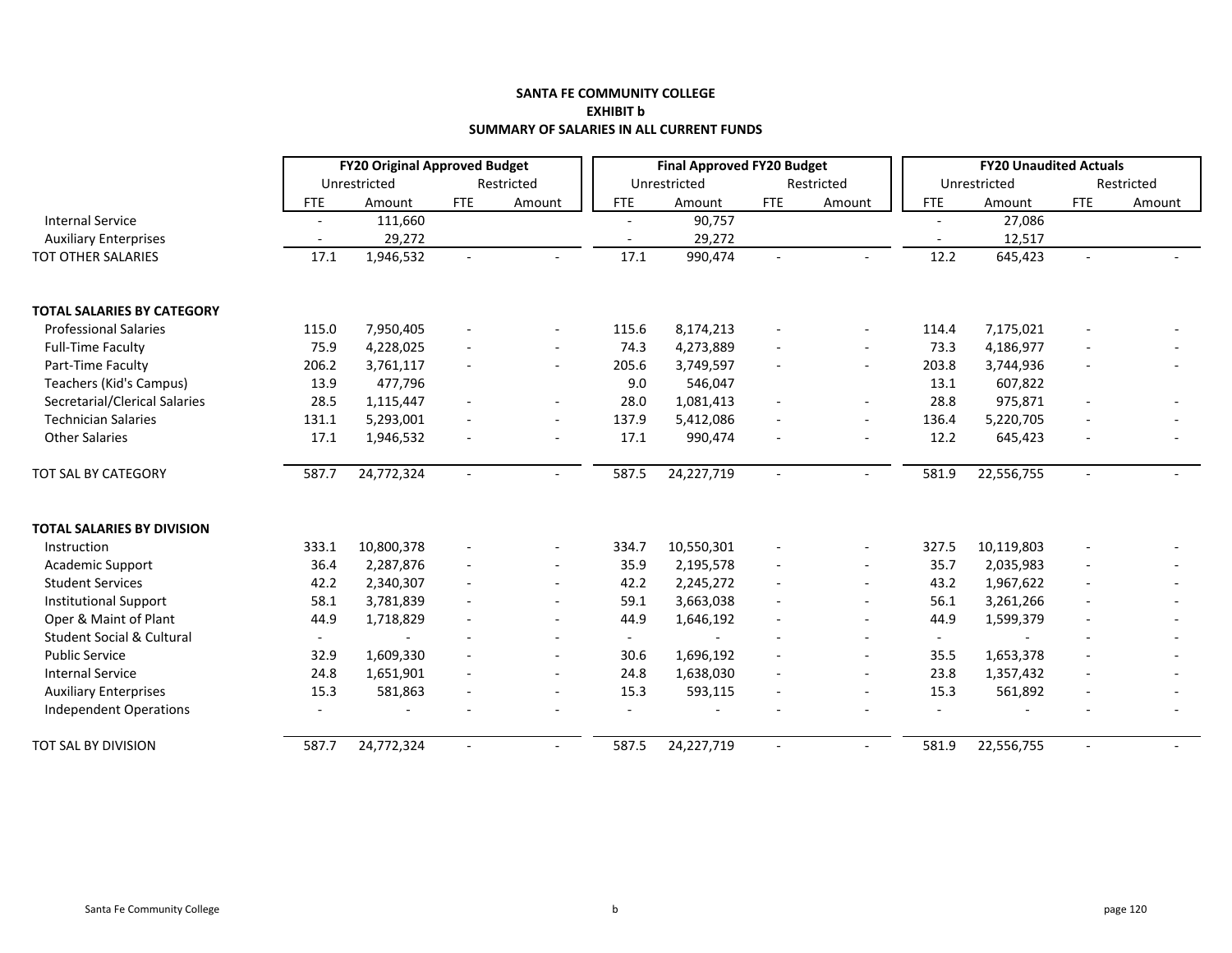**SANTA FE COMMUNITY COLLEGE**
**EXHIBIT b**
**SUMMARY OF SALARIES IN ALL CURRENT FUNDS**

| | FY20 Original Approved Budget | | | | Final Approved FY20 Budget | | | | FY20 Unaudited Actuals | | | |
|---|---|---|---|---|---|---|---|---|---|---|---|---|
| | Unrestricted | | Restricted | | Unrestricted | | Restricted | | Unrestricted | | Restricted | |
| | FTE | Amount | FTE | Amount | FTE | Amount | FTE | Amount | FTE | Amount | FTE | Amount |
| Internal Service | - | 111,660 | | | - | 90,757 | | | - | 27,086 | | |
| Auxiliary Enterprises | - | 29,272 | | | - | 29,272 | | | - | 12,517 | | |
| TOT OTHER SALARIES | 17.1 | 1,946,532 | - | - | 17.1 | 990,474 | - | - | 12.2 | 645,423 | - | - |
| | | | | | | | | | | | | |
| **TOTAL SALARIES BY CATEGORY** | | | | | | | | | | | | |
| Professional Salaries | 115.0 | 7,950,405 | - | - | 115.6 | 8,174,213 | - | - | 114.4 | 7,175,021 | - | - |
| Full-Time Faculty | 75.9 | 4,228,025 | - | - | 74.3 | 4,273,889 | - | - | 73.3 | 4,186,977 | - | - |
| Part-Time Faculty | 206.2 | 3,761,117 | - | - | 205.6 | 3,749,597 | - | - | 203.8 | 3,744,936 | - | - |
| Teachers (Kid's Campus) | 13.9 | 477,796 | | | 9.0 | 546,047 | | | 13.1 | 607,822 | | |
| Secretarial/Clerical Salaries | 28.5 | 1,115,447 | - | - | 28.0 | 1,081,413 | - | - | 28.8 | 975,871 | - | - |
| Technician Salaries | 131.1 | 5,293,001 | - | - | 137.9 | 5,412,086 | - | - | 136.4 | 5,220,705 | - | - |
| Other Salaries | 17.1 | 1,946,532 | - | - | 17.1 | 990,474 | - | - | 12.2 | 645,423 | - | - |
| TOT SAL BY CATEGORY | 587.7 | 24,772,324 | - | - | 587.5 | 24,227,719 | - | - | 581.9 | 22,556,755 | - | - |
| | | | | | | | | | | | | |
| **TOTAL SALARIES BY DIVISION** | | | | | | | | | | | | |
| Instruction | 333.1 | 10,800,378 | - | - | 334.7 | 10,550,301 | - | - | 327.5 | 10,119,803 | - | - |
| Academic Support | 36.4 | 2,287,876 | - | - | 35.9 | 2,195,578 | - | - | 35.7 | 2,035,983 | - | - |
| Student Services | 42.2 | 2,340,307 | - | - | 42.2 | 2,245,272 | - | - | 43.2 | 1,967,622 | - | - |
| Institutional Support | 58.1 | 3,781,839 | - | - | 59.1 | 3,663,038 | - | - | 56.1 | 3,261,266 | - | - |
| Oper & Maint of Plant | 44.9 | 1,718,829 | - | - | 44.9 | 1,646,192 | - | - | 44.9 | 1,599,379 | - | - |
| Student Social & Cultural | - | - | - | - | - | - | - | - | - | - | - | - |
| Public Service | 32.9 | 1,609,330 | - | - | 30.6 | 1,696,192 | - | - | 35.5 | 1,653,378 | - | - |
| Internal Service | 24.8 | 1,651,901 | - | - | 24.8 | 1,638,030 | - | - | 23.8 | 1,357,432 | - | - |
| Auxiliary Enterprises | 15.3 | 581,863 | - | - | 15.3 | 593,115 | - | - | 15.3 | 561,892 | - | - |
| Independent Operations | - | - | - | - | - | - | - | - | - | - | - | - |
| TOT SAL BY DIVISION | 587.7 | 24,772,324 | - | - | 587.5 | 24,227,719 | - | - | 581.9 | 22,556,755 | - | - |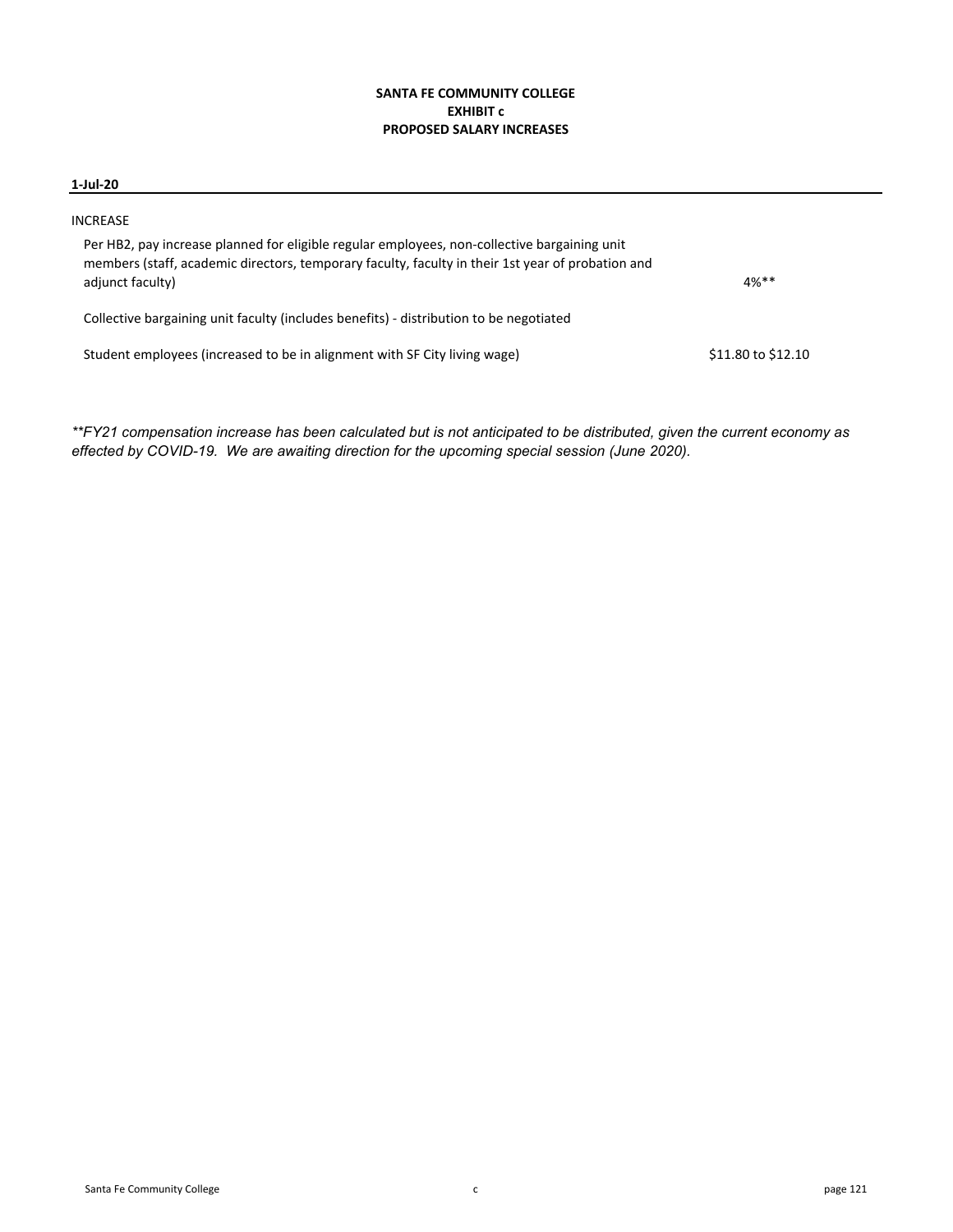**SANTA FE COMMUNITY COLLEGE**
**EXHIBIT c**
**PROPOSED SALARY INCREASES**

**1-Jul-20**

INCREASE

| | |
|---|---|
| Per HB2, pay increase planned for eligible regular employees, non-collective bargaining unit members (staff, academic directors, temporary faculty, faculty in their 1st year of probation and adjunct faculty) | 4%** |
| Collective bargaining unit faculty (includes benefits) - distribution to be negotiated | |
| Student employees (increased to be in alignment with SF City living wage) | $11.80 to $12.10 |

*\*\*FY21 compensation increase has been calculated but is not anticipated to be distributed, given the current economy as effected by COVID-19. We are awaiting direction for the upcoming special session (June 2020).*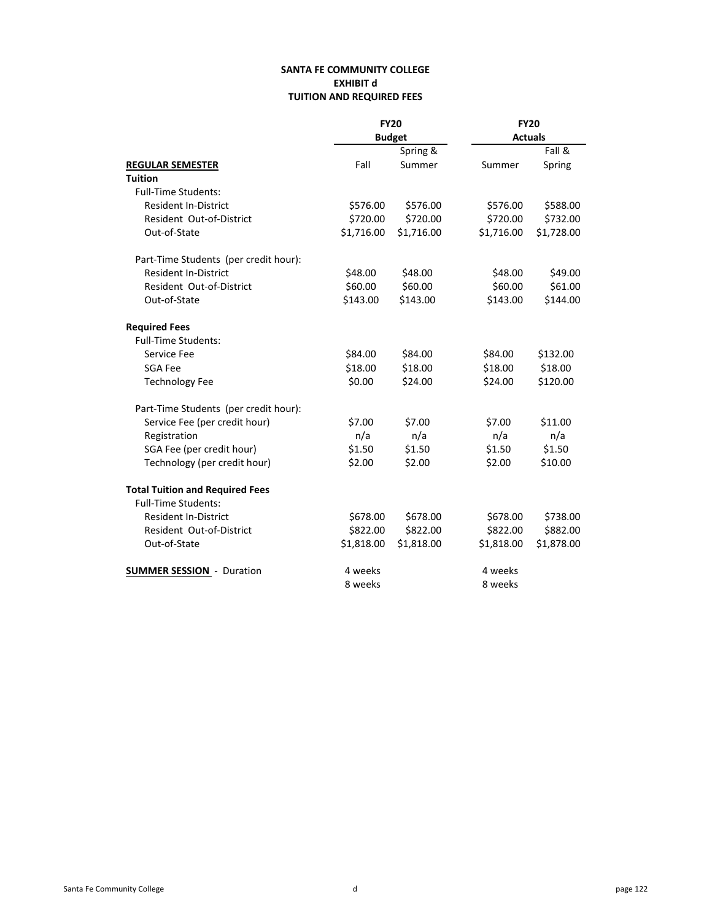**SANTA FE COMMUNITY COLLEGE**
**EXHIBIT d**
**TUITION AND REQUIRED FEES**

| | FY20 Budget | | FY20 Actuals | |
|---|---|---|---|---|
| **REGULAR SEMESTER** | Fall | Spring & Summer | Summer | Fall & Spring |
| **Tuition** | | | | |
| Full-Time Students: | | | | |
| Resident In-District | $576.00 | $576.00 | $576.00 | $588.00 |
| Resident Out-of-District | $720.00 | $720.00 | $720.00 | $732.00 |
| Out-of-State | $1,716.00 | $1,716.00 | $1,716.00 | $1,728.00 |
| Part-Time Students (per credit hour): | | | | |
| Resident In-District | $48.00 | $48.00 | $48.00 | $49.00 |
| Resident Out-of-District | $60.00 | $60.00 | $60.00 | $61.00 |
| Out-of-State | $143.00 | $143.00 | $143.00 | $144.00 |
| **Required Fees** | | | | |
| Full-Time Students: | | | | |
| Service Fee | $84.00 | $84.00 | $84.00 | $132.00 |
| SGA Fee | $18.00 | $18.00 | $18.00 | $18.00 |
| Technology Fee | $0.00 | $24.00 | $24.00 | $120.00 |
| Part-Time Students (per credit hour): | | | | |
| Service Fee (per credit hour) | $7.00 | $7.00 | $7.00 | $11.00 |
| Registration | n/a | n/a | n/a | n/a |
| SGA Fee (per credit hour) | $1.50 | $1.50 | $1.50 | $1.50 |
| Technology (per credit hour) | $2.00 | $2.00 | $2.00 | $10.00 |
| **Total Tuition and Required Fees** | | | | |
| Full-Time Students: | | | | |
| Resident In-District | $678.00 | $678.00 | $678.00 | $738.00 |
| Resident Out-of-District | $822.00 | $822.00 | $822.00 | $882.00 |
| Out-of-State | $1,818.00 | $1,818.00 | $1,818.00 | $1,878.00 |
| **SUMMER SESSION** - Duration | 4 weeks | | 4 weeks | |
| | 8 weeks | | 8 weeks | |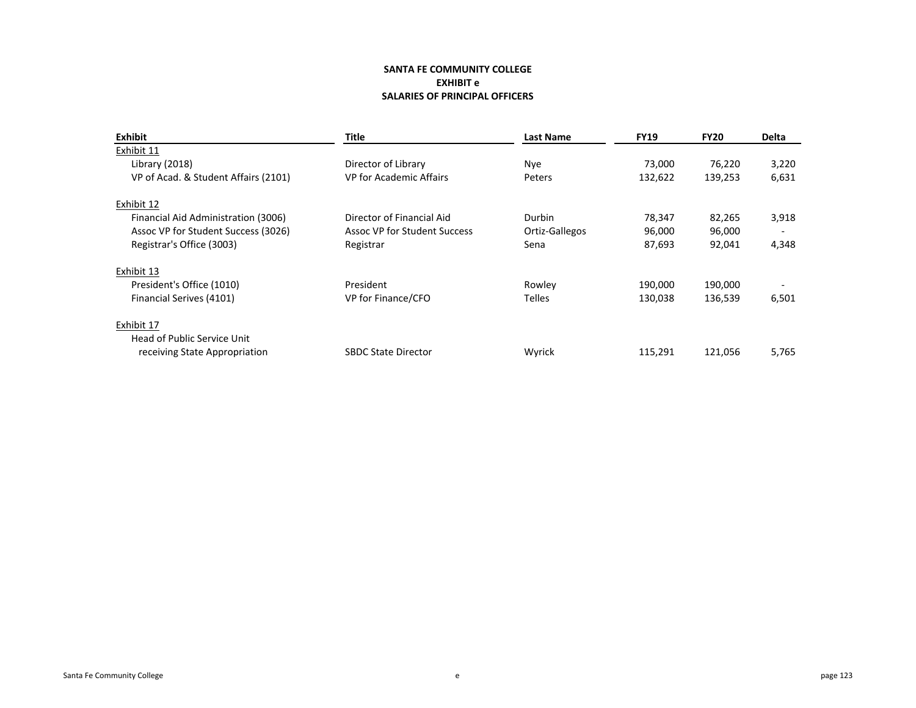**SANTA FE COMMUNITY COLLEGE**
**EXHIBIT e**
**SALARIES OF PRINCIPAL OFFICERS**

| Exhibit | Title | Last Name | FY19 | FY20 | Delta |
|---|---|---|---|---|---|
| Exhibit 11 | | | | | |
| Library (2018) | Director of Library | Nye | 73,000 | 76,220 | 3,220 |
| VP of Acad. & Student Affairs (2101) | VP for Academic Affairs | Peters | 132,622 | 139,253 | 6,631 |
| Exhibit 12 | | | | | |
| Financial Aid Administration (3006) | Director of Financial Aid | Durbin | 78,347 | 82,265 | 3,918 |
| Assoc VP for Student Success (3026) | Assoc VP for Student Success | Ortiz-Gallegos | 96,000 | 96,000 | - |
| Registrar's Office (3003) | Registrar | Sena | 87,693 | 92,041 | 4,348 |
| Exhibit 13 | | | | | |
| President's Office (1010) | President | Rowley | 190,000 | 190,000 | - |
| Financial Serives (4101) | VP for Finance/CFO | Telles | 130,038 | 136,539 | 6,501 |
| Exhibit 17 | | | | | |
| Head of Public Service Unit receiving State Appropriation | SBDC State Director | Wyrick | 115,291 | 121,056 | 5,765 |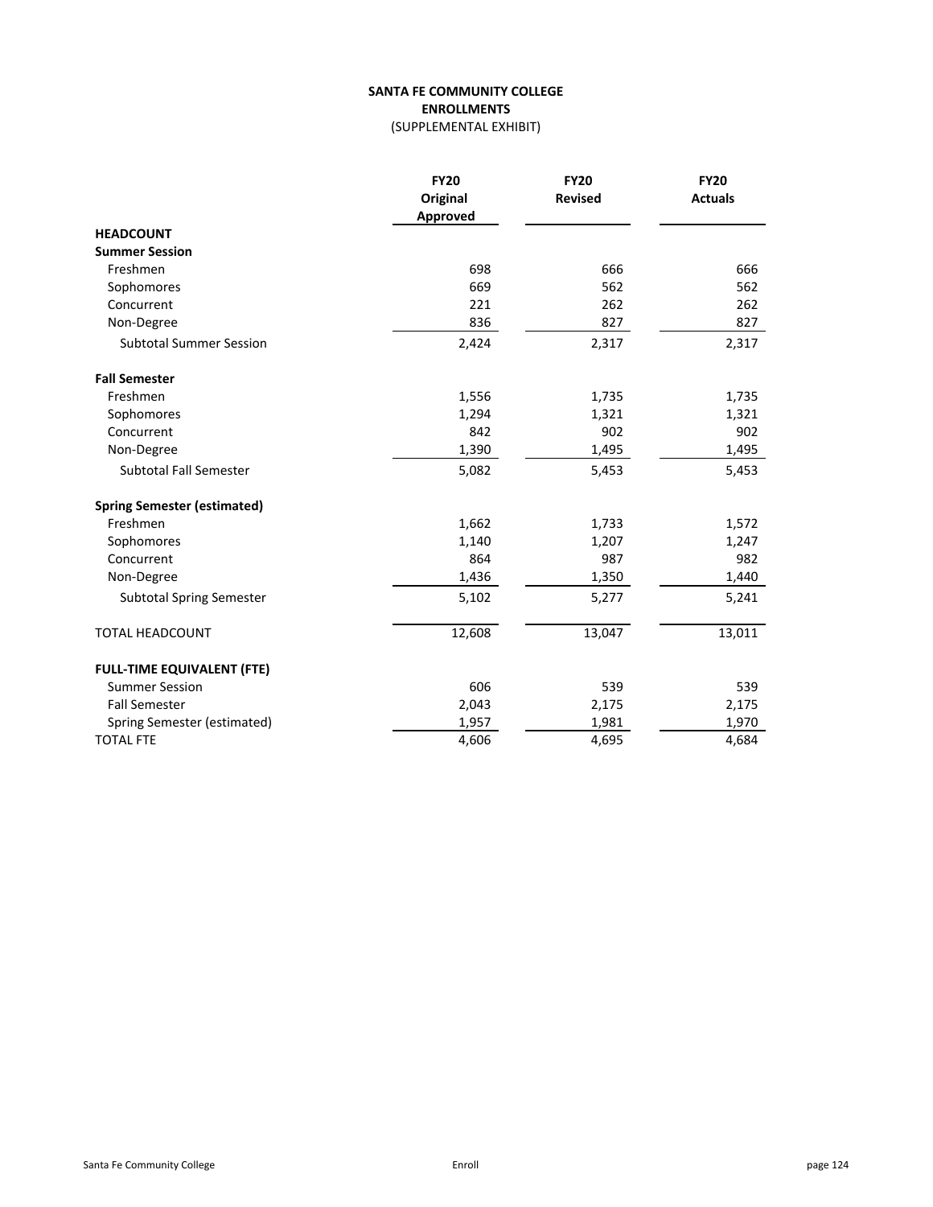**SANTA FE COMMUNITY COLLEGE**
**ENROLLMENTS**
(SUPPLEMENTAL EXHIBIT)

| | FY20 Original Approved | FY20 Revised | FY20 Actuals |
|---|---|---|---|
| **HEADCOUNT** | | | |
| **Summer Session** | | | |
| Freshmen | 698 | 666 | 666 |
| Sophomores | 669 | 562 | 562 |
| Concurrent | 221 | 262 | 262 |
| Non-Degree | 836 | 827 | 827 |
| Subtotal Summer Session | 2,424 | 2,317 | 2,317 |
| **Fall Semester** | | | |
| Freshmen | 1,556 | 1,735 | 1,735 |
| Sophomores | 1,294 | 1,321 | 1,321 |
| Concurrent | 842 | 902 | 902 |
| Non-Degree | 1,390 | 1,495 | 1,495 |
| Subtotal Fall Semester | 5,082 | 5,453 | 5,453 |
| **Spring Semester (estimated)** | | | |
| Freshmen | 1,662 | 1,733 | 1,572 |
| Sophomores | 1,140 | 1,207 | 1,247 |
| Concurrent | 864 | 987 | 982 |
| Non-Degree | 1,436 | 1,350 | 1,440 |
| Subtotal Spring Semester | 5,102 | 5,277 | 5,241 |
| TOTAL HEADCOUNT | 12,608 | 13,047 | 13,011 |
| **FULL-TIME EQUIVALENT (FTE)** | | | |
| Summer Session | 606 | 539 | 539 |
| Fall Semester | 2,043 | 2,175 | 2,175 |
| Spring Semester (estimated) | 1,957 | 1,981 | 1,970 |
| TOTAL FTE | 4,606 | 4,695 | 4,684 |